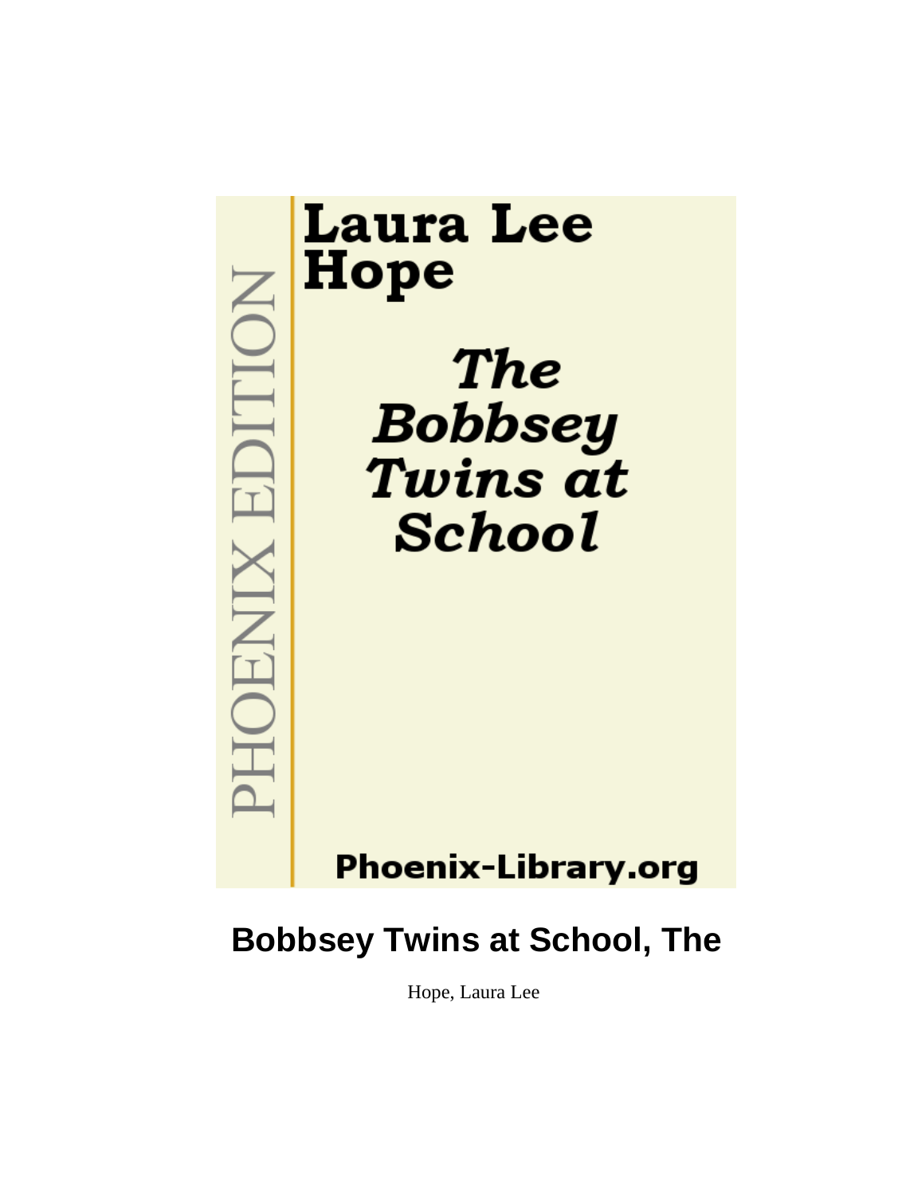PHOENIX EDITION

Laura Lee Hope

*The Bobbsey Twins at School*

Phoenix-Library.org

# Bobbsey Twins at School, The

Hope, Laura Lee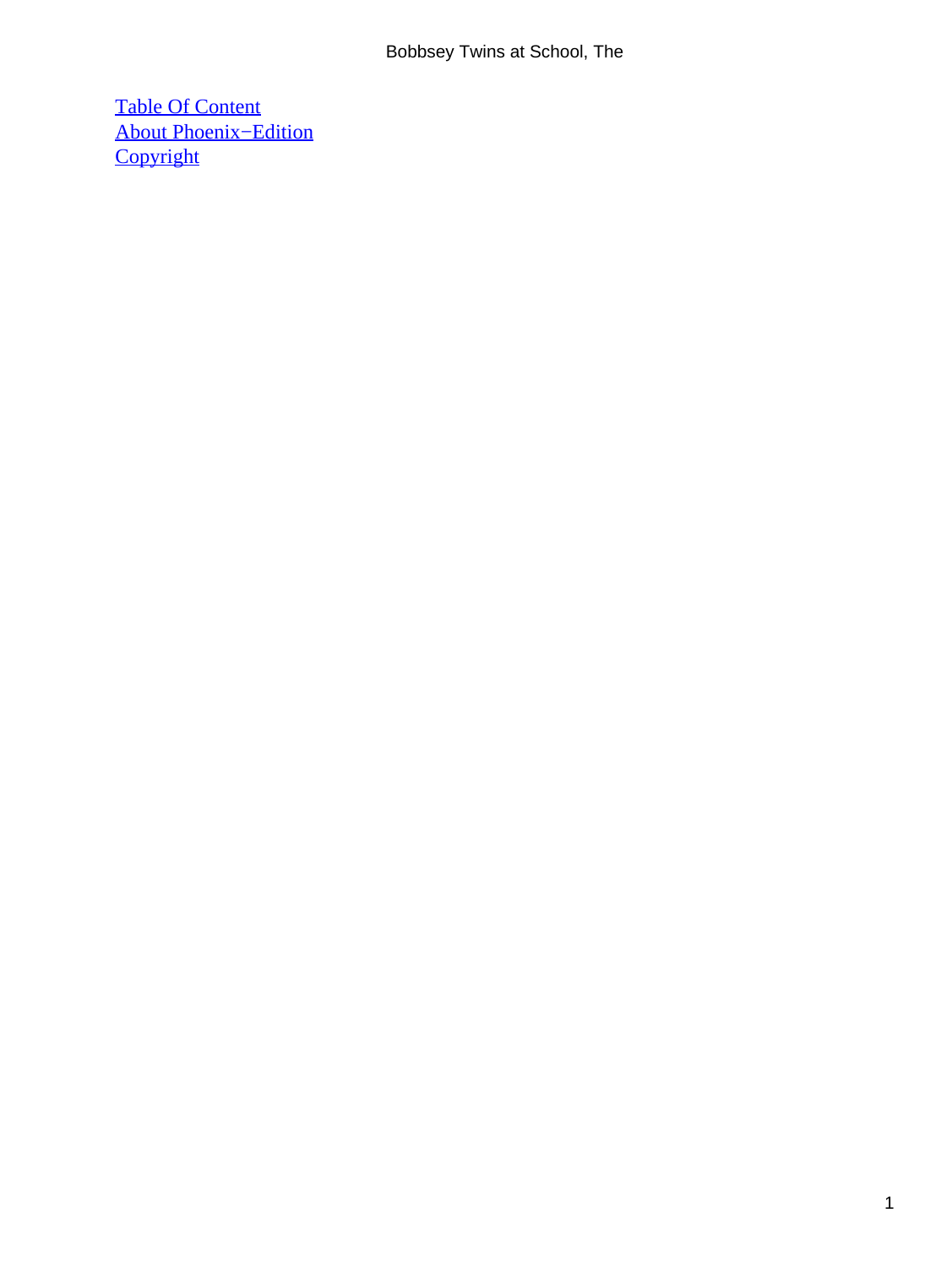[Table Of Content](#)
[About Phoenix−Edition](#)
[Copyright](#)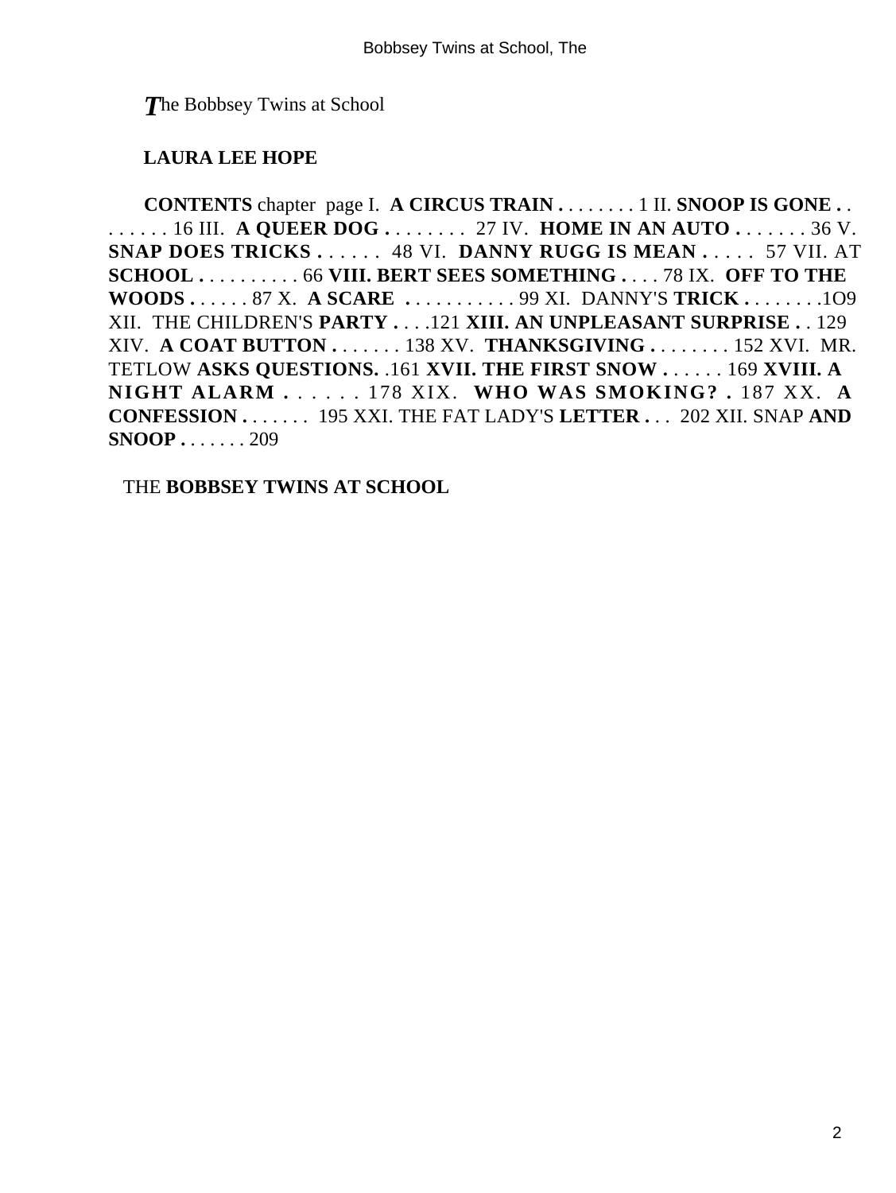*T*he Bobbsey Twins at School

**LAURA LEE HOPE**

**CONTENTS** chapter page I. **A CIRCUS TRAIN . . . . . . . .** 1 II. **SNOOP IS GONE . . . . . . . .** 16 III. **A QUEER DOG . . . . . . . .** 27 IV. **HOME IN AN AUTO . . . . . . .** 36 V. **SNAP DOES TRICKS . . . . . .** 48 VI. **DANNY RUGG IS MEAN . . . . .** 57 VII. AT **SCHOOL . . . . . . . . . .** 66 **VIII. BERT SEES SOMETHING . . . .** 78 IX. **OFF TO THE WOODS . . . . . .** 87 X. **A SCARE . . . . . . . . . . .** 99 XI. DANNY'S **TRICK . . . . . . . .**1O9 XII. THE CHILDREN'S **PARTY . . . .**121 **XIII. AN UNPLEASANT SURPRISE . .** 129 XIV. **A COAT BUTTON . . . . . . .** 138 XV. **THANKSGIVING . . . . . . . .** 152 XVI. MR. TETLOW **ASKS QUESTIONS. .**161 **XVII. THE FIRST SNOW . . . . . .** 169 **XVIII. A NIGHT ALARM . . . . . .** 178 XIX. **WHO WAS SMOKING? .** 187 XX. **A CONFESSION . . . . . .** 195 XXI. THE FAT LADY'S **LETTER . . .** 202 XII. SNAP **AND SNOOP . . . . . . .** 209

THE **BOBBSEY TWINS AT SCHOOL**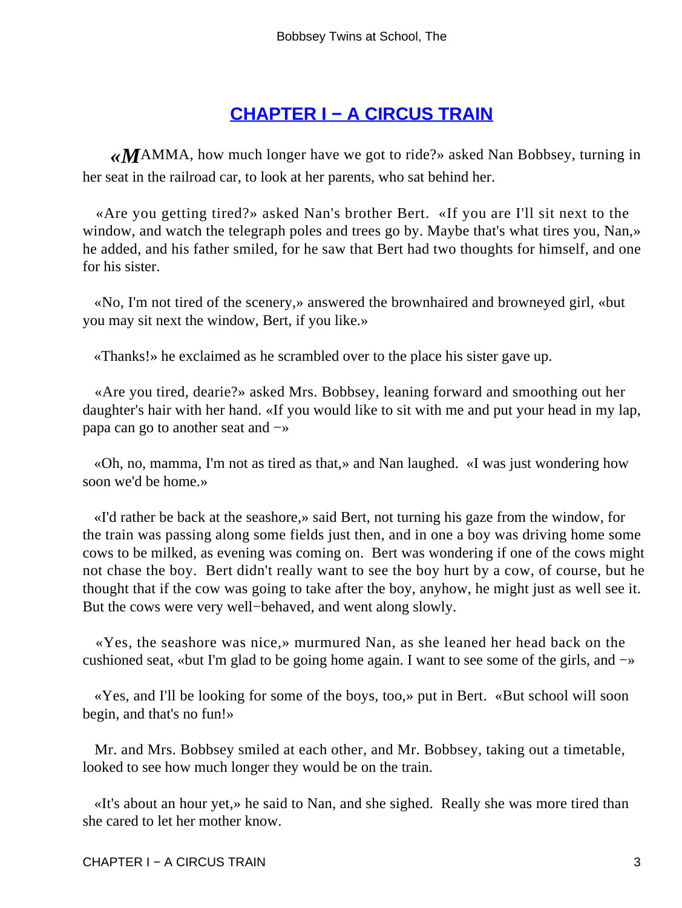## CHAPTER I − A CIRCUS TRAIN

«MAMMA, how much longer have we got to ride?» asked Nan Bobbsey, turning in her seat in the railroad car, to look at her parents, who sat behind her.

«Are you getting tired?» asked Nan's brother Bert. «If you are I'll sit next to the window, and watch the telegraph poles and trees go by. Maybe that's what tires you, Nan,» he added, and his father smiled, for he saw that Bert had two thoughts for himself, and one for his sister.

«No, I'm not tired of the scenery,» answered the brownhaired and browneyed girl, «but you may sit next the window, Bert, if you like.»

«Thanks!» he exclaimed as he scrambled over to the place his sister gave up.

«Are you tired, dearie?» asked Mrs. Bobbsey, leaning forward and smoothing out her daughter's hair with her hand. «If you would like to sit with me and put your head in my lap, papa can go to another seat and −»

«Oh, no, mamma, I'm not as tired as that,» and Nan laughed. «I was just wondering how soon we'd be home.»

«I'd rather be back at the seashore,» said Bert, not turning his gaze from the window, for the train was passing along some fields just then, and in one a boy was driving home some cows to be milked, as evening was coming on. Bert was wondering if one of the cows might not chase the boy. Bert didn't really want to see the boy hurt by a cow, of course, but he thought that if the cow was going to take after the boy, anyhow, he might just as well see it. But the cows were very well−behaved, and went along slowly.

«Yes, the seashore was nice,» murmured Nan, as she leaned her head back on the cushioned seat, «but I'm glad to be going home again. I want to see some of the girls, and −»

«Yes, and I'll be looking for some of the boys, too,» put in Bert. «But school will soon begin, and that's no fun!»

Mr. and Mrs. Bobbsey smiled at each other, and Mr. Bobbsey, taking out a timetable, looked to see how much longer they would be on the train.

«It's about an hour yet,» he said to Nan, and she sighed. Really she was more tired than she cared to let her mother know.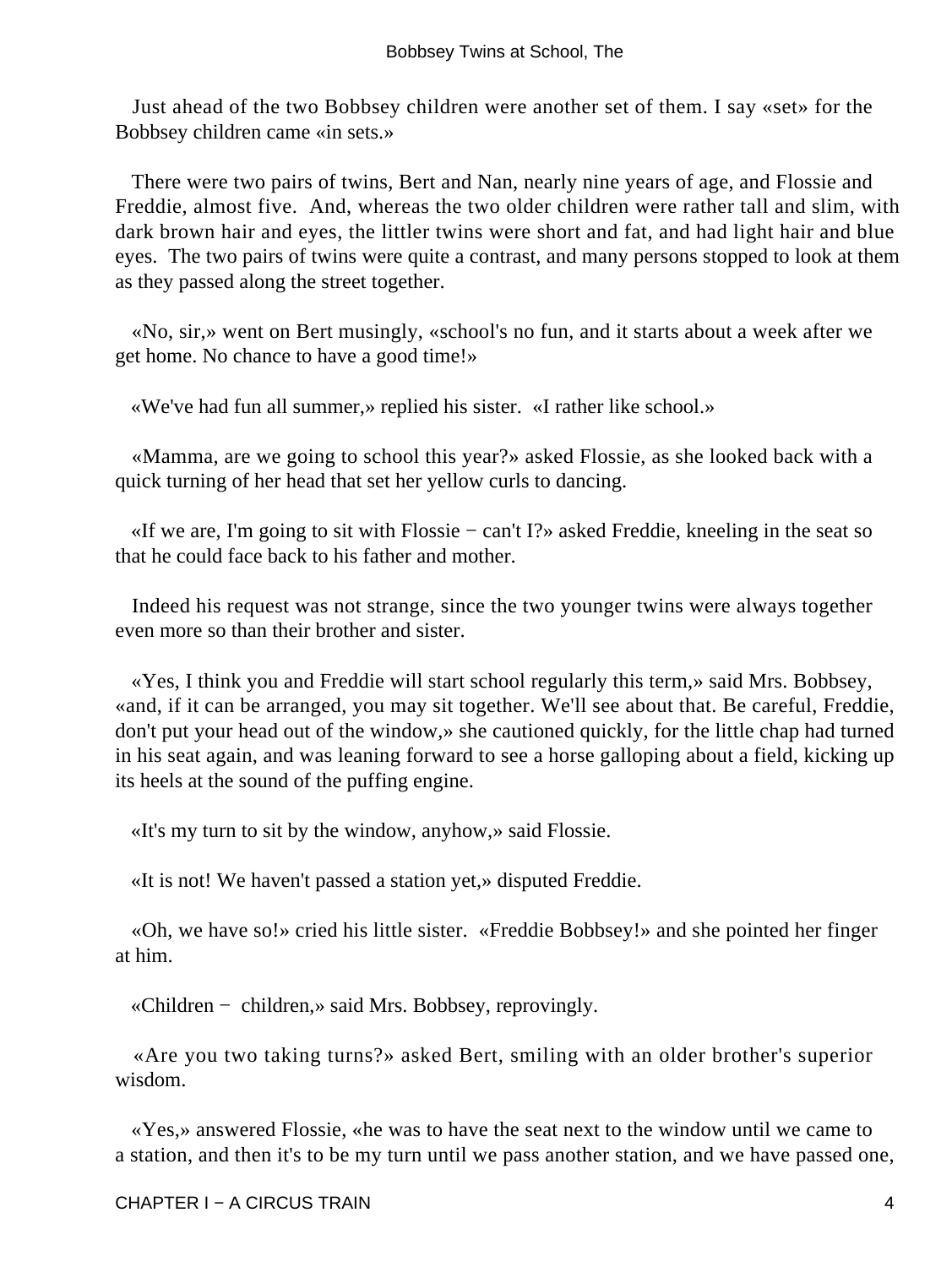Just ahead of the two Bobbsey children were another set of them. I say «set» for the Bobbsey children came «in sets.»

There were two pairs of twins, Bert and Nan, nearly nine years of age, and Flossie and Freddie, almost five. And, whereas the two older children were rather tall and slim, with dark brown hair and eyes, the littler twins were short and fat, and had light hair and blue eyes. The two pairs of twins were quite a contrast, and many persons stopped to look at them as they passed along the street together.

«No, sir,» went on Bert musingly, «school's no fun, and it starts about a week after we get home. No chance to have a good time!»

«We've had fun all summer,» replied his sister. «I rather like school.»

«Mamma, are we going to school this year?» asked Flossie, as she looked back with a quick turning of her head that set her yellow curls to dancing.

«If we are, I'm going to sit with Flossie − can't I?» asked Freddie, kneeling in the seat so that he could face back to his father and mother.

Indeed his request was not strange, since the two younger twins were always together even more so than their brother and sister.

«Yes, I think you and Freddie will start school regularly this term,» said Mrs. Bobbsey, «and, if it can be arranged, you may sit together. We'll see about that. Be careful, Freddie, don't put your head out of the window,» she cautioned quickly, for the little chap had turned in his seat again, and was leaning forward to see a horse galloping about a field, kicking up its heels at the sound of the puffing engine.

«It's my turn to sit by the window, anyhow,» said Flossie.

«It is not! We haven't passed a station yet,» disputed Freddie.

«Oh, we have so!» cried his little sister. «Freddie Bobbsey!» and she pointed her finger at him.

«Children − children,» said Mrs. Bobbsey, reprovingly.

«Are you two taking turns?» asked Bert, smiling with an older brother's superior wisdom.

«Yes,» answered Flossie, «he was to have the seat next to the window until we came to a station, and then it's to be my turn until we pass another station, and we have passed one,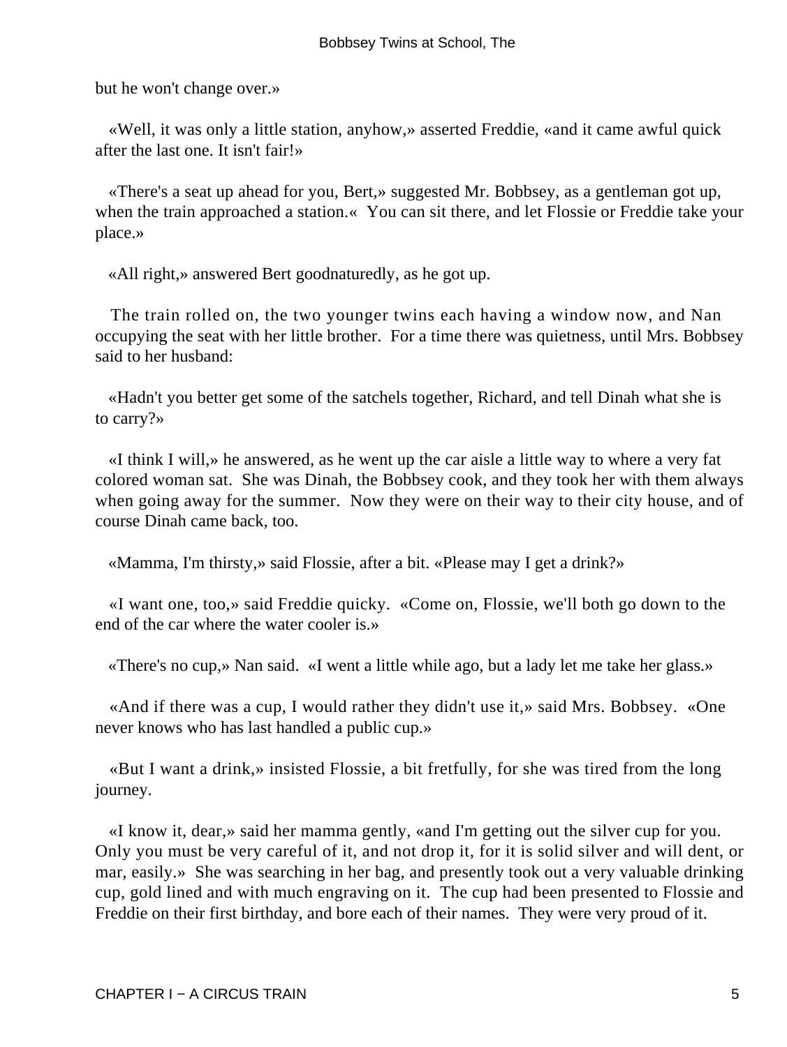but he won't change over.»

«Well, it was only a little station, anyhow,» asserted Freddie, «and it came awful quick after the last one. It isn't fair!»

«There's a seat up ahead for you, Bert,» suggested Mr. Bobbsey, as a gentleman got up, when the train approached a station.« You can sit there, and let Flossie or Freddie take your place.»

«All right,» answered Bert goodnaturedly, as he got up.

The train rolled on, the two younger twins each having a window now, and Nan occupying the seat with her little brother. For a time there was quietness, until Mrs. Bobbsey said to her husband:

«Hadn't you better get some of the satchels together, Richard, and tell Dinah what she is to carry?»

«I think I will,» he answered, as he went up the car aisle a little way to where a very fat colored woman sat. She was Dinah, the Bobbsey cook, and they took her with them always when going away for the summer. Now they were on their way to their city house, and of course Dinah came back, too.

«Mamma, I'm thirsty,» said Flossie, after a bit. «Please may I get a drink?»

«I want one, too,» said Freddie quicky. «Come on, Flossie, we'll both go down to the end of the car where the water cooler is.»

«There's no cup,» Nan said. «I went a little while ago, but a lady let me take her glass.»

«And if there was a cup, I would rather they didn't use it,» said Mrs. Bobbsey. «One never knows who has last handled a public cup.»

«But I want a drink,» insisted Flossie, a bit fretfully, for she was tired from the long journey.

«I know it, dear,» said her mamma gently, «and I'm getting out the silver cup for you. Only you must be very careful of it, and not drop it, for it is solid silver and will dent, or mar, easily.» She was searching in her bag, and presently took out a very valuable drinking cup, gold lined and with much engraving on it. The cup had been presented to Flossie and Freddie on their first birthday, and bore each of their names. They were very proud of it.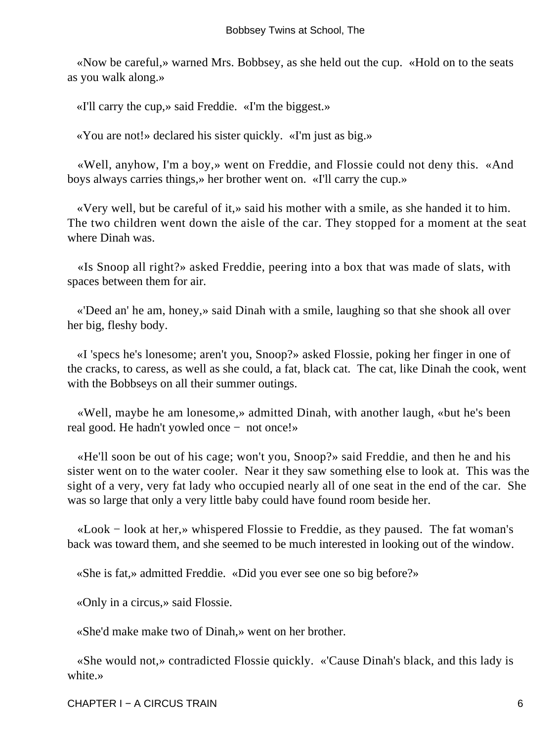«Now be careful,» warned Mrs. Bobbsey, as she held out the cup. «Hold on to the seats as you walk along.»

«I'll carry the cup,» said Freddie. «I'm the biggest.»

«You are not!» declared his sister quickly. «I'm just as big.»

«Well, anyhow, I'm a boy,» went on Freddie, and Flossie could not deny this. «And boys always carries things,» her brother went on. «I'll carry the cup.»

«Very well, but be careful of it,» said his mother with a smile, as she handed it to him. The two children went down the aisle of the car. They stopped for a moment at the seat where Dinah was.

«Is Snoop all right?» asked Freddie, peering into a box that was made of slats, with spaces between them for air.

«'Deed an' he am, honey,» said Dinah with a smile, laughing so that she shook all over her big, fleshy body.

«I 'specs he's lonesome; aren't you, Snoop?» asked Flossie, poking her finger in one of the cracks, to caress, as well as she could, a fat, black cat. The cat, like Dinah the cook, went with the Bobbseys on all their summer outings.

«Well, maybe he am lonesome,» admitted Dinah, with another laugh, «but he's been real good. He hadn't yowled once − not once!»

«He'll soon be out of his cage; won't you, Snoop?» said Freddie, and then he and his sister went on to the water cooler. Near it they saw something else to look at. This was the sight of a very, very fat lady who occupied nearly all of one seat in the end of the car. She was so large that only a very little baby could have found room beside her.

«Look − look at her,» whispered Flossie to Freddie, as they paused. The fat woman's back was toward them, and she seemed to be much interested in looking out of the window.

«She is fat,» admitted Freddie. «Did you ever see one so big before?»

«Only in a circus,» said Flossie.

«She'd make make two of Dinah,» went on her brother.

«She would not,» contradicted Flossie quickly. «'Cause Dinah's black, and this lady is white.»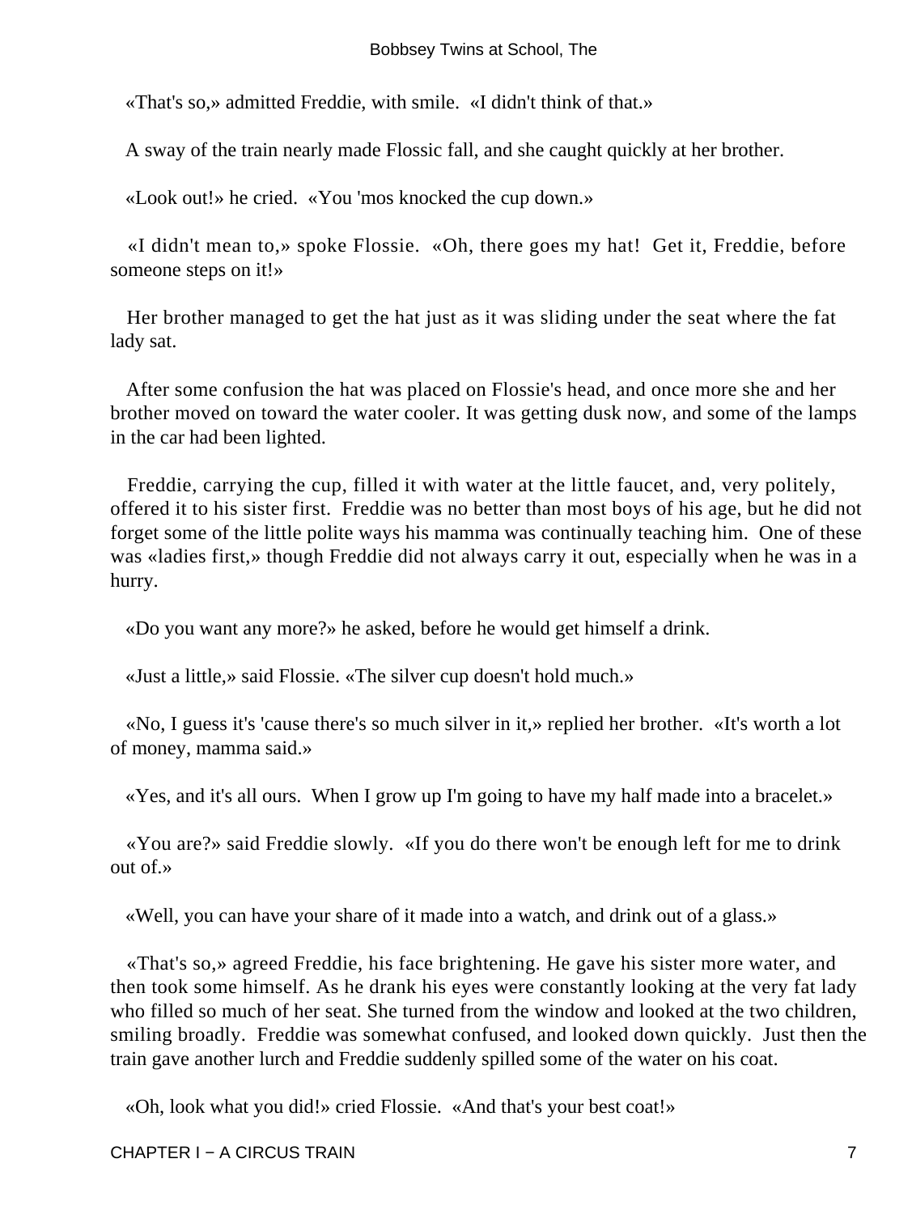«That's so,» admitted Freddie, with smile. «I didn't think of that.»

A sway of the train nearly made Flossic fall, and she caught quickly at her brother.

«Look out!» he cried. «You 'mos knocked the cup down.»

«I didn't mean to,» spoke Flossie. «Oh, there goes my hat! Get it, Freddie, before someone steps on it!»

Her brother managed to get the hat just as it was sliding under the seat where the fat lady sat.

After some confusion the hat was placed on Flossie's head, and once more she and her brother moved on toward the water cooler. It was getting dusk now, and some of the lamps in the car had been lighted.

Freddie, carrying the cup, filled it with water at the little faucet, and, very politely, offered it to his sister first. Freddie was no better than most boys of his age, but he did not forget some of the little polite ways his mamma was continually teaching him. One of these was «ladies first,» though Freddie did not always carry it out, especially when he was in a hurry.

«Do you want any more?» he asked, before he would get himself a drink.

«Just a little,» said Flossie. «The silver cup doesn't hold much.»

«No, I guess it's 'cause there's so much silver in it,» replied her brother. «It's worth a lot of money, mamma said.»

«Yes, and it's all ours. When I grow up I'm going to have my half made into a bracelet.»

«You are?» said Freddie slowly. «If you do there won't be enough left for me to drink out of.»

«Well, you can have your share of it made into a watch, and drink out of a glass.»

«That's so,» agreed Freddie, his face brightening. He gave his sister more water, and then took some himself. As he drank his eyes were constantly looking at the very fat lady who filled so much of her seat. She turned from the window and looked at the two children, smiling broadly. Freddie was somewhat confused, and looked down quickly. Just then the train gave another lurch and Freddie suddenly spilled some of the water on his coat.

«Oh, look what you did!» cried Flossie. «And that's your best coat!»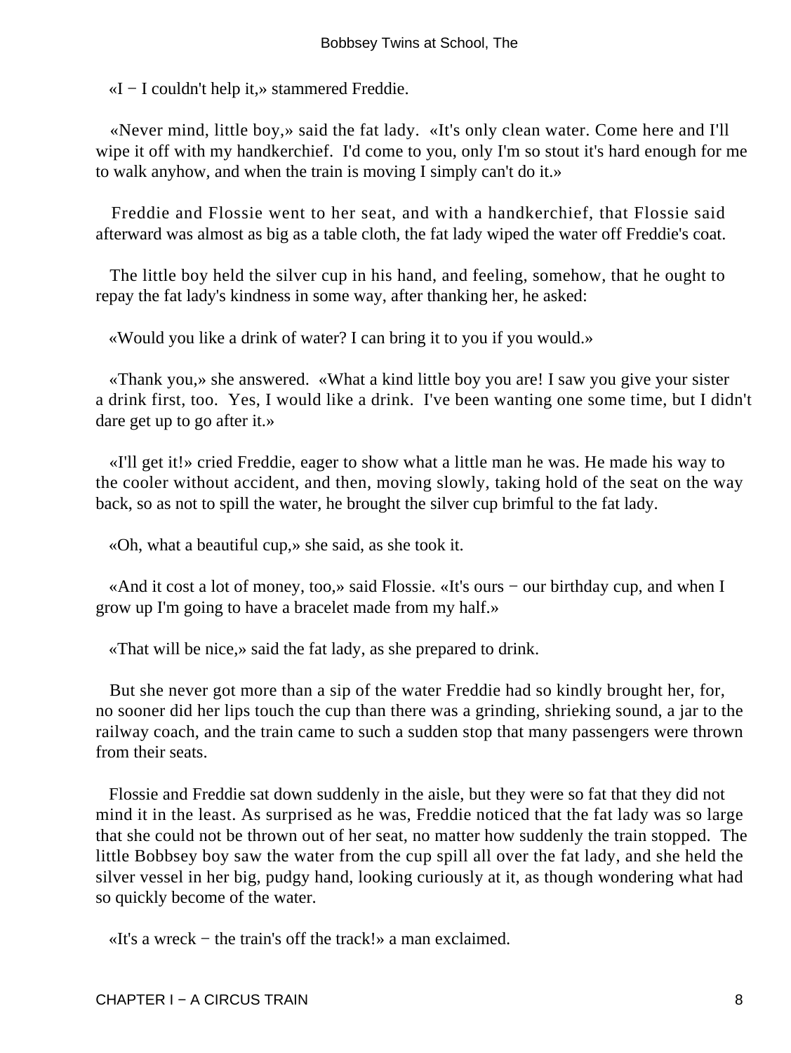«I − I couldn't help it,» stammered Freddie.

«Never mind, little boy,» said the fat lady. «It's only clean water. Come here and I'll wipe it off with my handkerchief. I'd come to you, only I'm so stout it's hard enough for me to walk anyhow, and when the train is moving I simply can't do it.»

Freddie and Flossie went to her seat, and with a handkerchief, that Flossie said afterward was almost as big as a table cloth, the fat lady wiped the water off Freddie's coat.

The little boy held the silver cup in his hand, and feeling, somehow, that he ought to repay the fat lady's kindness in some way, after thanking her, he asked:

«Would you like a drink of water? I can bring it to you if you would.»

«Thank you,» she answered. «What a kind little boy you are! I saw you give your sister a drink first, too. Yes, I would like a drink. I've been wanting one some time, but I didn't dare get up to go after it.»

«I'll get it!» cried Freddie, eager to show what a little man he was. He made his way to the cooler without accident, and then, moving slowly, taking hold of the seat on the way back, so as not to spill the water, he brought the silver cup brimful to the fat lady.

«Oh, what a beautiful cup,» she said, as she took it.

«And it cost a lot of money, too,» said Flossie. «It's ours − our birthday cup, and when I grow up I'm going to have a bracelet made from my half.»

«That will be nice,» said the fat lady, as she prepared to drink.

But she never got more than a sip of the water Freddie had so kindly brought her, for, no sooner did her lips touch the cup than there was a grinding, shrieking sound, a jar to the railway coach, and the train came to such a sudden stop that many passengers were thrown from their seats.

Flossie and Freddie sat down suddenly in the aisle, but they were so fat that they did not mind it in the least. As surprised as he was, Freddie noticed that the fat lady was so large that she could not be thrown out of her seat, no matter how suddenly the train stopped. The little Bobbsey boy saw the water from the cup spill all over the fat lady, and she held the silver vessel in her big, pudgy hand, looking curiously at it, as though wondering what had so quickly become of the water.

«It's a wreck − the train's off the track!» a man exclaimed.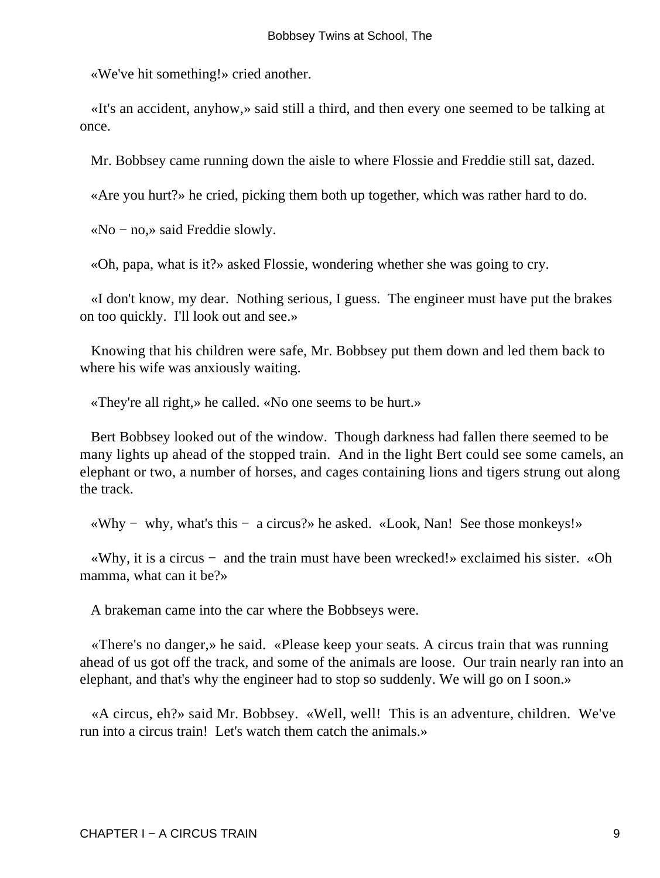«We've hit something!» cried another.

«It's an accident, anyhow,» said still a third, and then every one seemed to be talking at once.

Mr. Bobbsey came running down the aisle to where Flossie and Freddie still sat, dazed.

«Are you hurt?» he cried, picking them both up together, which was rather hard to do.

«No − no,» said Freddie slowly.

«Oh, papa, what is it?» asked Flossie, wondering whether she was going to cry.

«I don't know, my dear. Nothing serious, I guess. The engineer must have put the brakes on too quickly. I'll look out and see.»

Knowing that his children were safe, Mr. Bobbsey put them down and led them back to where his wife was anxiously waiting.

«They're all right,» he called. «No one seems to be hurt.»

Bert Bobbsey looked out of the window. Though darkness had fallen there seemed to be many lights up ahead of the stopped train. And in the light Bert could see some camels, an elephant or two, a number of horses, and cages containing lions and tigers strung out along the track.

«Why − why, what's this − a circus?» he asked. «Look, Nan! See those monkeys!»

«Why, it is a circus − and the train must have been wrecked!» exclaimed his sister. «Oh mamma, what can it be?»

A brakeman came into the car where the Bobbseys were.

«There's no danger,» he said. «Please keep your seats. A circus train that was running ahead of us got off the track, and some of the animals are loose. Our train nearly ran into an elephant, and that's why the engineer had to stop so suddenly. We will go on I soon.»

«A circus, eh?» said Mr. Bobbsey. «Well, well! This is an adventure, children. We've run into a circus train! Let's watch them catch the animals.»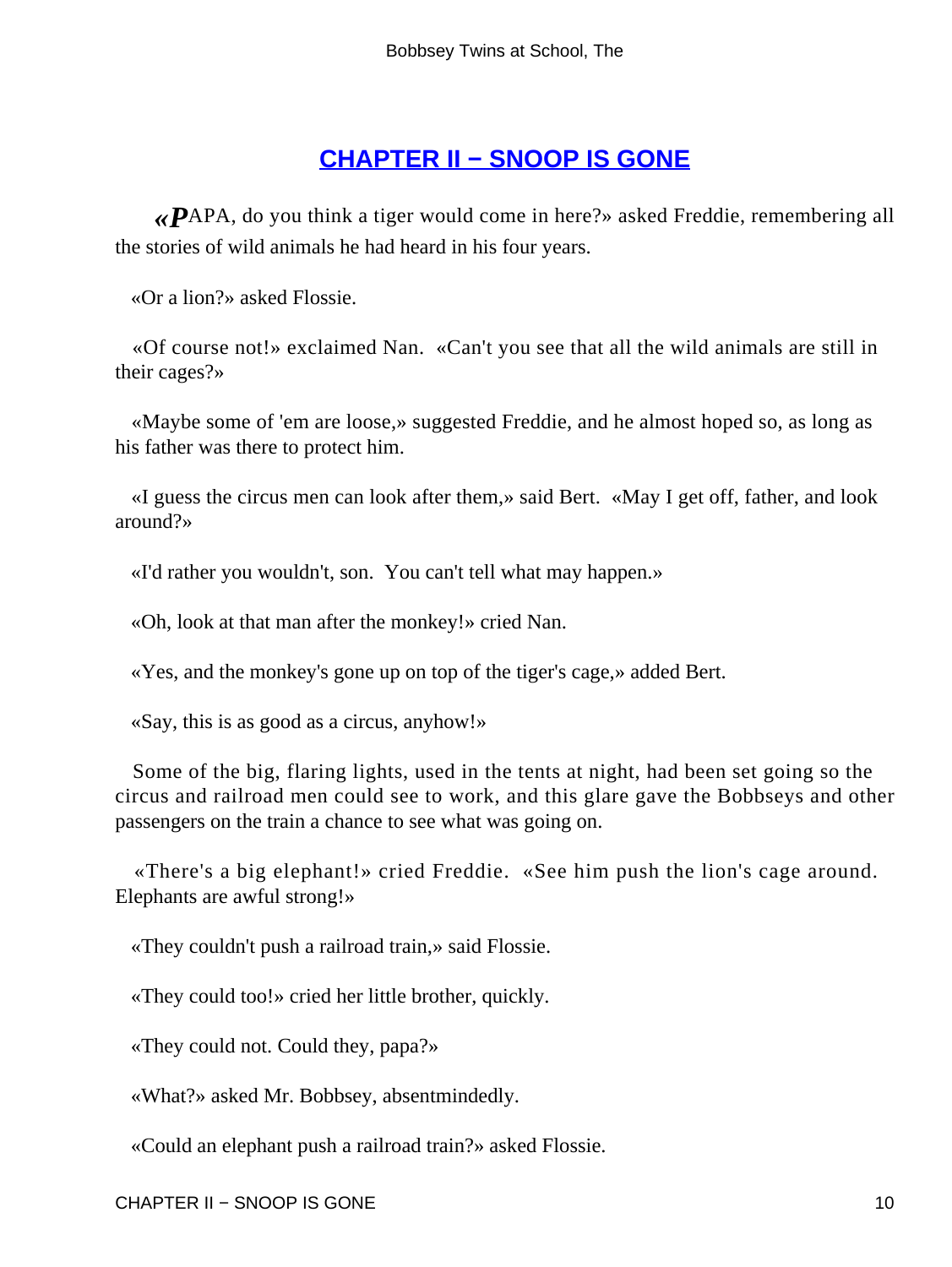## CHAPTER II − SNOOP IS GONE

«PAPA, do you think a tiger would come in here?» asked Freddie, remembering all the stories of wild animals he had heard in his four years.

«Or a lion?» asked Flossie.

«Of course not!» exclaimed Nan. «Can't you see that all the wild animals are still in their cages?»

«Maybe some of 'em are loose,» suggested Freddie, and he almost hoped so, as long as his father was there to protect him.

«I guess the circus men can look after them,» said Bert. «May I get off, father, and look around?»

«I'd rather you wouldn't, son. You can't tell what may happen.»

«Oh, look at that man after the monkey!» cried Nan.

«Yes, and the monkey's gone up on top of the tiger's cage,» added Bert.

«Say, this is as good as a circus, anyhow!»

Some of the big, flaring lights, used in the tents at night, had been set going so the circus and railroad men could see to work, and this glare gave the Bobbseys and other passengers on the train a chance to see what was going on.

«There's a big elephant!» cried Freddie. «See him push the lion's cage around. Elephants are awful strong!»

«They couldn't push a railroad train,» said Flossie.

«They could too!» cried her little brother, quickly.

«They could not. Could they, papa?»

«What?» asked Mr. Bobbsey, absentmindedly.

«Could an elephant push a railroad train?» asked Flossie.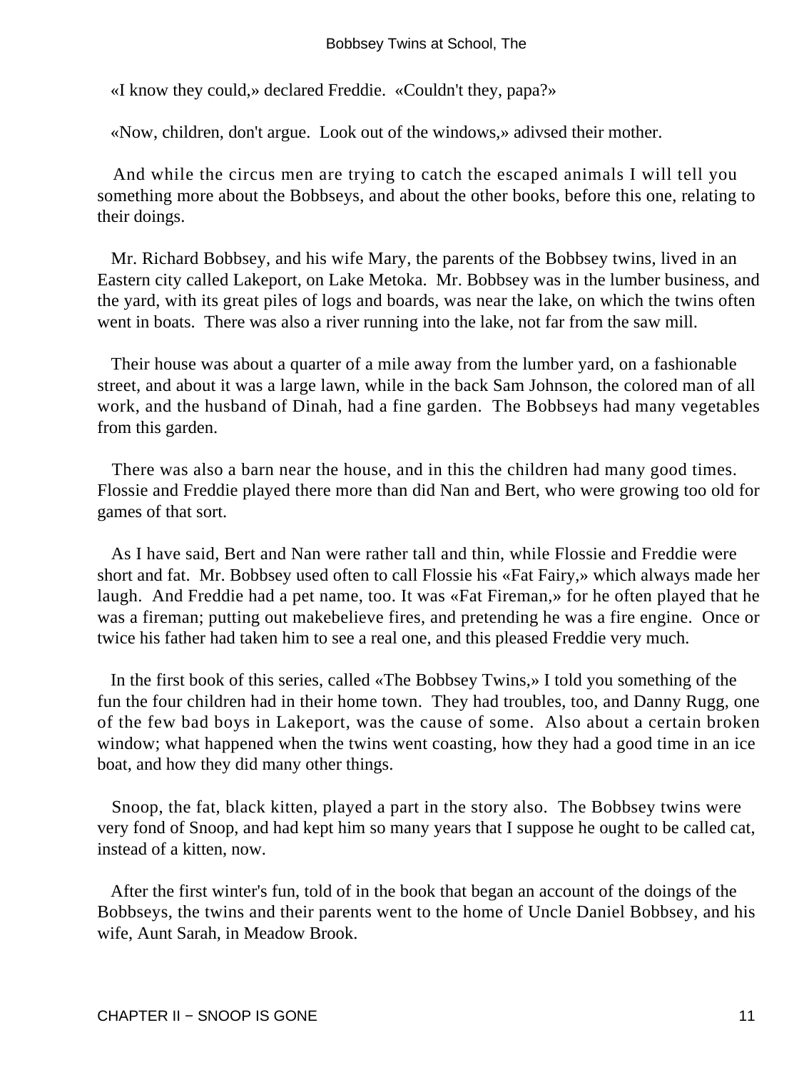«I know they could,» declared Freddie. «Couldn't they, papa?»

«Now, children, don't argue. Look out of the windows,» adivsed their mother.

And while the circus men are trying to catch the escaped animals I will tell you something more about the Bobbseys, and about the other books, before this one, relating to their doings.

Mr. Richard Bobbsey, and his wife Mary, the parents of the Bobbsey twins, lived in an Eastern city called Lakeport, on Lake Metoka. Mr. Bobbsey was in the lumber business, and the yard, with its great piles of logs and boards, was near the lake, on which the twins often went in boats. There was also a river running into the lake, not far from the saw mill.

Their house was about a quarter of a mile away from the lumber yard, on a fashionable street, and about it was a large lawn, while in the back Sam Johnson, the colored man of all work, and the husband of Dinah, had a fine garden. The Bobbseys had many vegetables from this garden.

There was also a barn near the house, and in this the children had many good times. Flossie and Freddie played there more than did Nan and Bert, who were growing too old for games of that sort.

As I have said, Bert and Nan were rather tall and thin, while Flossie and Freddie were short and fat. Mr. Bobbsey used often to call Flossie his «Fat Fairy,» which always made her laugh. And Freddie had a pet name, too. It was «Fat Fireman,» for he often played that he was a fireman; putting out makebelieve fires, and pretending he was a fire engine. Once or twice his father had taken him to see a real one, and this pleased Freddie very much.

In the first book of this series, called «The Bobbsey Twins,» I told you something of the fun the four children had in their home town. They had troubles, too, and Danny Rugg, one of the few bad boys in Lakeport, was the cause of some. Also about a certain broken window; what happened when the twins went coasting, how they had a good time in an ice boat, and how they did many other things.

Snoop, the fat, black kitten, played a part in the story also. The Bobbsey twins were very fond of Snoop, and had kept him so many years that I suppose he ought to be called cat, instead of a kitten, now.

After the first winter's fun, told of in the book that began an account of the doings of the Bobbseys, the twins and their parents went to the home of Uncle Daniel Bobbsey, and his wife, Aunt Sarah, in Meadow Brook.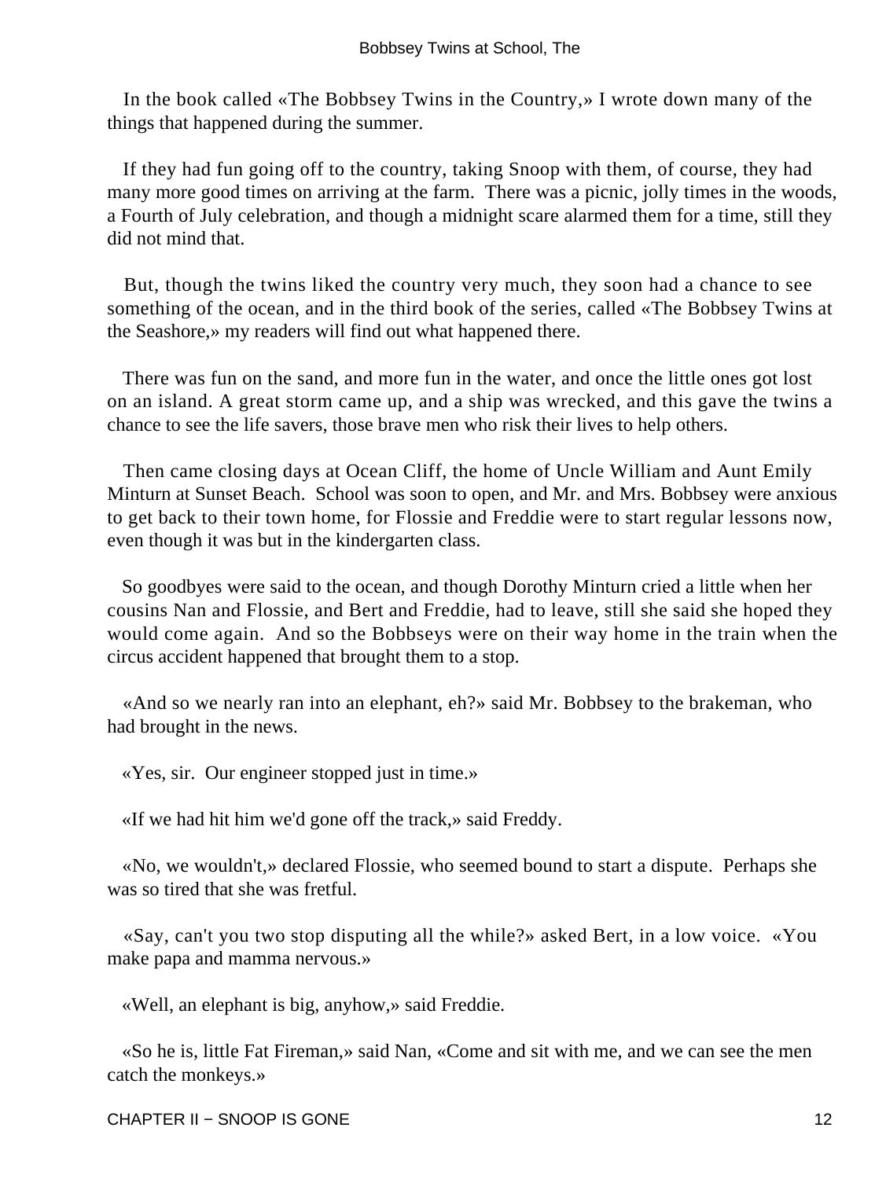In the book called «The Bobbsey Twins in the Country,» I wrote down many of the things that happened during the summer.

If they had fun going off to the country, taking Snoop with them, of course, they had many more good times on arriving at the farm. There was a picnic, jolly times in the woods, a Fourth of July celebration, and though a midnight scare alarmed them for a time, still they did not mind that.

But, though the twins liked the country very much, they soon had a chance to see something of the ocean, and in the third book of the series, called «The Bobbsey Twins at the Seashore,» my readers will find out what happened there.

There was fun on the sand, and more fun in the water, and once the little ones got lost on an island. A great storm came up, and a ship was wrecked, and this gave the twins a chance to see the life savers, those brave men who risk their lives to help others.

Then came closing days at Ocean Cliff, the home of Uncle William and Aunt Emily Minturn at Sunset Beach. School was soon to open, and Mr. and Mrs. Bobbsey were anxious to get back to their town home, for Flossie and Freddie were to start regular lessons now, even though it was but in the kindergarten class.

So goodbyes were said to the ocean, and though Dorothy Minturn cried a little when her cousins Nan and Flossie, and Bert and Freddie, had to leave, still she said she hoped they would come again. And so the Bobbseys were on their way home in the train when the circus accident happened that brought them to a stop.

«And so we nearly ran into an elephant, eh?» said Mr. Bobbsey to the brakeman, who had brought in the news.

«Yes, sir. Our engineer stopped just in time.»

«If we had hit him we'd gone off the track,» said Freddy.

«No, we wouldn't,» declared Flossie, who seemed bound to start a dispute. Perhaps she was so tired that she was fretful.

«Say, can't you two stop disputing all the while?» asked Bert, in a low voice. «You make papa and mamma nervous.»

«Well, an elephant is big, anyhow,» said Freddie.

«So he is, little Fat Fireman,» said Nan, «Come and sit with me, and we can see the men catch the monkeys.»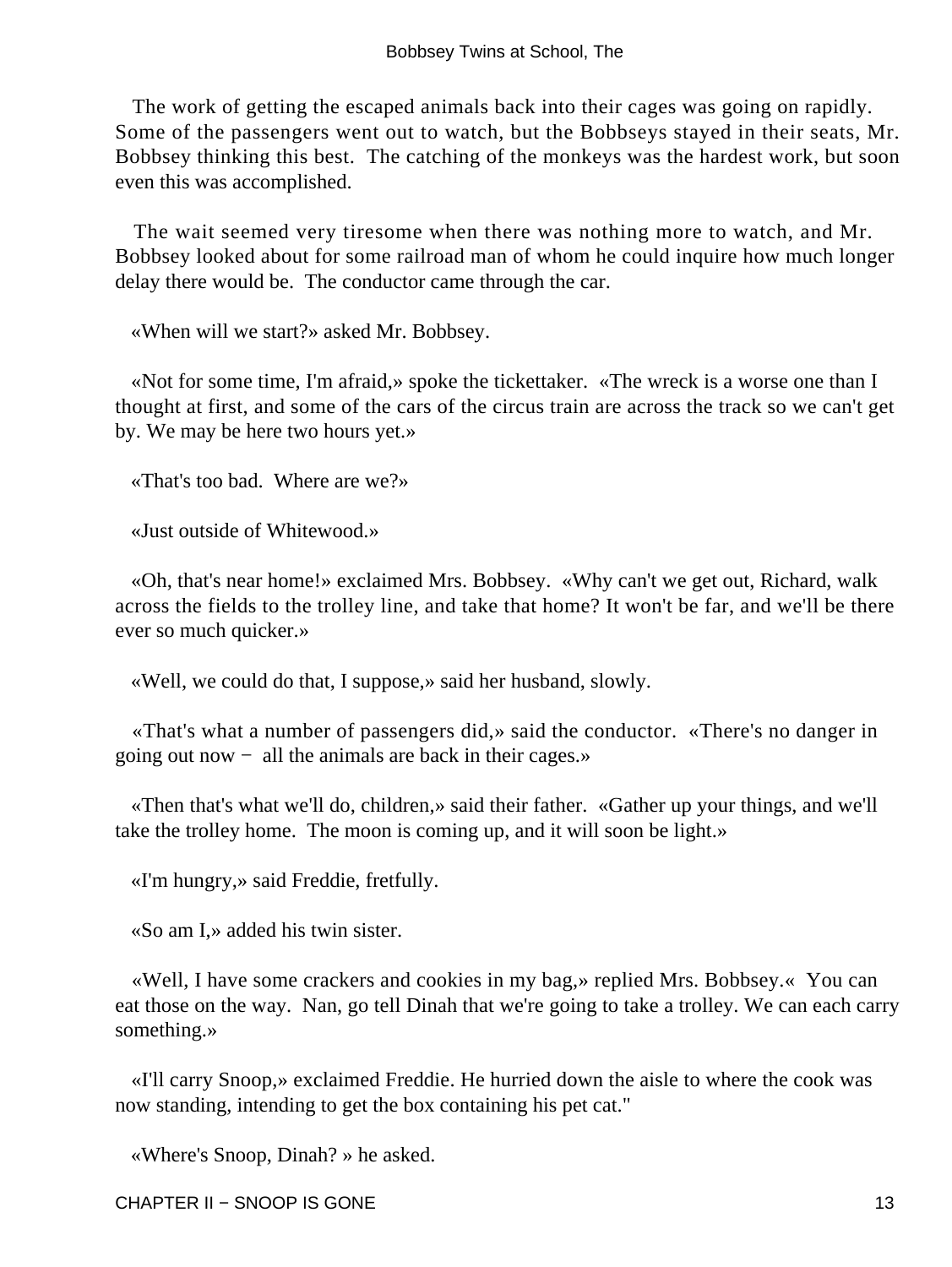The work of getting the escaped animals back into their cages was going on rapidly. Some of the passengers went out to watch, but the Bobbseys stayed in their seats, Mr. Bobbsey thinking this best. The catching of the monkeys was the hardest work, but soon even this was accomplished.

The wait seemed very tiresome when there was nothing more to watch, and Mr. Bobbsey looked about for some railroad man of whom he could inquire how much longer delay there would be. The conductor came through the car.

«When will we start?» asked Mr. Bobbsey.

«Not for some time, I'm afraid,» spoke the tickettaker. «The wreck is a worse one than I thought at first, and some of the cars of the circus train are across the track so we can't get by. We may be here two hours yet.»

«That's too bad. Where are we?»

«Just outside of Whitewood.»

«Oh, that's near home!» exclaimed Mrs. Bobbsey. «Why can't we get out, Richard, walk across the fields to the trolley line, and take that home? It won't be far, and we'll be there ever so much quicker.»

«Well, we could do that, I suppose,» said her husband, slowly.

«That's what a number of passengers did,» said the conductor. «There's no danger in going out now − all the animals are back in their cages.»

«Then that's what we'll do, children,» said their father. «Gather up your things, and we'll take the trolley home. The moon is coming up, and it will soon be light.»

«I'm hungry,» said Freddie, fretfully.

«So am I,» added his twin sister.

«Well, I have some crackers and cookies in my bag,» replied Mrs. Bobbsey.« You can eat those on the way. Nan, go tell Dinah that we're going to take a trolley. We can each carry something.»

«I'll carry Snoop,» exclaimed Freddie. He hurried down the aisle to where the cook was now standing, intending to get the box containing his pet cat."

«Where's Snoop, Dinah? » he asked.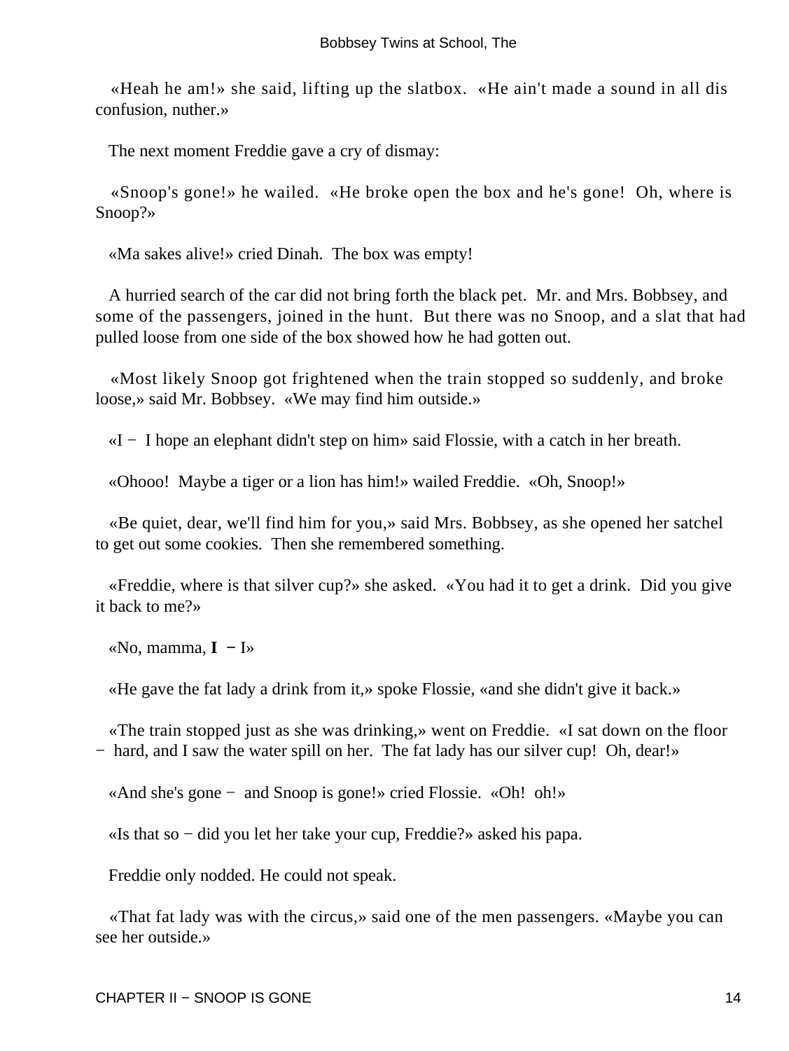«Heah he am!» she said, lifting up the slatbox. «He ain't made a sound in all dis confusion, nuther.»

The next moment Freddie gave a cry of dismay:

«Snoop's gone!» he wailed. «He broke open the box and he's gone! Oh, where is Snoop?»

«Ma sakes alive!» cried Dinah. The box was empty!

A hurried search of the car did not bring forth the black pet. Mr. and Mrs. Bobbsey, and some of the passengers, joined in the hunt. But there was no Snoop, and a slat that had pulled loose from one side of the box showed how he had gotten out.

«Most likely Snoop got frightened when the train stopped so suddenly, and broke loose,» said Mr. Bobbsey. «We may find him outside.»

«I − I hope an elephant didn't step on him» said Flossie, with a catch in her breath.

«Ohooo! Maybe a tiger or a lion has him!» wailed Freddie. «Oh, Snoop!»

«Be quiet, dear, we'll find him for you,» said Mrs. Bobbsey, as she opened her satchel to get out some cookies. Then she remembered something.

«Freddie, where is that silver cup?» she asked. «You had it to get a drink. Did you give it back to me?»

«No, mamma, **I** − I»

«He gave the fat lady a drink from it,» spoke Flossie, «and she didn't give it back.»

«The train stopped just as she was drinking,» went on Freddie. «I sat down on the floor − hard, and I saw the water spill on her. The fat lady has our silver cup! Oh, dear!»

«And she's gone − and Snoop is gone!» cried Flossie. «Oh! oh!»

«Is that so − did you let her take your cup, Freddie?» asked his papa.

Freddie only nodded. He could not speak.

«That fat lady was with the circus,» said one of the men passengers. «Maybe you can see her outside.»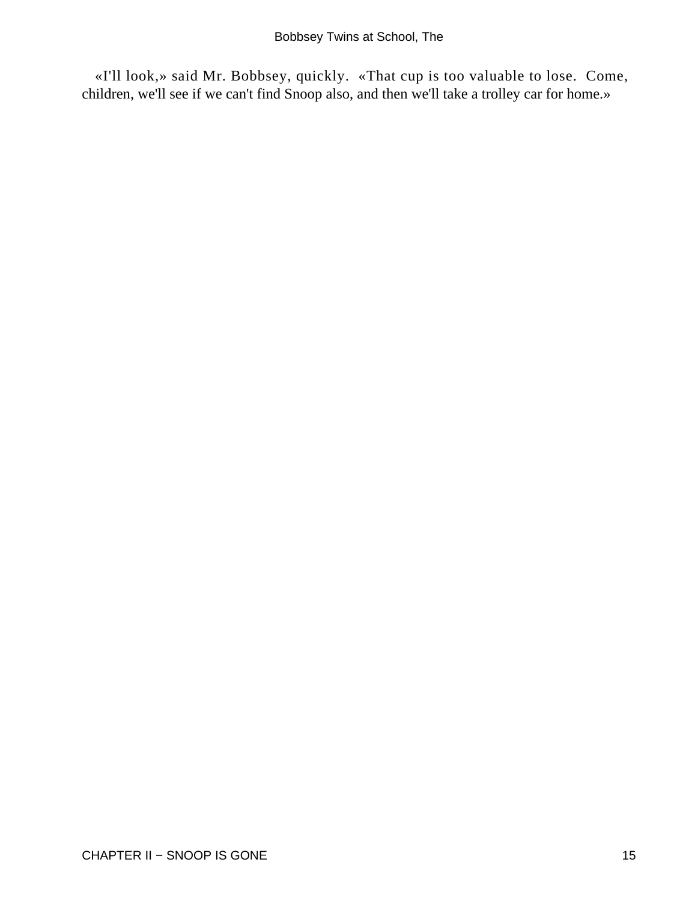«I'll look,» said Mr. Bobbsey, quickly. «That cup is too valuable to lose. Come, children, we'll see if we can't find Snoop also, and then we'll take a trolley car for home.»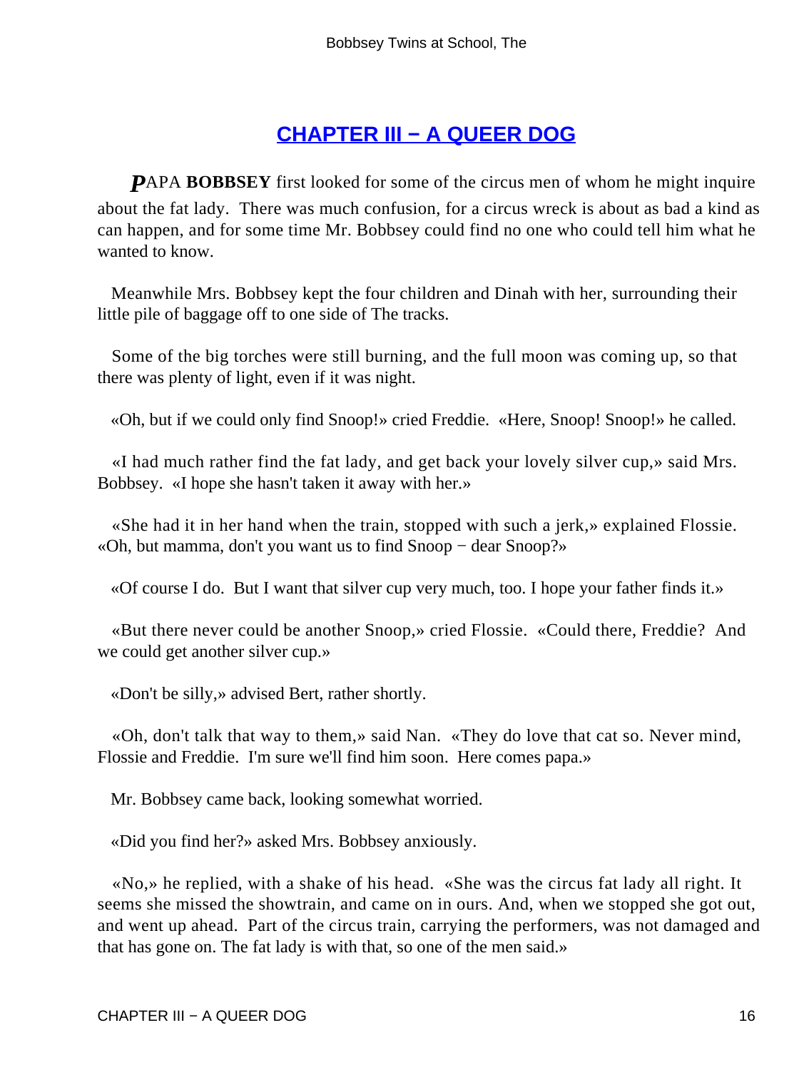## [CHAPTER III − A QUEER DOG]()

***P***APA **BOBBSEY** first looked for some of the circus men of whom he might inquire about the fat lady. There was much confusion, for a circus wreck is about as bad a kind as can happen, and for some time Mr. Bobbsey could find no one who could tell him what he wanted to know.

Meanwhile Mrs. Bobbsey kept the four children and Dinah with her, surrounding their little pile of baggage off to one side of The tracks.

Some of the big torches were still burning, and the full moon was coming up, so that there was plenty of light, even if it was night.

«Oh, but if we could only find Snoop!» cried Freddie. «Here, Snoop! Snoop!» he called.

«I had much rather find the fat lady, and get back your lovely silver cup,» said Mrs. Bobbsey. «I hope she hasn't taken it away with her.»

«She had it in her hand when the train, stopped with such a jerk,» explained Flossie. «Oh, but mamma, don't you want us to find Snoop − dear Snoop?»

«Of course I do. But I want that silver cup very much, too. I hope your father finds it.»

«But there never could be another Snoop,» cried Flossie. «Could there, Freddie? And we could get another silver cup.»

«Don't be silly,» advised Bert, rather shortly.

«Oh, don't talk that way to them,» said Nan. «They do love that cat so. Never mind, Flossie and Freddie. I'm sure we'll find him soon. Here comes papa.»

Mr. Bobbsey came back, looking somewhat worried.

«Did you find her?» asked Mrs. Bobbsey anxiously.

«No,» he replied, with a shake of his head. «She was the circus fat lady all right. It seems she missed the showtrain, and came on in ours. And, when we stopped she got out, and went up ahead. Part of the circus train, carrying the performers, was not damaged and that has gone on. The fat lady is with that, so one of the men said.»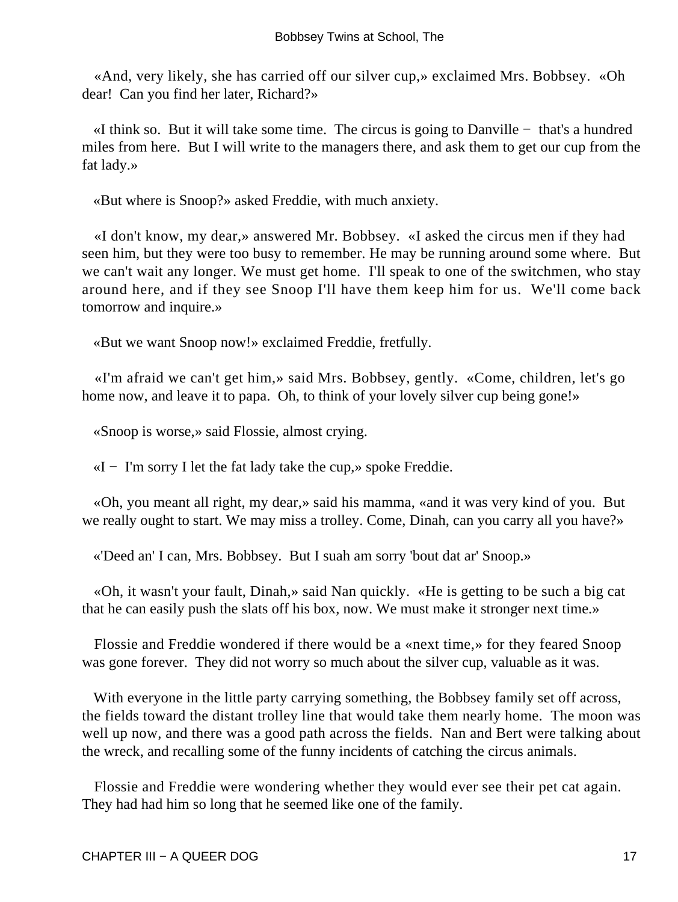«And, very likely, she has carried off our silver cup,» exclaimed Mrs. Bobbsey. «Oh dear! Can you find her later, Richard?»

«I think so. But it will take some time. The circus is going to Danville − that's a hundred miles from here. But I will write to the managers there, and ask them to get our cup from the fat lady.»

«But where is Snoop?» asked Freddie, with much anxiety.

«I don't know, my dear,» answered Mr. Bobbsey. «I asked the circus men if they had seen him, but they were too busy to remember. He may be running around some where. But we can't wait any longer. We must get home. I'll speak to one of the switchmen, who stay around here, and if they see Snoop I'll have them keep him for us. We'll come back tomorrow and inquire.»

«But we want Snoop now!» exclaimed Freddie, fretfully.

«I'm afraid we can't get him,» said Mrs. Bobbsey, gently. «Come, children, let's go home now, and leave it to papa. Oh, to think of your lovely silver cup being gone!»

«Snoop is worse,» said Flossie, almost crying.

«I − I'm sorry I let the fat lady take the cup,» spoke Freddie.

«Oh, you meant all right, my dear,» said his mamma, «and it was very kind of you. But we really ought to start. We may miss a trolley. Come, Dinah, can you carry all you have?»

«'Deed an' I can, Mrs. Bobbsey. But I suah am sorry 'bout dat ar' Snoop.»

«Oh, it wasn't your fault, Dinah,» said Nan quickly. «He is getting to be such a big cat that he can easily push the slats off his box, now. We must make it stronger next time.»

Flossie and Freddie wondered if there would be a «next time,» for they feared Snoop was gone forever. They did not worry so much about the silver cup, valuable as it was.

With everyone in the little party carrying something, the Bobbsey family set off across, the fields toward the distant trolley line that would take them nearly home. The moon was well up now, and there was a good path across the fields. Nan and Bert were talking about the wreck, and recalling some of the funny incidents of catching the circus animals.

Flossie and Freddie were wondering whether they would ever see their pet cat again. They had had him so long that he seemed like one of the family.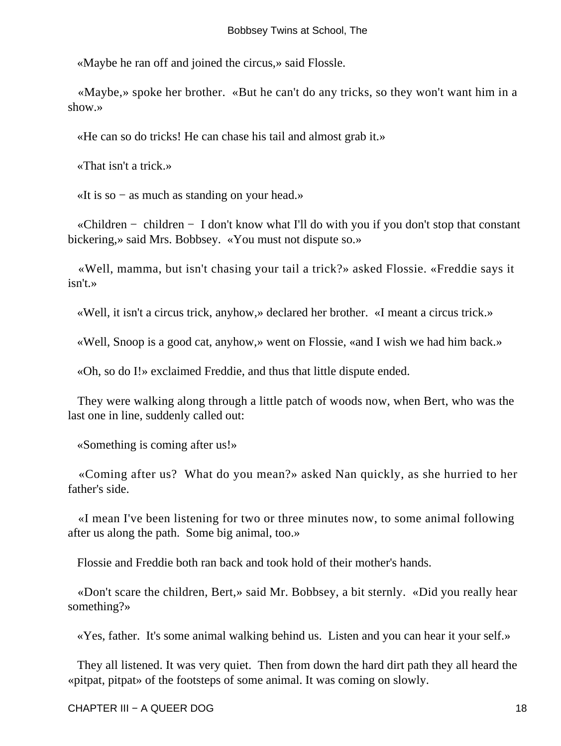«Maybe he ran off and joined the circus,» said Flossle.

«Maybe,» spoke her brother. «But he can't do any tricks, so they won't want him in a show.»

«He can so do tricks! He can chase his tail and almost grab it.»

«That isn't a trick.»

«It is so − as much as standing on your head.»

«Children − children − I don't know what I'll do with you if you don't stop that constant bickering,» said Mrs. Bobbsey. «You must not dispute so.»

«Well, mamma, but isn't chasing your tail a trick?» asked Flossie. «Freddie says it isn't.»

«Well, it isn't a circus trick, anyhow,» declared her brother. «I meant a circus trick.»

«Well, Snoop is a good cat, anyhow,» went on Flossie, «and I wish we had him back.»

«Oh, so do I!» exclaimed Freddie, and thus that little dispute ended.

They were walking along through a little patch of woods now, when Bert, who was the last one in line, suddenly called out:

«Something is coming after us!»

«Coming after us? What do you mean?» asked Nan quickly, as she hurried to her father's side.

«I mean I've been listening for two or three minutes now, to some animal following after us along the path. Some big animal, too.»

Flossie and Freddie both ran back and took hold of their mother's hands.

«Don't scare the children, Bert,» said Mr. Bobbsey, a bit sternly. «Did you really hear something?»

«Yes, father. It's some animal walking behind us. Listen and you can hear it your self.»

They all listened. It was very quiet. Then from down the hard dirt path they all heard the «pitpat, pitpat» of the footsteps of some animal. It was coming on slowly.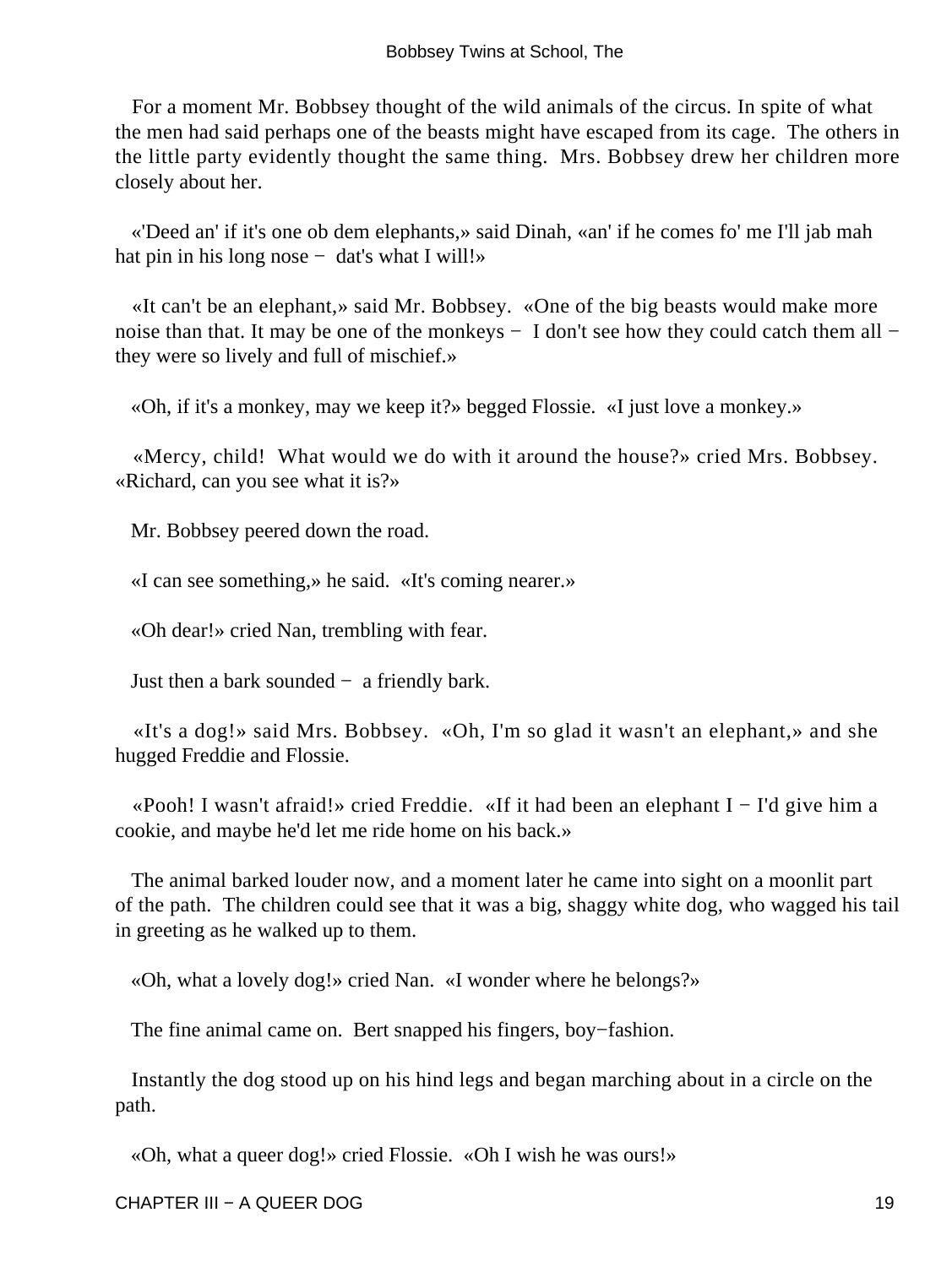For a moment Mr. Bobbsey thought of the wild animals of the circus. In spite of what the men had said perhaps one of the beasts might have escaped from its cage. The others in the little party evidently thought the same thing. Mrs. Bobbsey drew her children more closely about her.

«'Deed an' if it's one ob dem elephants,» said Dinah, «an' if he comes fo' me I'll jab mah hat pin in his long nose − dat's what I will!»

«It can't be an elephant,» said Mr. Bobbsey. «One of the big beasts would make more noise than that. It may be one of the monkeys − I don't see how they could catch them all − they were so lively and full of mischief.»

«Oh, if it's a monkey, may we keep it?» begged Flossie. «I just love a monkey.»

«Mercy, child! What would we do with it around the house?» cried Mrs. Bobbsey. «Richard, can you see what it is?»

Mr. Bobbsey peered down the road.

«I can see something,» he said. «It's coming nearer.»

«Oh dear!» cried Nan, trembling with fear.

Just then a bark sounded − a friendly bark.

«It's a dog!» said Mrs. Bobbsey. «Oh, I'm so glad it wasn't an elephant,» and she hugged Freddie and Flossie.

«Pooh! I wasn't afraid!» cried Freddie. «If it had been an elephant I − I'd give him a cookie, and maybe he'd let me ride home on his back.»

The animal barked louder now, and a moment later he came into sight on a moonlit part of the path. The children could see that it was a big, shaggy white dog, who wagged his tail in greeting as he walked up to them.

«Oh, what a lovely dog!» cried Nan. «I wonder where he belongs?»

The fine animal came on. Bert snapped his fingers, boy−fashion.

Instantly the dog stood up on his hind legs and began marching about in a circle on the path.

«Oh, what a queer dog!» cried Flossie. «Oh I wish he was ours!»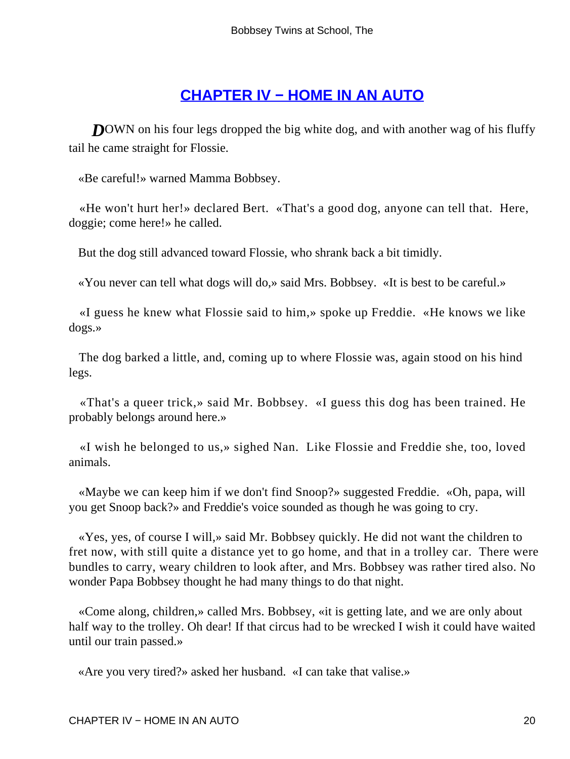## CHAPTER IV − HOME IN AN AUTO

*D*OWN on his four legs dropped the big white dog, and with another wag of his fluffy tail he came straight for Flossie.

«Be careful!» warned Mamma Bobbsey.

«He won't hurt her!» declared Bert. «That's a good dog, anyone can tell that. Here, doggie; come here!» he called.

But the dog still advanced toward Flossie, who shrank back a bit timidly.

«You never can tell what dogs will do,» said Mrs. Bobbsey. «It is best to be careful.»

«I guess he knew what Flossie said to him,» spoke up Freddie. «He knows we like dogs.»

The dog barked a little, and, coming up to where Flossie was, again stood on his hind legs.

«That's a queer trick,» said Mr. Bobbsey. «I guess this dog has been trained. He probably belongs around here.»

«I wish he belonged to us,» sighed Nan. Like Flossie and Freddie she, too, loved animals.

«Maybe we can keep him if we don't find Snoop?» suggested Freddie. «Oh, papa, will you get Snoop back?» and Freddie's voice sounded as though he was going to cry.

«Yes, yes, of course I will,» said Mr. Bobbsey quickly. He did not want the children to fret now, with still quite a distance yet to go home, and that in a trolley car. There were bundles to carry, weary children to look after, and Mrs. Bobbsey was rather tired also. No wonder Papa Bobbsey thought he had many things to do that night.

«Come along, children,» called Mrs. Bobbsey, «it is getting late, and we are only about half way to the trolley. Oh dear! If that circus had to be wrecked I wish it could have waited until our train passed.»

«Are you very tired?» asked her husband. «I can take that valise.»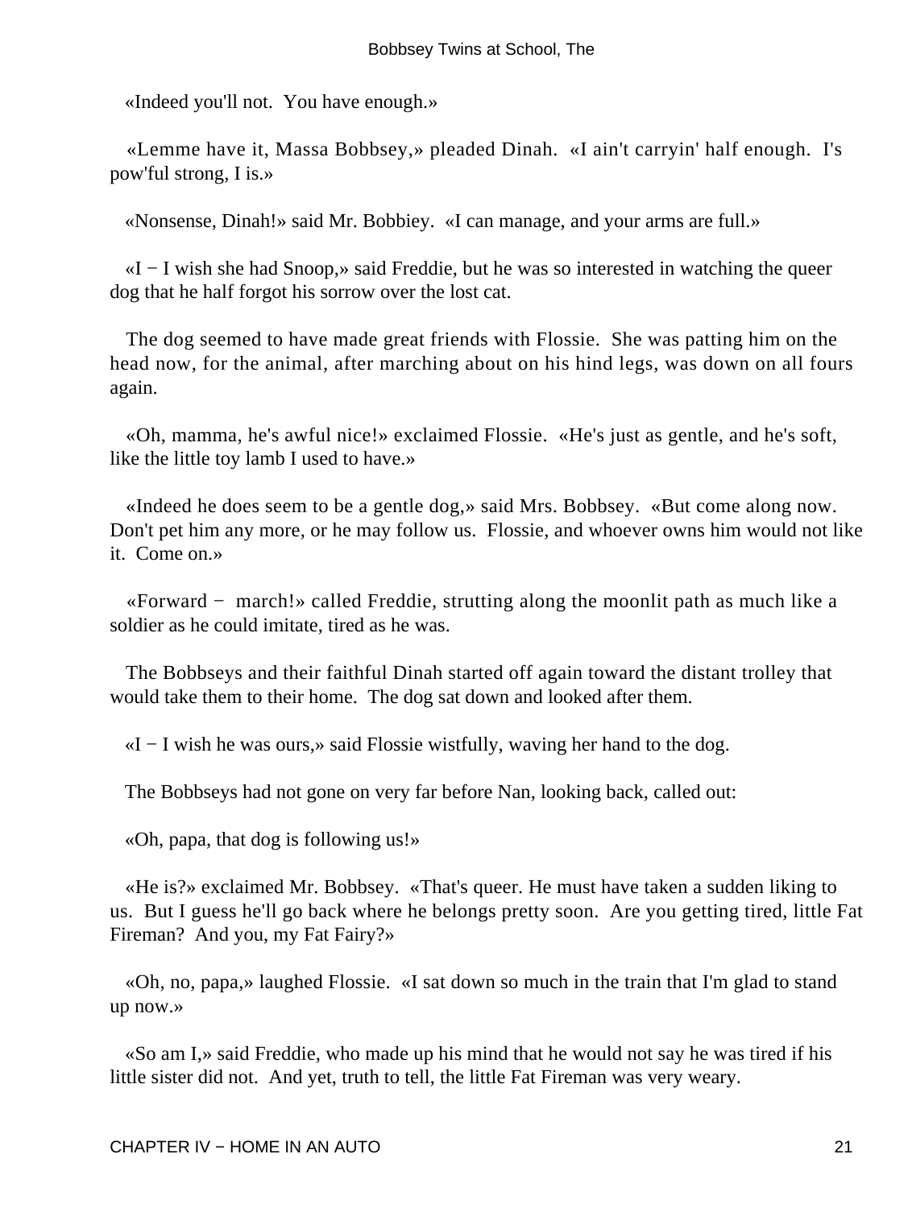«Indeed you'll not. You have enough.»

«Lemme have it, Massa Bobbsey,» pleaded Dinah. «I ain't carryin' half enough. I's pow'ful strong, I is.»

«Nonsense, Dinah!» said Mr. Bobbiey. «I can manage, and your arms are full.»

«I − I wish she had Snoop,» said Freddie, but he was so interested in watching the queer dog that he half forgot his sorrow over the lost cat.

The dog seemed to have made great friends with Flossie. She was patting him on the head now, for the animal, after marching about on his hind legs, was down on all fours again.

«Oh, mamma, he's awful nice!» exclaimed Flossie. «He's just as gentle, and he's soft, like the little toy lamb I used to have.»

«Indeed he does seem to be a gentle dog,» said Mrs. Bobbsey. «But come along now. Don't pet him any more, or he may follow us. Flossie, and whoever owns him would not like it. Come on.»

«Forward − march!» called Freddie, strutting along the moonlit path as much like a soldier as he could imitate, tired as he was.

The Bobbseys and their faithful Dinah started off again toward the distant trolley that would take them to their home. The dog sat down and looked after them.

«I − I wish he was ours,» said Flossie wistfully, waving her hand to the dog.

The Bobbseys had not gone on very far before Nan, looking back, called out:

«Oh, papa, that dog is following us!»

«He is?» exclaimed Mr. Bobbsey. «That's queer. He must have taken a sudden liking to us. But I guess he'll go back where he belongs pretty soon. Are you getting tired, little Fat Fireman? And you, my Fat Fairy?»

«Oh, no, papa,» laughed Flossie. «I sat down so much in the train that I'm glad to stand up now.»

«So am I,» said Freddie, who made up his mind that he would not say he was tired if his little sister did not. And yet, truth to tell, the little Fat Fireman was very weary.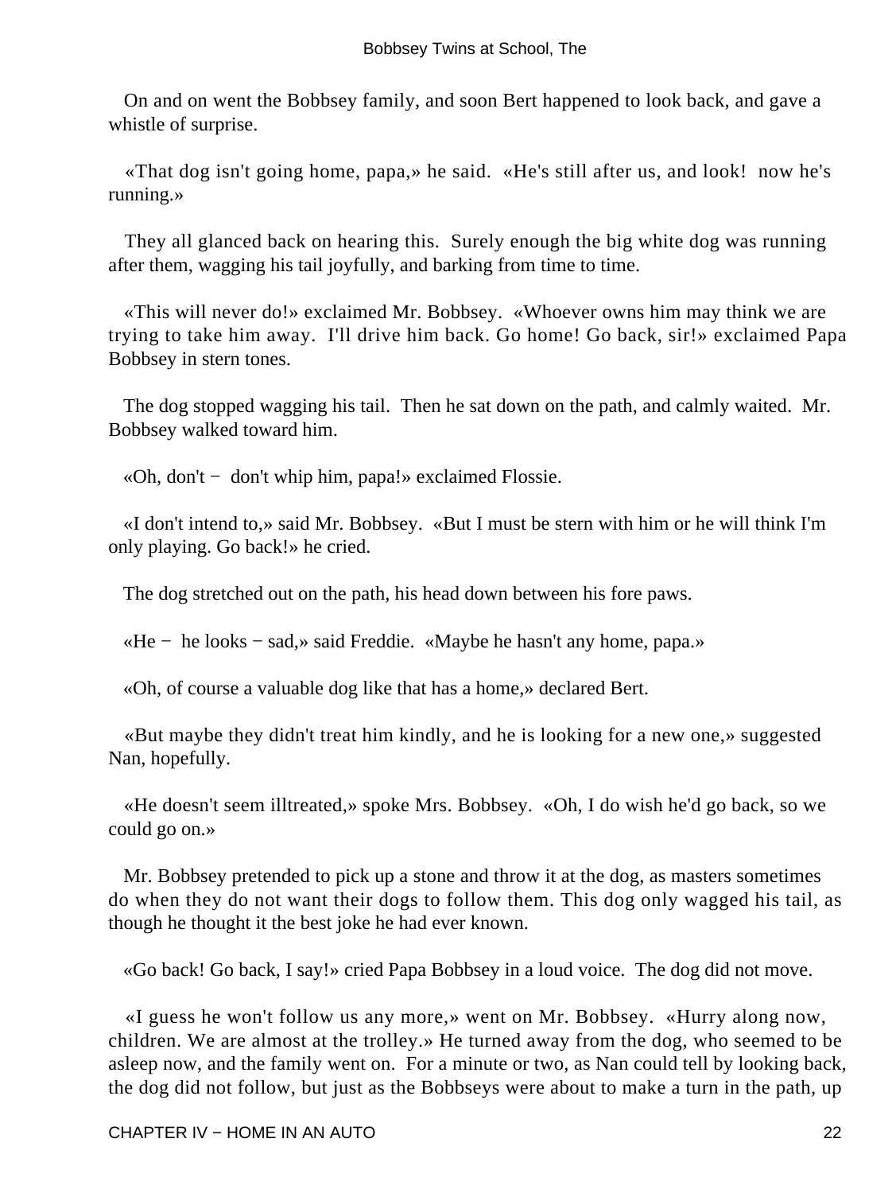On and on went the Bobbsey family, and soon Bert happened to look back, and gave a whistle of surprise.

«That dog isn't going home, papa,» he said. «He's still after us, and look! now he's running.»

They all glanced back on hearing this. Surely enough the big white dog was running after them, wagging his tail joyfully, and barking from time to time.

«This will never do!» exclaimed Mr. Bobbsey. «Whoever owns him may think we are trying to take him away. I'll drive him back. Go home! Go back, sir!» exclaimed Papa Bobbsey in stern tones.

The dog stopped wagging his tail. Then he sat down on the path, and calmly waited. Mr. Bobbsey walked toward him.

«Oh, don't − don't whip him, papa!» exclaimed Flossie.

«I don't intend to,» said Mr. Bobbsey. «But I must be stern with him or he will think I'm only playing. Go back!» he cried.

The dog stretched out on the path, his head down between his fore paws.

«He − he looks − sad,» said Freddie. «Maybe he hasn't any home, papa.»

«Oh, of course a valuable dog like that has a home,» declared Bert.

«But maybe they didn't treat him kindly, and he is looking for a new one,» suggested Nan, hopefully.

«He doesn't seem illtreated,» spoke Mrs. Bobbsey. «Oh, I do wish he'd go back, so we could go on.»

Mr. Bobbsey pretended to pick up a stone and throw it at the dog, as masters sometimes do when they do not want their dogs to follow them. This dog only wagged his tail, as though he thought it the best joke he had ever known.

«Go back! Go back, I say!» cried Papa Bobbsey in a loud voice. The dog did not move.

«I guess he won't follow us any more,» went on Mr. Bobbsey. «Hurry along now, children. We are almost at the trolley.» He turned away from the dog, who seemed to be asleep now, and the family went on. For a minute or two, as Nan could tell by looking back, the dog did not follow, but just as the Bobbseys were about to make a turn in the path, up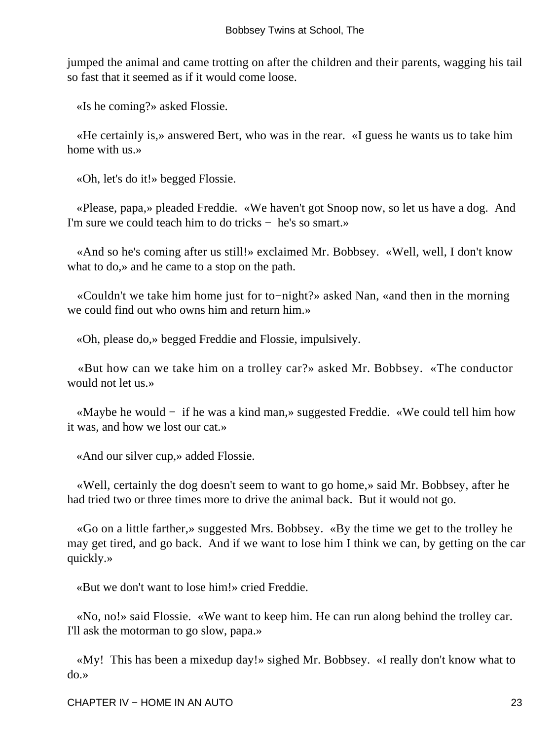jumped the animal and came trotting on after the children and their parents, wagging his tail so fast that it seemed as if it would come loose.

«Is he coming?» asked Flossie.

«He certainly is,» answered Bert, who was in the rear. «I guess he wants us to take him home with us.»

«Oh, let's do it!» begged Flossie.

«Please, papa,» pleaded Freddie. «We haven't got Snoop now, so let us have a dog. And I'm sure we could teach him to do tricks − he's so smart.»

«And so he's coming after us still!» exclaimed Mr. Bobbsey. «Well, well, I don't know what to do,» and he came to a stop on the path.

«Couldn't we take him home just for to−night?» asked Nan, «and then in the morning we could find out who owns him and return him.»

«Oh, please do,» begged Freddie and Flossie, impulsively.

«But how can we take him on a trolley car?» asked Mr. Bobbsey. «The conductor would not let us.»

«Maybe he would − if he was a kind man,» suggested Freddie. «We could tell him how it was, and how we lost our cat.»

«And our silver cup,» added Flossie.

«Well, certainly the dog doesn't seem to want to go home,» said Mr. Bobbsey, after he had tried two or three times more to drive the animal back. But it would not go.

«Go on a little farther,» suggested Mrs. Bobbsey. «By the time we get to the trolley he may get tired, and go back. And if we want to lose him I think we can, by getting on the car quickly.»

«But we don't want to lose him!» cried Freddie.

«No, no!» said Flossie. «We want to keep him. He can run along behind the trolley car. I'll ask the motorman to go slow, papa.»

«My! This has been a mixedup day!» sighed Mr. Bobbsey. «I really don't know what to do.»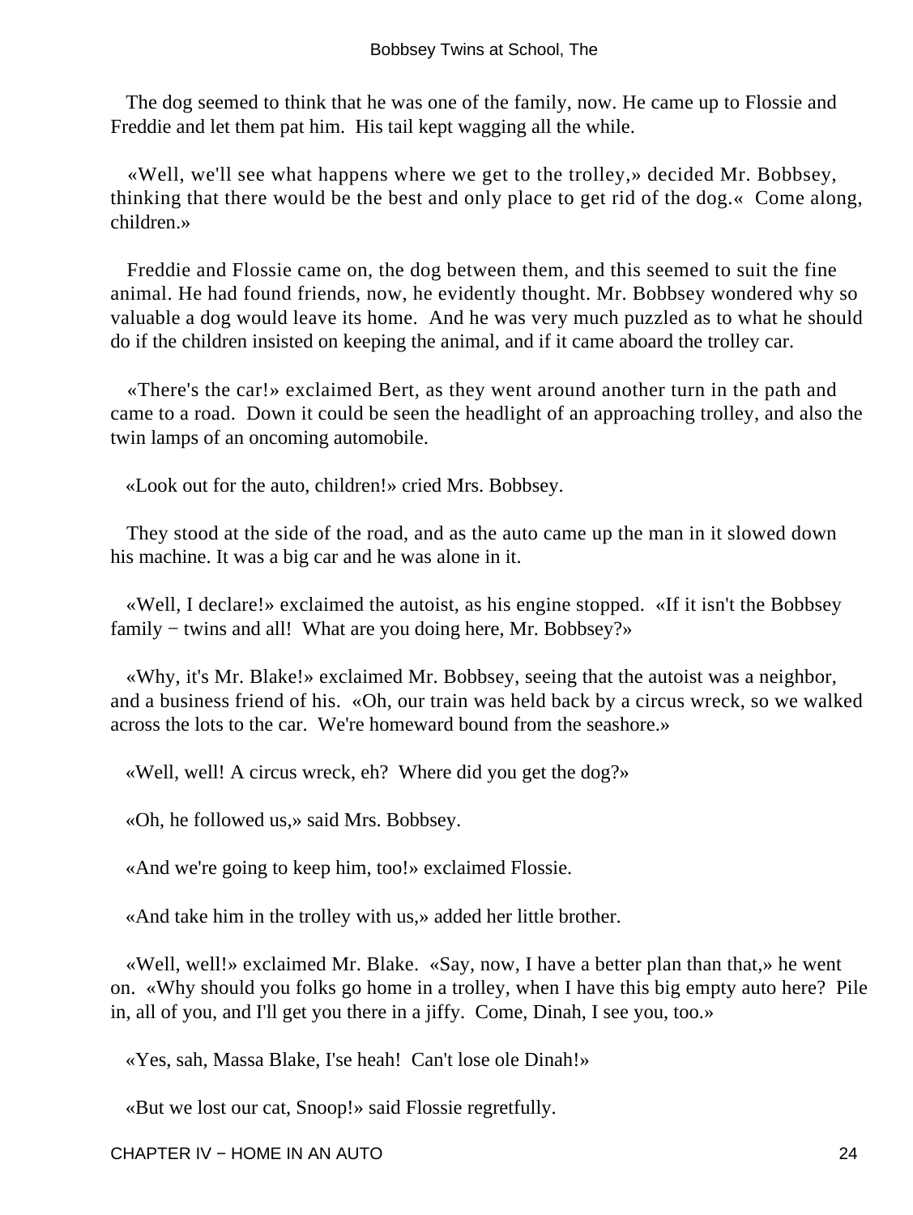The dog seemed to think that he was one of the family, now. He came up to Flossie and Freddie and let them pat him. His tail kept wagging all the while.

«Well, we'll see what happens where we get to the trolley,» decided Mr. Bobbsey, thinking that there would be the best and only place to get rid of the dog.« Come along, children.»

Freddie and Flossie came on, the dog between them, and this seemed to suit the fine animal. He had found friends, now, he evidently thought. Mr. Bobbsey wondered why so valuable a dog would leave its home. And he was very much puzzled as to what he should do if the children insisted on keeping the animal, and if it came aboard the trolley car.

«There's the car!» exclaimed Bert, as they went around another turn in the path and came to a road. Down it could be seen the headlight of an approaching trolley, and also the twin lamps of an oncoming automobile.

«Look out for the auto, children!» cried Mrs. Bobbsey.

They stood at the side of the road, and as the auto came up the man in it slowed down his machine. It was a big car and he was alone in it.

«Well, I declare!» exclaimed the autoist, as his engine stopped. «If it isn't the Bobbsey family − twins and all! What are you doing here, Mr. Bobbsey?»

«Why, it's Mr. Blake!» exclaimed Mr. Bobbsey, seeing that the autoist was a neighbor, and a business friend of his. «Oh, our train was held back by a circus wreck, so we walked across the lots to the car. We're homeward bound from the seashore.»

«Well, well! A circus wreck, eh? Where did you get the dog?»

«Oh, he followed us,» said Mrs. Bobbsey.

«And we're going to keep him, too!» exclaimed Flossie.

«And take him in the trolley with us,» added her little brother.

«Well, well!» exclaimed Mr. Blake. «Say, now, I have a better plan than that,» he went on. «Why should you folks go home in a trolley, when I have this big empty auto here? Pile in, all of you, and I'll get you there in a jiffy. Come, Dinah, I see you, too.»

«Yes, sah, Massa Blake, I'se heah! Can't lose ole Dinah!»

«But we lost our cat, Snoop!» said Flossie regretfully.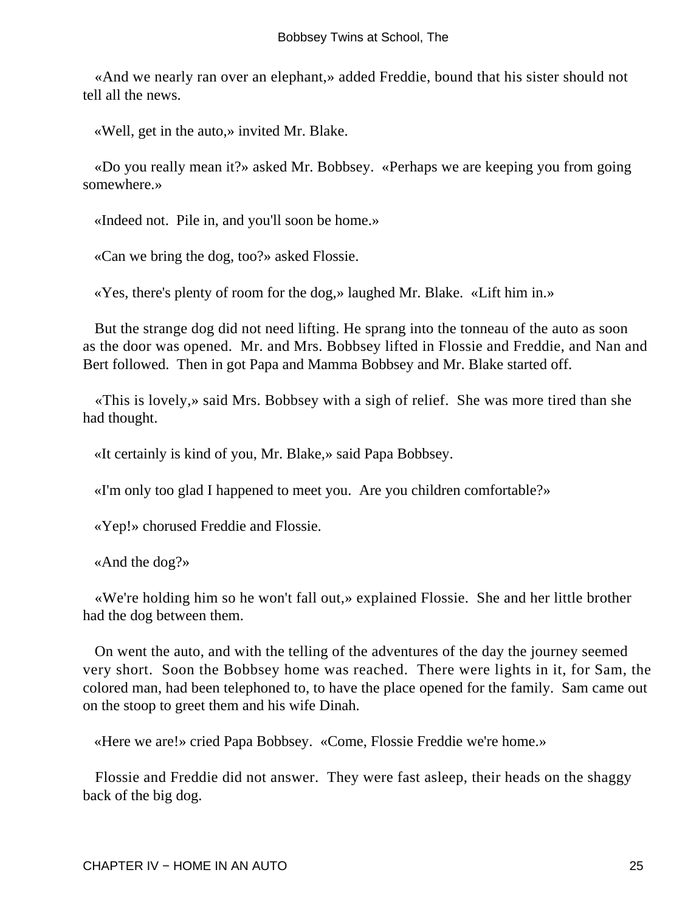«And we nearly ran over an elephant,» added Freddie, bound that his sister should not tell all the news.

«Well, get in the auto,» invited Mr. Blake.

«Do you really mean it?» asked Mr. Bobbsey. «Perhaps we are keeping you from going somewhere.»

«Indeed not. Pile in, and you'll soon be home.»

«Can we bring the dog, too?» asked Flossie.

«Yes, there's plenty of room for the dog,» laughed Mr. Blake. «Lift him in.»

But the strange dog did not need lifting. He sprang into the tonneau of the auto as soon as the door was opened. Mr. and Mrs. Bobbsey lifted in Flossie and Freddie, and Nan and Bert followed. Then in got Papa and Mamma Bobbsey and Mr. Blake started off.

«This is lovely,» said Mrs. Bobbsey with a sigh of relief. She was more tired than she had thought.

«It certainly is kind of you, Mr. Blake,» said Papa Bobbsey.

«I'm only too glad I happened to meet you. Are you children comfortable?»

«Yep!» chorused Freddie and Flossie.

«And the dog?»

«We're holding him so he won't fall out,» explained Flossie. She and her little brother had the dog between them.

On went the auto, and with the telling of the adventures of the day the journey seemed very short. Soon the Bobbsey home was reached. There were lights in it, for Sam, the colored man, had been telephoned to, to have the place opened for the family. Sam came out on the stoop to greet them and his wife Dinah.

«Here we are!» cried Papa Bobbsey. «Come, Flossie Freddie we're home.»

Flossie and Freddie did not answer. They were fast asleep, their heads on the shaggy back of the big dog.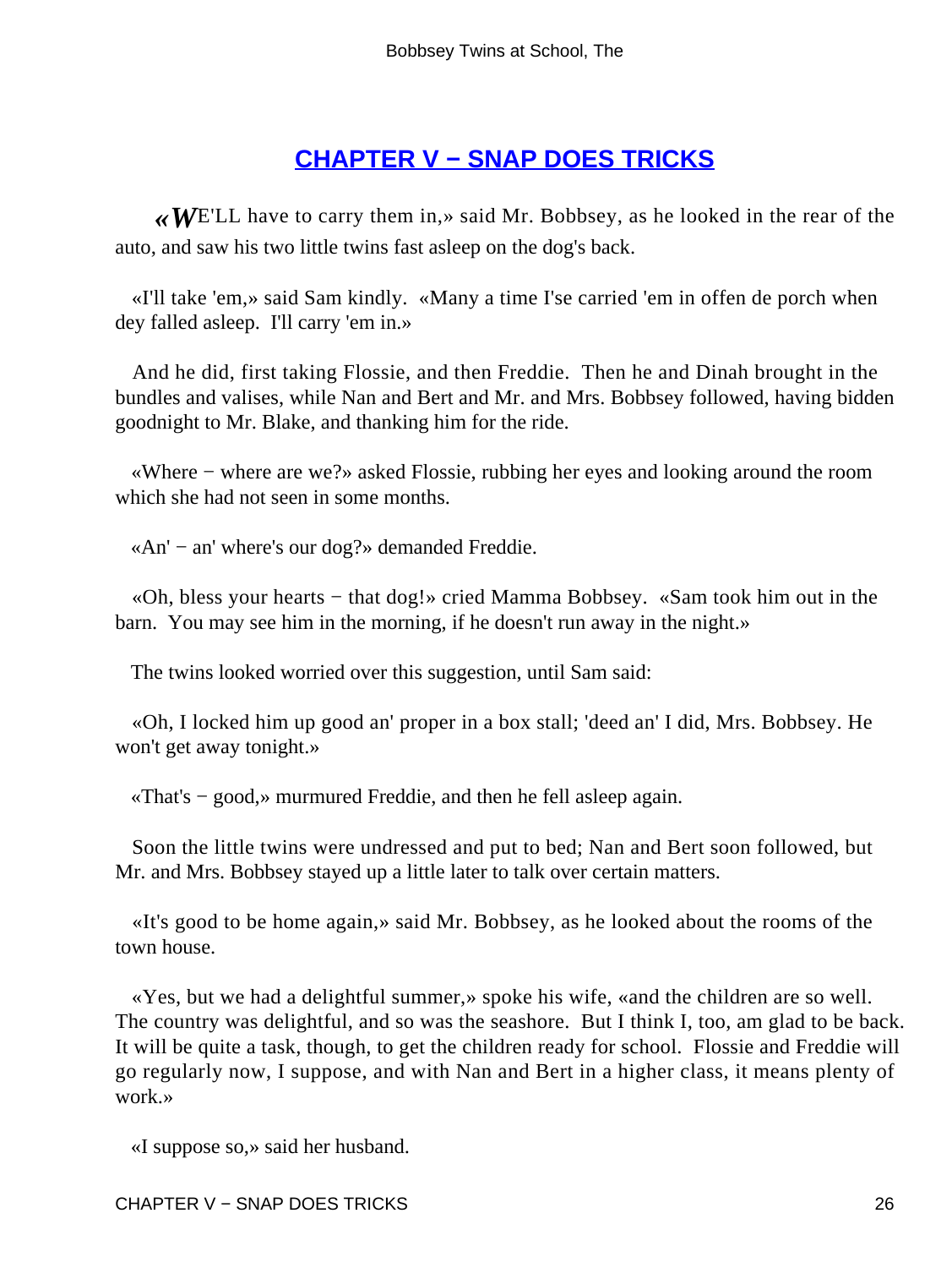## CHAPTER V − SNAP DOES TRICKS

«WE'LL have to carry them in,» said Mr. Bobbsey, as he looked in the rear of the auto, and saw his two little twins fast asleep on the dog's back.

«I'll take 'em,» said Sam kindly. «Many a time I'se carried 'em in offen de porch when dey falled asleep. I'll carry 'em in.»

And he did, first taking Flossie, and then Freddie. Then he and Dinah brought in the bundles and valises, while Nan and Bert and Mr. and Mrs. Bobbsey followed, having bidden goodnight to Mr. Blake, and thanking him for the ride.

«Where − where are we?» asked Flossie, rubbing her eyes and looking around the room which she had not seen in some months.

«An' − an' where's our dog?» demanded Freddie.

«Oh, bless your hearts − that dog!» cried Mamma Bobbsey. «Sam took him out in the barn. You may see him in the morning, if he doesn't run away in the night.»

The twins looked worried over this suggestion, until Sam said:

«Oh, I locked him up good an' proper in a box stall; 'deed an' I did, Mrs. Bobbsey. He won't get away tonight.»

«That's − good,» murmured Freddie, and then he fell asleep again.

Soon the little twins were undressed and put to bed; Nan and Bert soon followed, but Mr. and Mrs. Bobbsey stayed up a little later to talk over certain matters.

«It's good to be home again,» said Mr. Bobbsey, as he looked about the rooms of the town house.

«Yes, but we had a delightful summer,» spoke his wife, «and the children are so well. The country was delightful, and so was the seashore. But I think I, too, am glad to be back. It will be quite a task, though, to get the children ready for school. Flossie and Freddie will go regularly now, I suppose, and with Nan and Bert in a higher class, it means plenty of work.»

«I suppose so,» said her husband.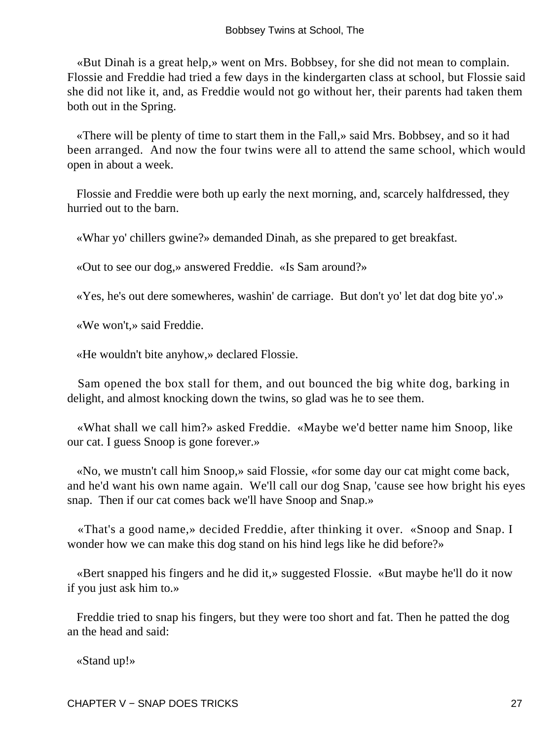«But Dinah is a great help,» went on Mrs. Bobbsey, for she did not mean to complain. Flossie and Freddie had tried a few days in the kindergarten class at school, but Flossie said she did not like it, and, as Freddie would not go without her, their parents had taken them both out in the Spring.

«There will be plenty of time to start them in the Fall,» said Mrs. Bobbsey, and so it had been arranged. And now the four twins were all to attend the same school, which would open in about a week.

Flossie and Freddie were both up early the next morning, and, scarcely halfdressed, they hurried out to the barn.

«Whar yo' chillers gwine?» demanded Dinah, as she prepared to get breakfast.

«Out to see our dog,» answered Freddie. «Is Sam around?»

«Yes, he's out dere somewheres, washin' de carriage. But don't yo' let dat dog bite yo'.»

«We won't,» said Freddie.

«He wouldn't bite anyhow,» declared Flossie.

Sam opened the box stall for them, and out bounced the big white dog, barking in delight, and almost knocking down the twins, so glad was he to see them.

«What shall we call him?» asked Freddie. «Maybe we'd better name him Snoop, like our cat. I guess Snoop is gone forever.»

«No, we mustn't call him Snoop,» said Flossie, «for some day our cat might come back, and he'd want his own name again. We'll call our dog Snap, 'cause see how bright his eyes snap. Then if our cat comes back we'll have Snoop and Snap.»

«That's a good name,» decided Freddie, after thinking it over. «Snoop and Snap. I wonder how we can make this dog stand on his hind legs like he did before?»

«Bert snapped his fingers and he did it,» suggested Flossie. «But maybe he'll do it now if you just ask him to.»

Freddie tried to snap his fingers, but they were too short and fat. Then he patted the dog an the head and said:

«Stand up!»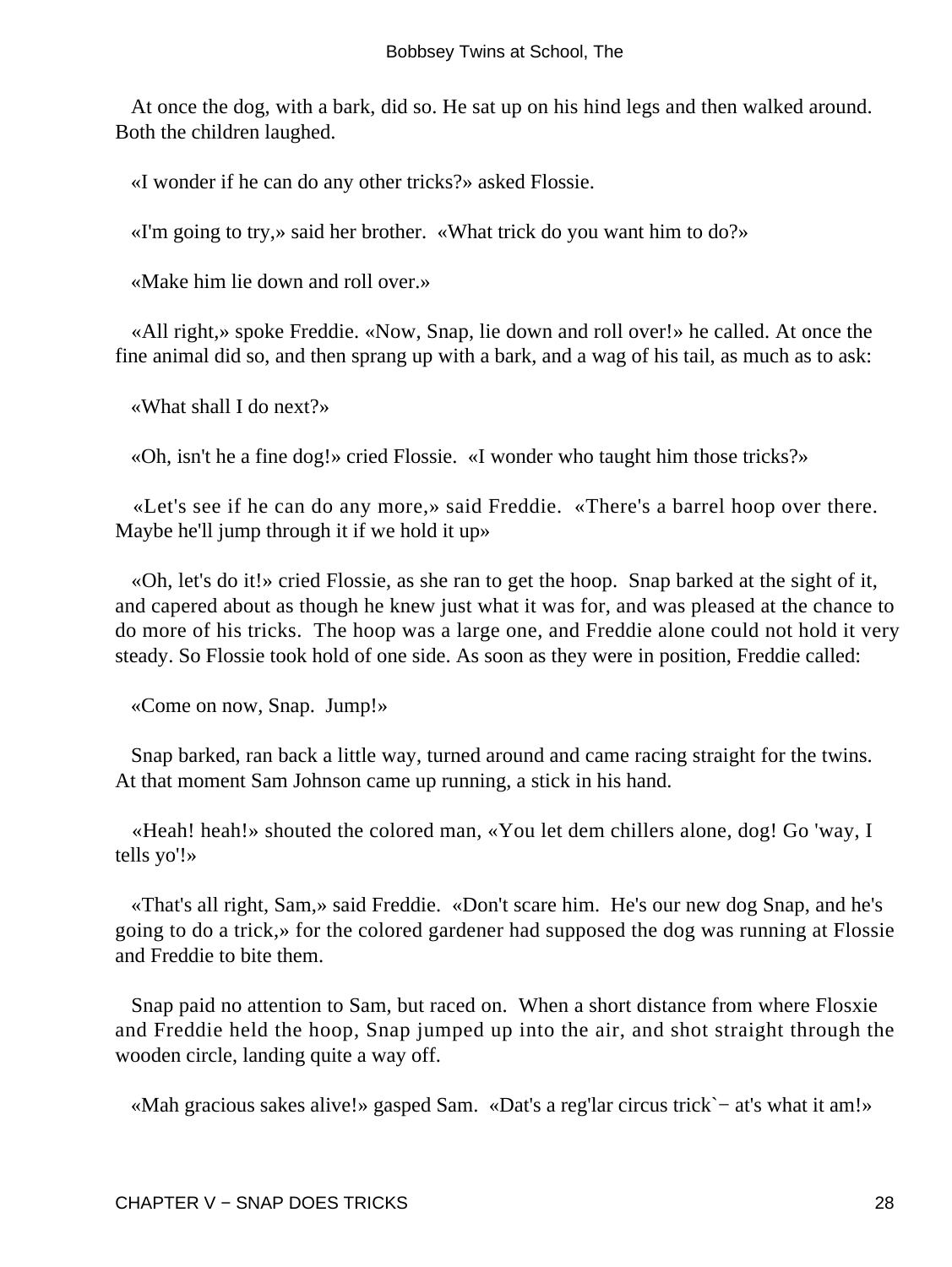At once the dog, with a bark, did so. He sat up on his hind legs and then walked around. Both the children laughed.

«I wonder if he can do any other tricks?» asked Flossie.

«I'm going to try,» said her brother. «What trick do you want him to do?»

«Make him lie down and roll over.»

«All right,» spoke Freddie. «Now, Snap, lie down and roll over!» he called. At once the fine animal did so, and then sprang up with a bark, and a wag of his tail, as much as to ask:

«What shall I do next?»

«Oh, isn't he a fine dog!» cried Flossie. «I wonder who taught him those tricks?»

«Let's see if he can do any more,» said Freddie. «There's a barrel hoop over there. Maybe he'll jump through it if we hold it up»

«Oh, let's do it!» cried Flossie, as she ran to get the hoop. Snap barked at the sight of it, and capered about as though he knew just what it was for, and was pleased at the chance to do more of his tricks. The hoop was a large one, and Freddie alone could not hold it very steady. So Flossie took hold of one side. As soon as they were in position, Freddie called:

«Come on now, Snap. Jump!»

Snap barked, ran back a little way, turned around and came racing straight for the twins. At that moment Sam Johnson came up running, a stick in his hand.

«Heah! heah!» shouted the colored man, «You let dem chillers alone, dog! Go 'way, I tells yo'!»

«That's all right, Sam,» said Freddie. «Don't scare him. He's our new dog Snap, and he's going to do a trick,» for the colored gardener had supposed the dog was running at Flossie and Freddie to bite them.

Snap paid no attention to Sam, but raced on. When a short distance from where Flosxie and Freddie held the hoop, Snap jumped up into the air, and shot straight through the wooden circle, landing quite a way off.

«Mah gracious sakes alive!» gasped Sam. «Dat's a reg'lar circus trick`− at's what it am!»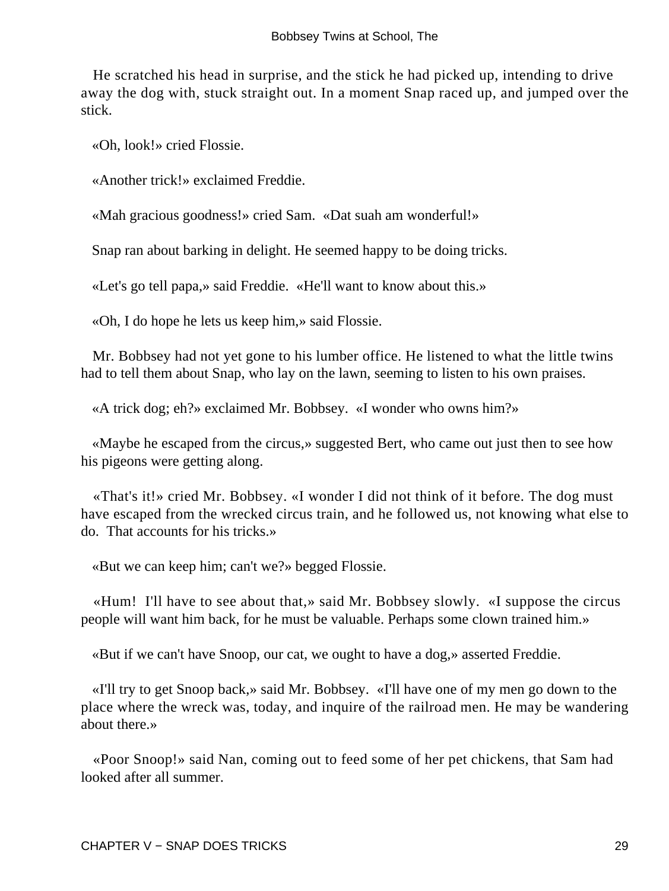He scratched his head in surprise, and the stick he had picked up, intending to drive away the dog with, stuck straight out. In a moment Snap raced up, and jumped over the stick.

«Oh, look!» cried Flossie.

«Another trick!» exclaimed Freddie.

«Mah gracious goodness!» cried Sam. «Dat suah am wonderful!»

Snap ran about barking in delight. He seemed happy to be doing tricks.

«Let's go tell papa,» said Freddie. «He'll want to know about this.»

«Oh, I do hope he lets us keep him,» said Flossie.

Mr. Bobbsey had not yet gone to his lumber office. He listened to what the little twins had to tell them about Snap, who lay on the lawn, seeming to listen to his own praises.

«A trick dog; eh?» exclaimed Mr. Bobbsey. «I wonder who owns him?»

«Maybe he escaped from the circus,» suggested Bert, who came out just then to see how his pigeons were getting along.

«That's it!» cried Mr. Bobbsey. «I wonder I did not think of it before. The dog must have escaped from the wrecked circus train, and he followed us, not knowing what else to do. That accounts for his tricks.»

«But we can keep him; can't we?» begged Flossie.

«Hum! I'll have to see about that,» said Mr. Bobbsey slowly. «I suppose the circus people will want him back, for he must be valuable. Perhaps some clown trained him.»

«But if we can't have Snoop, our cat, we ought to have a dog,» asserted Freddie.

«I'll try to get Snoop back,» said Mr. Bobbsey. «I'll have one of my men go down to the place where the wreck was, today, and inquire of the railroad men. He may be wandering about there.»

«Poor Snoop!» said Nan, coming out to feed some of her pet chickens, that Sam had looked after all summer.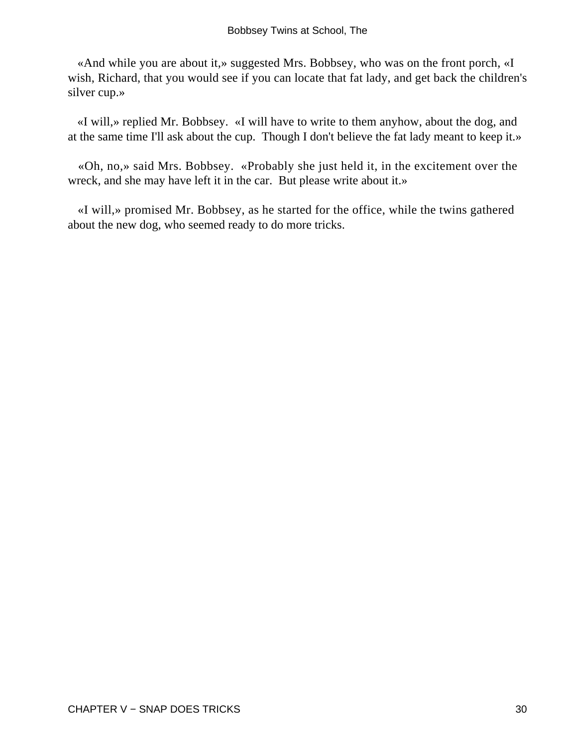«And while you are about it,» suggested Mrs. Bobbsey, who was on the front porch, «I wish, Richard, that you would see if you can locate that fat lady, and get back the children's silver cup.»

«I will,» replied Mr. Bobbsey. «I will have to write to them anyhow, about the dog, and at the same time I'll ask about the cup. Though I don't believe the fat lady meant to keep it.»

«Oh, no,» said Mrs. Bobbsey. «Probably she just held it, in the excitement over the wreck, and she may have left it in the car. But please write about it.»

«I will,» promised Mr. Bobbsey, as he started for the office, while the twins gathered about the new dog, who seemed ready to do more tricks.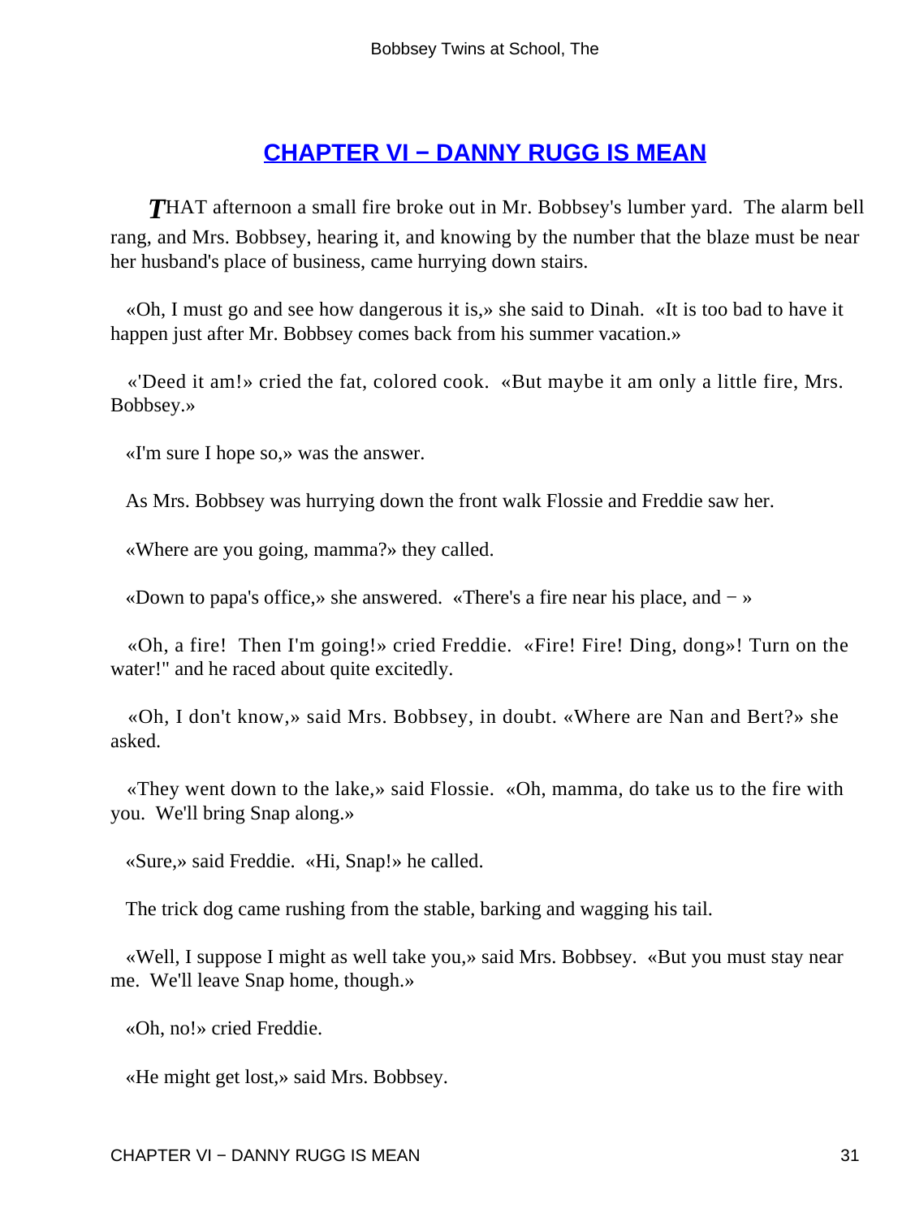## CHAPTER VI − DANNY RUGG IS MEAN

*T*HAT afternoon a small fire broke out in Mr. Bobbsey's lumber yard. The alarm bell rang, and Mrs. Bobbsey, hearing it, and knowing by the number that the blaze must be near her husband's place of business, came hurrying down stairs.

«Oh, I must go and see how dangerous it is,» she said to Dinah. «It is too bad to have it happen just after Mr. Bobbsey comes back from his summer vacation.»

«'Deed it am!» cried the fat, colored cook. «But maybe it am only a little fire, Mrs. Bobbsey.»

«I'm sure I hope so,» was the answer.

As Mrs. Bobbsey was hurrying down the front walk Flossie and Freddie saw her.

«Where are you going, mamma?» they called.

«Down to papa's office,» she answered. «There's a fire near his place, and − »

«Oh, a fire! Then I'm going!» cried Freddie. «Fire! Fire! Ding, dong»! Turn on the water!" and he raced about quite excitedly.

«Oh, I don't know,» said Mrs. Bobbsey, in doubt. «Where are Nan and Bert?» she asked.

«They went down to the lake,» said Flossie. «Oh, mamma, do take us to the fire with you. We'll bring Snap along.»

«Sure,» said Freddie. «Hi, Snap!» he called.

The trick dog came rushing from the stable, barking and wagging his tail.

«Well, I suppose I might as well take you,» said Mrs. Bobbsey. «But you must stay near me. We'll leave Snap home, though.»

«Oh, no!» cried Freddie.

«He might get lost,» said Mrs. Bobbsey.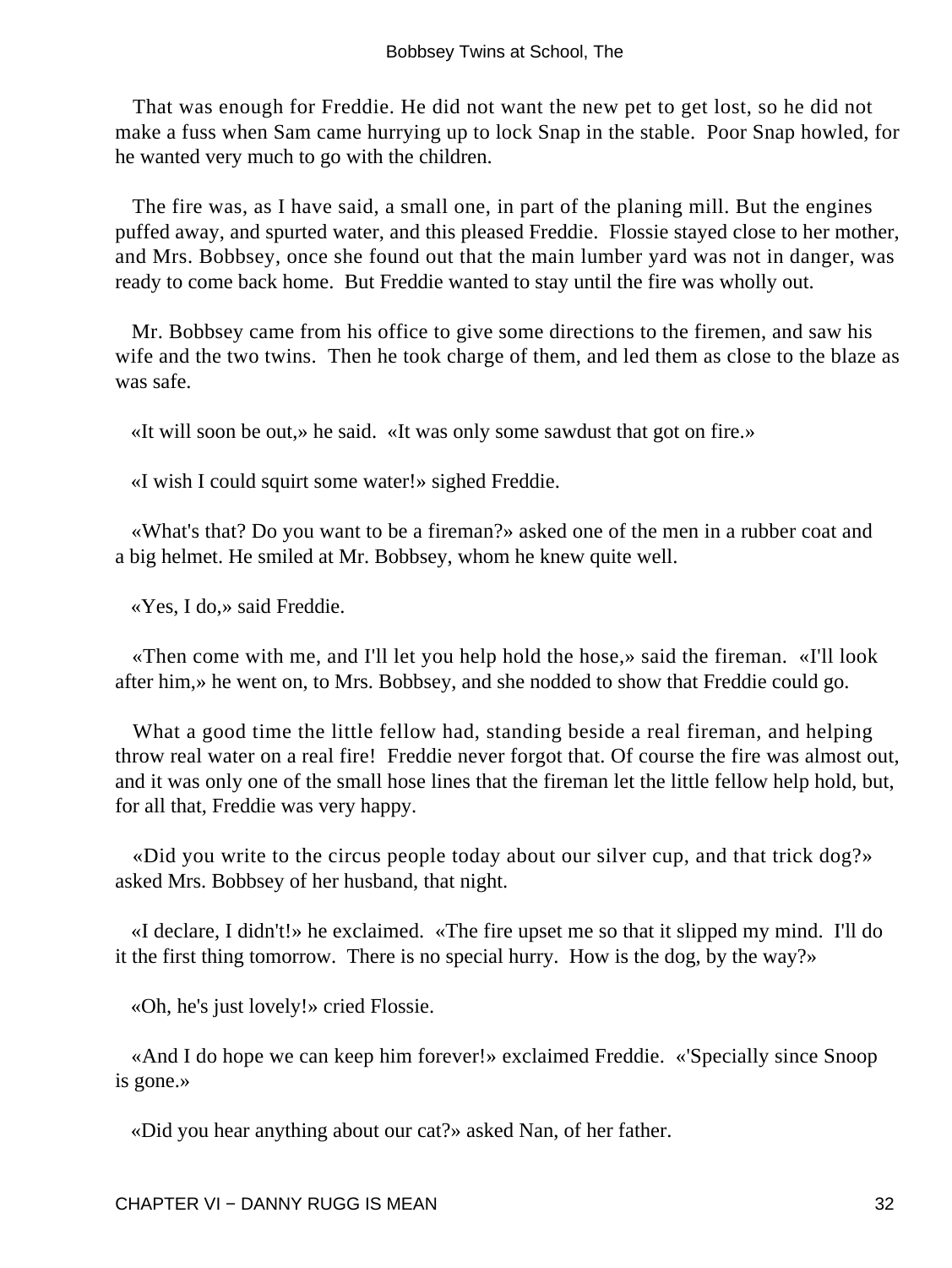That was enough for Freddie. He did not want the new pet to get lost, so he did not make a fuss when Sam came hurrying up to lock Snap in the stable. Poor Snap howled, for he wanted very much to go with the children.

The fire was, as I have said, a small one, in part of the planing mill. But the engines puffed away, and spurted water, and this pleased Freddie. Flossie stayed close to her mother, and Mrs. Bobbsey, once she found out that the main lumber yard was not in danger, was ready to come back home. But Freddie wanted to stay until the fire was wholly out.

Mr. Bobbsey came from his office to give some directions to the firemen, and saw his wife and the two twins. Then he took charge of them, and led them as close to the blaze as was safe.

«It will soon be out,» he said. «It was only some sawdust that got on fire.»

«I wish I could squirt some water!» sighed Freddie.

«What's that? Do you want to be a fireman?» asked one of the men in a rubber coat and a big helmet. He smiled at Mr. Bobbsey, whom he knew quite well.

«Yes, I do,» said Freddie.

«Then come with me, and I'll let you help hold the hose,» said the fireman. «I'll look after him,» he went on, to Mrs. Bobbsey, and she nodded to show that Freddie could go.

What a good time the little fellow had, standing beside a real fireman, and helping throw real water on a real fire! Freddie never forgot that. Of course the fire was almost out, and it was only one of the small hose lines that the fireman let the little fellow help hold, but, for all that, Freddie was very happy.

«Did you write to the circus people today about our silver cup, and that trick dog?» asked Mrs. Bobbsey of her husband, that night.

«I declare, I didn't!» he exclaimed. «The fire upset me so that it slipped my mind. I'll do it the first thing tomorrow. There is no special hurry. How is the dog, by the way?»

«Oh, he's just lovely!» cried Flossie.

«And I do hope we can keep him forever!» exclaimed Freddie. «'Specially since Snoop is gone.»

«Did you hear anything about our cat?» asked Nan, of her father.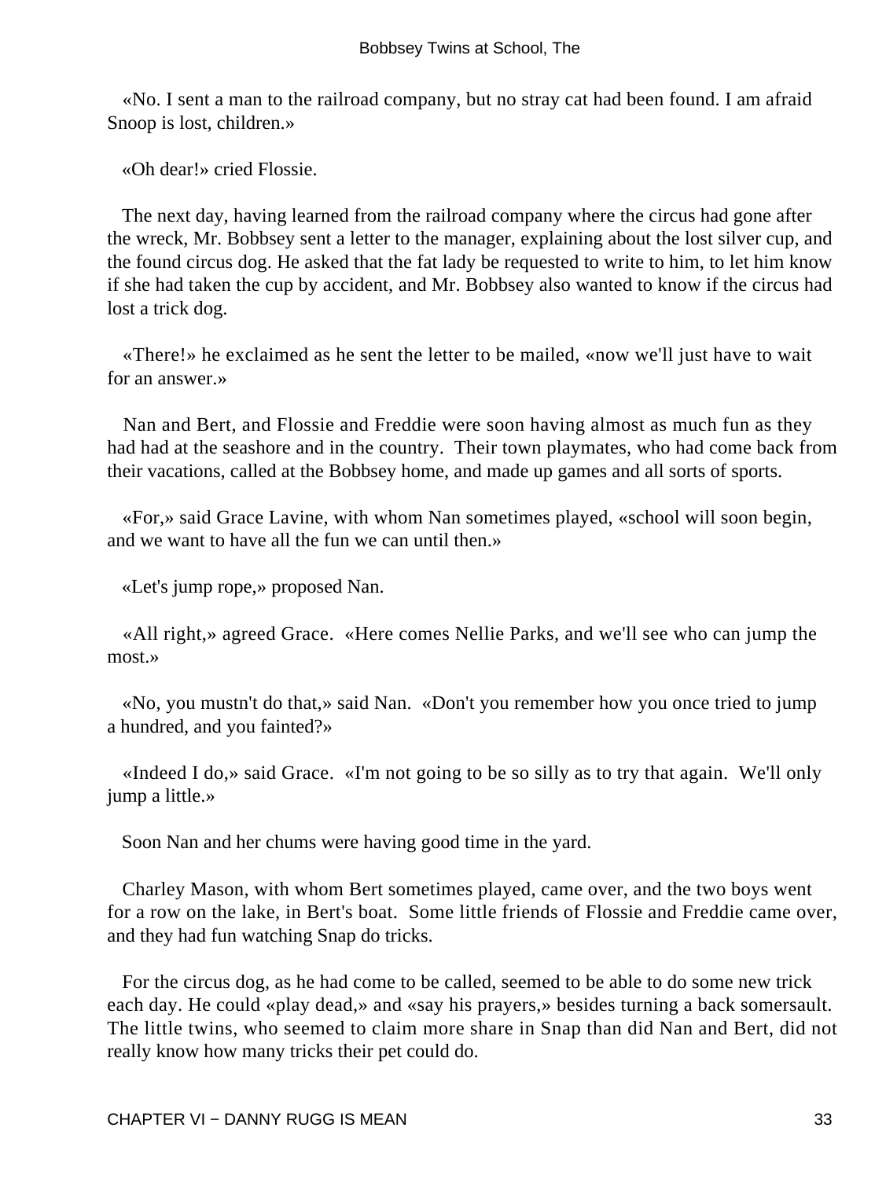«No. I sent a man to the railroad company, but no stray cat had been found. I am afraid Snoop is lost, children.»

«Oh dear!» cried Flossie.

The next day, having learned from the railroad company where the circus had gone after the wreck, Mr. Bobbsey sent a letter to the manager, explaining about the lost silver cup, and the found circus dog. He asked that the fat lady be requested to write to him, to let him know if she had taken the cup by accident, and Mr. Bobbsey also wanted to know if the circus had lost a trick dog.

«There!» he exclaimed as he sent the letter to be mailed, «now we'll just have to wait for an answer.»

Nan and Bert, and Flossie and Freddie were soon having almost as much fun as they had had at the seashore and in the country. Their town playmates, who had come back from their vacations, called at the Bobbsey home, and made up games and all sorts of sports.

«For,» said Grace Lavine, with whom Nan sometimes played, «school will soon begin, and we want to have all the fun we can until then.»

«Let's jump rope,» proposed Nan.

«All right,» agreed Grace. «Here comes Nellie Parks, and we'll see who can jump the most.»

«No, you mustn't do that,» said Nan. «Don't you remember how you once tried to jump a hundred, and you fainted?»

«Indeed I do,» said Grace. «I'm not going to be so silly as to try that again. We'll only jump a little.»

Soon Nan and her chums were having good time in the yard.

Charley Mason, with whom Bert sometimes played, came over, and the two boys went for a row on the lake, in Bert's boat. Some little friends of Flossie and Freddie came over, and they had fun watching Snap do tricks.

For the circus dog, as he had come to be called, seemed to be able to do some new trick each day. He could «play dead,» and «say his prayers,» besides turning a back somersault. The little twins, who seemed to claim more share in Snap than did Nan and Bert, did not really know how many tricks their pet could do.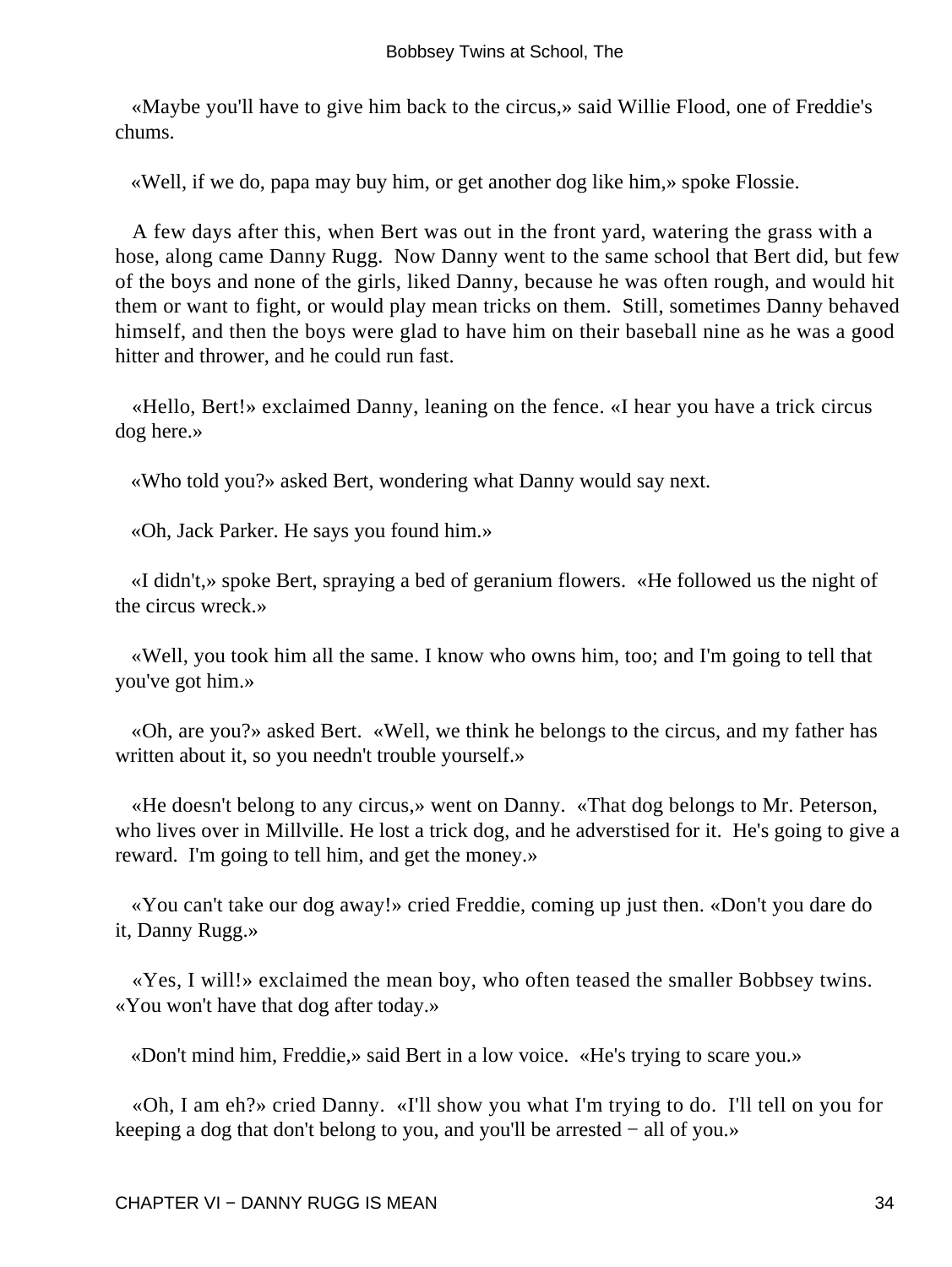«Maybe you'll have to give him back to the circus,» said Willie Flood, one of Freddie's chums.

«Well, if we do, papa may buy him, or get another dog like him,» spoke Flossie.

A few days after this, when Bert was out in the front yard, watering the grass with a hose, along came Danny Rugg. Now Danny went to the same school that Bert did, but few of the boys and none of the girls, liked Danny, because he was often rough, and would hit them or want to fight, or would play mean tricks on them. Still, sometimes Danny behaved himself, and then the boys were glad to have him on their baseball nine as he was a good hitter and thrower, and he could run fast.

«Hello, Bert!» exclaimed Danny, leaning on the fence. «I hear you have a trick circus dog here.»

«Who told you?» asked Bert, wondering what Danny would say next.

«Oh, Jack Parker. He says you found him.»

«I didn't,» spoke Bert, spraying a bed of geranium flowers. «He followed us the night of the circus wreck.»

«Well, you took him all the same. I know who owns him, too; and I'm going to tell that you've got him.»

«Oh, are you?» asked Bert. «Well, we think he belongs to the circus, and my father has written about it, so you needn't trouble yourself.»

«He doesn't belong to any circus,» went on Danny. «That dog belongs to Mr. Peterson, who lives over in Millville. He lost a trick dog, and he adverstised for it. He's going to give a reward. I'm going to tell him, and get the money.»

«You can't take our dog away!» cried Freddie, coming up just then. «Don't you dare do it, Danny Rugg.»

«Yes, I will!» exclaimed the mean boy, who often teased the smaller Bobbsey twins. «You won't have that dog after today.»

«Don't mind him, Freddie,» said Bert in a low voice. «He's trying to scare you.»

«Oh, I am eh?» cried Danny. «I'll show you what I'm trying to do. I'll tell on you for keeping a dog that don't belong to you, and you'll be arrested − all of you.»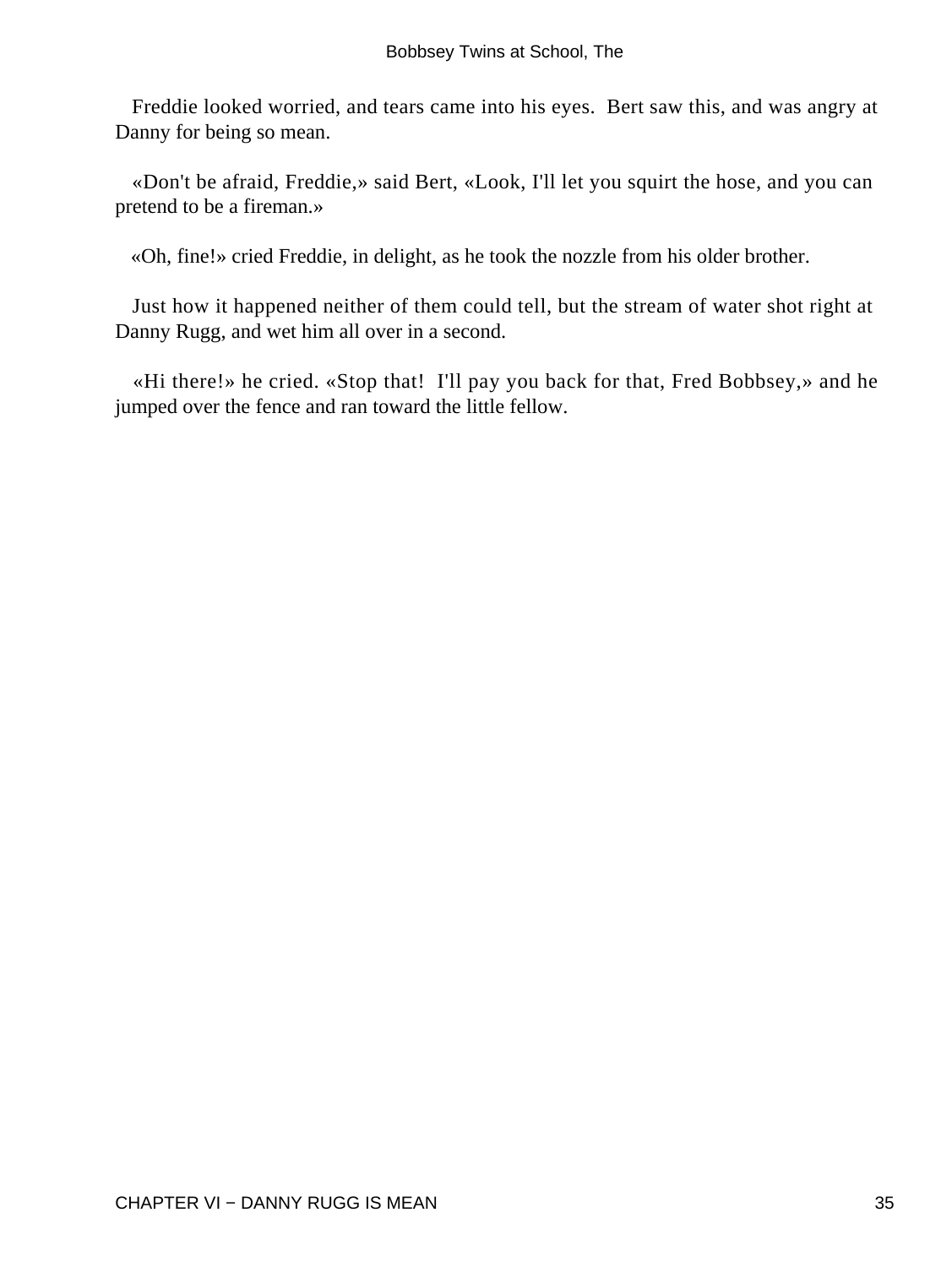Freddie looked worried, and tears came into his eyes. Bert saw this, and was angry at Danny for being so mean.

«Don't be afraid, Freddie,» said Bert, «Look, I'll let you squirt the hose, and you can pretend to be a fireman.»

«Oh, fine!» cried Freddie, in delight, as he took the nozzle from his older brother.

Just how it happened neither of them could tell, but the stream of water shot right at Danny Rugg, and wet him all over in a second.

«Hi there!» he cried. «Stop that! I'll pay you back for that, Fred Bobbsey,» and he jumped over the fence and ran toward the little fellow.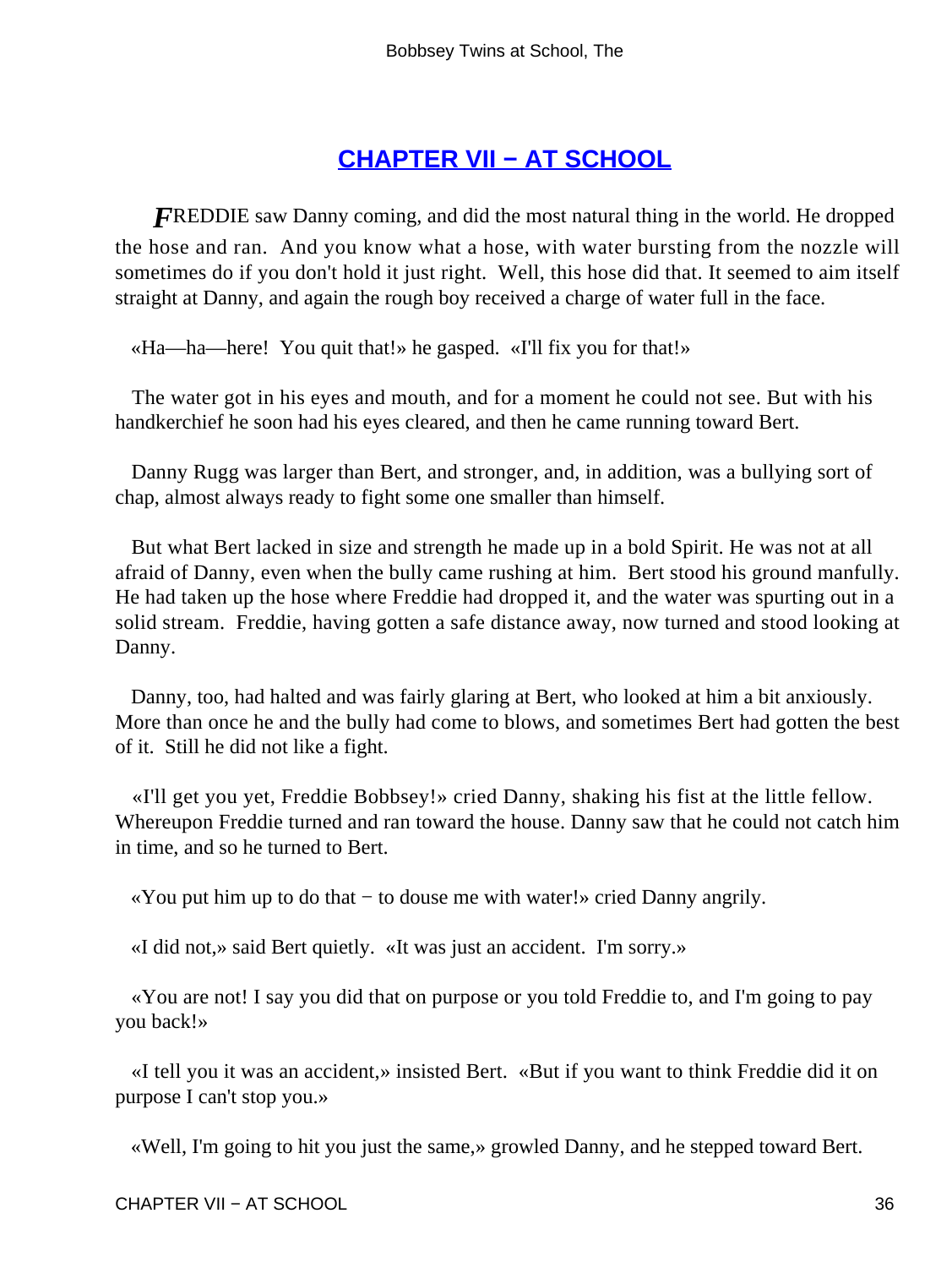## CHAPTER VII − AT SCHOOL

FREDDIE saw Danny coming, and did the most natural thing in the world. He dropped the hose and ran. And you know what a hose, with water bursting from the nozzle will sometimes do if you don't hold it just right. Well, this hose did that. It seemed to aim itself straight at Danny, and again the rough boy received a charge of water full in the face.

«Ha—ha—here! You quit that!» he gasped. «I'll fix you for that!»

The water got in his eyes and mouth, and for a moment he could not see. But with his handkerchief he soon had his eyes cleared, and then he came running toward Bert.

Danny Rugg was larger than Bert, and stronger, and, in addition, was a bullying sort of chap, almost always ready to fight some one smaller than himself.

But what Bert lacked in size and strength he made up in a bold Spirit. He was not at all afraid of Danny, even when the bully came rushing at him. Bert stood his ground manfully. He had taken up the hose where Freddie had dropped it, and the water was spurting out in a solid stream. Freddie, having gotten a safe distance away, now turned and stood looking at Danny.

Danny, too, had halted and was fairly glaring at Bert, who looked at him a bit anxiously. More than once he and the bully had come to blows, and sometimes Bert had gotten the best of it. Still he did not like a fight.

«I'll get you yet, Freddie Bobbsey!» cried Danny, shaking his fist at the little fellow. Whereupon Freddie turned and ran toward the house. Danny saw that he could not catch him in time, and so he turned to Bert.

«You put him up to do that − to douse me with water!» cried Danny angrily.

«I did not,» said Bert quietly. «It was just an accident. I'm sorry.»

«You are not! I say you did that on purpose or you told Freddie to, and I'm going to pay you back!»

«I tell you it was an accident,» insisted Bert. «But if you want to think Freddie did it on purpose I can't stop you.»

«Well, I'm going to hit you just the same,» growled Danny, and he stepped toward Bert.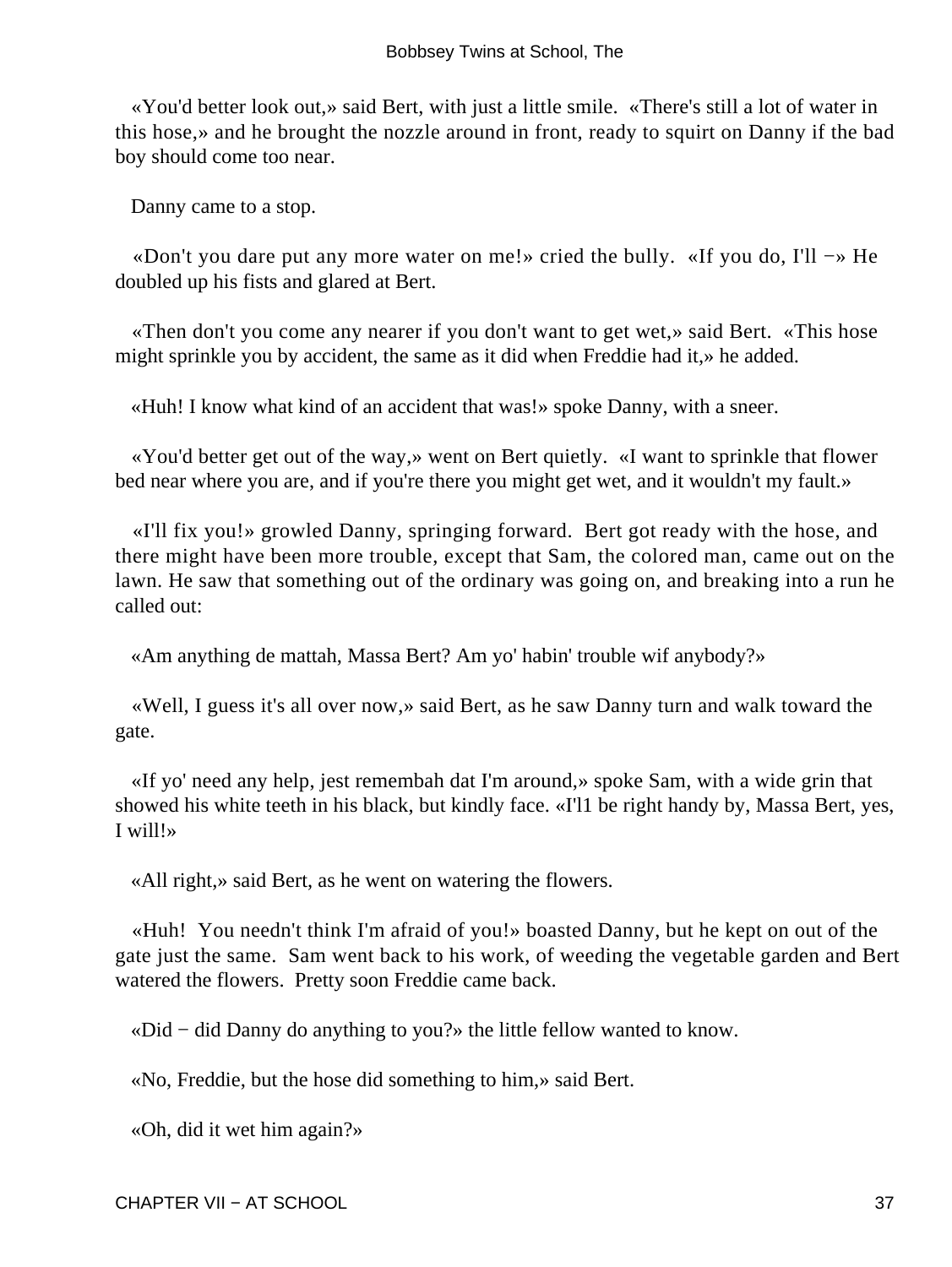«You'd better look out,» said Bert, with just a little smile. «There's still a lot of water in this hose,» and he brought the nozzle around in front, ready to squirt on Danny if the bad boy should come too near.

Danny came to a stop.

«Don't you dare put any more water on me!» cried the bully. «If you do, I'll −» He doubled up his fists and glared at Bert.

«Then don't you come any nearer if you don't want to get wet,» said Bert. «This hose might sprinkle you by accident, the same as it did when Freddie had it,» he added.

«Huh! I know what kind of an accident that was!» spoke Danny, with a sneer.

«You'd better get out of the way,» went on Bert quietly. «I want to sprinkle that flower bed near where you are, and if you're there you might get wet, and it wouldn't my fault.»

«I'll fix you!» growled Danny, springing forward. Bert got ready with the hose, and there might have been more trouble, except that Sam, the colored man, came out on the lawn. He saw that something out of the ordinary was going on, and breaking into a run he called out:

«Am anything de mattah, Massa Bert? Am yo' habin' trouble wif anybody?»

«Well, I guess it's all over now,» said Bert, as he saw Danny turn and walk toward the gate.

«If yo' need any help, jest remembah dat I'm around,» spoke Sam, with a wide grin that showed his white teeth in his black, but kindly face. «I'l1 be right handy by, Massa Bert, yes, I will!»

«All right,» said Bert, as he went on watering the flowers.

«Huh! You needn't think I'm afraid of you!» boasted Danny, but he kept on out of the gate just the same. Sam went back to his work, of weeding the vegetable garden and Bert watered the flowers. Pretty soon Freddie came back.

«Did − did Danny do anything to you?» the little fellow wanted to know.

«No, Freddie, but the hose did something to him,» said Bert.

«Oh, did it wet him again?»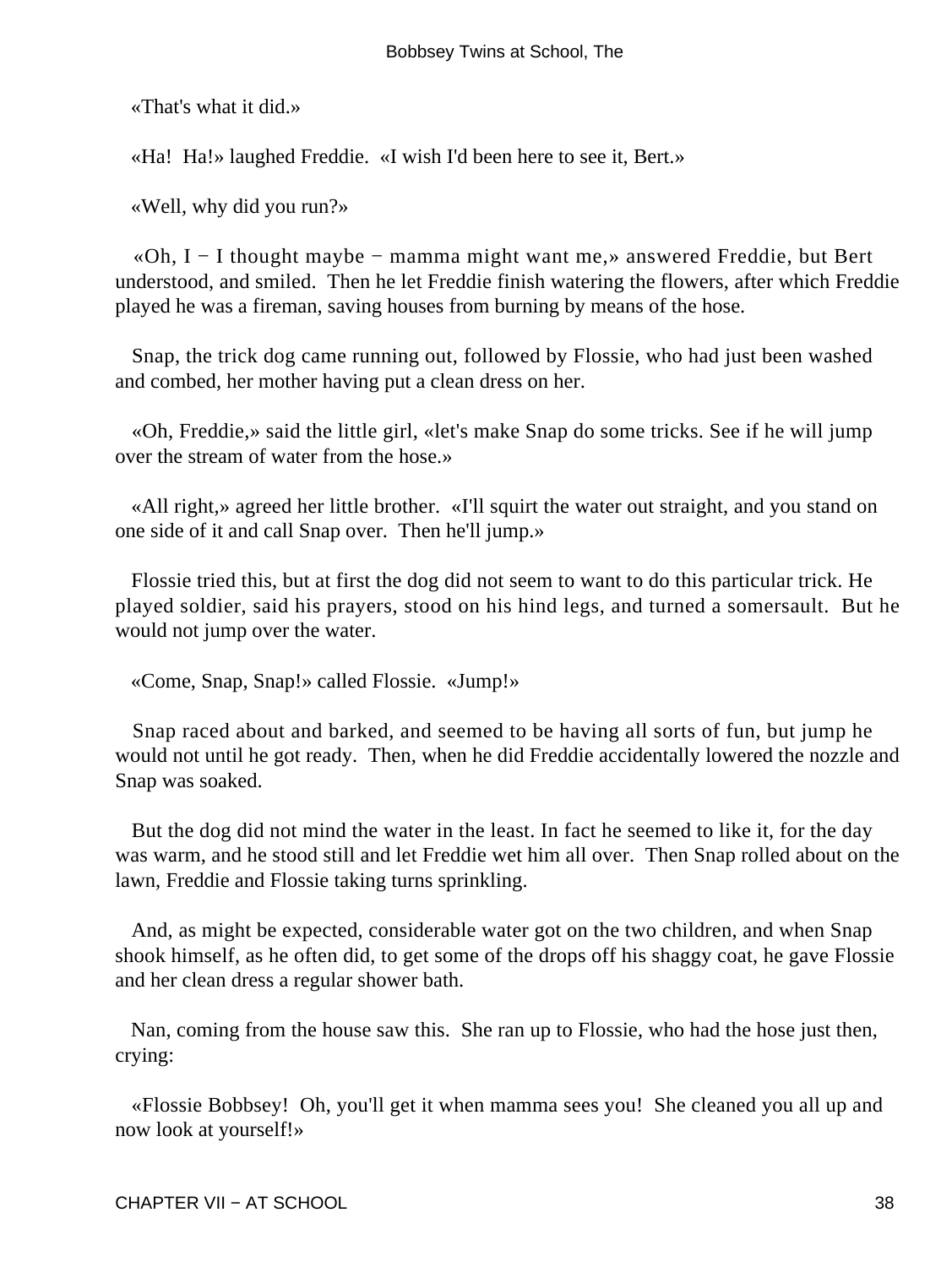«That's what it did.»

«Ha! Ha!» laughed Freddie. «I wish I'd been here to see it, Bert.»

«Well, why did you run?»

«Oh, I − I thought maybe − mamma might want me,» answered Freddie, but Bert understood, and smiled. Then he let Freddie finish watering the flowers, after which Freddie played he was a fireman, saving houses from burning by means of the hose.

Snap, the trick dog came running out, followed by Flossie, who had just been washed and combed, her mother having put a clean dress on her.

«Oh, Freddie,» said the little girl, «let's make Snap do some tricks. See if he will jump over the stream of water from the hose.»

«All right,» agreed her little brother. «I'll squirt the water out straight, and you stand on one side of it and call Snap over. Then he'll jump.»

Flossie tried this, but at first the dog did not seem to want to do this particular trick. He played soldier, said his prayers, stood on his hind legs, and turned a somersault. But he would not jump over the water.

«Come, Snap, Snap!» called Flossie. «Jump!»

Snap raced about and barked, and seemed to be having all sorts of fun, but jump he would not until he got ready. Then, when he did Freddie accidentally lowered the nozzle and Snap was soaked.

But the dog did not mind the water in the least. In fact he seemed to like it, for the day was warm, and he stood still and let Freddie wet him all over. Then Snap rolled about on the lawn, Freddie and Flossie taking turns sprinkling.

And, as might be expected, considerable water got on the two children, and when Snap shook himself, as he often did, to get some of the drops off his shaggy coat, he gave Flossie and her clean dress a regular shower bath.

Nan, coming from the house saw this. She ran up to Flossie, who had the hose just then, crying:

«Flossie Bobbsey! Oh, you'll get it when mamma sees you! She cleaned you all up and now look at yourself!»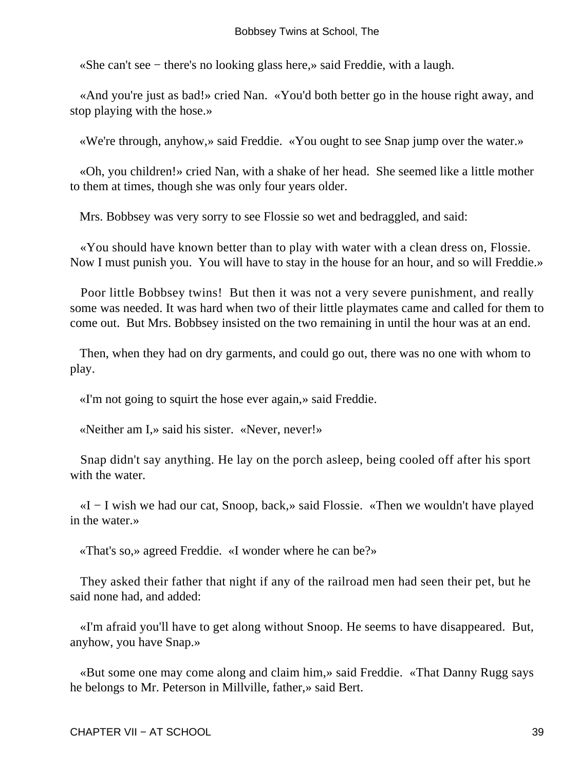«She can't see − there's no looking glass here,» said Freddie, with a laugh.

«And you're just as bad!» cried Nan. «You'd both better go in the house right away, and stop playing with the hose.»

«We're through, anyhow,» said Freddie. «You ought to see Snap jump over the water.»

«Oh, you children!» cried Nan, with a shake of her head. She seemed like a little mother to them at times, though she was only four years older.

Mrs. Bobbsey was very sorry to see Flossie so wet and bedraggled, and said:

«You should have known better than to play with water with a clean dress on, Flossie. Now I must punish you. You will have to stay in the house for an hour, and so will Freddie.»

Poor little Bobbsey twins! But then it was not a very severe punishment, and really some was needed. It was hard when two of their little playmates came and called for them to come out. But Mrs. Bobbsey insisted on the two remaining in until the hour was at an end.

Then, when they had on dry garments, and could go out, there was no one with whom to play.

«I'm not going to squirt the hose ever again,» said Freddie.

«Neither am I,» said his sister. «Never, never!»

Snap didn't say anything. He lay on the porch asleep, being cooled off after his sport with the water.

«I − I wish we had our cat, Snoop, back,» said Flossie. «Then we wouldn't have played in the water.»

«That's so,» agreed Freddie. «I wonder where he can be?»

They asked their father that night if any of the railroad men had seen their pet, but he said none had, and added:

«I'm afraid you'll have to get along without Snoop. He seems to have disappeared. But, anyhow, you have Snap.»

«But some one may come along and claim him,» said Freddie. «That Danny Rugg says he belongs to Mr. Peterson in Millville, father,» said Bert.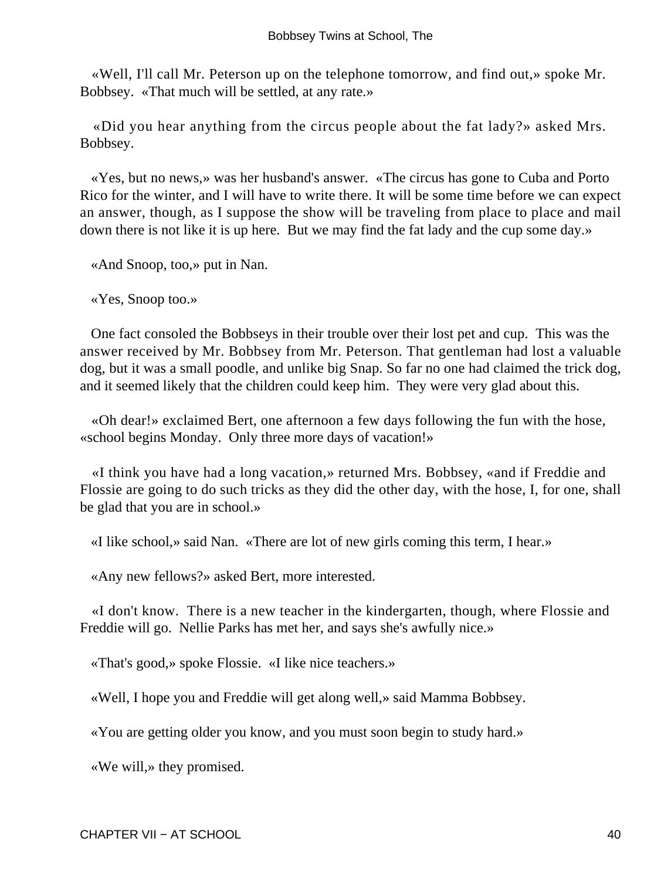«Well, I'll call Mr. Peterson up on the telephone tomorrow, and find out,» spoke Mr. Bobbsey. «That much will be settled, at any rate.»

«Did you hear anything from the circus people about the fat lady?» asked Mrs. Bobbsey.

«Yes, but no news,» was her husband's answer. «The circus has gone to Cuba and Porto Rico for the winter, and I will have to write there. It will be some time before we can expect an answer, though, as I suppose the show will be traveling from place to place and mail down there is not like it is up here. But we may find the fat lady and the cup some day.»

«And Snoop, too,» put in Nan.

«Yes, Snoop too.»

One fact consoled the Bobbseys in their trouble over their lost pet and cup. This was the answer received by Mr. Bobbsey from Mr. Peterson. That gentleman had lost a valuable dog, but it was a small poodle, and unlike big Snap. So far no one had claimed the trick dog, and it seemed likely that the children could keep him. They were very glad about this.

«Oh dear!» exclaimed Bert, one afternoon a few days following the fun with the hose, «school begins Monday. Only three more days of vacation!»

«I think you have had a long vacation,» returned Mrs. Bobbsey, «and if Freddie and Flossie are going to do such tricks as they did the other day, with the hose, I, for one, shall be glad that you are in school.»

«I like school,» said Nan. «There are lot of new girls coming this term, I hear.»

«Any new fellows?» asked Bert, more interested.

«I don't know. There is a new teacher in the kindergarten, though, where Flossie and Freddie will go. Nellie Parks has met her, and says she's awfully nice.»

«That's good,» spoke Flossie. «I like nice teachers.»

«Well, I hope you and Freddie will get along well,» said Mamma Bobbsey.

«You are getting older you know, and you must soon begin to study hard.»

«We will,» they promised.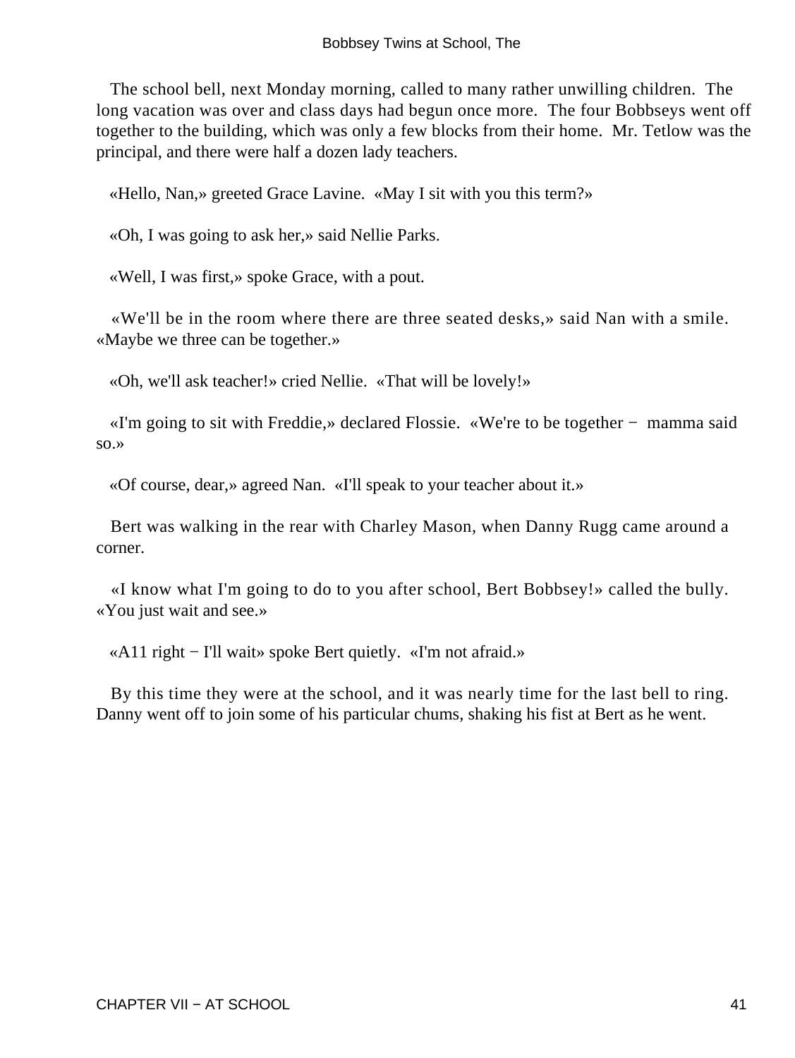The school bell, next Monday morning, called to many rather unwilling children. The long vacation was over and class days had begun once more. The four Bobbseys went off together to the building, which was only a few blocks from their home. Mr. Tetlow was the principal, and there were half a dozen lady teachers.

«Hello, Nan,» greeted Grace Lavine. «May I sit with you this term?»

«Oh, I was going to ask her,» said Nellie Parks.

«Well, I was first,» spoke Grace, with a pout.

«We'll be in the room where there are three seated desks,» said Nan with a smile. «Maybe we three can be together.»

«Oh, we'll ask teacher!» cried Nellie. «That will be lovely!»

«I'm going to sit with Freddie,» declared Flossie. «We're to be together − mamma said so.»

«Of course, dear,» agreed Nan. «I'll speak to your teacher about it.»

Bert was walking in the rear with Charley Mason, when Danny Rugg came around a corner.

«I know what I'm going to do to you after school, Bert Bobbsey!» called the bully. «You just wait and see.»

«A11 right − I'll wait» spoke Bert quietly. «I'm not afraid.»

By this time they were at the school, and it was nearly time for the last bell to ring. Danny went off to join some of his particular chums, shaking his fist at Bert as he went.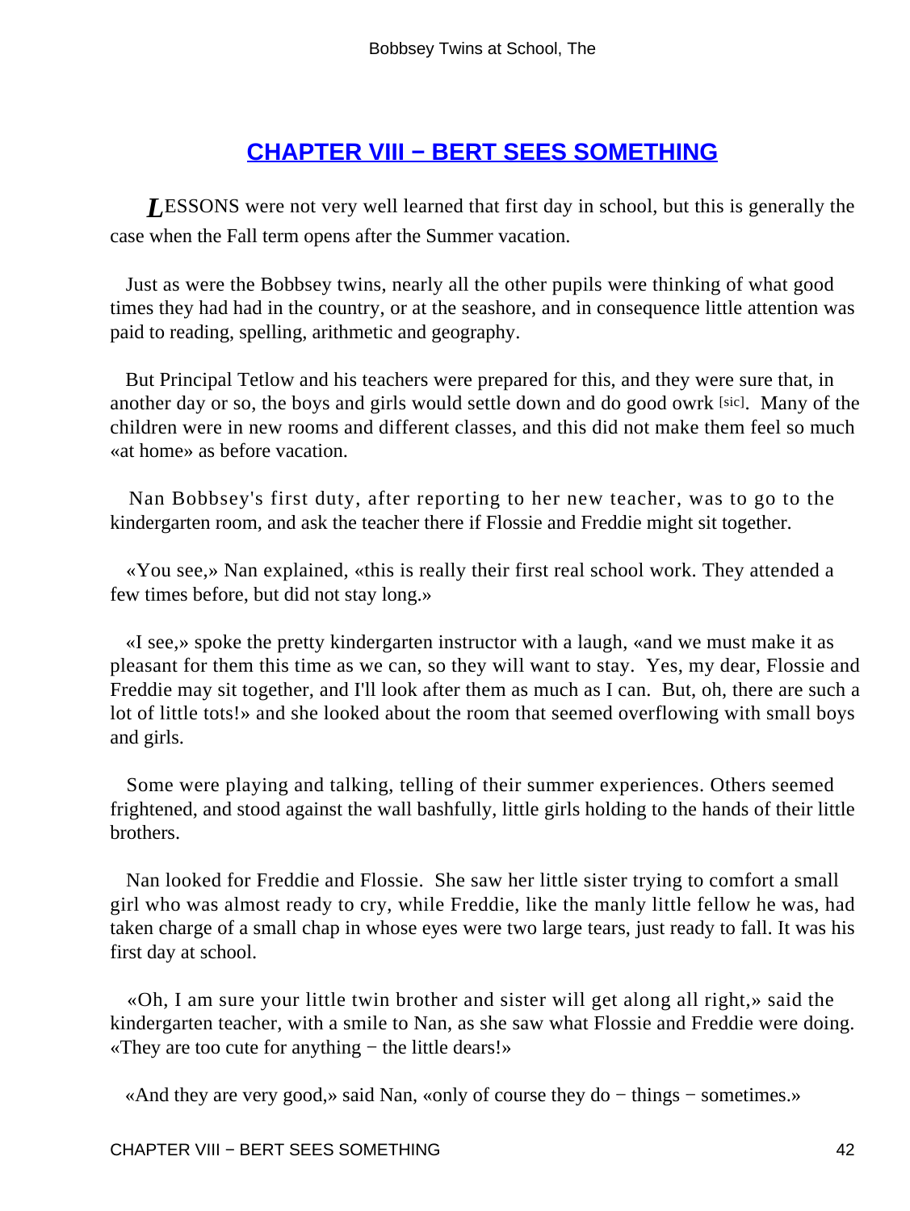## CHAPTER VIII − BERT SEES SOMETHING

*L*ESSONS were not very well learned that first day in school, but this is generally the case when the Fall term opens after the Summer vacation.

Just as were the Bobbsey twins, nearly all the other pupils were thinking of what good times they had had in the country, or at the seashore, and in consequence little attention was paid to reading, spelling, arithmetic and geography.

But Principal Tetlow and his teachers were prepared for this, and they were sure that, in another day or so, the boys and girls would settle down and do good owrk [sic]. Many of the children were in new rooms and different classes, and this did not make them feel so much «at home» as before vacation.

Nan Bobbsey's first duty, after reporting to her new teacher, was to go to the kindergarten room, and ask the teacher there if Flossie and Freddie might sit together.

«You see,» Nan explained, «this is really their first real school work. They attended a few times before, but did not stay long.»

«I see,» spoke the pretty kindergarten instructor with a laugh, «and we must make it as pleasant for them this time as we can, so they will want to stay. Yes, my dear, Flossie and Freddie may sit together, and I'll look after them as much as I can. But, oh, there are such a lot of little tots!» and she looked about the room that seemed overflowing with small boys and girls.

Some were playing and talking, telling of their summer experiences. Others seemed frightened, and stood against the wall bashfully, little girls holding to the hands of their little brothers.

Nan looked for Freddie and Flossie. She saw her little sister trying to comfort a small girl who was almost ready to cry, while Freddie, like the manly little fellow he was, had taken charge of a small chap in whose eyes were two large tears, just ready to fall. It was his first day at school.

«Oh, I am sure your little twin brother and sister will get along all right,» said the kindergarten teacher, with a smile to Nan, as she saw what Flossie and Freddie were doing. «They are too cute for anything − the little dears!»

«And they are very good,» said Nan, «only of course they do − things − sometimes.»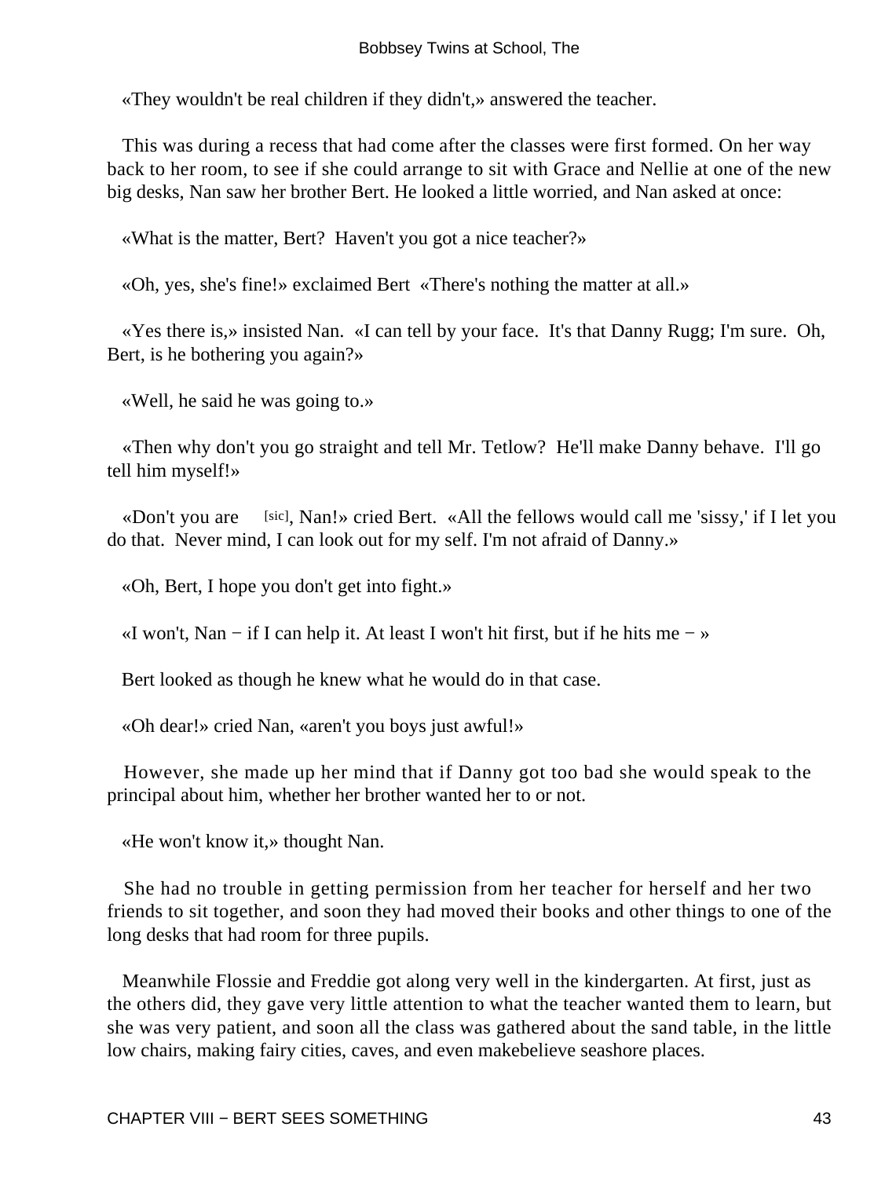«They wouldn't be real children if they didn't,» answered the teacher.

This was during a recess that had come after the classes were first formed. On her way back to her room, to see if she could arrange to sit with Grace and Nellie at one of the new big desks, Nan saw her brother Bert. He looked a little worried, and Nan asked at once:

«What is the matter, Bert? Haven't you got a nice teacher?»

«Oh, yes, she's fine!» exclaimed Bert «There's nothing the matter at all.»

«Yes there is,» insisted Nan. «I can tell by your face. It's that Danny Rugg; I'm sure. Oh, Bert, is he bothering you again?»

«Well, he said he was going to.»

«Then why don't you go straight and tell Mr. Tetlow? He'll make Danny behave. I'll go tell him myself!»

«Don't you are [sic], Nan!» cried Bert. «All the fellows would call me 'sissy,' if I let you do that. Never mind, I can look out for my self. I'm not afraid of Danny.»

«Oh, Bert, I hope you don't get into fight.»

«I won't, Nan − if I can help it. At least I won't hit first, but if he hits me − »

Bert looked as though he knew what he would do in that case.

«Oh dear!» cried Nan, «aren't you boys just awful!»

However, she made up her mind that if Danny got too bad she would speak to the principal about him, whether her brother wanted her to or not.

«He won't know it,» thought Nan.

She had no trouble in getting permission from her teacher for herself and her two friends to sit together, and soon they had moved their books and other things to one of the long desks that had room for three pupils.

Meanwhile Flossie and Freddie got along very well in the kindergarten. At first, just as the others did, they gave very little attention to what the teacher wanted them to learn, but she was very patient, and soon all the class was gathered about the sand table, in the little low chairs, making fairy cities, caves, and even makebelieve seashore places.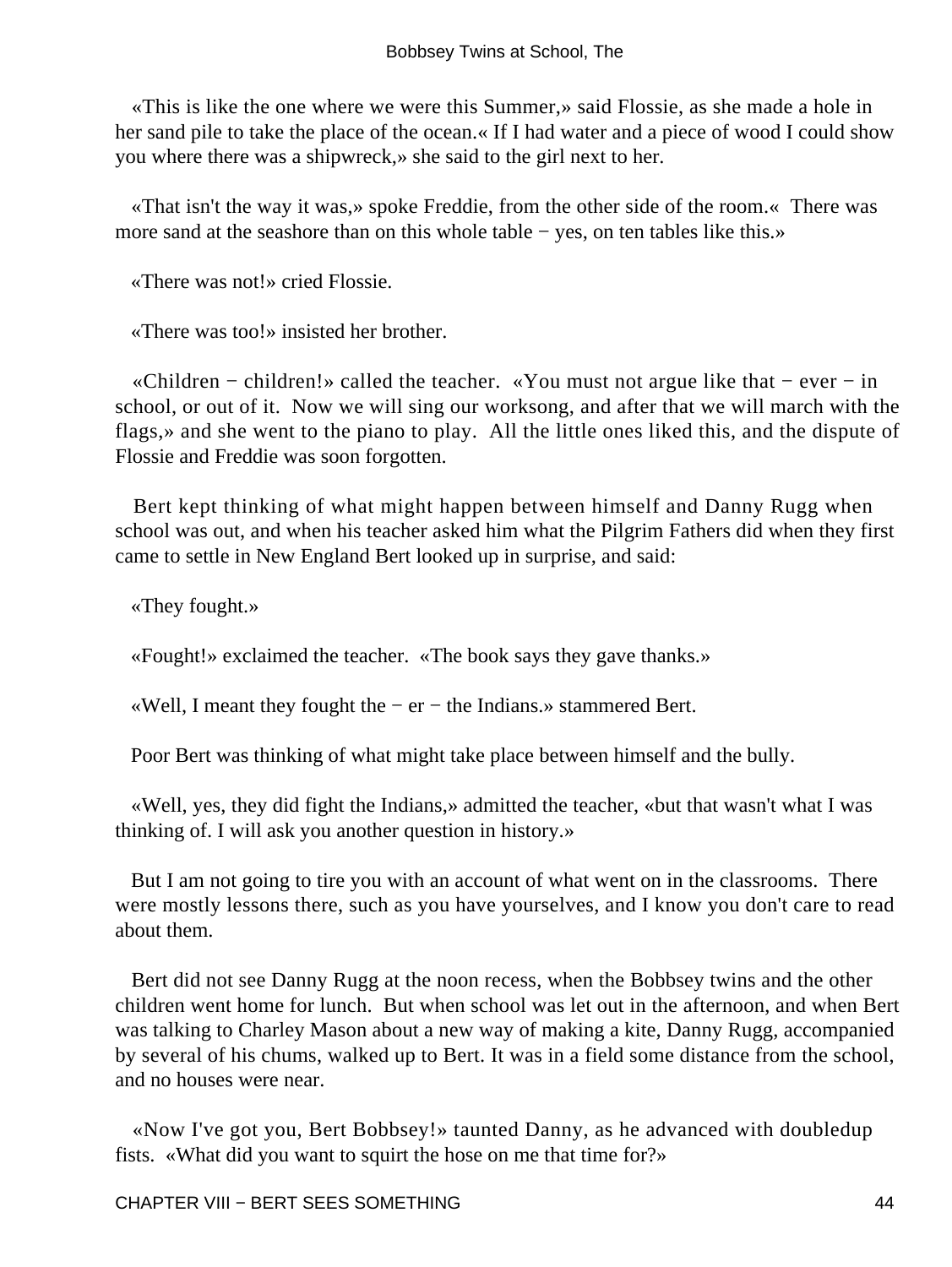«This is like the one where we were this Summer,» said Flossie, as she made a hole in her sand pile to take the place of the ocean.« If I had water and a piece of wood I could show you where there was a shipwreck,» she said to the girl next to her.

«That isn't the way it was,» spoke Freddie, from the other side of the room.« There was more sand at the seashore than on this whole table − yes, on ten tables like this.»

«There was not!» cried Flossie.

«There was too!» insisted her brother.

«Children − children!» called the teacher. «You must not argue like that − ever − in school, or out of it. Now we will sing our worksong, and after that we will march with the flags,» and she went to the piano to play. All the little ones liked this, and the dispute of Flossie and Freddie was soon forgotten.

Bert kept thinking of what might happen between himself and Danny Rugg when school was out, and when his teacher asked him what the Pilgrim Fathers did when they first came to settle in New England Bert looked up in surprise, and said:

«They fought.»

«Fought!» exclaimed the teacher. «The book says they gave thanks.»

«Well, I meant they fought the − er − the Indians.» stammered Bert.

Poor Bert was thinking of what might take place between himself and the bully.

«Well, yes, they did fight the Indians,» admitted the teacher, «but that wasn't what I was thinking of. I will ask you another question in history.»

But I am not going to tire you with an account of what went on in the classrooms. There were mostly lessons there, such as you have yourselves, and I know you don't care to read about them.

Bert did not see Danny Rugg at the noon recess, when the Bobbsey twins and the other children went home for lunch. But when school was let out in the afternoon, and when Bert was talking to Charley Mason about a new way of making a kite, Danny Rugg, accompanied by several of his chums, walked up to Bert. It was in a field some distance from the school, and no houses were near.

«Now I've got you, Bert Bobbsey!» taunted Danny, as he advanced with doubledup fists. «What did you want to squirt the hose on me that time for?»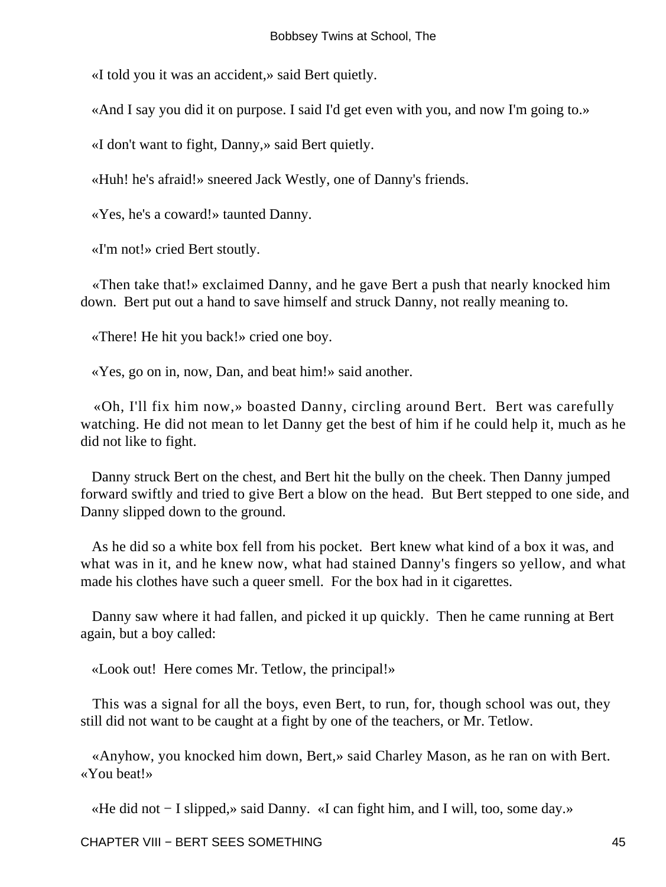«I told you it was an accident,» said Bert quietly.

«And I say you did it on purpose. I said I'd get even with you, and now I'm going to.»

«I don't want to fight, Danny,» said Bert quietly.

«Huh! he's afraid!» sneered Jack Westly, one of Danny's friends.

«Yes, he's a coward!» taunted Danny.

«I'm not!» cried Bert stoutly.

«Then take that!» exclaimed Danny, and he gave Bert a push that nearly knocked him down. Bert put out a hand to save himself and struck Danny, not really meaning to.

«There! He hit you back!» cried one boy.

«Yes, go on in, now, Dan, and beat him!» said another.

«Oh, I'll fix him now,» boasted Danny, circling around Bert. Bert was carefully watching. He did not mean to let Danny get the best of him if he could help it, much as he did not like to fight.

Danny struck Bert on the chest, and Bert hit the bully on the cheek. Then Danny jumped forward swiftly and tried to give Bert a blow on the head. But Bert stepped to one side, and Danny slipped down to the ground.

As he did so a white box fell from his pocket. Bert knew what kind of a box it was, and what was in it, and he knew now, what had stained Danny's fingers so yellow, and what made his clothes have such a queer smell. For the box had in it cigarettes.

Danny saw where it had fallen, and picked it up quickly. Then he came running at Bert again, but a boy called:

«Look out! Here comes Mr. Tetlow, the principal!»

This was a signal for all the boys, even Bert, to run, for, though school was out, they still did not want to be caught at a fight by one of the teachers, or Mr. Tetlow.

«Anyhow, you knocked him down, Bert,» said Charley Mason, as he ran on with Bert. «You beat!»

«He did not − I slipped,» said Danny. «I can fight him, and I will, too, some day.»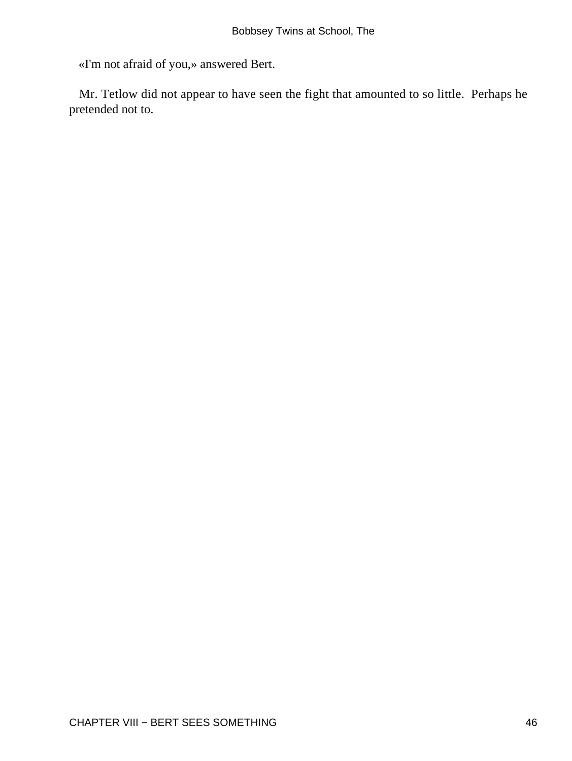«I'm not afraid of you,» answered Bert.

Mr. Tetlow did not appear to have seen the fight that amounted to so little. Perhaps he pretended not to.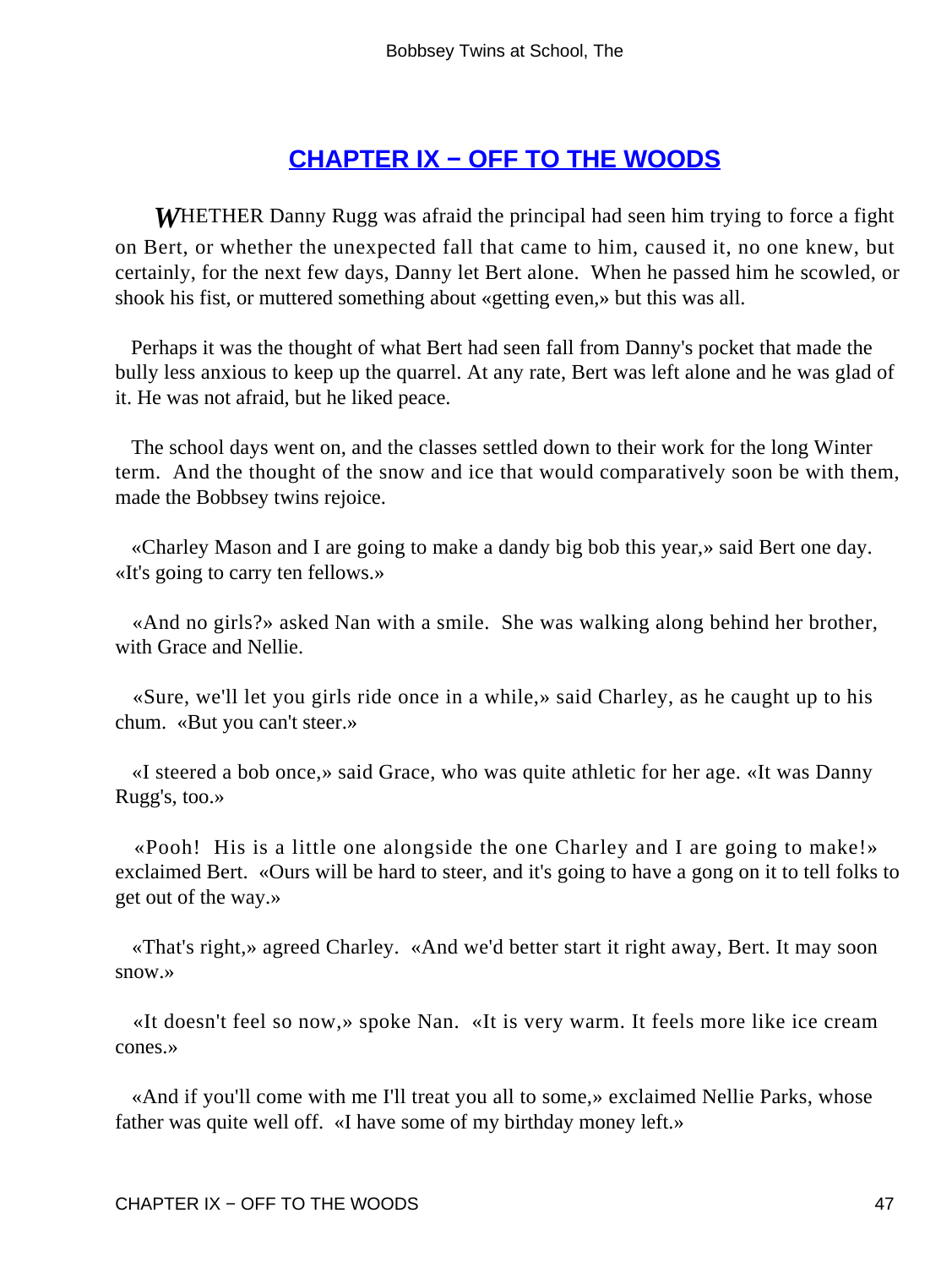## CHAPTER IX − OFF TO THE WOODS

WHETHER Danny Rugg was afraid the principal had seen him trying to force a fight on Bert, or whether the unexpected fall that came to him, caused it, no one knew, but certainly, for the next few days, Danny let Bert alone. When he passed him he scowled, or shook his fist, or muttered something about «getting even,» but this was all.

Perhaps it was the thought of what Bert had seen fall from Danny's pocket that made the bully less anxious to keep up the quarrel. At any rate, Bert was left alone and he was glad of it. He was not afraid, but he liked peace.

The school days went on, and the classes settled down to their work for the long Winter term. And the thought of the snow and ice that would comparatively soon be with them, made the Bobbsey twins rejoice.

«Charley Mason and I are going to make a dandy big bob this year,» said Bert one day. «It's going to carry ten fellows.»

«And no girls?» asked Nan with a smile. She was walking along behind her brother, with Grace and Nellie.

«Sure, we'll let you girls ride once in a while,» said Charley, as he caught up to his chum. «But you can't steer.»

«I steered a bob once,» said Grace, who was quite athletic for her age. «It was Danny Rugg's, too.»

«Pooh! His is a little one alongside the one Charley and I are going to make!» exclaimed Bert. «Ours will be hard to steer, and it's going to have a gong on it to tell folks to get out of the way.»

«That's right,» agreed Charley. «And we'd better start it right away, Bert. It may soon snow.»

«It doesn't feel so now,» spoke Nan. «It is very warm. It feels more like ice cream cones.»

«And if you'll come with me I'll treat you all to some,» exclaimed Nellie Parks, whose father was quite well off. «I have some of my birthday money left.»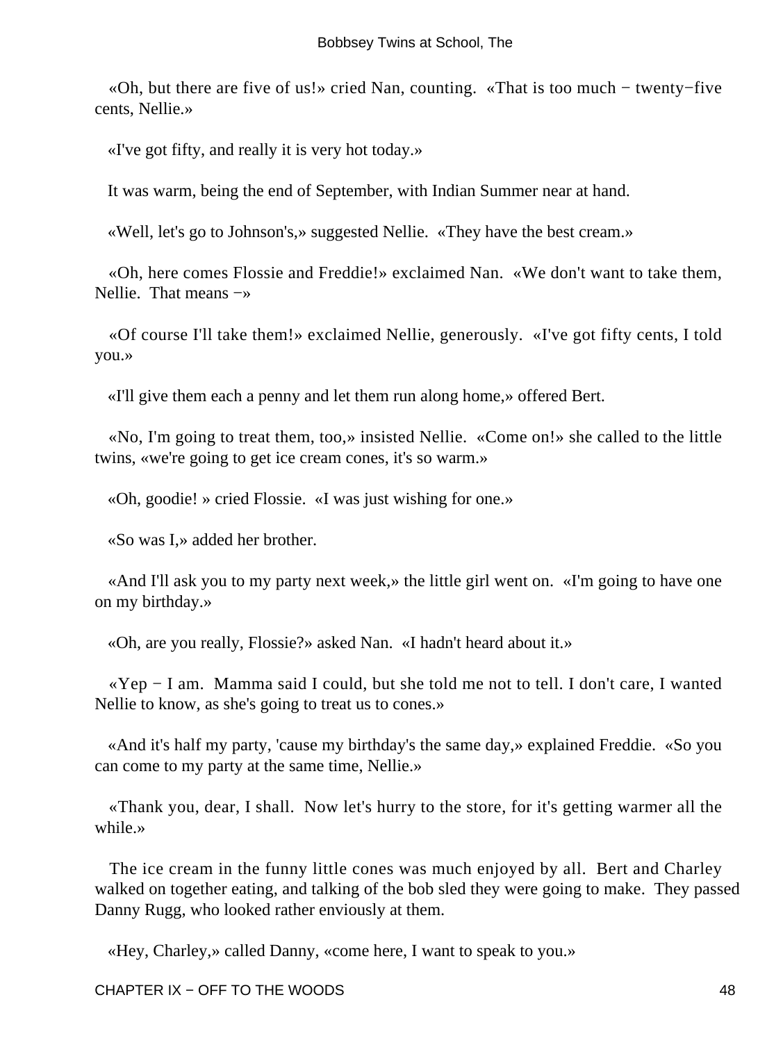«Oh, but there are five of us!» cried Nan, counting. «That is too much − twenty−five cents, Nellie.»

«I've got fifty, and really it is very hot today.»

It was warm, being the end of September, with Indian Summer near at hand.

«Well, let's go to Johnson's,» suggested Nellie. «They have the best cream.»

«Oh, here comes Flossie and Freddie!» exclaimed Nan. «We don't want to take them, Nellie. That means −»

«Of course I'll take them!» exclaimed Nellie, generously. «I've got fifty cents, I told you.»

«I'll give them each a penny and let them run along home,» offered Bert.

«No, I'm going to treat them, too,» insisted Nellie. «Come on!» she called to the little twins, «we're going to get ice cream cones, it's so warm.»

«Oh, goodie! » cried Flossie. «I was just wishing for one.»

«So was I,» added her brother.

«And I'll ask you to my party next week,» the little girl went on. «I'm going to have one on my birthday.»

«Oh, are you really, Flossie?» asked Nan. «I hadn't heard about it.»

«Yep − I am. Mamma said I could, but she told me not to tell. I don't care, I wanted Nellie to know, as she's going to treat us to cones.»

«And it's half my party, 'cause my birthday's the same day,» explained Freddie. «So you can come to my party at the same time, Nellie.»

«Thank you, dear, I shall. Now let's hurry to the store, for it's getting warmer all the while.»

The ice cream in the funny little cones was much enjoyed by all. Bert and Charley walked on together eating, and talking of the bob sled they were going to make. They passed Danny Rugg, who looked rather enviously at them.

«Hey, Charley,» called Danny, «come here, I want to speak to you.»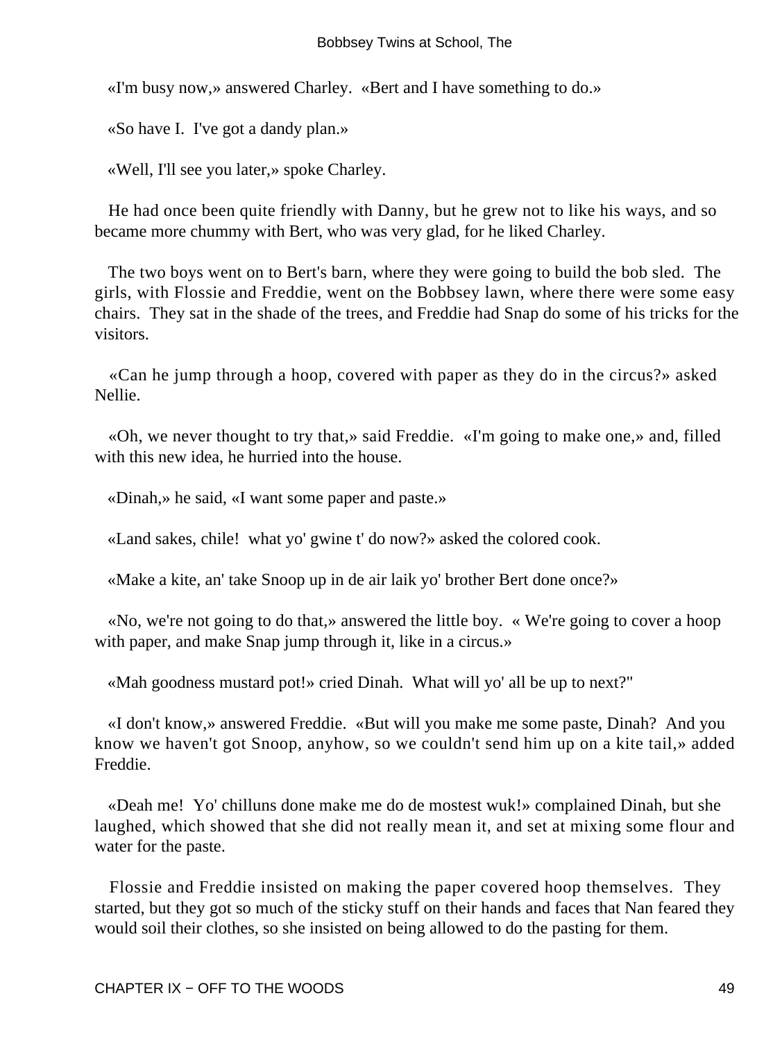«I'm busy now,» answered Charley. «Bert and I have something to do.»

«So have I. I've got a dandy plan.»

«Well, I'll see you later,» spoke Charley.

He had once been quite friendly with Danny, but he grew not to like his ways, and so became more chummy with Bert, who was very glad, for he liked Charley.

The two boys went on to Bert's barn, where they were going to build the bob sled. The girls, with Flossie and Freddie, went on the Bobbsey lawn, where there were some easy chairs. They sat in the shade of the trees, and Freddie had Snap do some of his tricks for the visitors.

«Can he jump through a hoop, covered with paper as they do in the circus?» asked Nellie.

«Oh, we never thought to try that,» said Freddie. «I'm going to make one,» and, filled with this new idea, he hurried into the house.

«Dinah,» he said, «I want some paper and paste.»

«Land sakes, chile! what yo' gwine t' do now?» asked the colored cook.

«Make a kite, an' take Snoop up in de air laik yo' brother Bert done once?»

«No, we're not going to do that,» answered the little boy. « We're going to cover a hoop with paper, and make Snap jump through it, like in a circus.»

«Mah goodness mustard pot!» cried Dinah. What will yo' all be up to next?"

«I don't know,» answered Freddie. «But will you make me some paste, Dinah? And you know we haven't got Snoop, anyhow, so we couldn't send him up on a kite tail,» added Freddie.

«Deah me! Yo' chilluns done make me do de mostest wuk!» complained Dinah, but she laughed, which showed that she did not really mean it, and set at mixing some flour and water for the paste.

Flossie and Freddie insisted on making the paper covered hoop themselves. They started, but they got so much of the sticky stuff on their hands and faces that Nan feared they would soil their clothes, so she insisted on being allowed to do the pasting for them.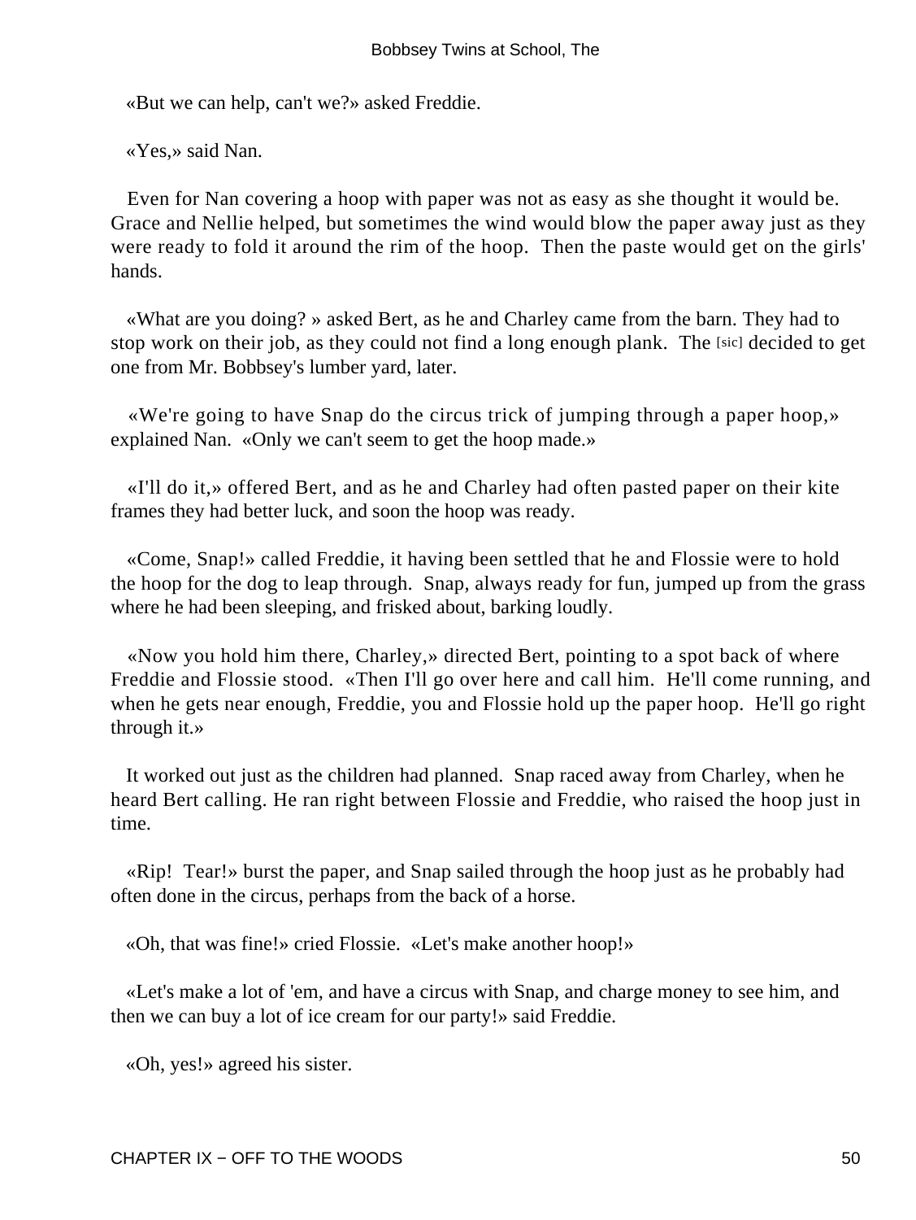«But we can help, can't we?» asked Freddie.

«Yes,» said Nan.

Even for Nan covering a hoop with paper was not as easy as she thought it would be. Grace and Nellie helped, but sometimes the wind would blow the paper away just as they were ready to fold it around the rim of the hoop. Then the paste would get on the girls' hands.

«What are you doing? » asked Bert, as he and Charley came from the barn. They had to stop work on their job, as they could not find a long enough plank. The [sic] decided to get one from Mr. Bobbsey's lumber yard, later.

«We're going to have Snap do the circus trick of jumping through a paper hoop,» explained Nan. «Only we can't seem to get the hoop made.»

«I'll do it,» offered Bert, and as he and Charley had often pasted paper on their kite frames they had better luck, and soon the hoop was ready.

«Come, Snap!» called Freddie, it having been settled that he and Flossie were to hold the hoop for the dog to leap through. Snap, always ready for fun, jumped up from the grass where he had been sleeping, and frisked about, barking loudly.

«Now you hold him there, Charley,» directed Bert, pointing to a spot back of where Freddie and Flossie stood. «Then I'll go over here and call him. He'll come running, and when he gets near enough, Freddie, you and Flossie hold up the paper hoop. He'll go right through it.»

It worked out just as the children had planned. Snap raced away from Charley, when he heard Bert calling. He ran right between Flossie and Freddie, who raised the hoop just in time.

«Rip! Tear!» burst the paper, and Snap sailed through the hoop just as he probably had often done in the circus, perhaps from the back of a horse.

«Oh, that was fine!» cried Flossie. «Let's make another hoop!»

«Let's make a lot of 'em, and have a circus with Snap, and charge money to see him, and then we can buy a lot of ice cream for our party!» said Freddie.

«Oh, yes!» agreed his sister.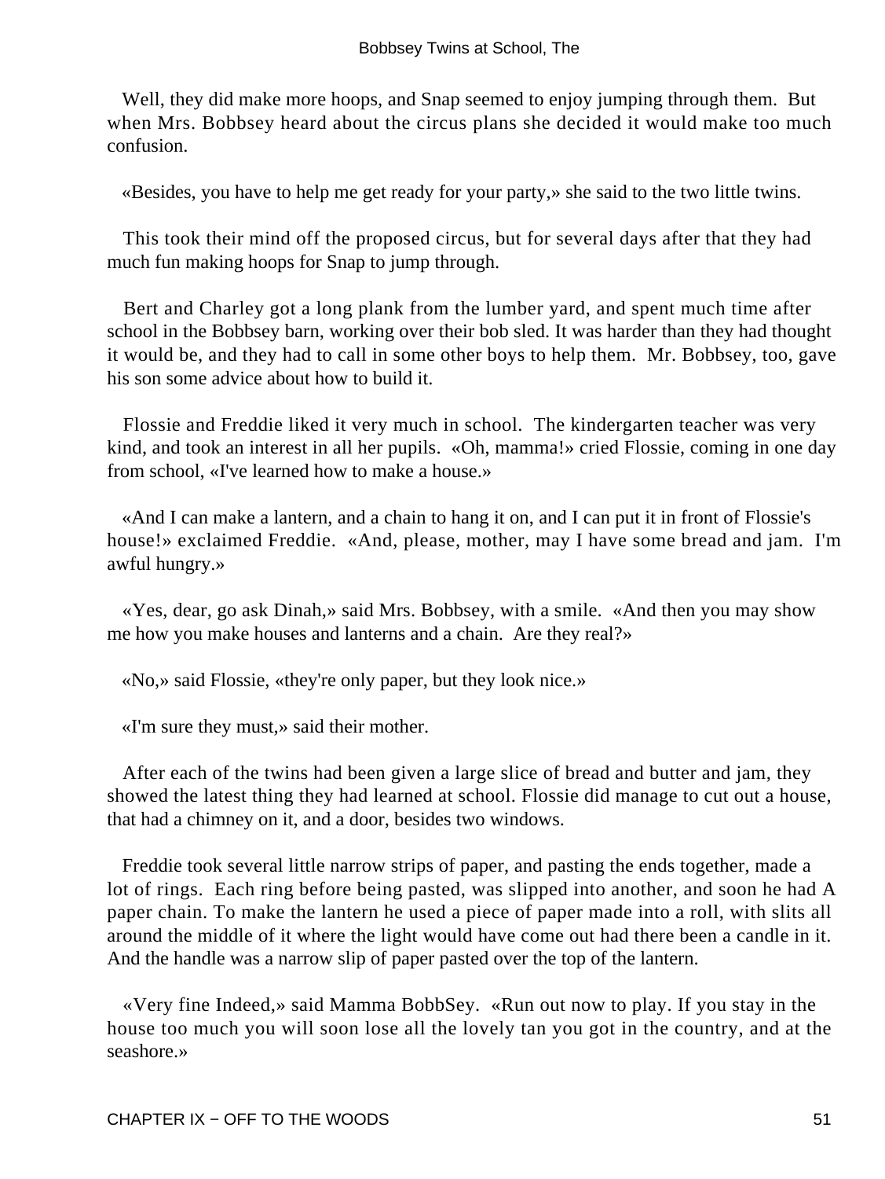Well, they did make more hoops, and Snap seemed to enjoy jumping through them. But when Mrs. Bobbsey heard about the circus plans she decided it would make too much confusion.

«Besides, you have to help me get ready for your party,» she said to the two little twins.

This took their mind off the proposed circus, but for several days after that they had much fun making hoops for Snap to jump through.

Bert and Charley got a long plank from the lumber yard, and spent much time after school in the Bobbsey barn, working over their bob sled. It was harder than they had thought it would be, and they had to call in some other boys to help them. Mr. Bobbsey, too, gave his son some advice about how to build it.

Flossie and Freddie liked it very much in school. The kindergarten teacher was very kind, and took an interest in all her pupils. «Oh, mamma!» cried Flossie, coming in one day from school, «I've learned how to make a house.»

«And I can make a lantern, and a chain to hang it on, and I can put it in front of Flossie's house!» exclaimed Freddie. «And, please, mother, may I have some bread and jam. I'm awful hungry.»

«Yes, dear, go ask Dinah,» said Mrs. Bobbsey, with a smile. «And then you may show me how you make houses and lanterns and a chain. Are they real?»

«No,» said Flossie, «they're only paper, but they look nice.»

«I'm sure they must,» said their mother.

After each of the twins had been given a large slice of bread and butter and jam, they showed the latest thing they had learned at school. Flossie did manage to cut out a house, that had a chimney on it, and a door, besides two windows.

Freddie took several little narrow strips of paper, and pasting the ends together, made a lot of rings. Each ring before being pasted, was slipped into another, and soon he had A paper chain. To make the lantern he used a piece of paper made into a roll, with slits all around the middle of it where the light would have come out had there been a candle in it. And the handle was a narrow slip of paper pasted over the top of the lantern.

«Very fine Indeed,» said Mamma BobbSey. «Run out now to play. If you stay in the house too much you will soon lose all the lovely tan you got in the country, and at the seashore.»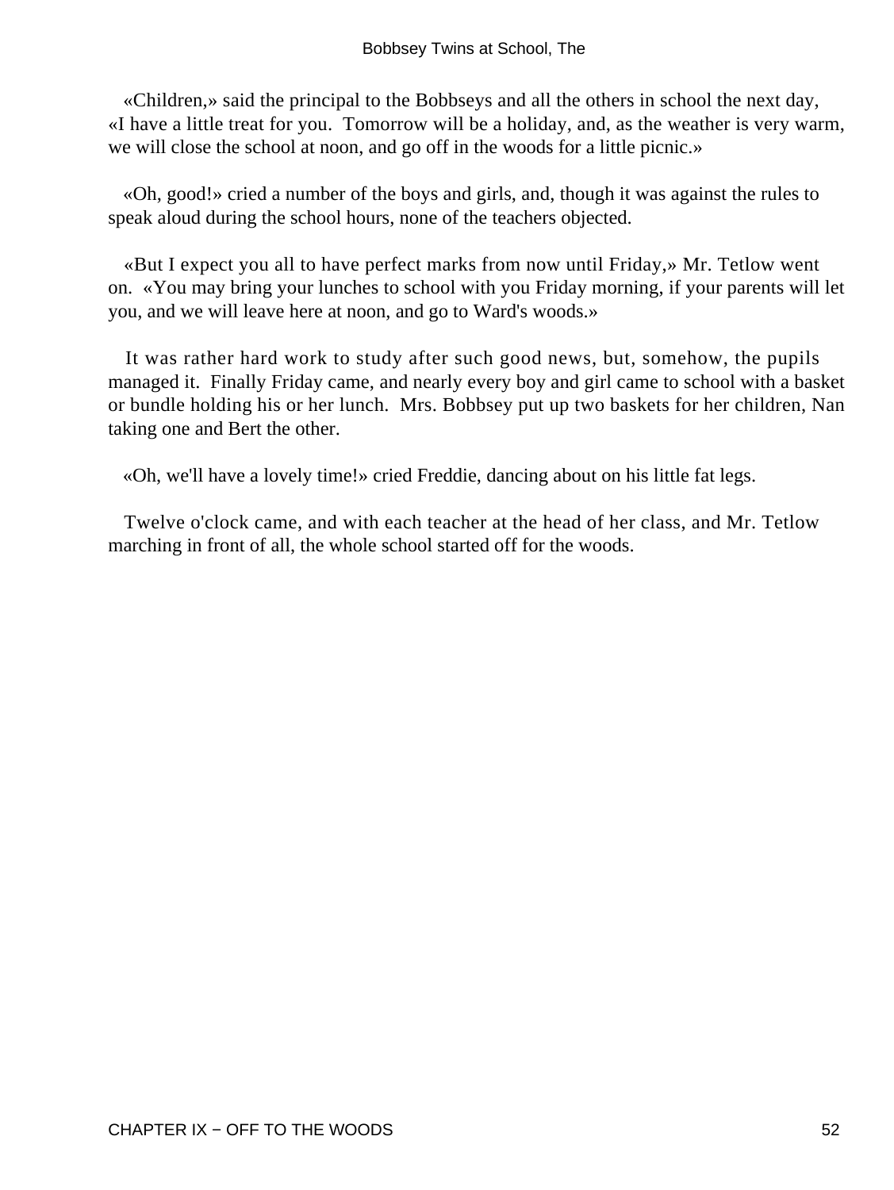«Children,» said the principal to the Bobbseys and all the others in school the next day, «I have a little treat for you.  Tomorrow will be a holiday, and, as the weather is very warm, we will close the school at noon, and go off in the woods for a little picnic.»

«Oh, good!» cried a number of the boys and girls, and, though it was against the rules to speak aloud during the school hours, none of the teachers objected.

«But I expect you all to have perfect marks from now until Friday,» Mr. Tetlow went on.  «You may bring your lunches to school with you Friday morning, if your parents will let you, and we will leave here at noon, and go to Ward's woods.»

It was rather hard work to study after such good news, but, somehow, the pupils managed it.  Finally Friday came, and nearly every boy and girl came to school with a basket or bundle holding his or her lunch.  Mrs. Bobbsey put up two baskets for her children, Nan taking one and Bert the other.

«Oh, we'll have a lovely time!» cried Freddie, dancing about on his little fat legs.

Twelve o'clock came, and with each teacher at the head of her class, and Mr. Tetlow marching in front of all, the whole school started off for the woods.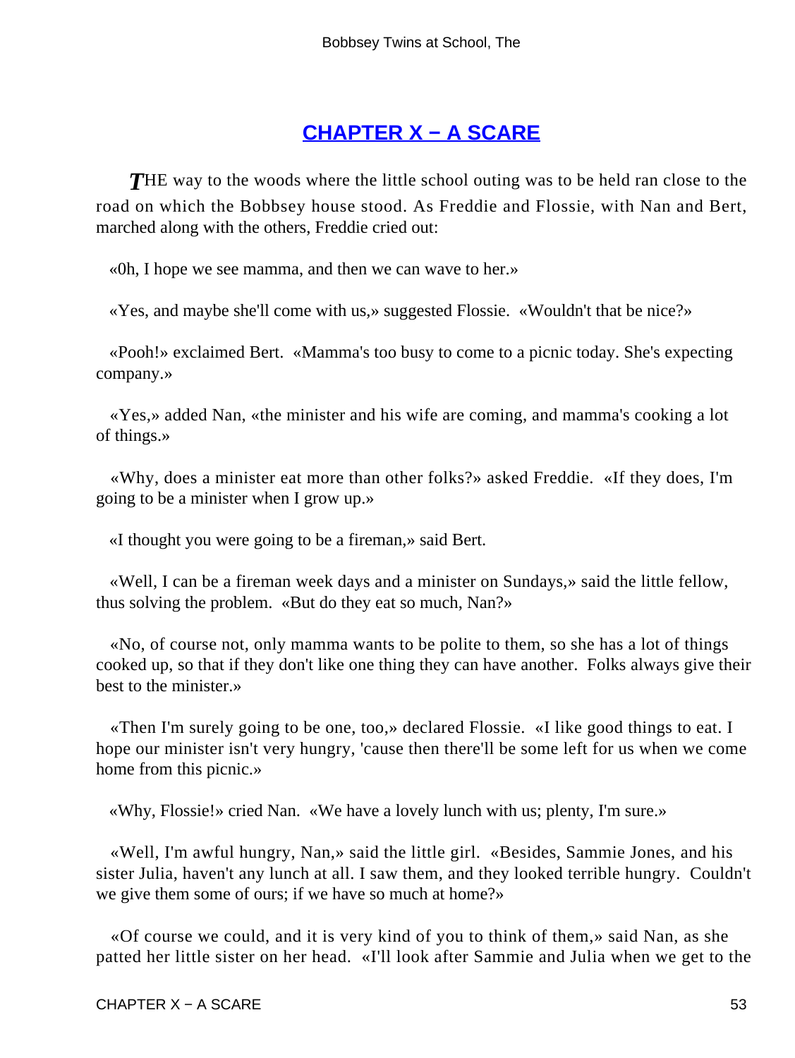## CHAPTER X – A SCARE

*T*HE way to the woods where the little school outing was to be held ran close to the road on which the Bobbsey house stood. As Freddie and Flossie, with Nan and Bert, marched along with the others, Freddie cried out:

«0h, I hope we see mamma, and then we can wave to her.»

«Yes, and maybe she'll come with us,» suggested Flossie. «Wouldn't that be nice?»

«Pooh!» exclaimed Bert. «Mamma's too busy to come to a picnic today. She's expecting company.»

«Yes,» added Nan, «the minister and his wife are coming, and mamma's cooking a lot of things.»

«Why, does a minister eat more than other folks?» asked Freddie. «If they does, I'm going to be a minister when I grow up.»

«I thought you were going to be a fireman,» said Bert.

«Well, I can be a fireman week days and a minister on Sundays,» said the little fellow, thus solving the problem. «But do they eat so much, Nan?»

«No, of course not, only mamma wants to be polite to them, so she has a lot of things cooked up, so that if they don't like one thing they can have another. Folks always give their best to the minister.»

«Then I'm surely going to be one, too,» declared Flossie. «I like good things to eat. I hope our minister isn't very hungry, 'cause then there'll be some left for us when we come home from this picnic.»

«Why, Flossie!» cried Nan. «We have a lovely lunch with us; plenty, I'm sure.»

«Well, I'm awful hungry, Nan,» said the little girl. «Besides, Sammie Jones, and his sister Julia, haven't any lunch at all. I saw them, and they looked terrible hungry. Couldn't we give them some of ours; if we have so much at home?»

«Of course we could, and it is very kind of you to think of them,» said Nan, as she patted her little sister on her head. «I'll look after Sammie and Julia when we get to the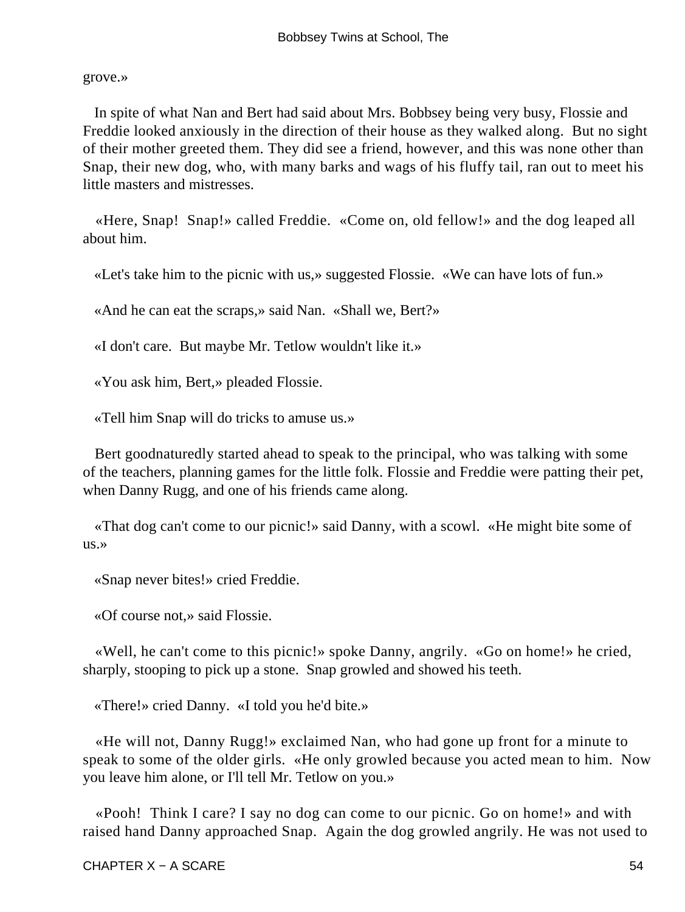grove.»

In spite of what Nan and Bert had said about Mrs. Bobbsey being very busy, Flossie and Freddie looked anxiously in the direction of their house as they walked along. But no sight of their mother greeted them. They did see a friend, however, and this was none other than Snap, their new dog, who, with many barks and wags of his fluffy tail, ran out to meet his little masters and mistresses.

«Here, Snap! Snap!» called Freddie. «Come on, old fellow!» and the dog leaped all about him.

«Let's take him to the picnic with us,» suggested Flossie. «We can have lots of fun.»

«And he can eat the scraps,» said Nan. «Shall we, Bert?»

«I don't care. But maybe Mr. Tetlow wouldn't like it.»

«You ask him, Bert,» pleaded Flossie.

«Tell him Snap will do tricks to amuse us.»

Bert goodnaturedly started ahead to speak to the principal, who was talking with some of the teachers, planning games for the little folk. Flossie and Freddie were patting their pet, when Danny Rugg, and one of his friends came along.

«That dog can't come to our picnic!» said Danny, with a scowl. «He might bite some of us.»

«Snap never bites!» cried Freddie.

«Of course not,» said Flossie.

«Well, he can't come to this picnic!» spoke Danny, angrily. «Go on home!» he cried, sharply, stooping to pick up a stone. Snap growled and showed his teeth.

«There!» cried Danny. «I told you he'd bite.»

«He will not, Danny Rugg!» exclaimed Nan, who had gone up front for a minute to speak to some of the older girls. «He only growled because you acted mean to him. Now you leave him alone, or I'll tell Mr. Tetlow on you.»

«Pooh! Think I care? I say no dog can come to our picnic. Go on home!» and with raised hand Danny approached Snap. Again the dog growled angrily. He was not used to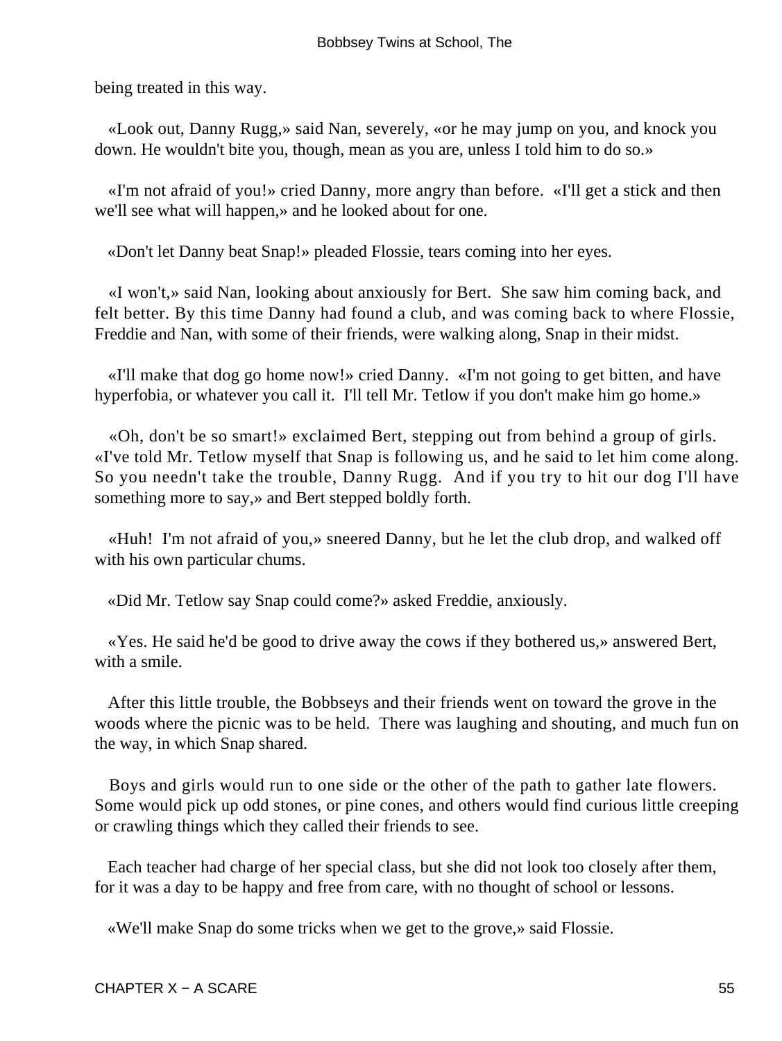being treated in this way.

«Look out, Danny Rugg,» said Nan, severely, «or he may jump on you, and knock you down. He wouldn't bite you, though, mean as you are, unless I told him to do so.»

«I'm not afraid of you!» cried Danny, more angry than before. «I'll get a stick and then we'll see what will happen,» and he looked about for one.

«Don't let Danny beat Snap!» pleaded Flossie, tears coming into her eyes.

«I won't,» said Nan, looking about anxiously for Bert. She saw him coming back, and felt better. By this time Danny had found a club, and was coming back to where Flossie, Freddie and Nan, with some of their friends, were walking along, Snap in their midst.

«I'll make that dog go home now!» cried Danny. «I'm not going to get bitten, and have hyperfobia, or whatever you call it. I'll tell Mr. Tetlow if you don't make him go home.»

«Oh, don't be so smart!» exclaimed Bert, stepping out from behind a group of girls. «I've told Mr. Tetlow myself that Snap is following us, and he said to let him come along. So you needn't take the trouble, Danny Rugg. And if you try to hit our dog I'll have something more to say,» and Bert stepped boldly forth.

«Huh! I'm not afraid of you,» sneered Danny, but he let the club drop, and walked off with his own particular chums.

«Did Mr. Tetlow say Snap could come?» asked Freddie, anxiously.

«Yes. He said he'd be good to drive away the cows if they bothered us,» answered Bert, with a smile.

After this little trouble, the Bobbseys and their friends went on toward the grove in the woods where the picnic was to be held. There was laughing and shouting, and much fun on the way, in which Snap shared.

Boys and girls would run to one side or the other of the path to gather late flowers. Some would pick up odd stones, or pine cones, and others would find curious little creeping or crawling things which they called their friends to see.

Each teacher had charge of her special class, but she did not look too closely after them, for it was a day to be happy and free from care, with no thought of school or lessons.

«We'll make Snap do some tricks when we get to the grove,» said Flossie.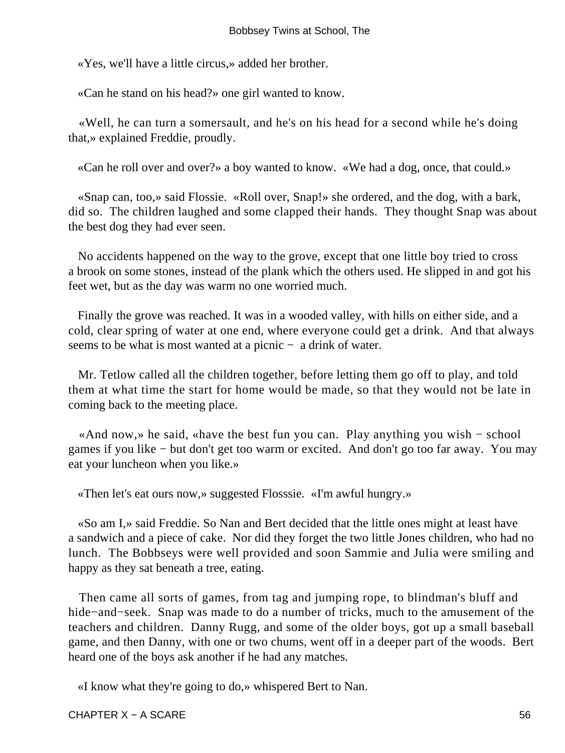«Yes, we'll have a little circus,» added her brother.

«Can he stand on his head?» one girl wanted to know.

«Well, he can turn a somersault, and he's on his head for a second while he's doing that,» explained Freddie, proudly.

«Can he roll over and over?» a boy wanted to know. «We had a dog, once, that could.»

«Snap can, too,» said Flossie. «Roll over, Snap!» she ordered, and the dog, with a bark, did so. The children laughed and some clapped their hands. They thought Snap was about the best dog they had ever seen.

No accidents happened on the way to the grove, except that one little boy tried to cross a brook on some stones, instead of the plank which the others used. He slipped in and got his feet wet, but as the day was warm no one worried much.

Finally the grove was reached. It was in a wooded valley, with hills on either side, and a cold, clear spring of water at one end, where everyone could get a drink. And that always seems to be what is most wanted at a picnic − a drink of water.

Mr. Tetlow called all the children together, before letting them go off to play, and told them at what time the start for home would be made, so that they would not be late in coming back to the meeting place.

«And now,» he said, «have the best fun you can. Play anything you wish − school games if you like − but don't get too warm or excited. And don't go too far away. You may eat your luncheon when you like.»

«Then let's eat ours now,» suggested Flosssie. «I'm awful hungry.»

«So am I,» said Freddie. So Nan and Bert decided that the little ones might at least have a sandwich and a piece of cake. Nor did they forget the two little Jones children, who had no lunch. The Bobbseys were well provided and soon Sammie and Julia were smiling and happy as they sat beneath a tree, eating.

Then came all sorts of games, from tag and jumping rope, to blindman's bluff and hide−and−seek. Snap was made to do a number of tricks, much to the amusement of the teachers and children. Danny Rugg, and some of the older boys, got up a small baseball game, and then Danny, with one or two chums, went off in a deeper part of the woods. Bert heard one of the boys ask another if he had any matches.

«I know what they're going to do,» whispered Bert to Nan.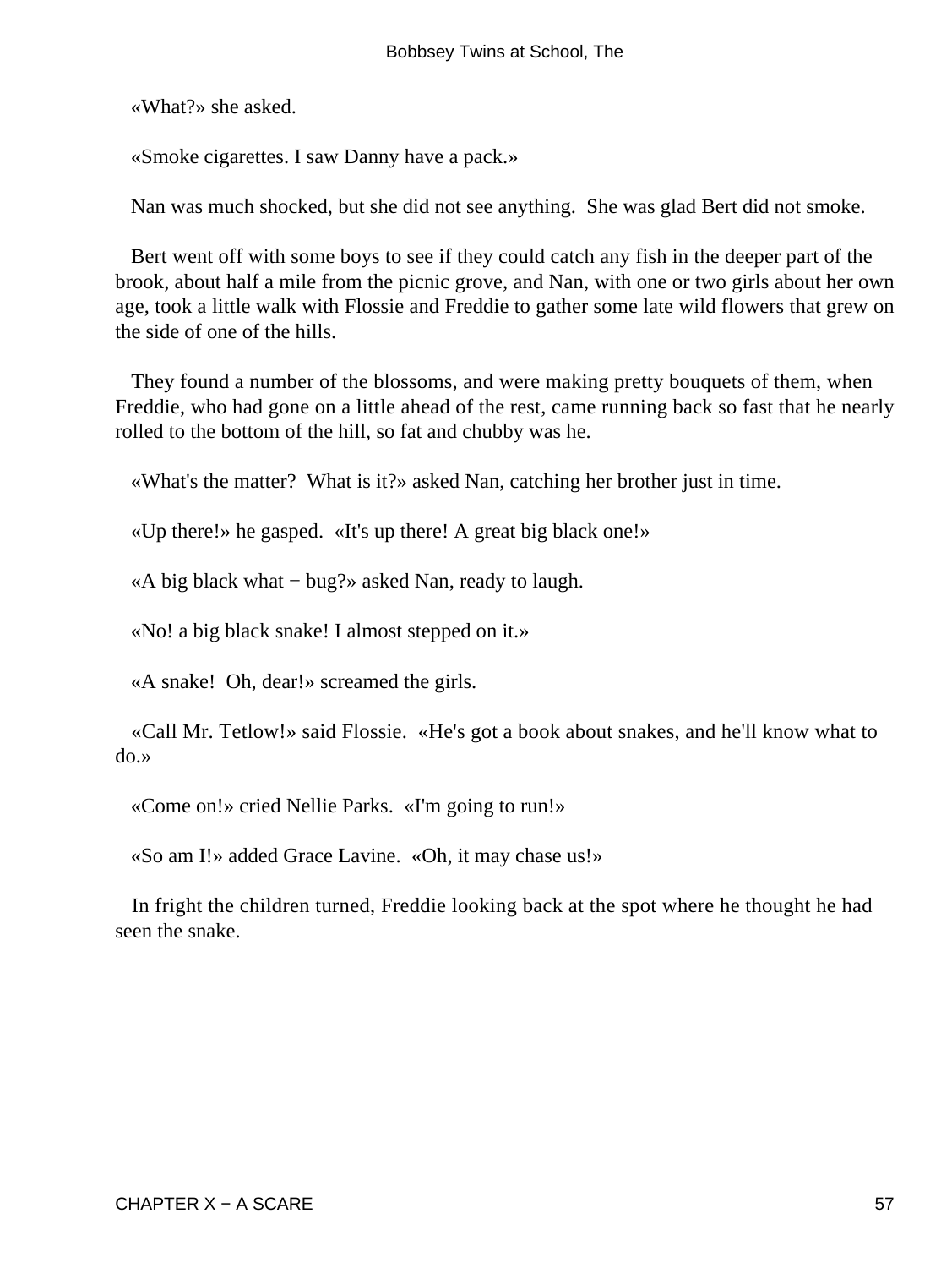«What?» she asked.

«Smoke cigarettes. I saw Danny have a pack.»

Nan was much shocked, but she did not see anything. She was glad Bert did not smoke.

Bert went off with some boys to see if they could catch any fish in the deeper part of the brook, about half a mile from the picnic grove, and Nan, with one or two girls about her own age, took a little walk with Flossie and Freddie to gather some late wild flowers that grew on the side of one of the hills.

They found a number of the blossoms, and were making pretty bouquets of them, when Freddie, who had gone on a little ahead of the rest, came running back so fast that he nearly rolled to the bottom of the hill, so fat and chubby was he.

«What's the matter? What is it?» asked Nan, catching her brother just in time.

«Up there!» he gasped. «It's up there! A great big black one!»

«A big black what − bug?» asked Nan, ready to laugh.

«No! a big black snake! I almost stepped on it.»

«A snake! Oh, dear!» screamed the girls.

«Call Mr. Tetlow!» said Flossie. «He's got a book about snakes, and he'll know what to do.»

«Come on!» cried Nellie Parks. «I'm going to run!»

«So am I!» added Grace Lavine. «Oh, it may chase us!»

In fright the children turned, Freddie looking back at the spot where he thought he had seen the snake.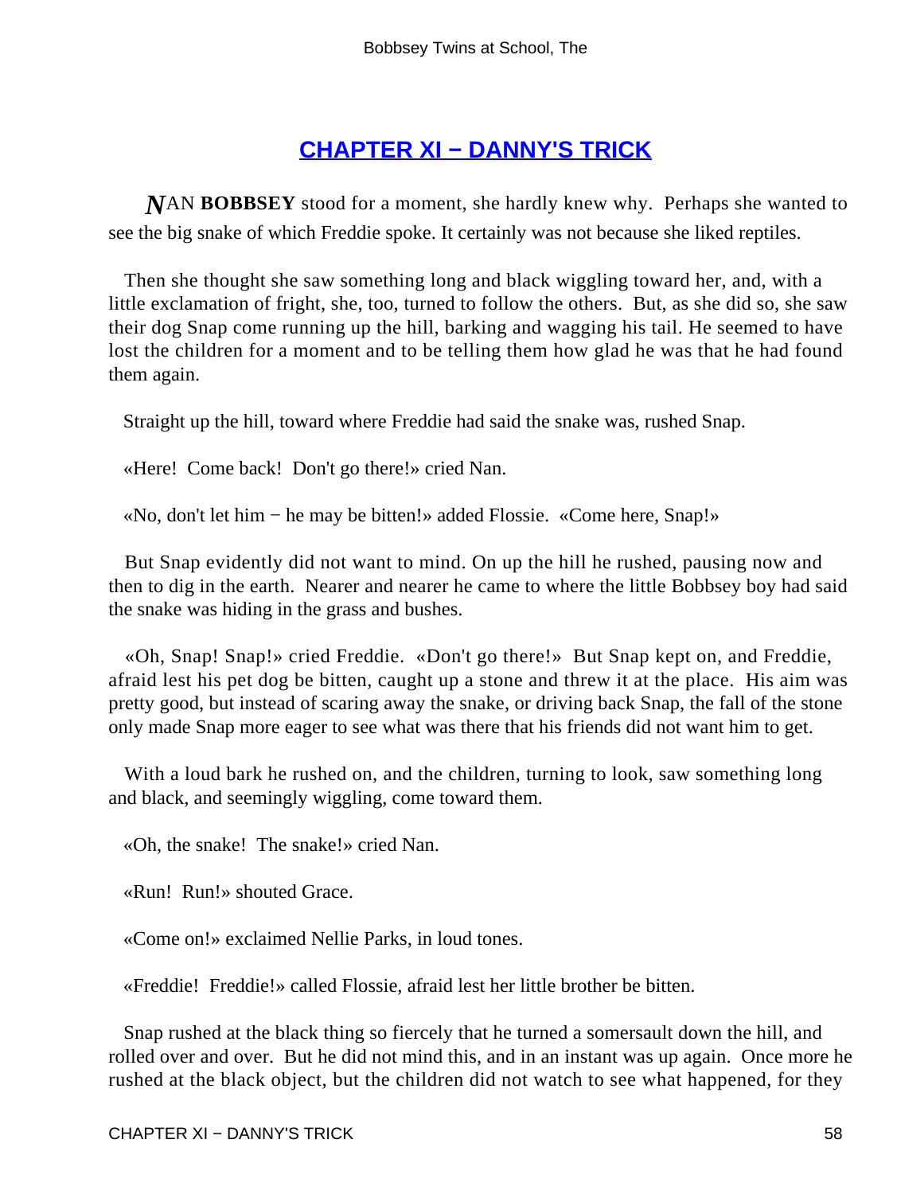## CHAPTER XI − DANNY'S TRICK

***N***AN **BOBBSEY** stood for a moment, she hardly knew why. Perhaps she wanted to see the big snake of which Freddie spoke. It certainly was not because she liked reptiles.

Then she thought she saw something long and black wiggling toward her, and, with a little exclamation of fright, she, too, turned to follow the others. But, as she did so, she saw their dog Snap come running up the hill, barking and wagging his tail. He seemed to have lost the children for a moment and to be telling them how glad he was that he had found them again.

Straight up the hill, toward where Freddie had said the snake was, rushed Snap.

«Here! Come back! Don't go there!» cried Nan.

«No, don't let him − he may be bitten!» added Flossie. «Come here, Snap!»

But Snap evidently did not want to mind. On up the hill he rushed, pausing now and then to dig in the earth. Nearer and nearer he came to where the little Bobbsey boy had said the snake was hiding in the grass and bushes.

«Oh, Snap! Snap!» cried Freddie. «Don't go there!» But Snap kept on, and Freddie, afraid lest his pet dog be bitten, caught up a stone and threw it at the place. His aim was pretty good, but instead of scaring away the snake, or driving back Snap, the fall of the stone only made Snap more eager to see what was there that his friends did not want him to get.

With a loud bark he rushed on, and the children, turning to look, saw something long and black, and seemingly wiggling, come toward them.

«Oh, the snake! The snake!» cried Nan.

«Run! Run!» shouted Grace.

«Come on!» exclaimed Nellie Parks, in loud tones.

«Freddie! Freddie!» called Flossie, afraid lest her little brother be bitten.

Snap rushed at the black thing so fiercely that he turned a somersault down the hill, and rolled over and over. But he did not mind this, and in an instant was up again. Once more he rushed at the black object, but the children did not watch to see what happened, for they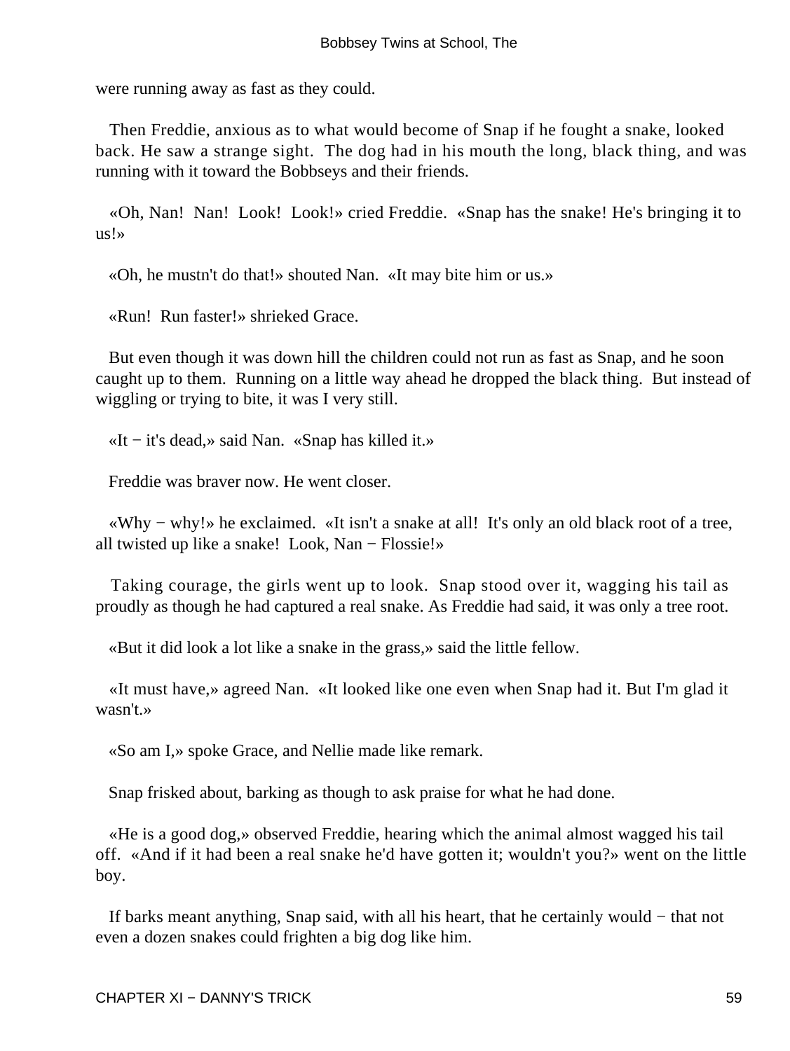were running away as fast as they could.

Then Freddie, anxious as to what would become of Snap if he fought a snake, looked back. He saw a strange sight. The dog had in his mouth the long, black thing, and was running with it toward the Bobbseys and their friends.

«Oh, Nan! Nan! Look! Look!» cried Freddie. «Snap has the snake! He's bringing it to us!»

«Oh, he mustn't do that!» shouted Nan. «It may bite him or us.»

«Run! Run faster!» shrieked Grace.

But even though it was down hill the children could not run as fast as Snap, and he soon caught up to them. Running on a little way ahead he dropped the black thing. But instead of wiggling or trying to bite, it was I very still.

«It − it's dead,» said Nan. «Snap has killed it.»

Freddie was braver now. He went closer.

«Why − why!» he exclaimed. «It isn't a snake at all! It's only an old black root of a tree, all twisted up like a snake! Look, Nan − Flossie!»

Taking courage, the girls went up to look. Snap stood over it, wagging his tail as proudly as though he had captured a real snake. As Freddie had said, it was only a tree root.

«But it did look a lot like a snake in the grass,» said the little fellow.

«It must have,» agreed Nan. «It looked like one even when Snap had it. But I'm glad it wasn't.»

«So am I,» spoke Grace, and Nellie made like remark.

Snap frisked about, barking as though to ask praise for what he had done.

«He is a good dog,» observed Freddie, hearing which the animal almost wagged his tail off. «And if it had been a real snake he'd have gotten it; wouldn't you?» went on the little boy.

If barks meant anything, Snap said, with all his heart, that he certainly would − that not even a dozen snakes could frighten a big dog like him.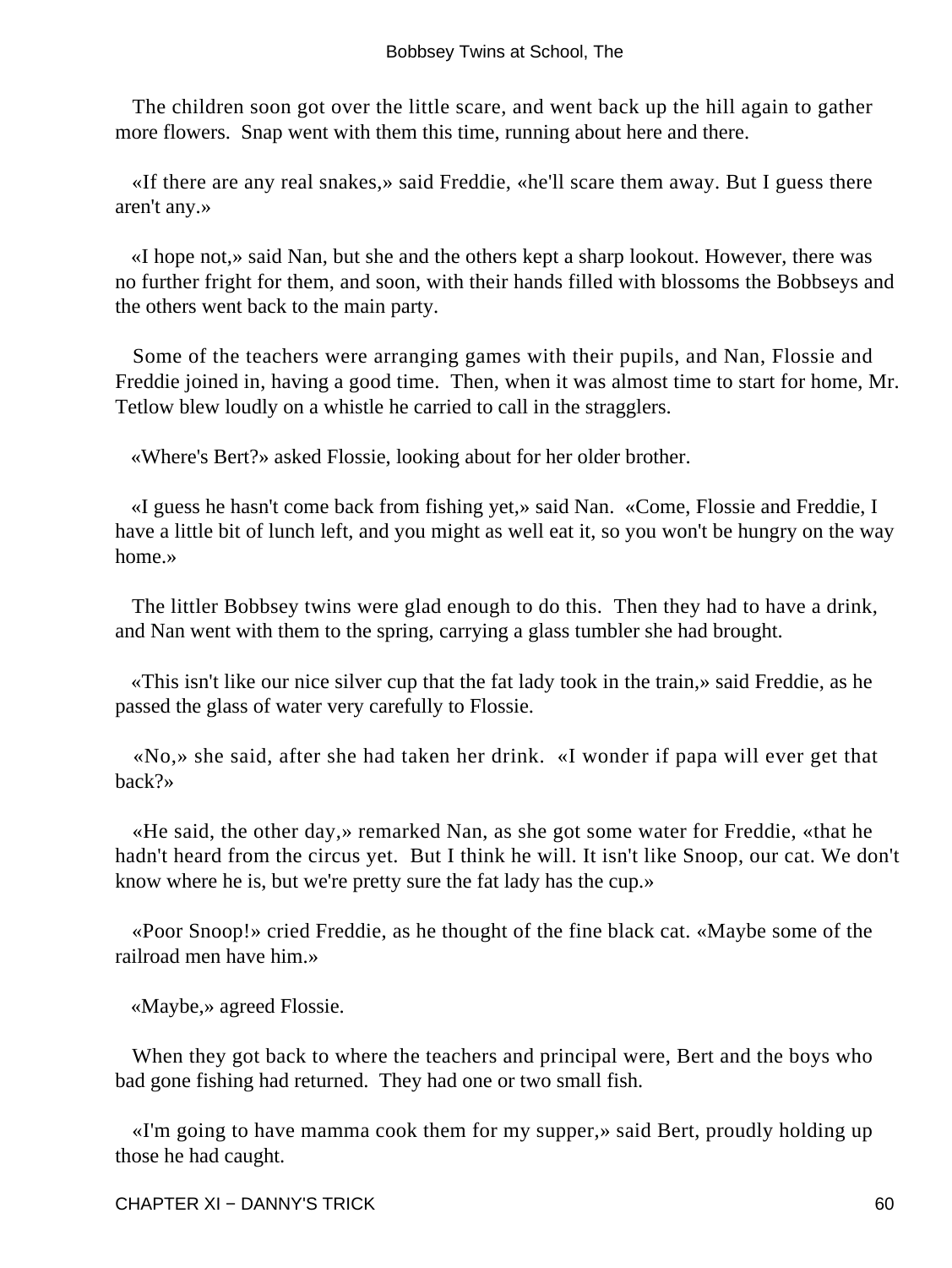The children soon got over the little scare, and went back up the hill again to gather more flowers. Snap went with them this time, running about here and there.

«If there are any real snakes,» said Freddie, «he'll scare them away. But I guess there aren't any.»

«I hope not,» said Nan, but she and the others kept a sharp lookout. However, there was no further fright for them, and soon, with their hands filled with blossoms the Bobbseys and the others went back to the main party.

Some of the teachers were arranging games with their pupils, and Nan, Flossie and Freddie joined in, having a good time. Then, when it was almost time to start for home, Mr. Tetlow blew loudly on a whistle he carried to call in the stragglers.

«Where's Bert?» asked Flossie, looking about for her older brother.

«I guess he hasn't come back from fishing yet,» said Nan. «Come, Flossie and Freddie, I have a little bit of lunch left, and you might as well eat it, so you won't be hungry on the way home.»

The littler Bobbsey twins were glad enough to do this. Then they had to have a drink, and Nan went with them to the spring, carrying a glass tumbler she had brought.

«This isn't like our nice silver cup that the fat lady took in the train,» said Freddie, as he passed the glass of water very carefully to Flossie.

«No,» she said, after she had taken her drink. «I wonder if papa will ever get that back?»

«He said, the other day,» remarked Nan, as she got some water for Freddie, «that he hadn't heard from the circus yet. But I think he will. It isn't like Snoop, our cat. We don't know where he is, but we're pretty sure the fat lady has the cup.»

«Poor Snoop!» cried Freddie, as he thought of the fine black cat. «Maybe some of the railroad men have him.»

«Maybe,» agreed Flossie.

When they got back to where the teachers and principal were, Bert and the boys who bad gone fishing had returned. They had one or two small fish.

«I'm going to have mamma cook them for my supper,» said Bert, proudly holding up those he had caught.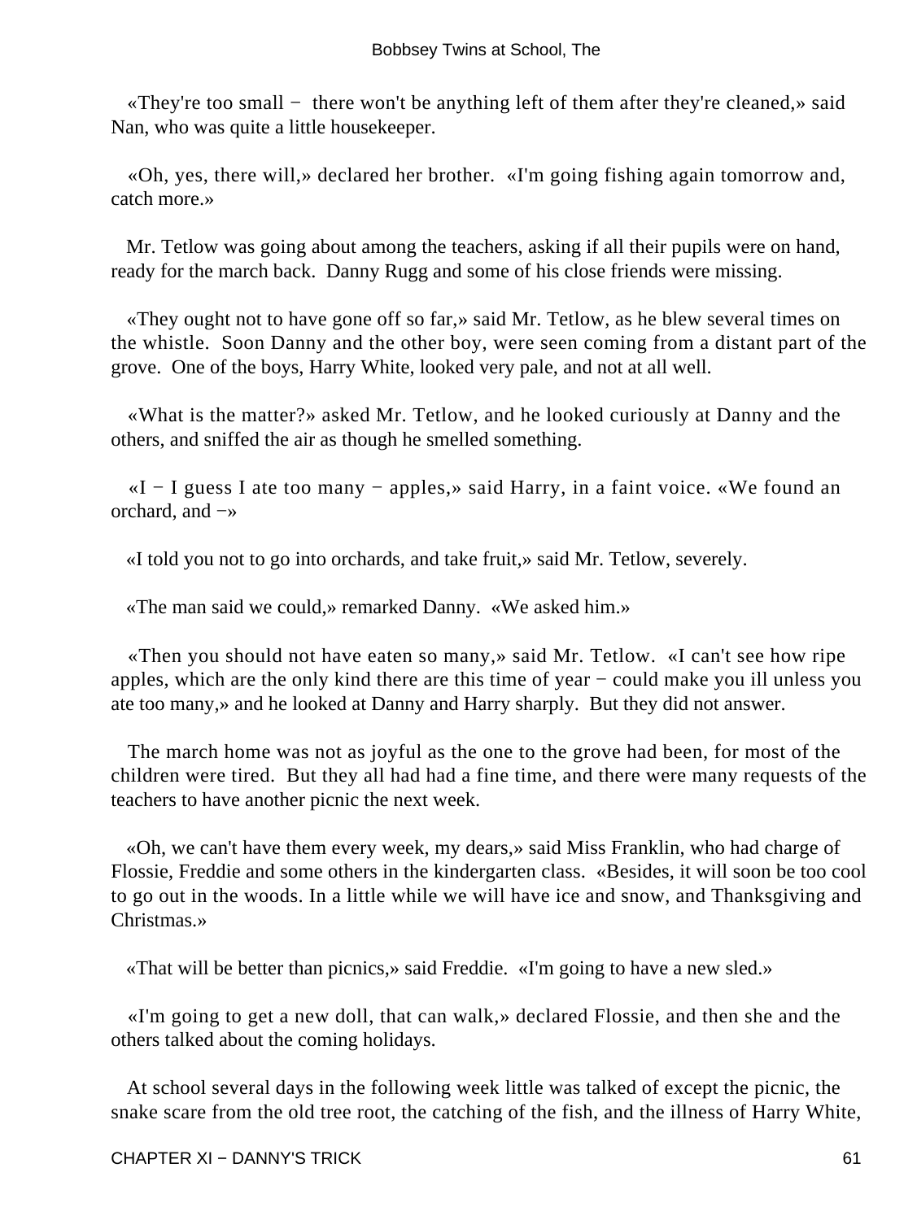«They're too small − there won't be anything left of them after they're cleaned,» said Nan, who was quite a little housekeeper.

«Oh, yes, there will,» declared her brother. «I'm going fishing again tomorrow and, catch more.»

Mr. Tetlow was going about among the teachers, asking if all their pupils were on hand, ready for the march back. Danny Rugg and some of his close friends were missing.

«They ought not to have gone off so far,» said Mr. Tetlow, as he blew several times on the whistle. Soon Danny and the other boy, were seen coming from a distant part of the grove. One of the boys, Harry White, looked very pale, and not at all well.

«What is the matter?» asked Mr. Tetlow, and he looked curiously at Danny and the others, and sniffed the air as though he smelled something.

«I − I guess I ate too many − apples,» said Harry, in a faint voice. «We found an orchard, and −»

«I told you not to go into orchards, and take fruit,» said Mr. Tetlow, severely.

«The man said we could,» remarked Danny. «We asked him.»

«Then you should not have eaten so many,» said Mr. Tetlow. «I can't see how ripe apples, which are the only kind there are this time of year − could make you ill unless you ate too many,» and he looked at Danny and Harry sharply. But they did not answer.

The march home was not as joyful as the one to the grove had been, for most of the children were tired. But they all had had a fine time, and there were many requests of the teachers to have another picnic the next week.

«Oh, we can't have them every week, my dears,» said Miss Franklin, who had charge of Flossie, Freddie and some others in the kindergarten class. «Besides, it will soon be too cool to go out in the woods. In a little while we will have ice and snow, and Thanksgiving and Christmas.»

«That will be better than picnics,» said Freddie. «I'm going to have a new sled.»

«I'm going to get a new doll, that can walk,» declared Flossie, and then she and the others talked about the coming holidays.

At school several days in the following week little was talked of except the picnic, the snake scare from the old tree root, the catching of the fish, and the illness of Harry White,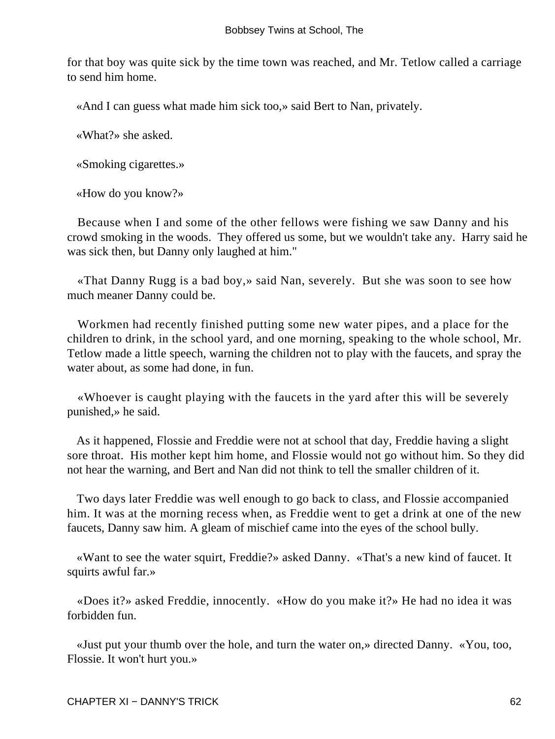for that boy was quite sick by the time town was reached, and Mr. Tetlow called a carriage to send him home.

«And I can guess what made him sick too,» said Bert to Nan, privately.

«What?» she asked.

«Smoking cigarettes.»

«How do you know?»

Because when I and some of the other fellows were fishing we saw Danny and his crowd smoking in the woods. They offered us some, but we wouldn't take any. Harry said he was sick then, but Danny only laughed at him."

«That Danny Rugg is a bad boy,» said Nan, severely. But she was soon to see how much meaner Danny could be.

Workmen had recently finished putting some new water pipes, and a place for the children to drink, in the school yard, and one morning, speaking to the whole school, Mr. Tetlow made a little speech, warning the children not to play with the faucets, and spray the water about, as some had done, in fun.

«Whoever is caught playing with the faucets in the yard after this will be severely punished,» he said.

As it happened, Flossie and Freddie were not at school that day, Freddie having a slight sore throat. His mother kept him home, and Flossie would not go without him. So they did not hear the warning, and Bert and Nan did not think to tell the smaller children of it.

Two days later Freddie was well enough to go back to class, and Flossie accompanied him. It was at the morning recess when, as Freddie went to get a drink at one of the new faucets, Danny saw him. A gleam of mischief came into the eyes of the school bully.

«Want to see the water squirt, Freddie?» asked Danny. «That's a new kind of faucet. It squirts awful far.»

«Does it?» asked Freddie, innocently. «How do you make it?» He had no idea it was forbidden fun.

«Just put your thumb over the hole, and turn the water on,» directed Danny. «You, too, Flossie. It won't hurt you.»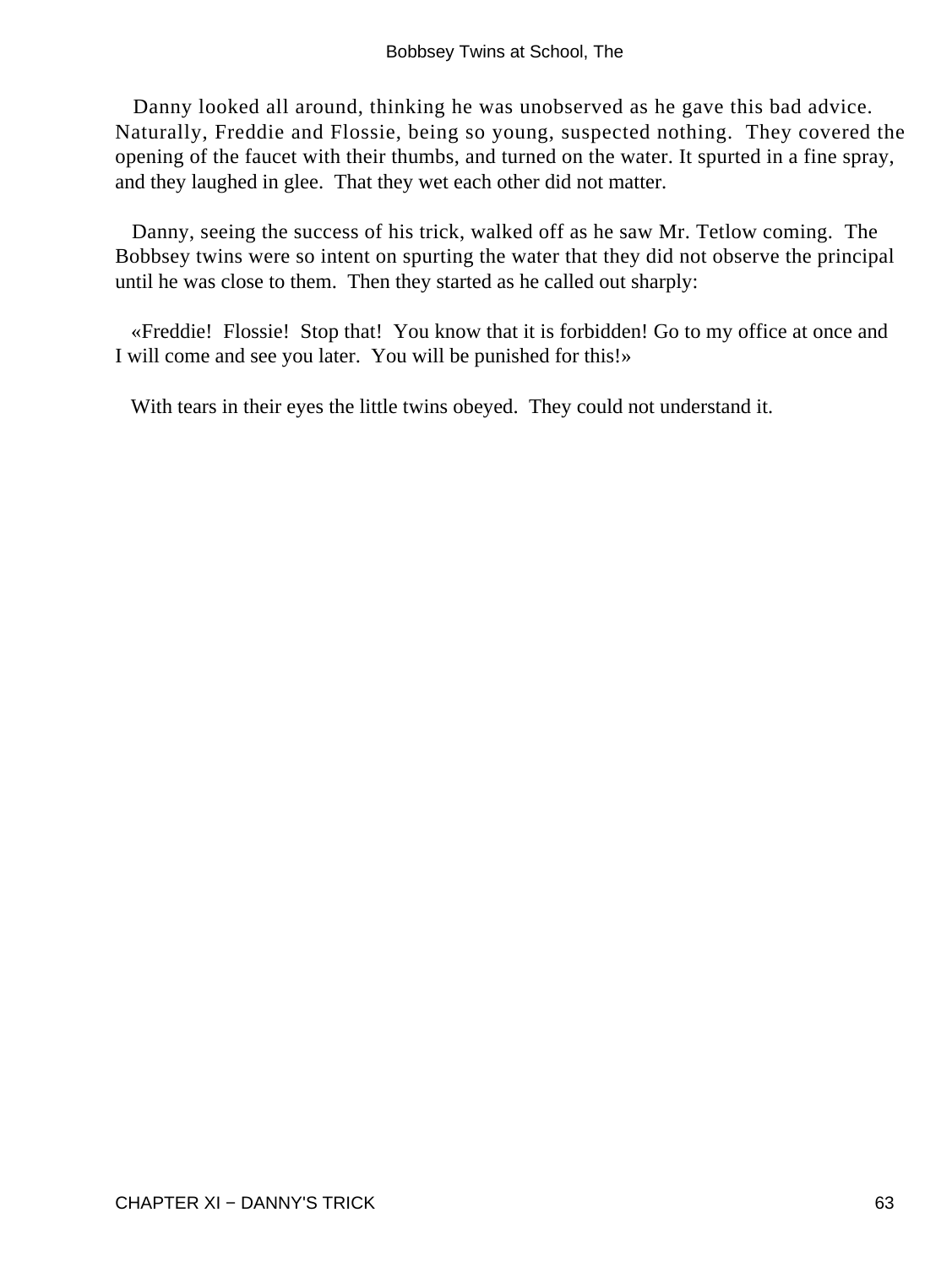Danny looked all around, thinking he was unobserved as he gave this bad advice. Naturally, Freddie and Flossie, being so young, suspected nothing. They covered the opening of the faucet with their thumbs, and turned on the water. It spurted in a fine spray, and they laughed in glee. That they wet each other did not matter.

Danny, seeing the success of his trick, walked off as he saw Mr. Tetlow coming. The Bobbsey twins were so intent on spurting the water that they did not observe the principal until he was close to them. Then they started as he called out sharply:

«Freddie! Flossie! Stop that! You know that it is forbidden! Go to my office at once and I will come and see you later. You will be punished for this!»

With tears in their eyes the little twins obeyed. They could not understand it.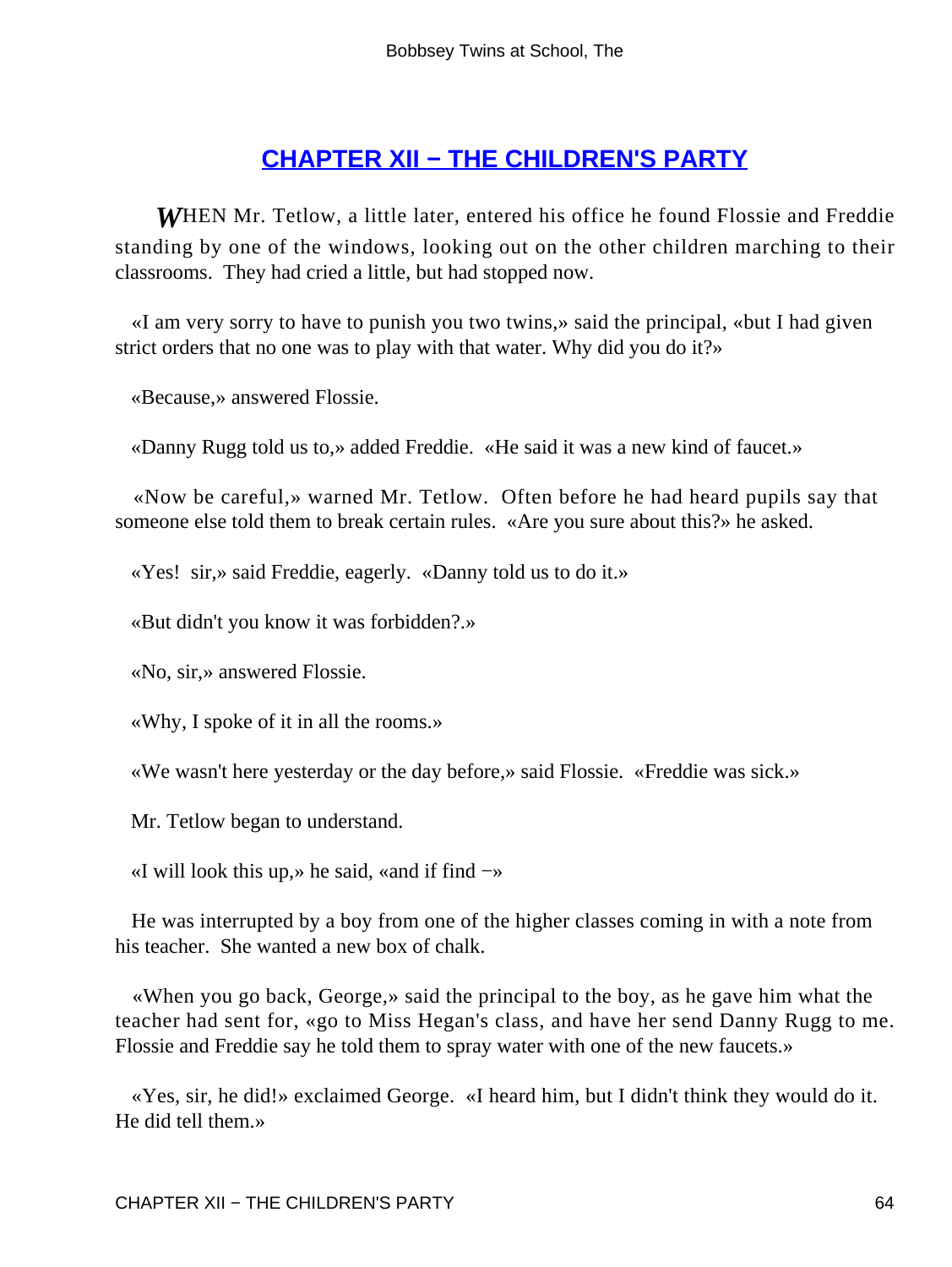## CHAPTER XII − THE CHILDREN'S PARTY

*W*HEN Mr. Tetlow, a little later, entered his office he found Flossie and Freddie standing by one of the windows, looking out on the other children marching to their classrooms. They had cried a little, but had stopped now.

«I am very sorry to have to punish you two twins,» said the principal, «but I had given strict orders that no one was to play with that water. Why did you do it?»

«Because,» answered Flossie.

«Danny Rugg told us to,» added Freddie. «He said it was a new kind of faucet.»

«Now be careful,» warned Mr. Tetlow. Often before he had heard pupils say that someone else told them to break certain rules. «Are you sure about this?» he asked.

«Yes! sir,» said Freddie, eagerly. «Danny told us to do it.»

«But didn't you know it was forbidden?.»

«No, sir,» answered Flossie.

«Why, I spoke of it in all the rooms.»

«We wasn't here yesterday or the day before,» said Flossie. «Freddie was sick.»

Mr. Tetlow began to understand.

«I will look this up,» he said, «and if find −»

He was interrupted by a boy from one of the higher classes coming in with a note from his teacher. She wanted a new box of chalk.

«When you go back, George,» said the principal to the boy, as he gave him what the teacher had sent for, «go to Miss Hegan's class, and have her send Danny Rugg to me. Flossie and Freddie say he told them to spray water with one of the new faucets.»

«Yes, sir, he did!» exclaimed George. «I heard him, but I didn't think they would do it. He did tell them.»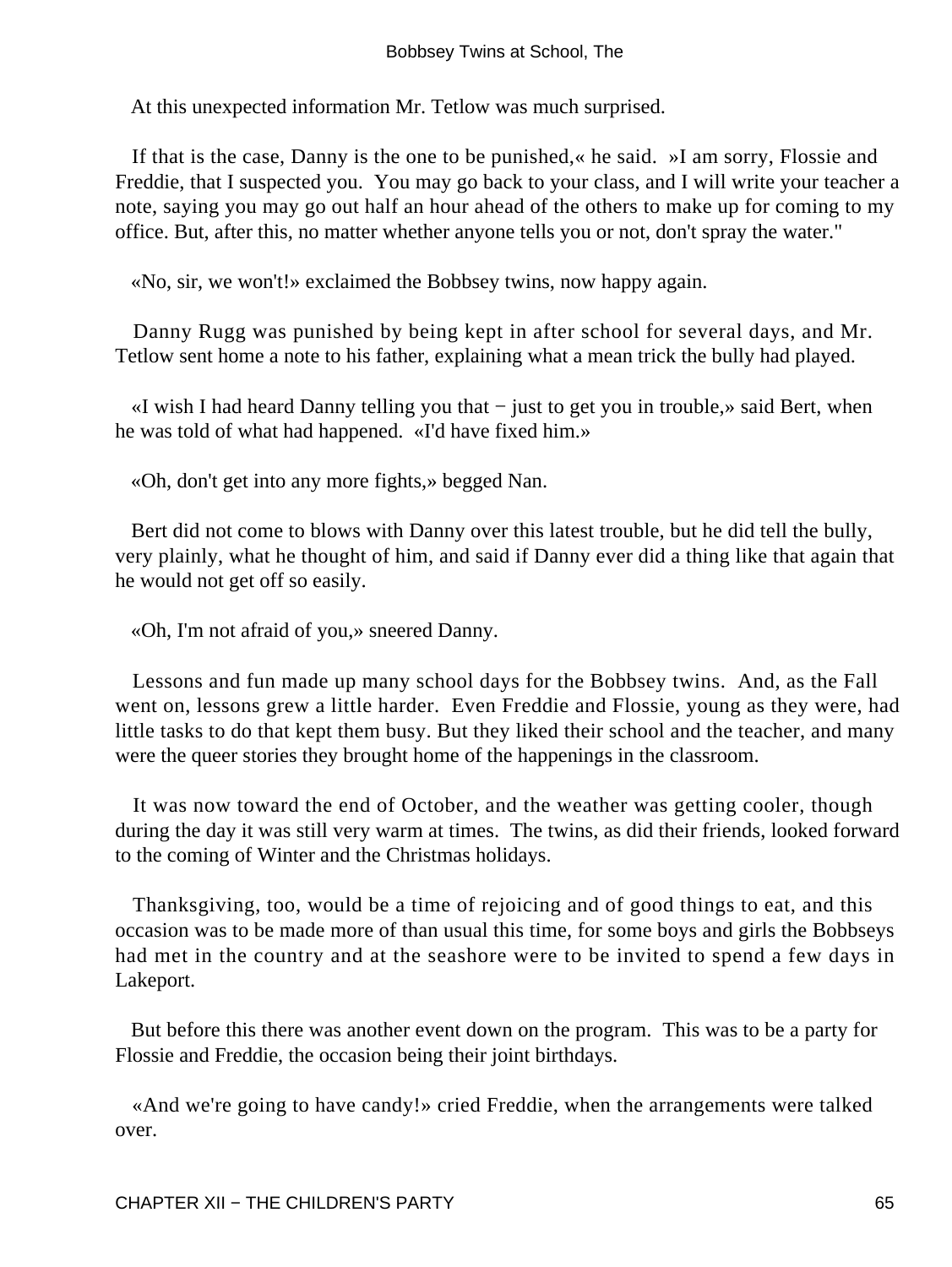At this unexpected information Mr. Tetlow was much surprised.

If that is the case, Danny is the one to be punished,« he said. »I am sorry, Flossie and Freddie, that I suspected you. You may go back to your class, and I will write your teacher a note, saying you may go out half an hour ahead of the others to make up for coming to my office. But, after this, no matter whether anyone tells you or not, don't spray the water."

«No, sir, we won't!» exclaimed the Bobbsey twins, now happy again.

Danny Rugg was punished by being kept in after school for several days, and Mr. Tetlow sent home a note to his father, explaining what a mean trick the bully had played.

«I wish I had heard Danny telling you that − just to get you in trouble,» said Bert, when he was told of what had happened. «I'd have fixed him.»

«Oh, don't get into any more fights,» begged Nan.

Bert did not come to blows with Danny over this latest trouble, but he did tell the bully, very plainly, what he thought of him, and said if Danny ever did a thing like that again that he would not get off so easily.

«Oh, I'm not afraid of you,» sneered Danny.

Lessons and fun made up many school days for the Bobbsey twins. And, as the Fall went on, lessons grew a little harder. Even Freddie and Flossie, young as they were, had little tasks to do that kept them busy. But they liked their school and the teacher, and many were the queer stories they brought home of the happenings in the classroom.

It was now toward the end of October, and the weather was getting cooler, though during the day it was still very warm at times. The twins, as did their friends, looked forward to the coming of Winter and the Christmas holidays.

Thanksgiving, too, would be a time of rejoicing and of good things to eat, and this occasion was to be made more of than usual this time, for some boys and girls the Bobbseys had met in the country and at the seashore were to be invited to spend a few days in Lakeport.

But before this there was another event down on the program. This was to be a party for Flossie and Freddie, the occasion being their joint birthdays.

«And we're going to have candy!» cried Freddie, when the arrangements were talked over.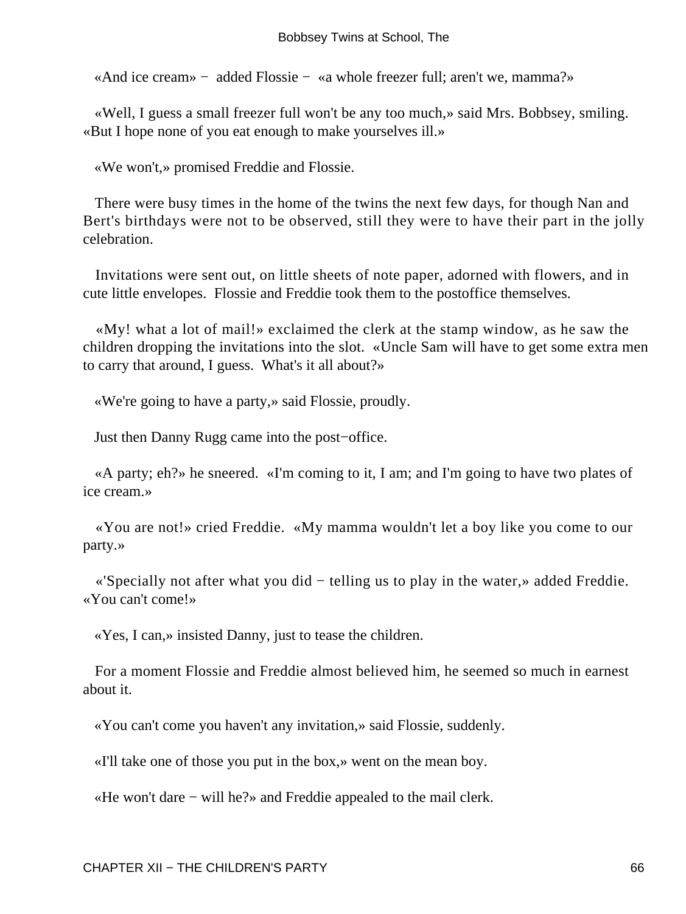«And ice cream» − added Flossie − «a whole freezer full; aren't we, mamma?»

«Well, I guess a small freezer full won't be any too much,» said Mrs. Bobbsey, smiling. «But I hope none of you eat enough to make yourselves ill.»

«We won't,» promised Freddie and Flossie.

There were busy times in the home of the twins the next few days, for though Nan and Bert's birthdays were not to be observed, still they were to have their part in the jolly celebration.

Invitations were sent out, on little sheets of note paper, adorned with flowers, and in cute little envelopes. Flossie and Freddie took them to the postoffice themselves.

«My! what a lot of mail!» exclaimed the clerk at the stamp window, as he saw the children dropping the invitations into the slot. «Uncle Sam will have to get some extra men to carry that around, I guess. What's it all about?»

«We're going to have a party,» said Flossie, proudly.

Just then Danny Rugg came into the post−office.

«A party; eh?» he sneered. «I'm coming to it, I am; and I'm going to have two plates of ice cream.»

«You are not!» cried Freddie. «My mamma wouldn't let a boy like you come to our party.»

«'Specially not after what you did − telling us to play in the water,» added Freddie. «You can't come!»

«Yes, I can,» insisted Danny, just to tease the children.

For a moment Flossie and Freddie almost believed him, he seemed so much in earnest about it.

«You can't come you haven't any invitation,» said Flossie, suddenly.

«I'll take one of those you put in the box,» went on the mean boy.

«He won't dare − will he?» and Freddie appealed to the mail clerk.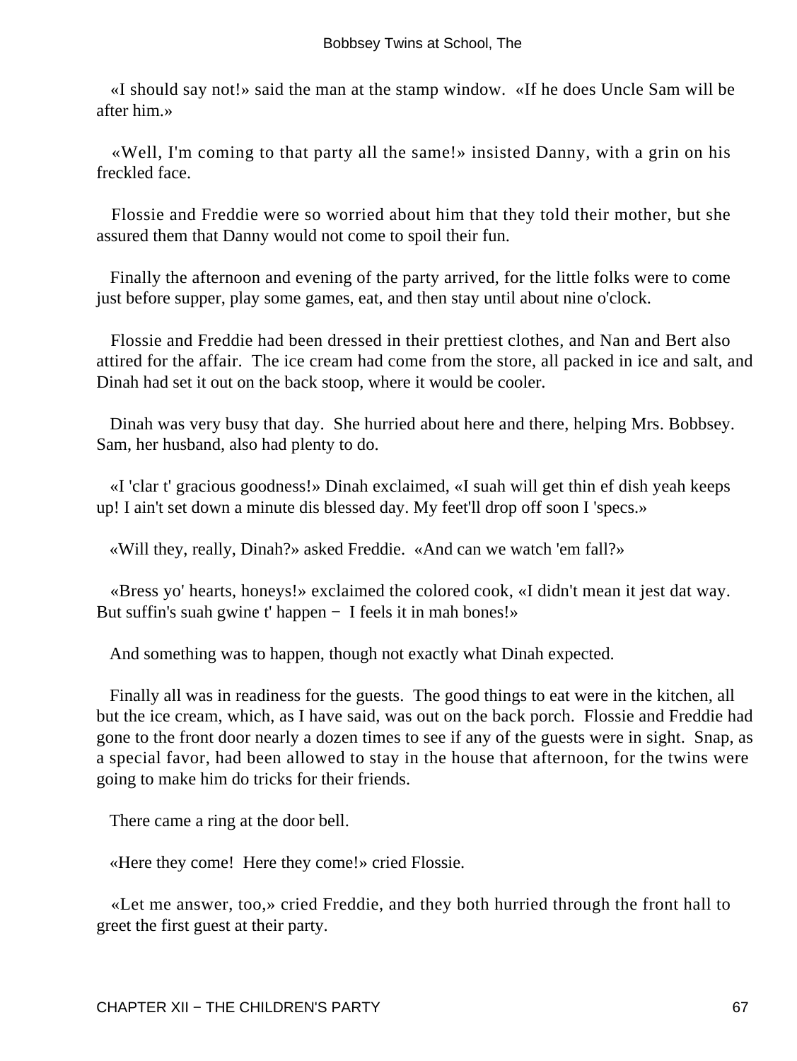«I should say not!» said the man at the stamp window. «If he does Uncle Sam will be after him.»

«Well, I'm coming to that party all the same!» insisted Danny, with a grin on his freckled face.

Flossie and Freddie were so worried about him that they told their mother, but she assured them that Danny would not come to spoil their fun.

Finally the afternoon and evening of the party arrived, for the little folks were to come just before supper, play some games, eat, and then stay until about nine o'clock.

Flossie and Freddie had been dressed in their prettiest clothes, and Nan and Bert also attired for the affair. The ice cream had come from the store, all packed in ice and salt, and Dinah had set it out on the back stoop, where it would be cooler.

Dinah was very busy that day. She hurried about here and there, helping Mrs. Bobbsey. Sam, her husband, also had plenty to do.

«I 'clar t' gracious goodness!» Dinah exclaimed, «I suah will get thin ef dish yeah keeps up! I ain't set down a minute dis blessed day. My feet'll drop off soon I 'specs.»

«Will they, really, Dinah?» asked Freddie. «And can we watch 'em fall?»

«Bress yo' hearts, honeys!» exclaimed the colored cook, «I didn't mean it jest dat way. But suffin's suah gwine t' happen − I feels it in mah bones!»

And something was to happen, though not exactly what Dinah expected.

Finally all was in readiness for the guests. The good things to eat were in the kitchen, all but the ice cream, which, as I have said, was out on the back porch. Flossie and Freddie had gone to the front door nearly a dozen times to see if any of the guests were in sight. Snap, as a special favor, had been allowed to stay in the house that afternoon, for the twins were going to make him do tricks for their friends.

There came a ring at the door bell.

«Here they come! Here they come!» cried Flossie.

«Let me answer, too,» cried Freddie, and they both hurried through the front hall to greet the first guest at their party.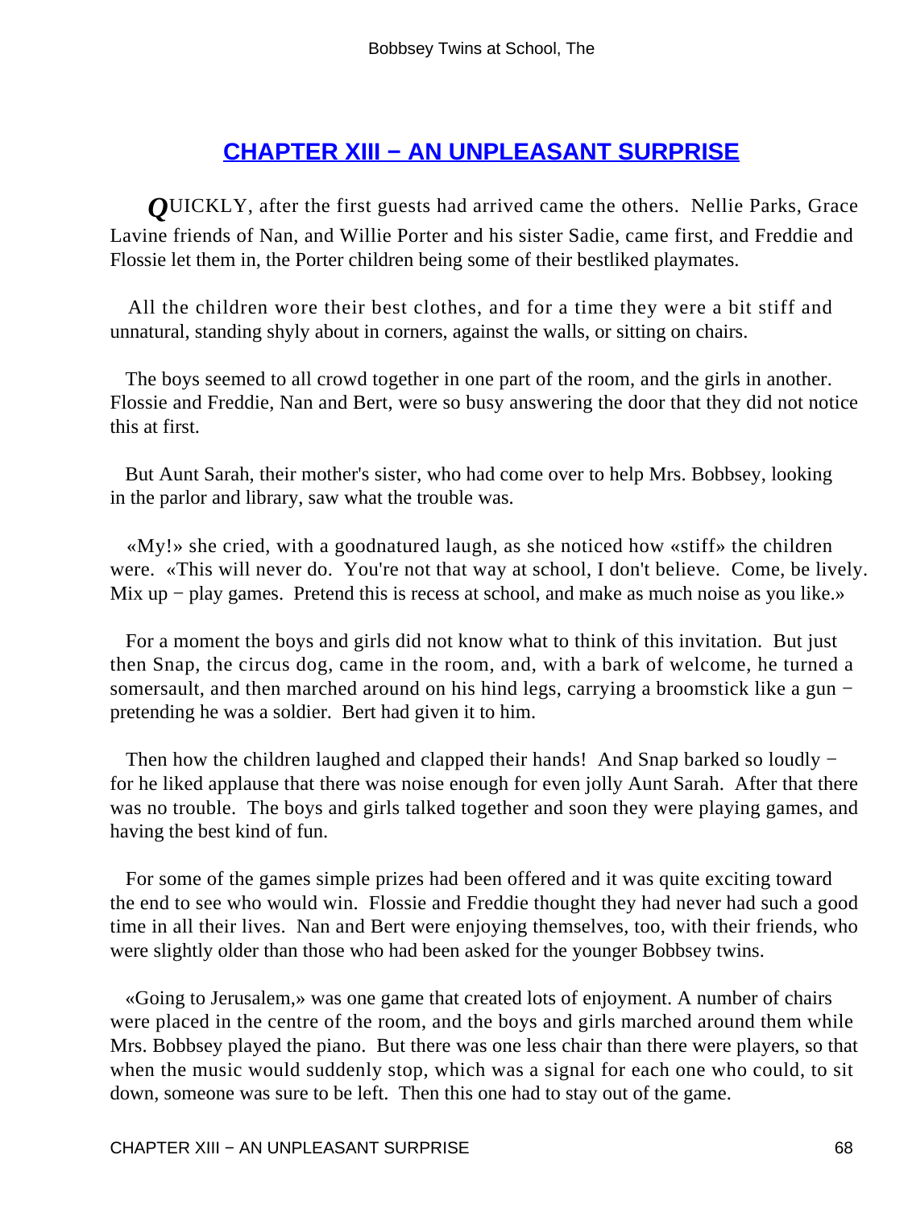## CHAPTER XIII − AN UNPLEASANT SURPRISE

*Q*UICKLY, after the first guests had arrived came the others. Nellie Parks, Grace Lavine friends of Nan, and Willie Porter and his sister Sadie, came first, and Freddie and Flossie let them in, the Porter children being some of their bestliked playmates.

All the children wore their best clothes, and for a time they were a bit stiff and unnatural, standing shyly about in corners, against the walls, or sitting on chairs.

The boys seemed to all crowd together in one part of the room, and the girls in another. Flossie and Freddie, Nan and Bert, were so busy answering the door that they did not notice this at first.

But Aunt Sarah, their mother's sister, who had come over to help Mrs. Bobbsey, looking in the parlor and library, saw what the trouble was.

«My!» she cried, with a goodnatured laugh, as she noticed how «stiff» the children were. «This will never do. You're not that way at school, I don't believe. Come, be lively. Mix up − play games. Pretend this is recess at school, and make as much noise as you like.»

For a moment the boys and girls did not know what to think of this invitation. But just then Snap, the circus dog, came in the room, and, with a bark of welcome, he turned a somersault, and then marched around on his hind legs, carrying a broomstick like a gun − pretending he was a soldier. Bert had given it to him.

Then how the children laughed and clapped their hands! And Snap barked so loudly − for he liked applause that there was noise enough for even jolly Aunt Sarah. After that there was no trouble. The boys and girls talked together and soon they were playing games, and having the best kind of fun.

For some of the games simple prizes had been offered and it was quite exciting toward the end to see who would win. Flossie and Freddie thought they had never had such a good time in all their lives. Nan and Bert were enjoying themselves, too, with their friends, who were slightly older than those who had been asked for the younger Bobbsey twins.

«Going to Jerusalem,» was one game that created lots of enjoyment. A number of chairs were placed in the centre of the room, and the boys and girls marched around them while Mrs. Bobbsey played the piano. But there was one less chair than there were players, so that when the music would suddenly stop, which was a signal for each one who could, to sit down, someone was sure to be left. Then this one had to stay out of the game.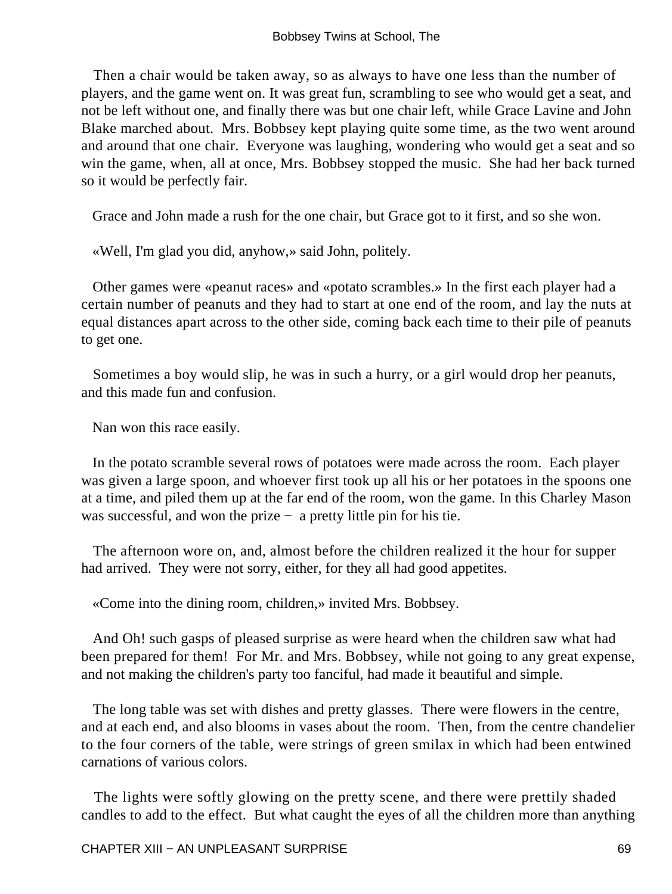Then a chair would be taken away, so as always to have one less than the number of players, and the game went on. It was great fun, scrambling to see who would get a seat, and not be left without one, and finally there was but one chair left, while Grace Lavine and John Blake marched about. Mrs. Bobbsey kept playing quite some time, as the two went around and around that one chair. Everyone was laughing, wondering who would get a seat and so win the game, when, all at once, Mrs. Bobbsey stopped the music. She had her back turned so it would be perfectly fair.

Grace and John made a rush for the one chair, but Grace got to it first, and so she won.

«Well, I'm glad you did, anyhow,» said John, politely.

Other games were «peanut races» and «potato scrambles.» In the first each player had a certain number of peanuts and they had to start at one end of the room, and lay the nuts at equal distances apart across to the other side, coming back each time to their pile of peanuts to get one.

Sometimes a boy would slip, he was in such a hurry, or a girl would drop her peanuts, and this made fun and confusion.

Nan won this race easily.

In the potato scramble several rows of potatoes were made across the room. Each player was given a large spoon, and whoever first took up all his or her potatoes in the spoons one at a time, and piled them up at the far end of the room, won the game. In this Charley Mason was successful, and won the prize − a pretty little pin for his tie.

The afternoon wore on, and, almost before the children realized it the hour for supper had arrived. They were not sorry, either, for they all had good appetites.

«Come into the dining room, children,» invited Mrs. Bobbsey.

And Oh! such gasps of pleased surprise as were heard when the children saw what had been prepared for them! For Mr. and Mrs. Bobbsey, while not going to any great expense, and not making the children's party too fanciful, had made it beautiful and simple.

The long table was set with dishes and pretty glasses. There were flowers in the centre, and at each end, and also blooms in vases about the room. Then, from the centre chandelier to the four corners of the table, were strings of green smilax in which had been entwined carnations of various colors.

The lights were softly glowing on the pretty scene, and there were prettily shaded candles to add to the effect. But what caught the eyes of all the children more than anything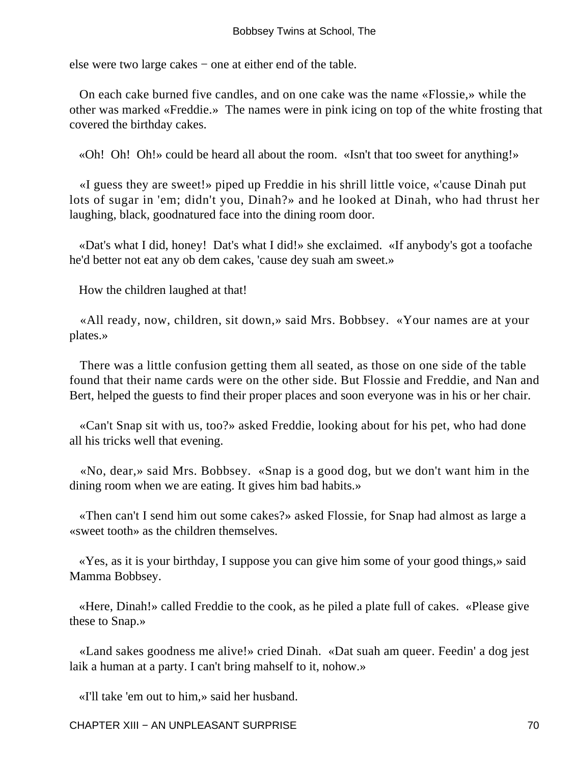else were two large cakes − one at either end of the table.

On each cake burned five candles, and on one cake was the name «Flossie,» while the other was marked «Freddie.» The names were in pink icing on top of the white frosting that covered the birthday cakes.

«Oh! Oh! Oh!» could be heard all about the room. «Isn't that too sweet for anything!»

«I guess they are sweet!» piped up Freddie in his shrill little voice, «'cause Dinah put lots of sugar in 'em; didn't you, Dinah?» and he looked at Dinah, who had thrust her laughing, black, goodnatured face into the dining room door.

«Dat's what I did, honey! Dat's what I did!» she exclaimed. «If anybody's got a toofache he'd better not eat any ob dem cakes, 'cause dey suah am sweet.»

How the children laughed at that!

«All ready, now, children, sit down,» said Mrs. Bobbsey. «Your names are at your plates.»

There was a little confusion getting them all seated, as those on one side of the table found that their name cards were on the other side. But Flossie and Freddie, and Nan and Bert, helped the guests to find their proper places and soon everyone was in his or her chair.

«Can't Snap sit with us, too?» asked Freddie, looking about for his pet, who had done all his tricks well that evening.

«No, dear,» said Mrs. Bobbsey. «Snap is a good dog, but we don't want him in the dining room when we are eating. It gives him bad habits.»

«Then can't I send him out some cakes?» asked Flossie, for Snap had almost as large a «sweet tooth» as the children themselves.

«Yes, as it is your birthday, I suppose you can give him some of your good things,» said Mamma Bobbsey.

«Here, Dinah!» called Freddie to the cook, as he piled a plate full of cakes. «Please give these to Snap.»

«Land sakes goodness me alive!» cried Dinah. «Dat suah am queer. Feedin' a dog jest laik a human at a party. I can't bring mahself to it, nohow.»

«I'll take 'em out to him,» said her husband.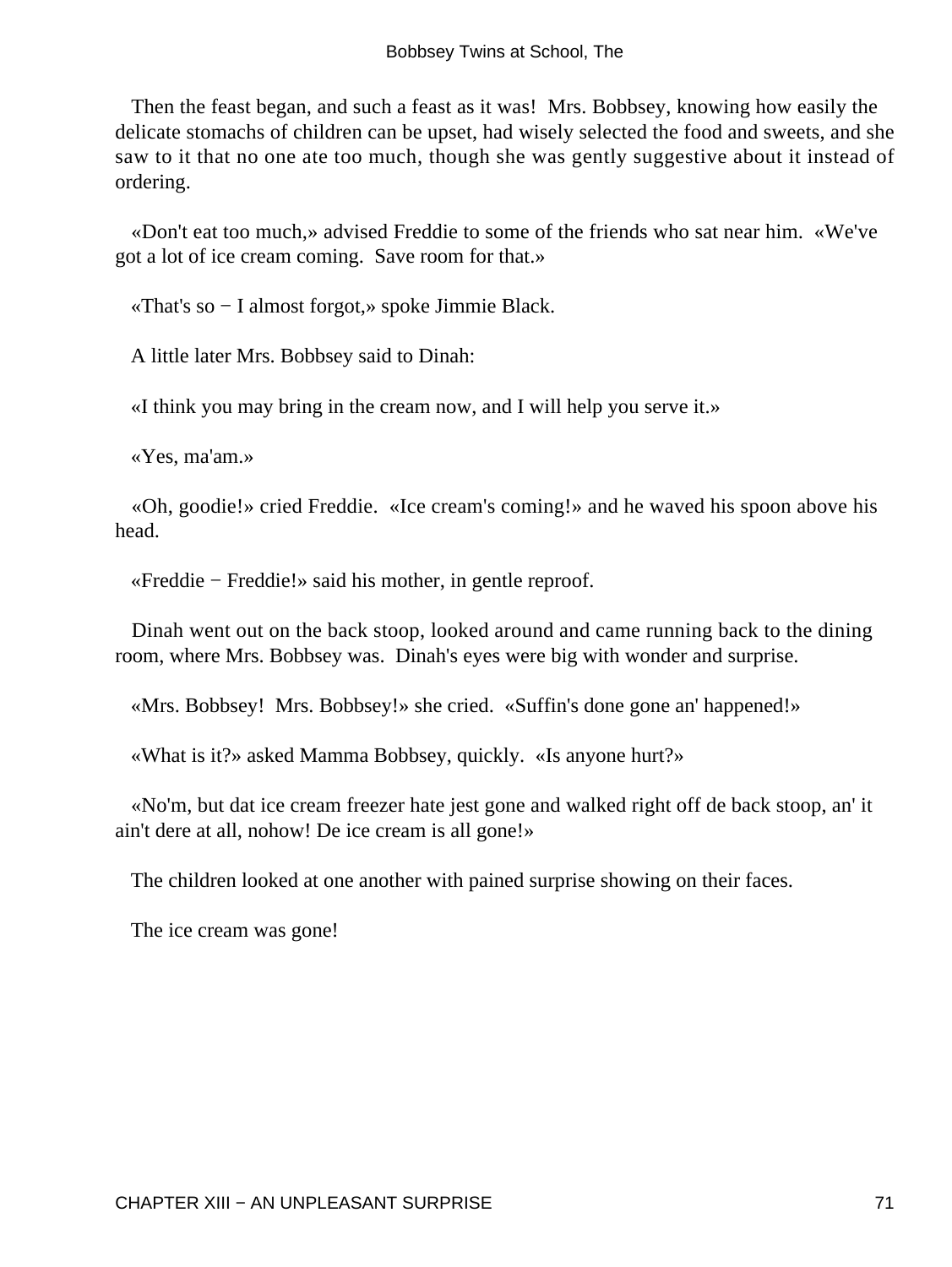Then the feast began, and such a feast as it was! Mrs. Bobbsey, knowing how easily the delicate stomachs of children can be upset, had wisely selected the food and sweets, and she saw to it that no one ate too much, though she was gently suggestive about it instead of ordering.

«Don't eat too much,» advised Freddie to some of the friends who sat near him. «We've got a lot of ice cream coming. Save room for that.»

«That's so − I almost forgot,» spoke Jimmie Black.

A little later Mrs. Bobbsey said to Dinah:

«I think you may bring in the cream now, and I will help you serve it.»

«Yes, ma'am.»

«Oh, goodie!» cried Freddie. «Ice cream's coming!» and he waved his spoon above his head.

«Freddie − Freddie!» said his mother, in gentle reproof.

Dinah went out on the back stoop, looked around and came running back to the dining room, where Mrs. Bobbsey was. Dinah's eyes were big with wonder and surprise.

«Mrs. Bobbsey! Mrs. Bobbsey!» she cried. «Suffin's done gone an' happened!»

«What is it?» asked Mamma Bobbsey, quickly. «Is anyone hurt?»

«No'm, but dat ice cream freezer hate jest gone and walked right off de back stoop, an' it ain't dere at all, nohow! De ice cream is all gone!»

The children looked at one another with pained surprise showing on their faces.

The ice cream was gone!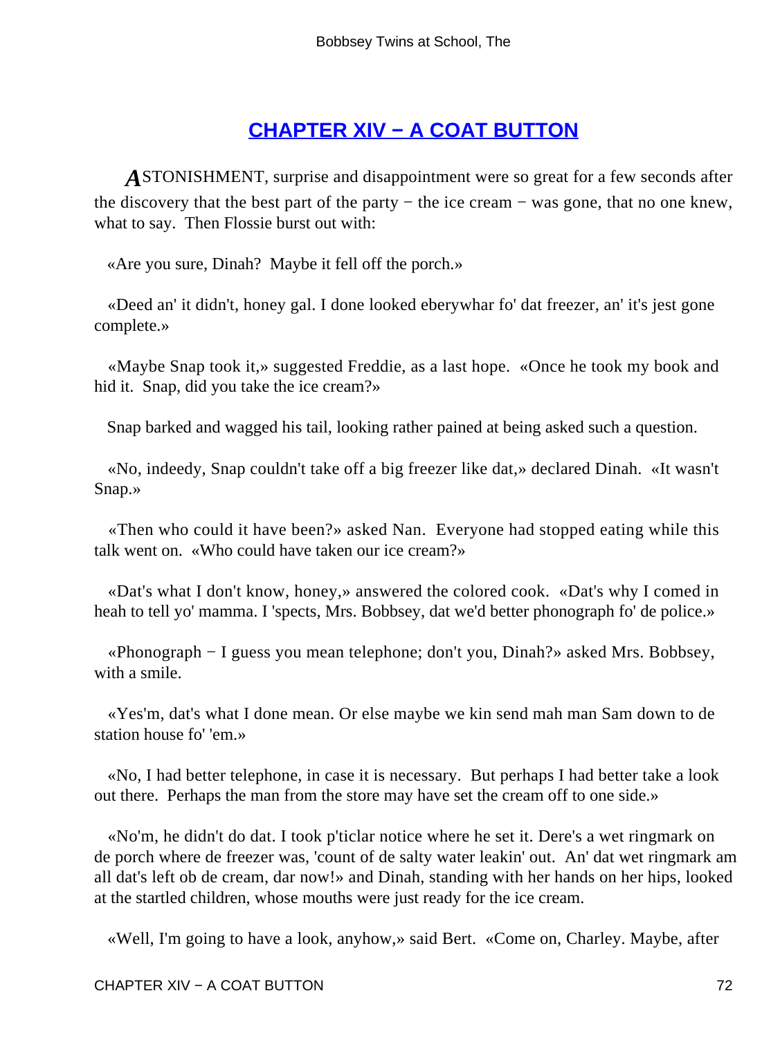## CHAPTER XIV − A COAT BUTTON

ASTONISHMENT, surprise and disappointment were so great for a few seconds after the discovery that the best part of the party − the ice cream − was gone, that no one knew, what to say. Then Flossie burst out with:

«Are you sure, Dinah? Maybe it fell off the porch.»

«Deed an' it didn't, honey gal. I done looked eberywhar fo' dat freezer, an' it's jest gone complete.»

«Maybe Snap took it,» suggested Freddie, as a last hope. «Once he took my book and hid it. Snap, did you take the ice cream?»

Snap barked and wagged his tail, looking rather pained at being asked such a question.

«No, indeedy, Snap couldn't take off a big freezer like dat,» declared Dinah. «It wasn't Snap.»

«Then who could it have been?» asked Nan. Everyone had stopped eating while this talk went on. «Who could have taken our ice cream?»

«Dat's what I don't know, honey,» answered the colored cook. «Dat's why I comed in heah to tell yo' mamma. I 'spects, Mrs. Bobbsey, dat we'd better phonograph fo' de police.»

«Phonograph − I guess you mean telephone; don't you, Dinah?» asked Mrs. Bobbsey, with a smile.

«Yes'm, dat's what I done mean. Or else maybe we kin send mah man Sam down to de station house fo' 'em.»

«No, I had better telephone, in case it is necessary. But perhaps I had better take a look out there. Perhaps the man from the store may have set the cream off to one side.»

«No'm, he didn't do dat. I took p'ticlar notice where he set it. Dere's a wet ringmark on de porch where de freezer was, 'count of de salty water leakin' out. An' dat wet ringmark am all dat's left ob de cream, dar now!» and Dinah, standing with her hands on her hips, looked at the startled children, whose mouths were just ready for the ice cream.

«Well, I'm going to have a look, anyhow,» said Bert. «Come on, Charley. Maybe, after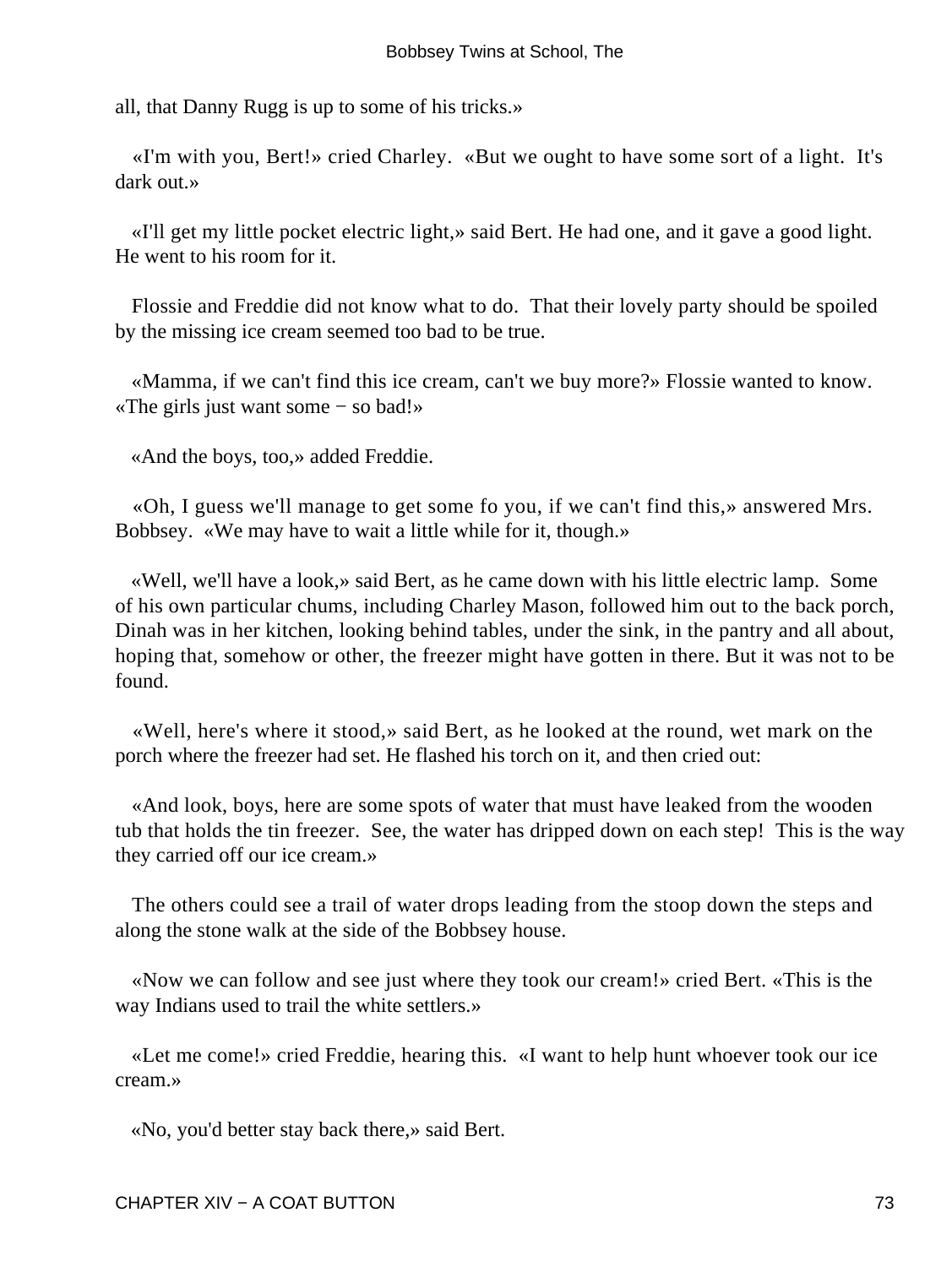all, that Danny Rugg is up to some of his tricks.»

«I'm with you, Bert!» cried Charley. «But we ought to have some sort of a light. It's dark out.»

«I'll get my little pocket electric light,» said Bert. He had one, and it gave a good light. He went to his room for it.

Flossie and Freddie did not know what to do. That their lovely party should be spoiled by the missing ice cream seemed too bad to be true.

«Mamma, if we can't find this ice cream, can't we buy more?» Flossie wanted to know. «The girls just want some − so bad!»

«And the boys, too,» added Freddie.

«Oh, I guess we'll manage to get some fo you, if we can't find this,» answered Mrs. Bobbsey. «We may have to wait a little while for it, though.»

«Well, we'll have a look,» said Bert, as he came down with his little electric lamp. Some of his own particular chums, including Charley Mason, followed him out to the back porch, Dinah was in her kitchen, looking behind tables, under the sink, in the pantry and all about, hoping that, somehow or other, the freezer might have gotten in there. But it was not to be found.

«Well, here's where it stood,» said Bert, as he looked at the round, wet mark on the porch where the freezer had set. He flashed his torch on it, and then cried out:

«And look, boys, here are some spots of water that must have leaked from the wooden tub that holds the tin freezer. See, the water has dripped down on each step! This is the way they carried off our ice cream.»

The others could see a trail of water drops leading from the stoop down the steps and along the stone walk at the side of the Bobbsey house.

«Now we can follow and see just where they took our cream!» cried Bert. «This is the way Indians used to trail the white settlers.»

«Let me come!» cried Freddie, hearing this. «I want to help hunt whoever took our ice cream.»

«No, you'd better stay back there,» said Bert.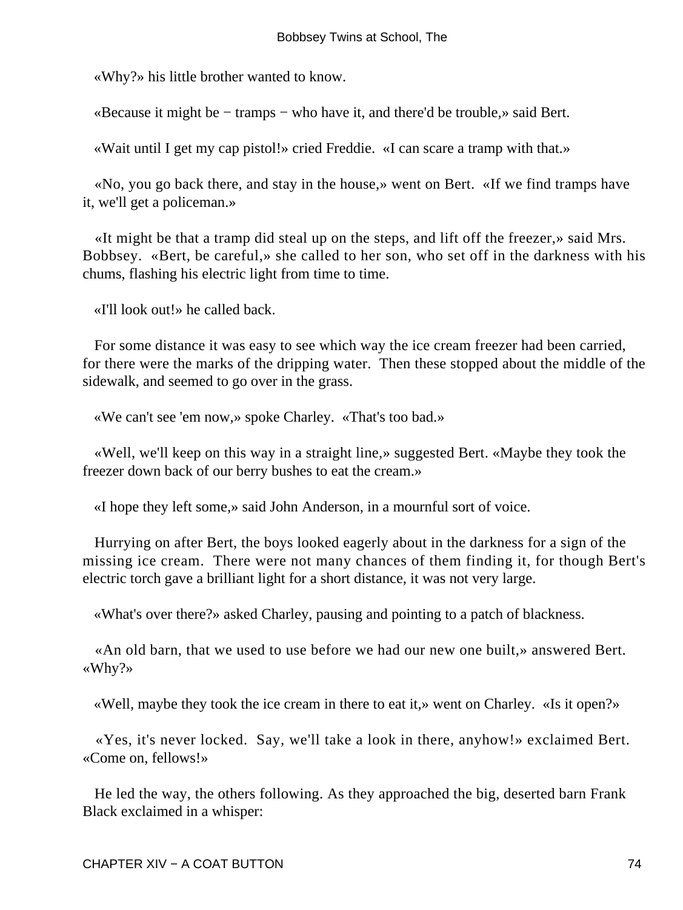«Why?» his little brother wanted to know.

«Because it might be − tramps − who have it, and there'd be trouble,» said Bert.

«Wait until I get my cap pistol!» cried Freddie. «I can scare a tramp with that.»

«No, you go back there, and stay in the house,» went on Bert. «If we find tramps have it, we'll get a policeman.»

«It might be that a tramp did steal up on the steps, and lift off the freezer,» said Mrs. Bobbsey. «Bert, be careful,» she called to her son, who set off in the darkness with his chums, flashing his electric light from time to time.

«I'll look out!» he called back.

For some distance it was easy to see which way the ice cream freezer had been carried, for there were the marks of the dripping water. Then these stopped about the middle of the sidewalk, and seemed to go over in the grass.

«We can't see 'em now,» spoke Charley. «That's too bad.»

«Well, we'll keep on this way in a straight line,» suggested Bert. «Maybe they took the freezer down back of our berry bushes to eat the cream.»

«I hope they left some,» said John Anderson, in a mournful sort of voice.

Hurrying on after Bert, the boys looked eagerly about in the darkness for a sign of the missing ice cream. There were not many chances of them finding it, for though Bert's electric torch gave a brilliant light for a short distance, it was not very large.

«What's over there?» asked Charley, pausing and pointing to a patch of blackness.

«An old barn, that we used to use before we had our new one built,» answered Bert. «Why?»

«Well, maybe they took the ice cream in there to eat it,» went on Charley. «Is it open?»

«Yes, it's never locked. Say, we'll take a look in there, anyhow!» exclaimed Bert. «Come on, fellows!»

He led the way, the others following. As they approached the big, deserted barn Frank Black exclaimed in a whisper: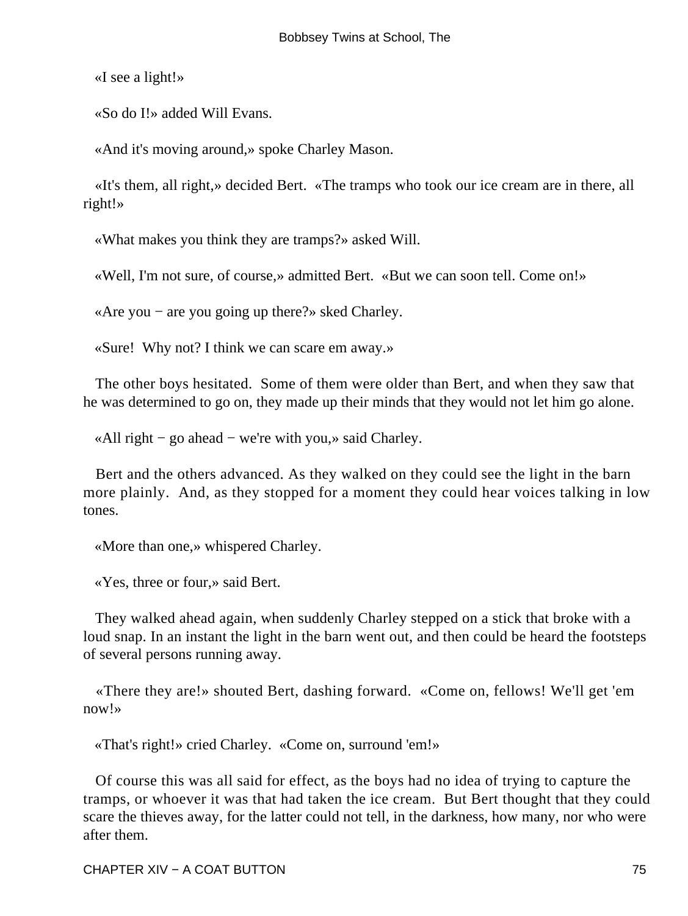«I see a light!»

«So do I!» added Will Evans.

«And it's moving around,» spoke Charley Mason.

«It's them, all right,» decided Bert. «The tramps who took our ice cream are in there, all right!»

«What makes you think they are tramps?» asked Will.

«Well, I'm not sure, of course,» admitted Bert. «But we can soon tell. Come on!»

«Are you − are you going up there?» sked Charley.

«Sure! Why not? I think we can scare em away.»

The other boys hesitated. Some of them were older than Bert, and when they saw that he was determined to go on, they made up their minds that they would not let him go alone.

«All right − go ahead − we're with you,» said Charley.

Bert and the others advanced. As they walked on they could see the light in the barn more plainly. And, as they stopped for a moment they could hear voices talking in low tones.

«More than one,» whispered Charley.

«Yes, three or four,» said Bert.

They walked ahead again, when suddenly Charley stepped on a stick that broke with a loud snap. In an instant the light in the barn went out, and then could be heard the footsteps of several persons running away.

«There they are!» shouted Bert, dashing forward. «Come on, fellows! We'll get 'em now!»

«That's right!» cried Charley. «Come on, surround 'em!»

Of course this was all said for effect, as the boys had no idea of trying to capture the tramps, or whoever it was that had taken the ice cream. But Bert thought that they could scare the thieves away, for the latter could not tell, in the darkness, how many, nor who were after them.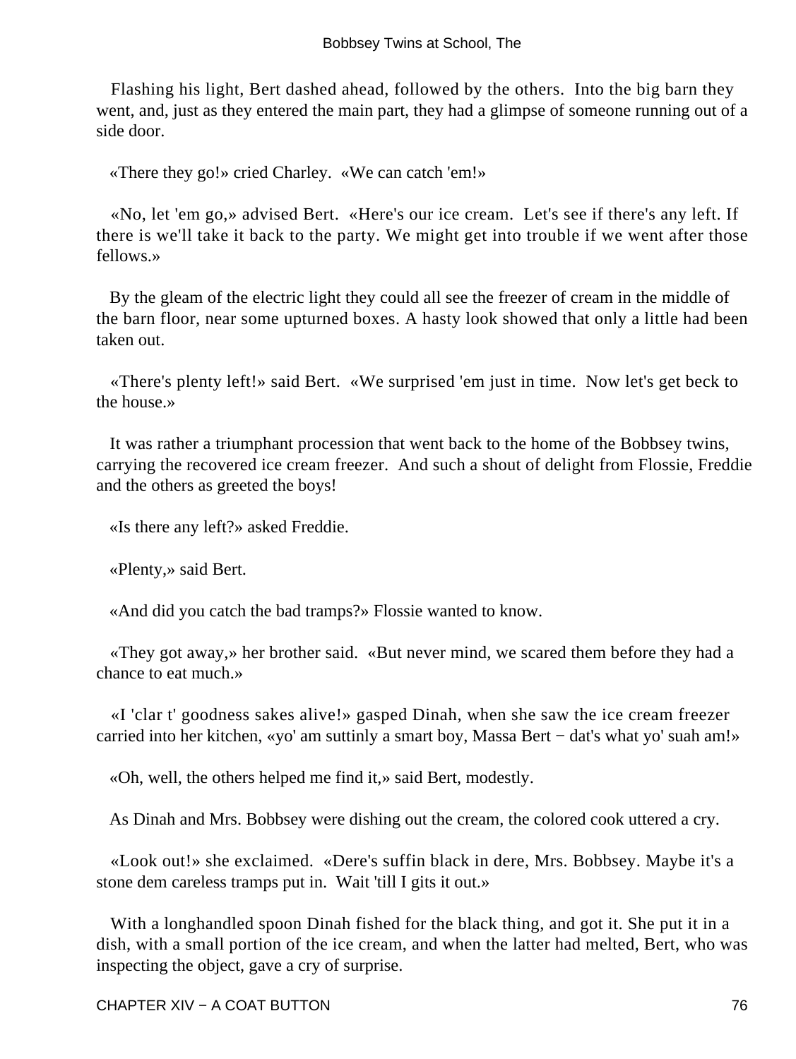Flashing his light, Bert dashed ahead, followed by the others. Into the big barn they went, and, just as they entered the main part, they had a glimpse of someone running out of a side door.

«There they go!» cried Charley. «We can catch 'em!»

«No, let 'em go,» advised Bert. «Here's our ice cream. Let's see if there's any left. If there is we'll take it back to the party. We might get into trouble if we went after those fellows.»

By the gleam of the electric light they could all see the freezer of cream in the middle of the barn floor, near some upturned boxes. A hasty look showed that only a little had been taken out.

«There's plenty left!» said Bert. «We surprised 'em just in time. Now let's get beck to the house.»

It was rather a triumphant procession that went back to the home of the Bobbsey twins, carrying the recovered ice cream freezer. And such a shout of delight from Flossie, Freddie and the others as greeted the boys!

«Is there any left?» asked Freddie.

«Plenty,» said Bert.

«And did you catch the bad tramps?» Flossie wanted to know.

«They got away,» her brother said. «But never mind, we scared them before they had a chance to eat much.»

«I 'clar t' goodness sakes alive!» gasped Dinah, when she saw the ice cream freezer carried into her kitchen, «yo' am suttinly a smart boy, Massa Bert − dat's what yo' suah am!»

«Oh, well, the others helped me find it,» said Bert, modestly.

As Dinah and Mrs. Bobbsey were dishing out the cream, the colored cook uttered a cry.

«Look out!» she exclaimed. «Dere's suffin black in dere, Mrs. Bobbsey. Maybe it's a stone dem careless tramps put in. Wait 'till I gits it out.»

With a longhandled spoon Dinah fished for the black thing, and got it. She put it in a dish, with a small portion of the ice cream, and when the latter had melted, Bert, who was inspecting the object, gave a cry of surprise.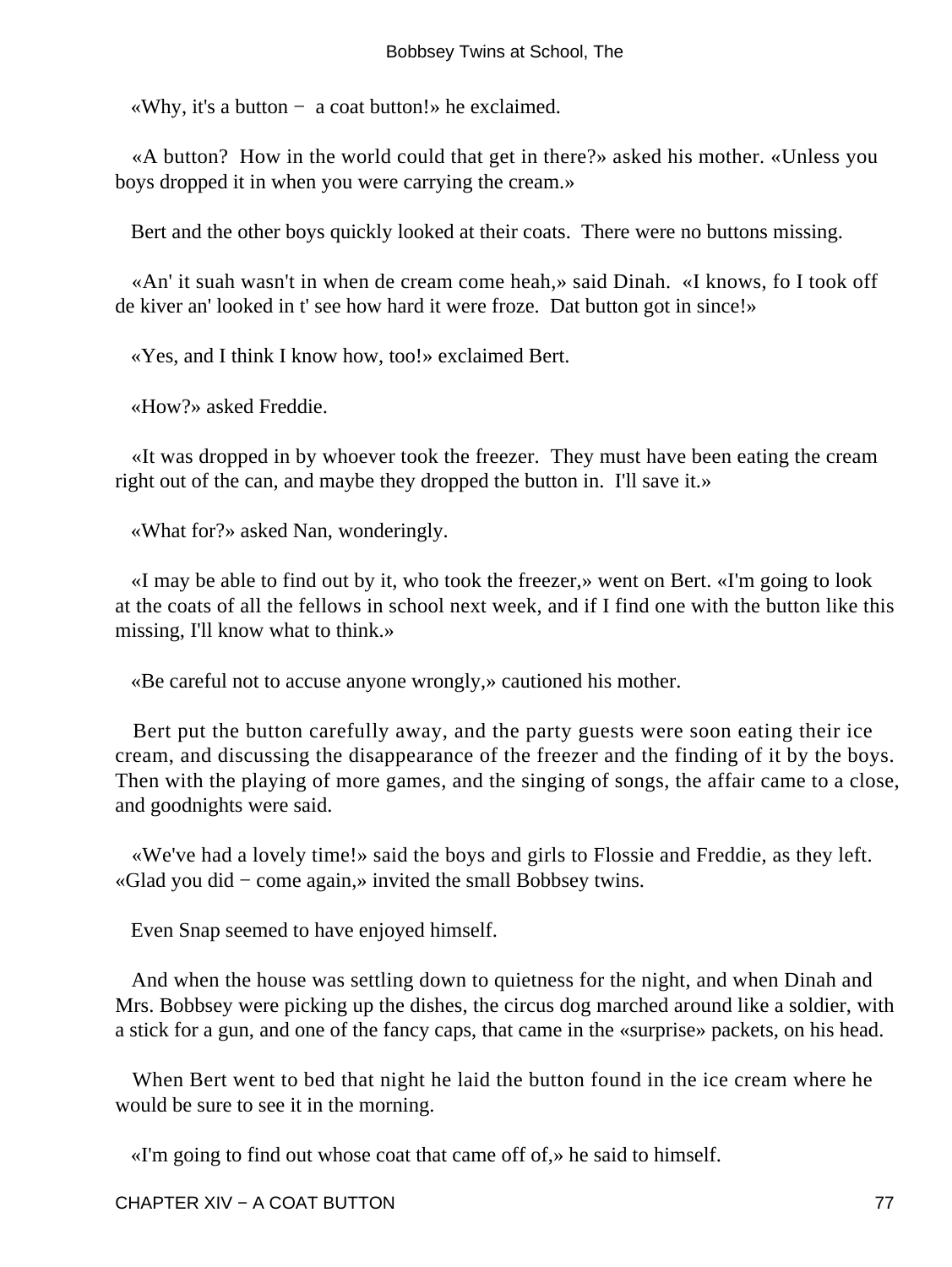«Why, it's a button − a coat button!» he exclaimed.

«A button? How in the world could that get in there?» asked his mother. «Unless you boys dropped it in when you were carrying the cream.»

Bert and the other boys quickly looked at their coats. There were no buttons missing.

«An' it suah wasn't in when de cream come heah,» said Dinah. «I knows, fo I took off de kiver an' looked in t' see how hard it were froze. Dat button got in since!»

«Yes, and I think I know how, too!» exclaimed Bert.

«How?» asked Freddie.

«It was dropped in by whoever took the freezer. They must have been eating the cream right out of the can, and maybe they dropped the button in. I'll save it.»

«What for?» asked Nan, wonderingly.

«I may be able to find out by it, who took the freezer,» went on Bert. «I'm going to look at the coats of all the fellows in school next week, and if I find one with the button like this missing, I'll know what to think.»

«Be careful not to accuse anyone wrongly,» cautioned his mother.

Bert put the button carefully away, and the party guests were soon eating their ice cream, and discussing the disappearance of the freezer and the finding of it by the boys. Then with the playing of more games, and the singing of songs, the affair came to a close, and goodnights were said.

«We've had a lovely time!» said the boys and girls to Flossie and Freddie, as they left. «Glad you did − come again,» invited the small Bobbsey twins.

Even Snap seemed to have enjoyed himself.

And when the house was settling down to quietness for the night, and when Dinah and Mrs. Bobbsey were picking up the dishes, the circus dog marched around like a soldier, with a stick for a gun, and one of the fancy caps, that came in the «surprise» packets, on his head.

When Bert went to bed that night he laid the button found in the ice cream where he would be sure to see it in the morning.

«I'm going to find out whose coat that came off of,» he said to himself.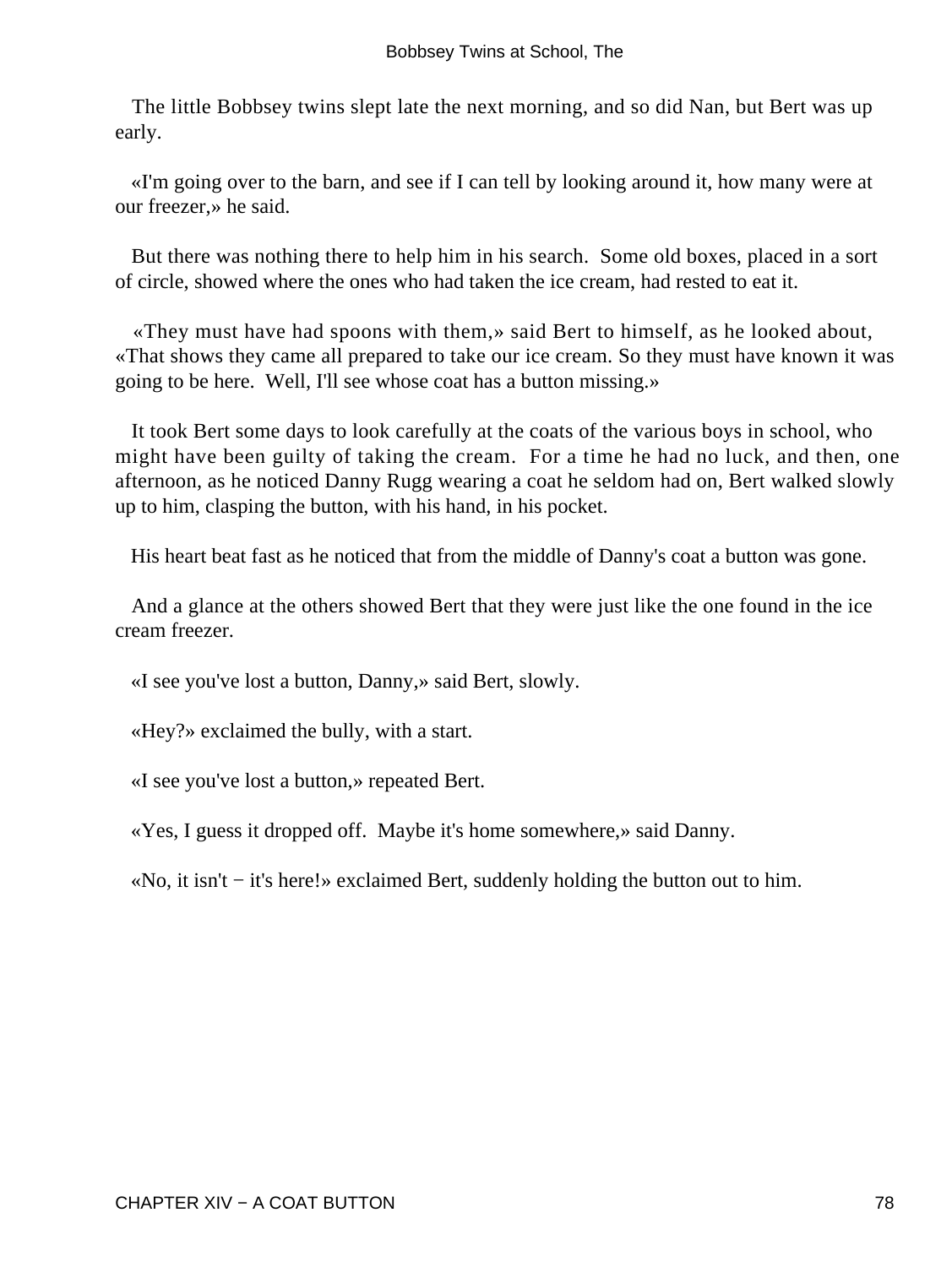The little Bobbsey twins slept late the next morning, and so did Nan, but Bert was up early.

«I'm going over to the barn, and see if I can tell by looking around it, how many were at our freezer,» he said.

But there was nothing there to help him in his search. Some old boxes, placed in a sort of circle, showed where the ones who had taken the ice cream, had rested to eat it.

«They must have had spoons with them,» said Bert to himself, as he looked about, «That shows they came all prepared to take our ice cream. So they must have known it was going to be here. Well, I'll see whose coat has a button missing.»

It took Bert some days to look carefully at the coats of the various boys in school, who might have been guilty of taking the cream. For a time he had no luck, and then, one afternoon, as he noticed Danny Rugg wearing a coat he seldom had on, Bert walked slowly up to him, clasping the button, with his hand, in his pocket.

His heart beat fast as he noticed that from the middle of Danny's coat a button was gone.

And a glance at the others showed Bert that they were just like the one found in the ice cream freezer.

«I see you've lost a button, Danny,» said Bert, slowly.

«Hey?» exclaimed the bully, with a start.

«I see you've lost a button,» repeated Bert.

«Yes, I guess it dropped off. Maybe it's home somewhere,» said Danny.

«No, it isn't − it's here!» exclaimed Bert, suddenly holding the button out to him.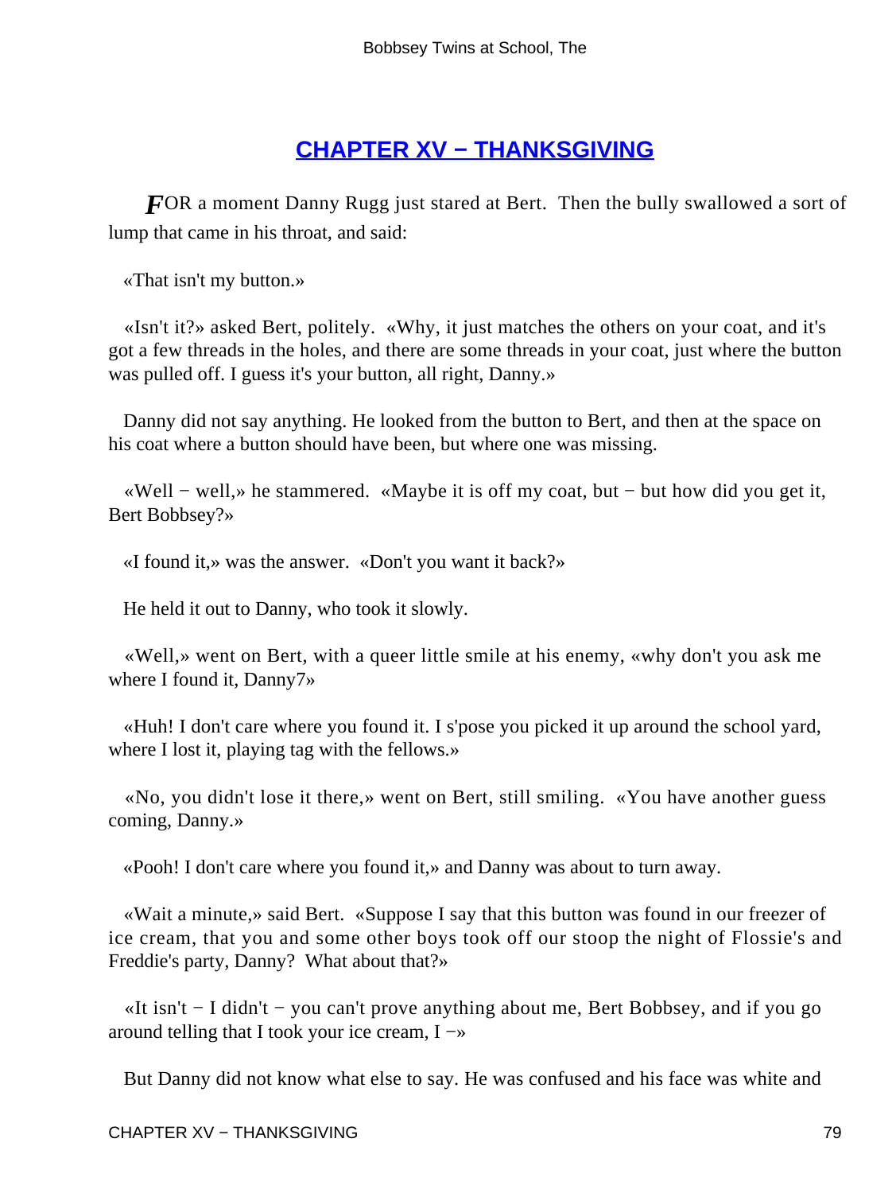## CHAPTER XV − THANKSGIVING

*F*OR a moment Danny Rugg just stared at Bert. Then the bully swallowed a sort of lump that came in his throat, and said:

«That isn't my button.»

«Isn't it?» asked Bert, politely. «Why, it just matches the others on your coat, and it's got a few threads in the holes, and there are some threads in your coat, just where the button was pulled off. I guess it's your button, all right, Danny.»

Danny did not say anything. He looked from the button to Bert, and then at the space on his coat where a button should have been, but where one was missing.

«Well − well,» he stammered. «Maybe it is off my coat, but − but how did you get it, Bert Bobbsey?»

«I found it,» was the answer. «Don't you want it back?»

He held it out to Danny, who took it slowly.

«Well,» went on Bert, with a queer little smile at his enemy, «why don't you ask me where I found it, Danny7»

«Huh! I don't care where you found it. I s'pose you picked it up around the school yard, where I lost it, playing tag with the fellows.»

«No, you didn't lose it there,» went on Bert, still smiling. «You have another guess coming, Danny.»

«Pooh! I don't care where you found it,» and Danny was about to turn away.

«Wait a minute,» said Bert. «Suppose I say that this button was found in our freezer of ice cream, that you and some other boys took off our stoop the night of Flossie's and Freddie's party, Danny? What about that?»

«It isn't − I didn't − you can't prove anything about me, Bert Bobbsey, and if you go around telling that I took your ice cream, I −»

But Danny did not know what else to say. He was confused and his face was white and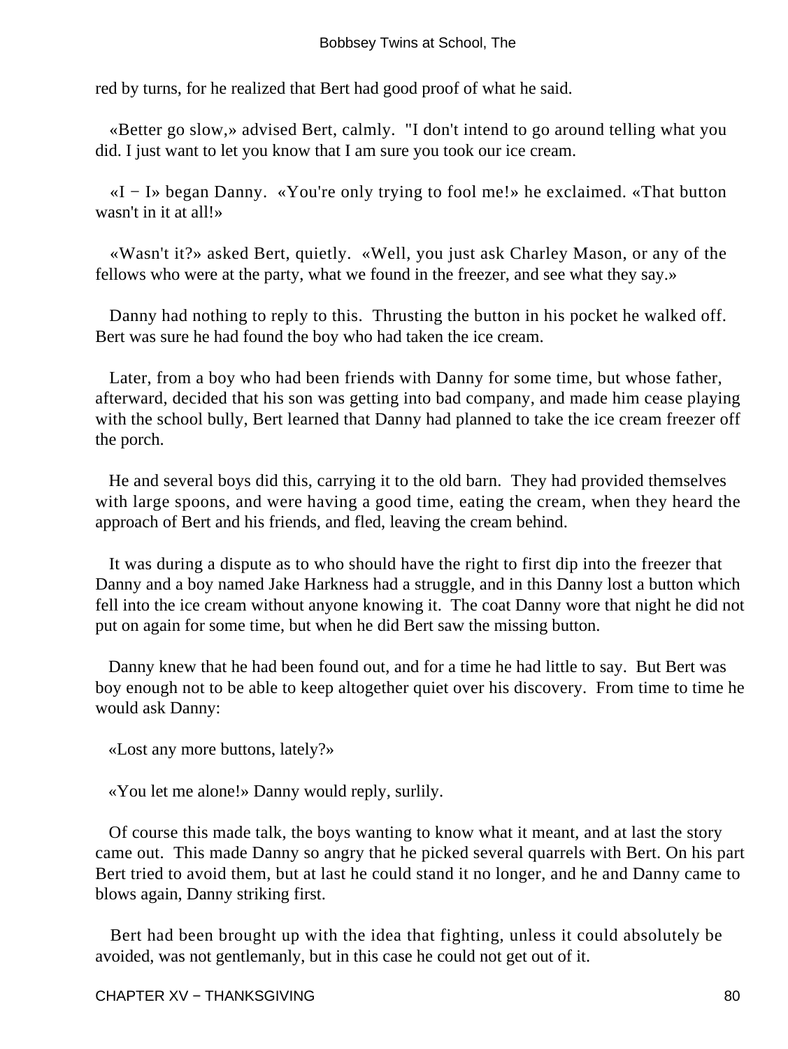red by turns, for he realized that Bert had good proof of what he said.

«Better go slow,» advised Bert, calmly. "I don't intend to go around telling what you did. I just want to let you know that I am sure you took our ice cream.

«I − I» began Danny. «You're only trying to fool me!» he exclaimed. «That button wasn't in it at all!»

«Wasn't it?» asked Bert, quietly. «Well, you just ask Charley Mason, or any of the fellows who were at the party, what we found in the freezer, and see what they say.»

Danny had nothing to reply to this. Thrusting the button in his pocket he walked off. Bert was sure he had found the boy who had taken the ice cream.

Later, from a boy who had been friends with Danny for some time, but whose father, afterward, decided that his son was getting into bad company, and made him cease playing with the school bully, Bert learned that Danny had planned to take the ice cream freezer off the porch.

He and several boys did this, carrying it to the old barn. They had provided themselves with large spoons, and were having a good time, eating the cream, when they heard the approach of Bert and his friends, and fled, leaving the cream behind.

It was during a dispute as to who should have the right to first dip into the freezer that Danny and a boy named Jake Harkness had a struggle, and in this Danny lost a button which fell into the ice cream without anyone knowing it. The coat Danny wore that night he did not put on again for some time, but when he did Bert saw the missing button.

Danny knew that he had been found out, and for a time he had little to say. But Bert was boy enough not to be able to keep altogether quiet over his discovery. From time to time he would ask Danny:

«Lost any more buttons, lately?»

«You let me alone!» Danny would reply, surlily.

Of course this made talk, the boys wanting to know what it meant, and at last the story came out. This made Danny so angry that he picked several quarrels with Bert. On his part Bert tried to avoid them, but at last he could stand it no longer, and he and Danny came to blows again, Danny striking first.

Bert had been brought up with the idea that fighting, unless it could absolutely be avoided, was not gentlemanly, but in this case he could not get out of it.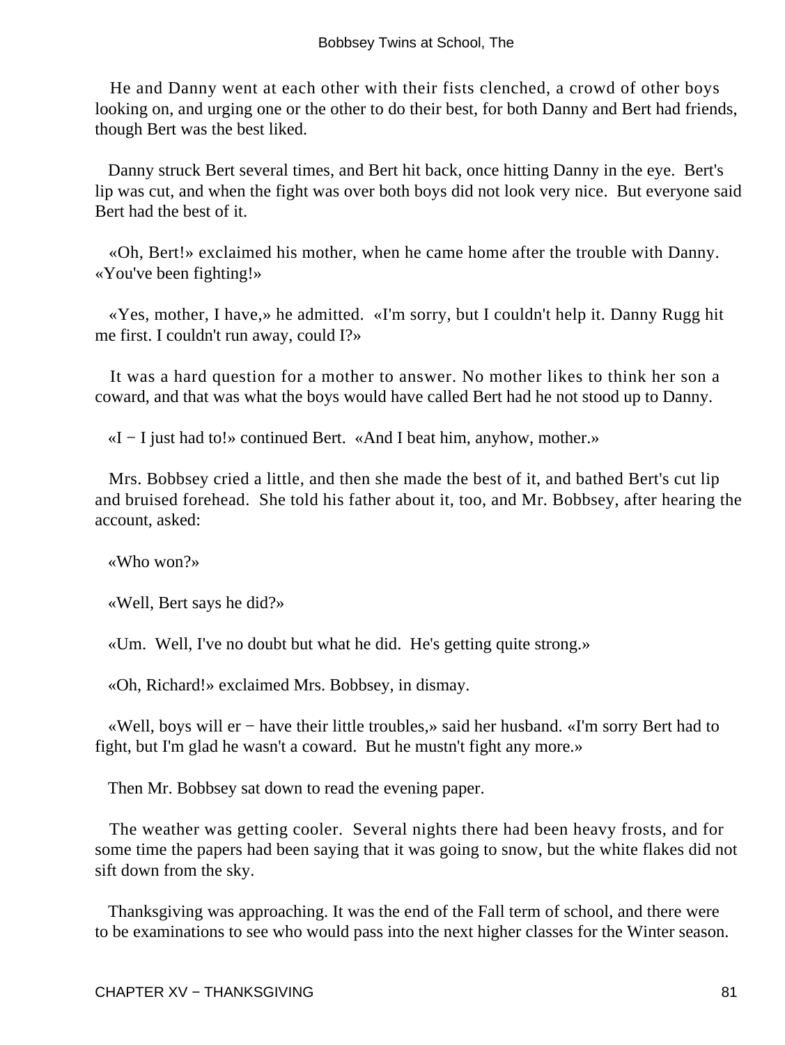He and Danny went at each other with their fists clenched, a crowd of other boys looking on, and urging one or the other to do their best, for both Danny and Bert had friends, though Bert was the best liked.

Danny struck Bert several times, and Bert hit back, once hitting Danny in the eye. Bert's lip was cut, and when the fight was over both boys did not look very nice. But everyone said Bert had the best of it.

«Oh, Bert!» exclaimed his mother, when he came home after the trouble with Danny. «You've been fighting!»

«Yes, mother, I have,» he admitted. «I'm sorry, but I couldn't help it. Danny Rugg hit me first. I couldn't run away, could I?»

It was a hard question for a mother to answer. No mother likes to think her son a coward, and that was what the boys would have called Bert had he not stood up to Danny.

«I − I just had to!» continued Bert. «And I beat him, anyhow, mother.»

Mrs. Bobbsey cried a little, and then she made the best of it, and bathed Bert's cut lip and bruised forehead. She told his father about it, too, and Mr. Bobbsey, after hearing the account, asked:

«Who won?»

«Well, Bert says he did?»

«Um. Well, I've no doubt but what he did. He's getting quite strong.»

«Oh, Richard!» exclaimed Mrs. Bobbsey, in dismay.

«Well, boys will er − have their little troubles,» said her husband. «I'm sorry Bert had to fight, but I'm glad he wasn't a coward. But he mustn't fight any more.»

Then Mr. Bobbsey sat down to read the evening paper.

The weather was getting cooler. Several nights there had been heavy frosts, and for some time the papers had been saying that it was going to snow, but the white flakes did not sift down from the sky.

Thanksgiving was approaching. It was the end of the Fall term of school, and there were to be examinations to see who would pass into the next higher classes for the Winter season.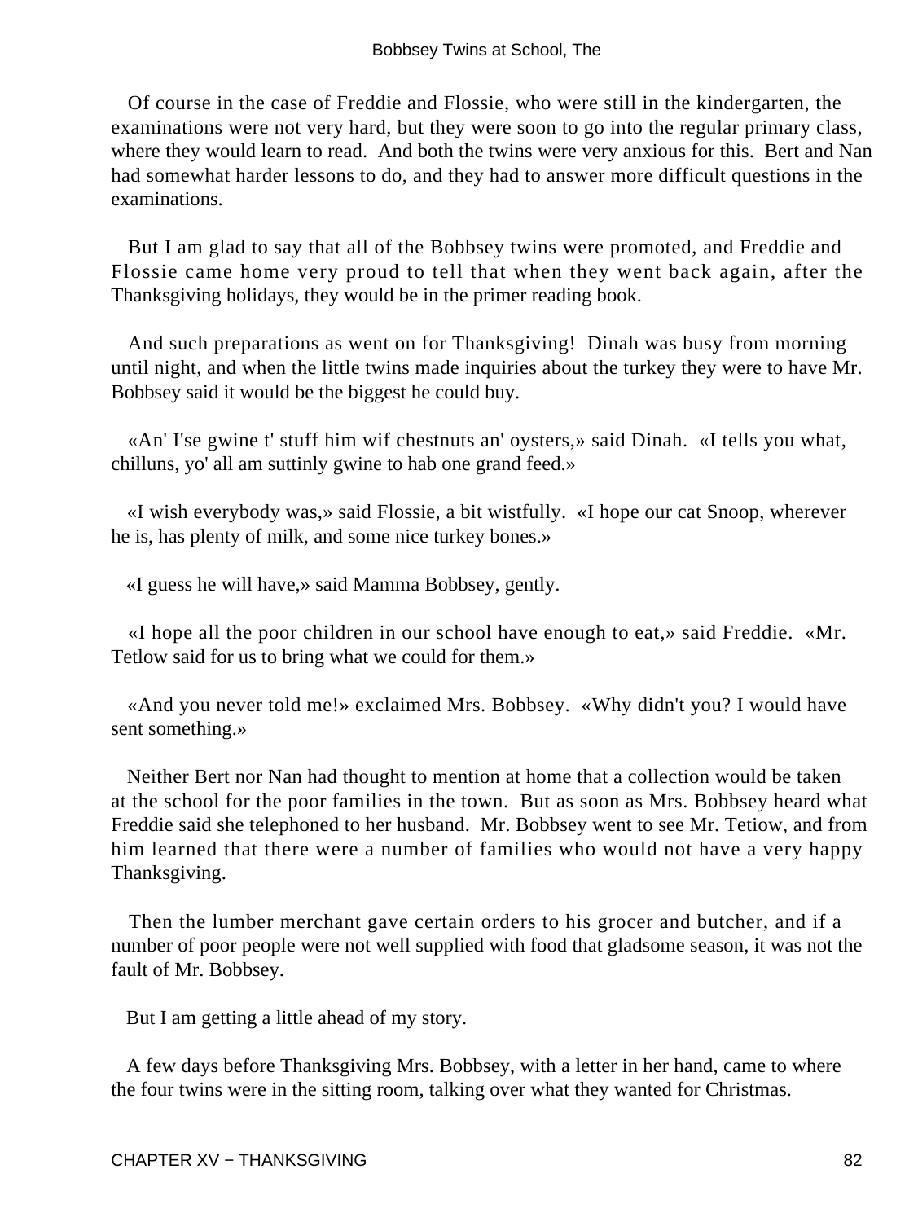Of course in the case of Freddie and Flossie, who were still in the kindergarten, the examinations were not very hard, but they were soon to go into the regular primary class, where they would learn to read. And both the twins were very anxious for this. Bert and Nan had somewhat harder lessons to do, and they had to answer more difficult questions in the examinations.

But I am glad to say that all of the Bobbsey twins were promoted, and Freddie and Flossie came home very proud to tell that when they went back again, after the Thanksgiving holidays, they would be in the primer reading book.

And such preparations as went on for Thanksgiving! Dinah was busy from morning until night, and when the little twins made inquiries about the turkey they were to have Mr. Bobbsey said it would be the biggest he could buy.

«An' I'se gwine t' stuff him wif chestnuts an' oysters,» said Dinah. «I tells you what, chilluns, yo' all am suttinly gwine to hab one grand feed.»

«I wish everybody was,» said Flossie, a bit wistfully. «I hope our cat Snoop, wherever he is, has plenty of milk, and some nice turkey bones.»

«I guess he will have,» said Mamma Bobbsey, gently.

«I hope all the poor children in our school have enough to eat,» said Freddie. «Mr. Tetlow said for us to bring what we could for them.»

«And you never told me!» exclaimed Mrs. Bobbsey. «Why didn't you? I would have sent something.»

Neither Bert nor Nan had thought to mention at home that a collection would be taken at the school for the poor families in the town. But as soon as Mrs. Bobbsey heard what Freddie said she telephoned to her husband. Mr. Bobbsey went to see Mr. Tetiow, and from him learned that there were a number of families who would not have a very happy Thanksgiving.

Then the lumber merchant gave certain orders to his grocer and butcher, and if a number of poor people were not well supplied with food that gladsome season, it was not the fault of Mr. Bobbsey.

But I am getting a little ahead of my story.

A few days before Thanksgiving Mrs. Bobbsey, with a letter in her hand, came to where the four twins were in the sitting room, talking over what they wanted for Christmas.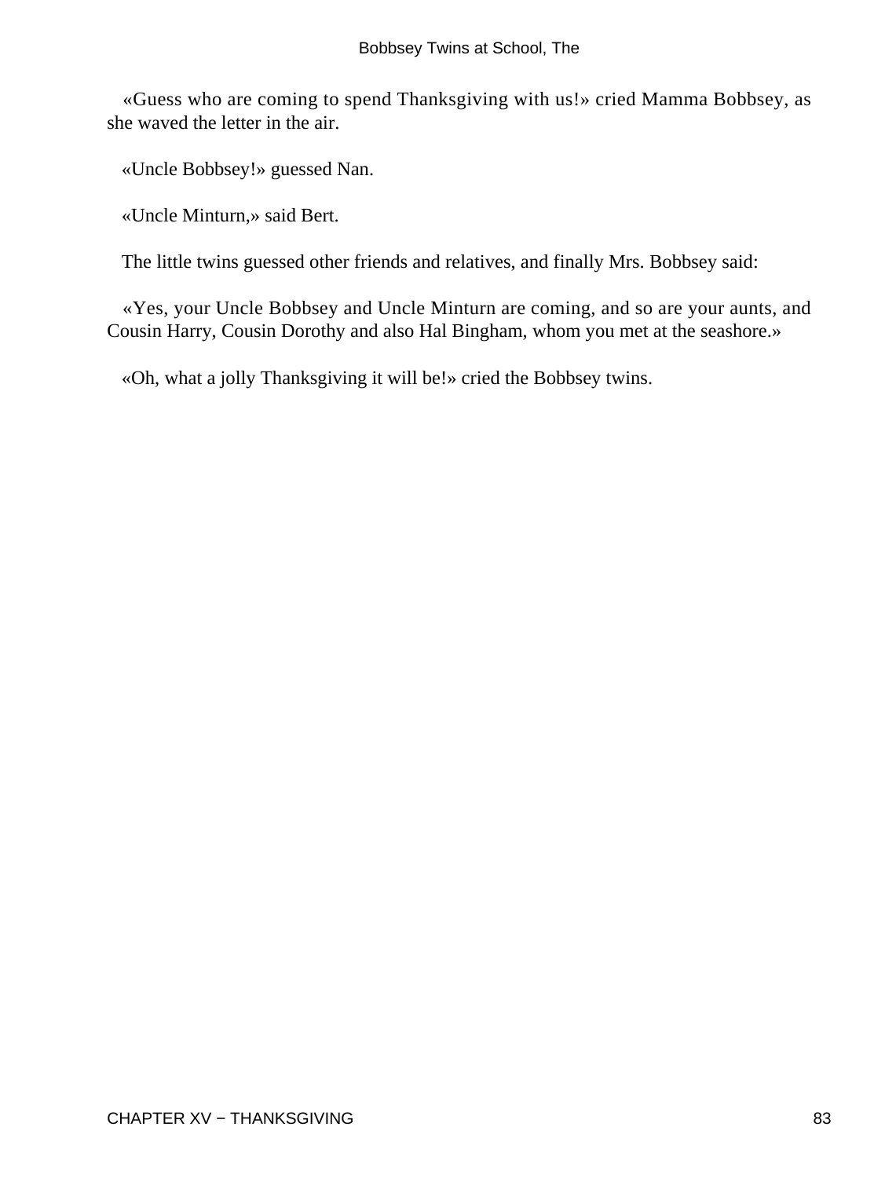«Guess who are coming to spend Thanksgiving with us!» cried Mamma Bobbsey, as she waved the letter in the air.

«Uncle Bobbsey!» guessed Nan.

«Uncle Minturn,» said Bert.

The little twins guessed other friends and relatives, and finally Mrs. Bobbsey said:

«Yes, your Uncle Bobbsey and Uncle Minturn are coming, and so are your aunts, and Cousin Harry, Cousin Dorothy and also Hal Bingham, whom you met at the seashore.»

«Oh, what a jolly Thanksgiving it will be!» cried the Bobbsey twins.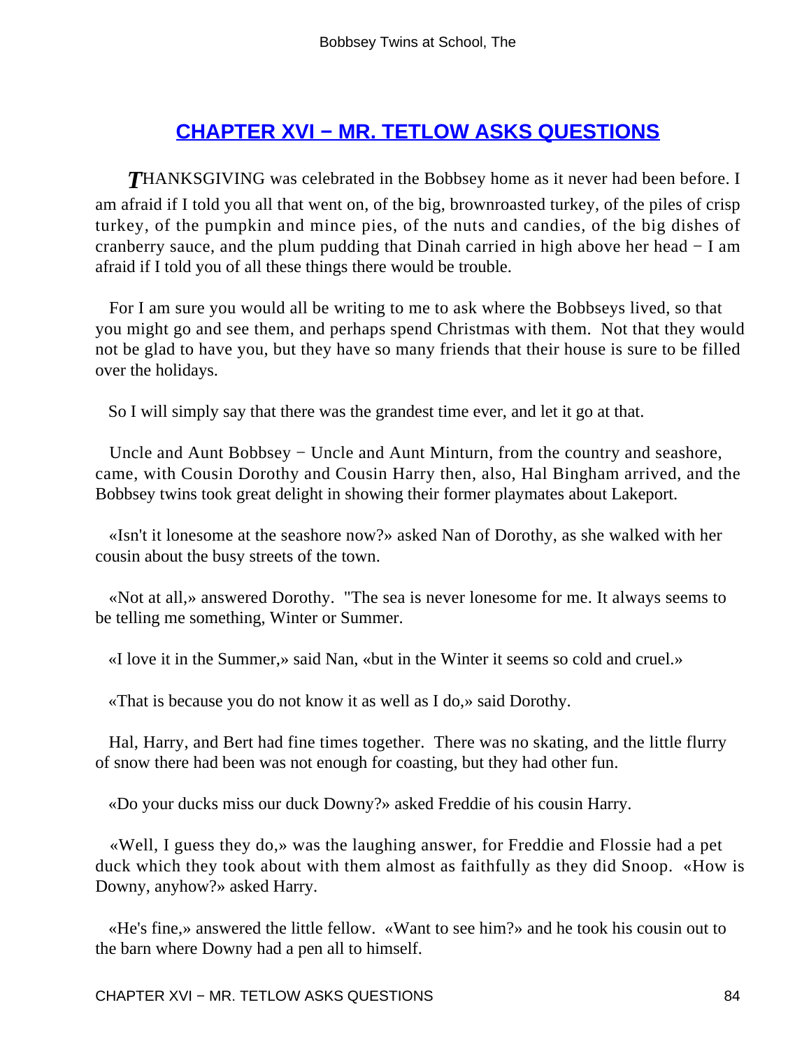## CHAPTER XVI − MR. TETLOW ASKS QUESTIONS

***T***HANKSGIVING was celebrated in the Bobbsey home as it never had been before. I am afraid if I told you all that went on, of the big, brownroasted turkey, of the piles of crisp turkey, of the pumpkin and mince pies, of the nuts and candies, of the big dishes of cranberry sauce, and the plum pudding that Dinah carried in high above her head − I am afraid if I told you of all these things there would be trouble.

For I am sure you would all be writing to me to ask where the Bobbseys lived, so that you might go and see them, and perhaps spend Christmas with them. Not that they would not be glad to have you, but they have so many friends that their house is sure to be filled over the holidays.

So I will simply say that there was the grandest time ever, and let it go at that.

Uncle and Aunt Bobbsey − Uncle and Aunt Minturn, from the country and seashore, came, with Cousin Dorothy and Cousin Harry then, also, Hal Bingham arrived, and the Bobbsey twins took great delight in showing their former playmates about Lakeport.

«Isn't it lonesome at the seashore now?» asked Nan of Dorothy, as she walked with her cousin about the busy streets of the town.

«Not at all,» answered Dorothy. "The sea is never lonesome for me. It always seems to be telling me something, Winter or Summer.

«I love it in the Summer,» said Nan, «but in the Winter it seems so cold and cruel.»

«That is because you do not know it as well as I do,» said Dorothy.

Hal, Harry, and Bert had fine times together. There was no skating, and the little flurry of snow there had been was not enough for coasting, but they had other fun.

«Do your ducks miss our duck Downy?» asked Freddie of his cousin Harry.

«Well, I guess they do,» was the laughing answer, for Freddie and Flossie had a pet duck which they took about with them almost as faithfully as they did Snoop. «How is Downy, anyhow?» asked Harry.

«He's fine,» answered the little fellow. «Want to see him?» and he took his cousin out to the barn where Downy had a pen all to himself.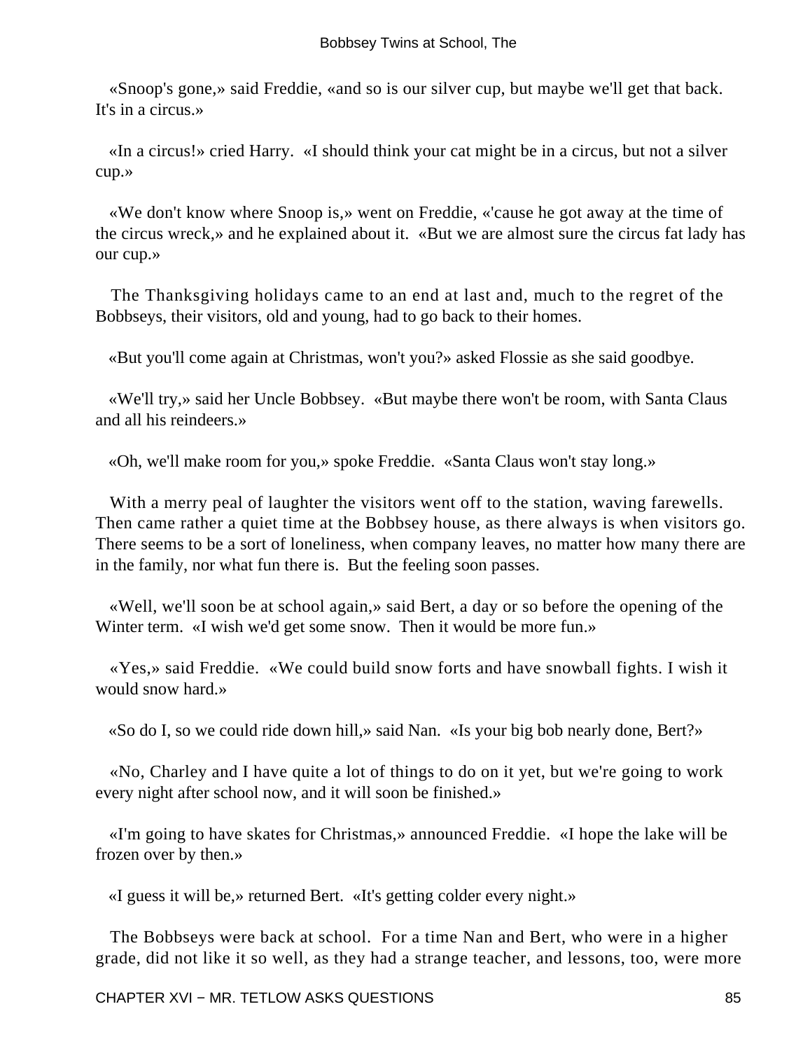«Snoop's gone,» said Freddie, «and so is our silver cup, but maybe we'll get that back. It's in a circus.»

«In a circus!» cried Harry. «I should think your cat might be in a circus, but not a silver cup.»

«We don't know where Snoop is,» went on Freddie, «'cause he got away at the time of the circus wreck,» and he explained about it. «But we are almost sure the circus fat lady has our cup.»

The Thanksgiving holidays came to an end at last and, much to the regret of the Bobbseys, their visitors, old and young, had to go back to their homes.

«But you'll come again at Christmas, won't you?» asked Flossie as she said goodbye.

«We'll try,» said her Uncle Bobbsey. «But maybe there won't be room, with Santa Claus and all his reindeers.»

«Oh, we'll make room for you,» spoke Freddie. «Santa Claus won't stay long.»

With a merry peal of laughter the visitors went off to the station, waving farewells. Then came rather a quiet time at the Bobbsey house, as there always is when visitors go. There seems to be a sort of loneliness, when company leaves, no matter how many there are in the family, nor what fun there is. But the feeling soon passes.

«Well, we'll soon be at school again,» said Bert, a day or so before the opening of the Winter term. «I wish we'd get some snow. Then it would be more fun.»

«Yes,» said Freddie. «We could build snow forts and have snowball fights. I wish it would snow hard.»

«So do I, so we could ride down hill,» said Nan. «Is your big bob nearly done, Bert?»

«No, Charley and I have quite a lot of things to do on it yet, but we're going to work every night after school now, and it will soon be finished.»

«I'm going to have skates for Christmas,» announced Freddie. «I hope the lake will be frozen over by then.»

«I guess it will be,» returned Bert. «It's getting colder every night.»

The Bobbseys were back at school. For a time Nan and Bert, who were in a higher grade, did not like it so well, as they had a strange teacher, and lessons, too, were more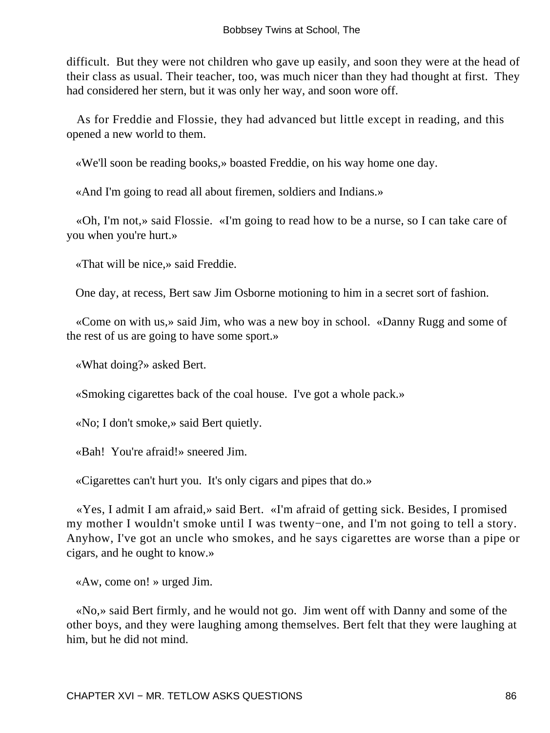difficult. But they were not children who gave up easily, and soon they were at the head of their class as usual. Their teacher, too, was much nicer than they had thought at first. They had considered her stern, but it was only her way, and soon wore off.

As for Freddie and Flossie, they had advanced but little except in reading, and this opened a new world to them.

«We'll soon be reading books,» boasted Freddie, on his way home one day.

«And I'm going to read all about firemen, soldiers and Indians.»

«Oh, I'm not,» said Flossie. «I'm going to read how to be a nurse, so I can take care of you when you're hurt.»

«That will be nice,» said Freddie.

One day, at recess, Bert saw Jim Osborne motioning to him in a secret sort of fashion.

«Come on with us,» said Jim, who was a new boy in school. «Danny Rugg and some of the rest of us are going to have some sport.»

«What doing?» asked Bert.

«Smoking cigarettes back of the coal house. I've got a whole pack.»

«No; I don't smoke,» said Bert quietly.

«Bah! You're afraid!» sneered Jim.

«Cigarettes can't hurt you. It's only cigars and pipes that do.»

«Yes, I admit I am afraid,» said Bert. «I'm afraid of getting sick. Besides, I promised my mother I wouldn't smoke until I was twenty−one, and I'm not going to tell a story. Anyhow, I've got an uncle who smokes, and he says cigarettes are worse than a pipe or cigars, and he ought to know.»

«Aw, come on! » urged Jim.

«No,» said Bert firmly, and he would not go. Jim went off with Danny and some of the other boys, and they were laughing among themselves. Bert felt that they were laughing at him, but he did not mind.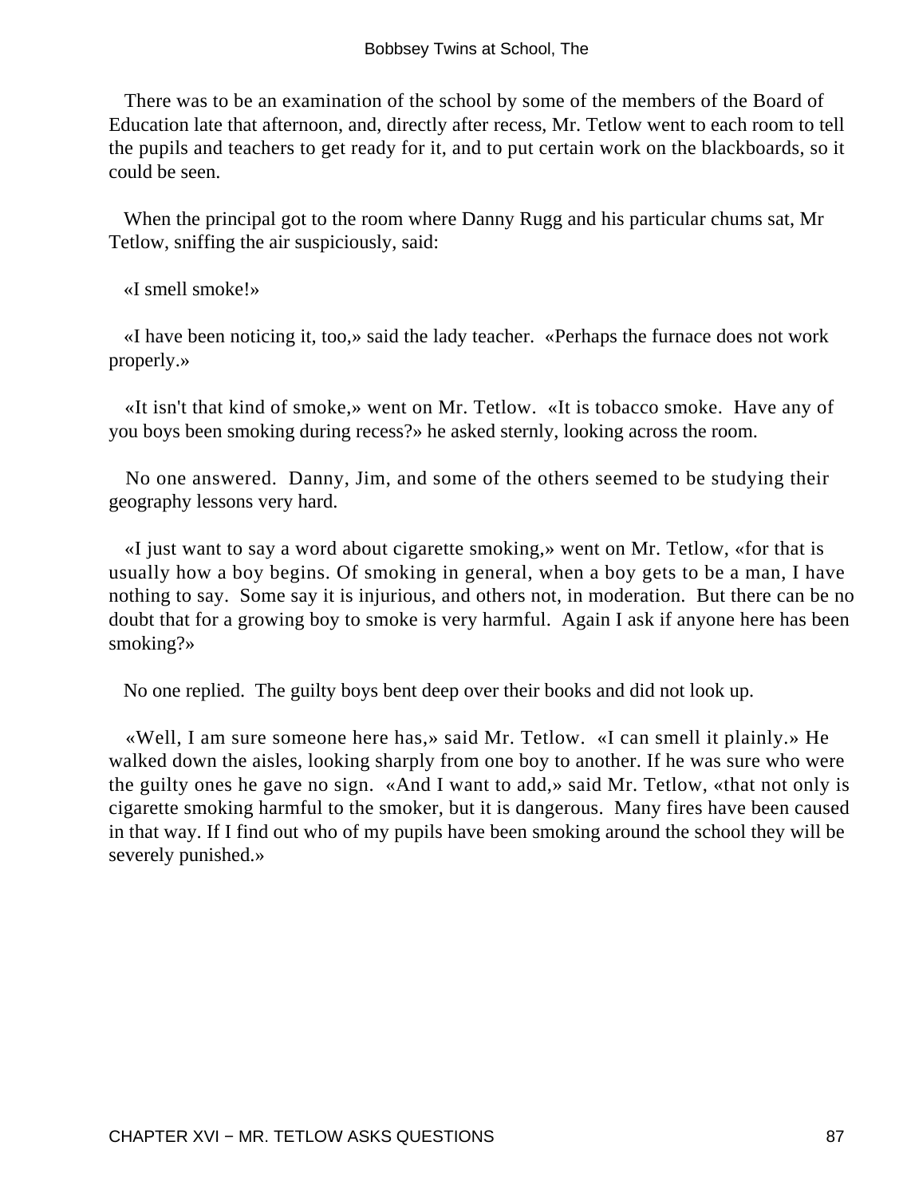There was to be an examination of the school by some of the members of the Board of Education late that afternoon, and, directly after recess, Mr. Tetlow went to each room to tell the pupils and teachers to get ready for it, and to put certain work on the blackboards, so it could be seen.

When the principal got to the room where Danny Rugg and his particular chums sat, Mr Tetlow, sniffing the air suspiciously, said:

«I smell smoke!»

«I have been noticing it, too,» said the lady teacher. «Perhaps the furnace does not work properly.»

«It isn't that kind of smoke,» went on Mr. Tetlow. «It is tobacco smoke. Have any of you boys been smoking during recess?» he asked sternly, looking across the room.

No one answered. Danny, Jim, and some of the others seemed to be studying their geography lessons very hard.

«I just want to say a word about cigarette smoking,» went on Mr. Tetlow, «for that is usually how a boy begins. Of smoking in general, when a boy gets to be a man, I have nothing to say. Some say it is injurious, and others not, in moderation. But there can be no doubt that for a growing boy to smoke is very harmful. Again I ask if anyone here has been smoking?»

No one replied. The guilty boys bent deep over their books and did not look up.

«Well, I am sure someone here has,» said Mr. Tetlow. «I can smell it plainly.» He walked down the aisles, looking sharply from one boy to another. If he was sure who were the guilty ones he gave no sign. «And I want to add,» said Mr. Tetlow, «that not only is cigarette smoking harmful to the smoker, but it is dangerous. Many fires have been caused in that way. If I find out who of my pupils have been smoking around the school they will be severely punished.»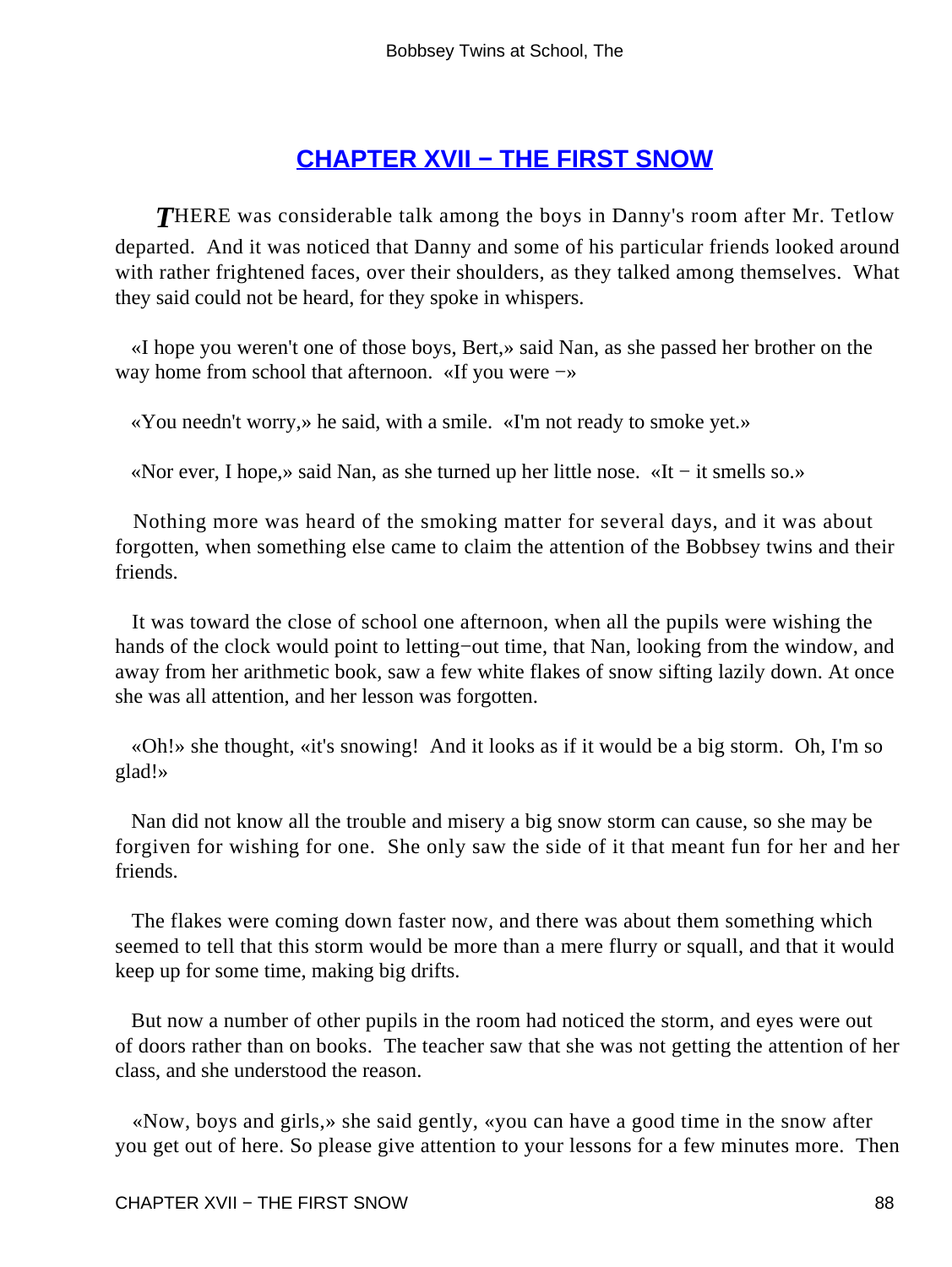## CHAPTER XVII − THE FIRST SNOW

*T*HERE was considerable talk among the boys in Danny's room after Mr. Tetlow departed. And it was noticed that Danny and some of his particular friends looked around with rather frightened faces, over their shoulders, as they talked among themselves. What they said could not be heard, for they spoke in whispers.

«I hope you weren't one of those boys, Bert,» said Nan, as she passed her brother on the way home from school that afternoon. «If you were −»

«You needn't worry,» he said, with a smile. «I'm not ready to smoke yet.»

«Nor ever, I hope,» said Nan, as she turned up her little nose. «It − it smells so.»

Nothing more was heard of the smoking matter for several days, and it was about forgotten, when something else came to claim the attention of the Bobbsey twins and their friends.

It was toward the close of school one afternoon, when all the pupils were wishing the hands of the clock would point to letting−out time, that Nan, looking from the window, and away from her arithmetic book, saw a few white flakes of snow sifting lazily down. At once she was all attention, and her lesson was forgotten.

«Oh!» she thought, «it's snowing! And it looks as if it would be a big storm. Oh, I'm so glad!»

Nan did not know all the trouble and misery a big snow storm can cause, so she may be forgiven for wishing for one. She only saw the side of it that meant fun for her and her friends.

The flakes were coming down faster now, and there was about them something which seemed to tell that this storm would be more than a mere flurry or squall, and that it would keep up for some time, making big drifts.

But now a number of other pupils in the room had noticed the storm, and eyes were out of doors rather than on books. The teacher saw that she was not getting the attention of her class, and she understood the reason.

«Now, boys and girls,» she said gently, «you can have a good time in the snow after you get out of here. So please give attention to your lessons for a few minutes more. Then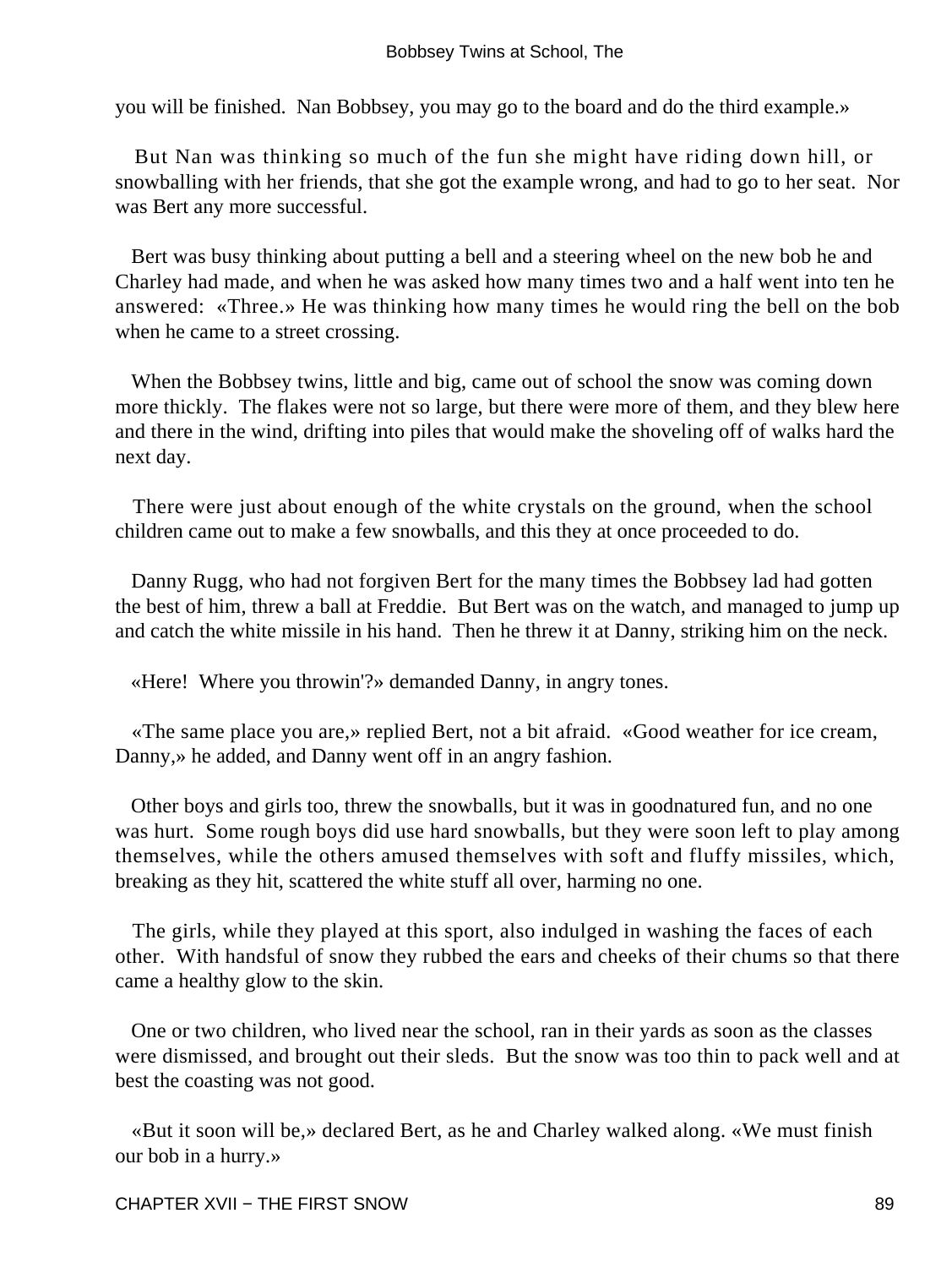you will be finished. Nan Bobbsey, you may go to the board and do the third example.»

But Nan was thinking so much of the fun she might have riding down hill, or snowballing with her friends, that she got the example wrong, and had to go to her seat. Nor was Bert any more successful.

Bert was busy thinking about putting a bell and a steering wheel on the new bob he and Charley had made, and when he was asked how many times two and a half went into ten he answered: «Three.» He was thinking how many times he would ring the bell on the bob when he came to a street crossing.

When the Bobbsey twins, little and big, came out of school the snow was coming down more thickly. The flakes were not so large, but there were more of them, and they blew here and there in the wind, drifting into piles that would make the shoveling off of walks hard the next day.

There were just about enough of the white crystals on the ground, when the school children came out to make a few snowballs, and this they at once proceeded to do.

Danny Rugg, who had not forgiven Bert for the many times the Bobbsey lad had gotten the best of him, threw a ball at Freddie. But Bert was on the watch, and managed to jump up and catch the white missile in his hand. Then he threw it at Danny, striking him on the neck.

«Here! Where you throwin'?» demanded Danny, in angry tones.

«The same place you are,» replied Bert, not a bit afraid. «Good weather for ice cream, Danny,» he added, and Danny went off in an angry fashion.

Other boys and girls too, threw the snowballs, but it was in goodnatured fun, and no one was hurt. Some rough boys did use hard snowballs, but they were soon left to play among themselves, while the others amused themselves with soft and fluffy missiles, which, breaking as they hit, scattered the white stuff all over, harming no one.

The girls, while they played at this sport, also indulged in washing the faces of each other. With handsful of snow they rubbed the ears and cheeks of their chums so that there came a healthy glow to the skin.

One or two children, who lived near the school, ran in their yards as soon as the classes were dismissed, and brought out their sleds. But the snow was too thin to pack well and at best the coasting was not good.

«But it soon will be,» declared Bert, as he and Charley walked along. «We must finish our bob in a hurry.»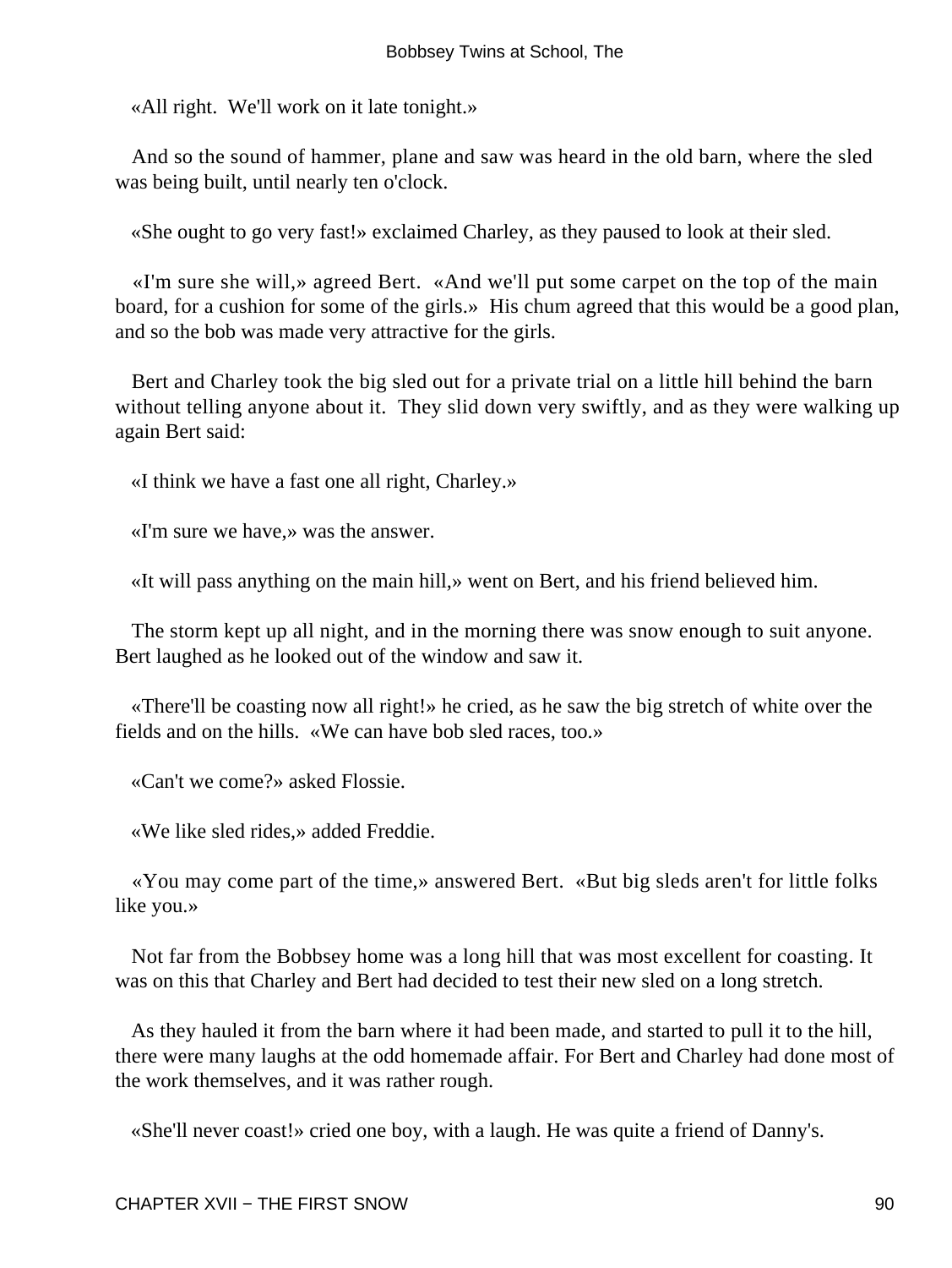«All right.  We'll work on it late tonight.»

And so the sound of hammer, plane and saw was heard in the old barn, where the sled was being built, until nearly ten o'clock.

«She ought to go very fast!» exclaimed Charley, as they paused to look at their sled.

«I'm sure she will,» agreed Bert.  «And we'll put some carpet on the top of the main board, for a cushion for some of the girls.»  His chum agreed that this would be a good plan, and so the bob was made very attractive for the girls.

Bert and Charley took the big sled out for a private trial on a little hill behind the barn without telling anyone about it.  They slid down very swiftly, and as they were walking up again Bert said:

«I think we have a fast one all right, Charley.»

«I'm sure we have,» was the answer.

«It will pass anything on the main hill,» went on Bert, and his friend believed him.

The storm kept up all night, and in the morning there was snow enough to suit anyone. Bert laughed as he looked out of the window and saw it.

«There'll be coasting now all right!» he cried, as he saw the big stretch of white over the fields and on the hills.  «We can have bob sled races, too.»

«Can't we come?» asked Flossie.

«We like sled rides,» added Freddie.

«You may come part of the time,» answered Bert.  «But big sleds aren't for little folks like you.»

Not far from the Bobbsey home was a long hill that was most excellent for coasting. It was on this that Charley and Bert had decided to test their new sled on a long stretch.

As they hauled it from the barn where it had been made, and started to pull it to the hill, there were many laughs at the odd homemade affair. For Bert and Charley had done most of the work themselves, and it was rather rough.

«She'll never coast!» cried one boy, with a laugh. He was quite a friend of Danny's.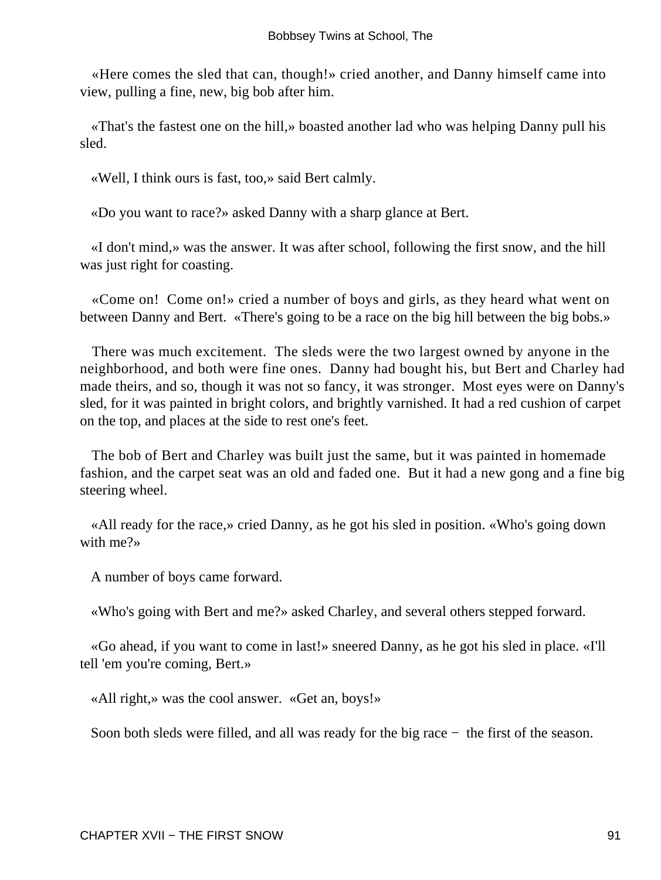«Here comes the sled that can, though!» cried another, and Danny himself came into view, pulling a fine, new, big bob after him.

«That's the fastest one on the hill,» boasted another lad who was helping Danny pull his sled.

«Well, I think ours is fast, too,» said Bert calmly.

«Do you want to race?» asked Danny with a sharp glance at Bert.

«I don't mind,» was the answer. It was after school, following the first snow, and the hill was just right for coasting.

«Come on! Come on!» cried a number of boys and girls, as they heard what went on between Danny and Bert. «There's going to be a race on the big hill between the big bobs.»

There was much excitement. The sleds were the two largest owned by anyone in the neighborhood, and both were fine ones. Danny had bought his, but Bert and Charley had made theirs, and so, though it was not so fancy, it was stronger. Most eyes were on Danny's sled, for it was painted in bright colors, and brightly varnished. It had a red cushion of carpet on the top, and places at the side to rest one's feet.

The bob of Bert and Charley was built just the same, but it was painted in homemade fashion, and the carpet seat was an old and faded one. But it had a new gong and a fine big steering wheel.

«All ready for the race,» cried Danny, as he got his sled in position. «Who's going down with me?»

A number of boys came forward.

«Who's going with Bert and me?» asked Charley, and several others stepped forward.

«Go ahead, if you want to come in last!» sneered Danny, as he got his sled in place. «I'll tell 'em you're coming, Bert.»

«All right,» was the cool answer. «Get an, boys!»

Soon both sleds were filled, and all was ready for the big race − the first of the season.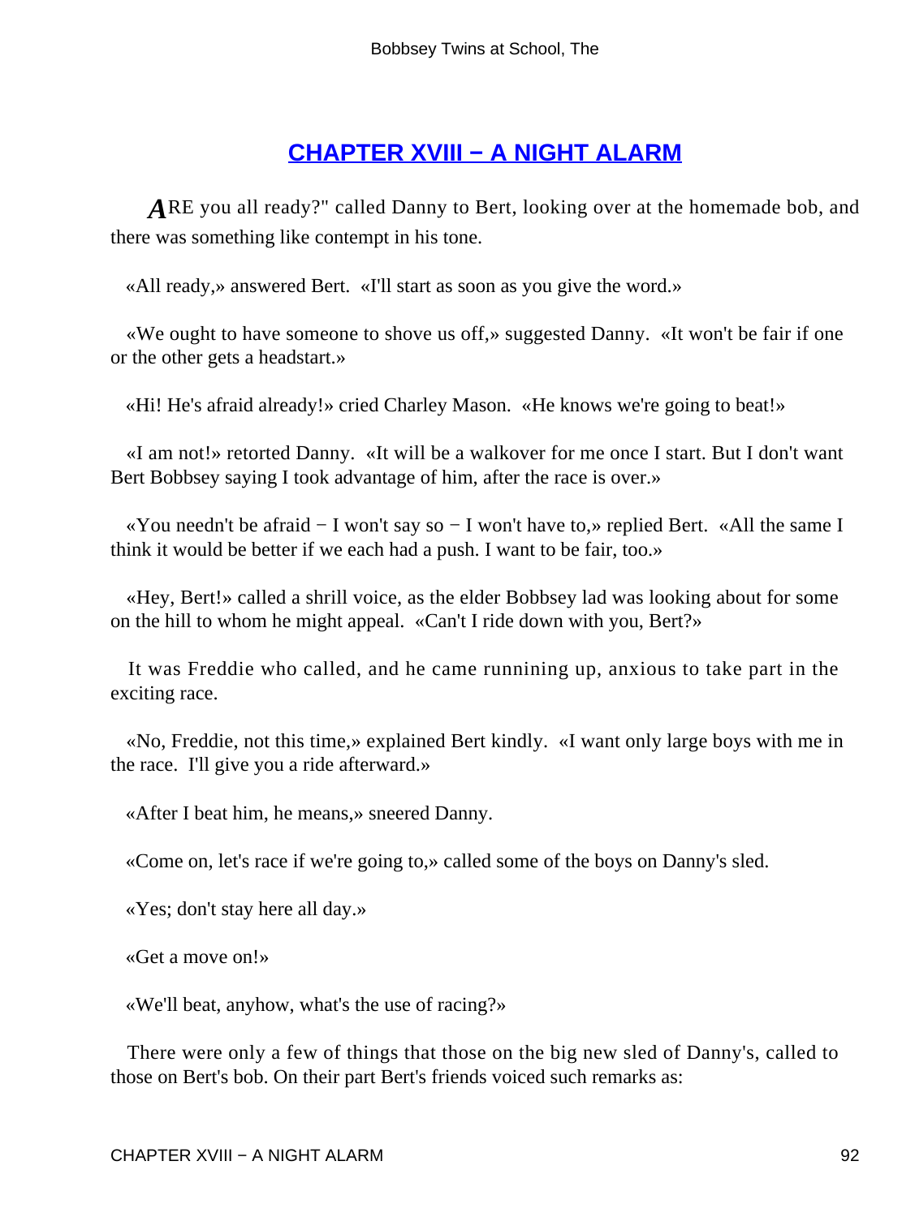## [CHAPTER XVIII − A NIGHT ALARM]()

*A*RE you all ready?" called Danny to Bert, looking over at the homemade bob, and there was something like contempt in his tone.

«All ready,» answered Bert. «I'll start as soon as you give the word.»

«We ought to have someone to shove us off,» suggested Danny. «It won't be fair if one or the other gets a headstart.»

«Hi! He's afraid already!» cried Charley Mason. «He knows we're going to beat!»

«I am not!» retorted Danny. «It will be a walkover for me once I start. But I don't want Bert Bobbsey saying I took advantage of him, after the race is over.»

«You needn't be afraid − I won't say so − I won't have to,» replied Bert. «All the same I think it would be better if we each had a push. I want to be fair, too.»

«Hey, Bert!» called a shrill voice, as the elder Bobbsey lad was looking about for some on the hill to whom he might appeal. «Can't I ride down with you, Bert?»

It was Freddie who called, and he came runnining up, anxious to take part in the exciting race.

«No, Freddie, not this time,» explained Bert kindly. «I want only large boys with me in the race. I'll give you a ride afterward.»

«After I beat him, he means,» sneered Danny.

«Come on, let's race if we're going to,» called some of the boys on Danny's sled.

«Yes; don't stay here all day.»

«Get a move on!»

«We'll beat, anyhow, what's the use of racing?»

There were only a few of things that those on the big new sled of Danny's, called to those on Bert's bob. On their part Bert's friends voiced such remarks as: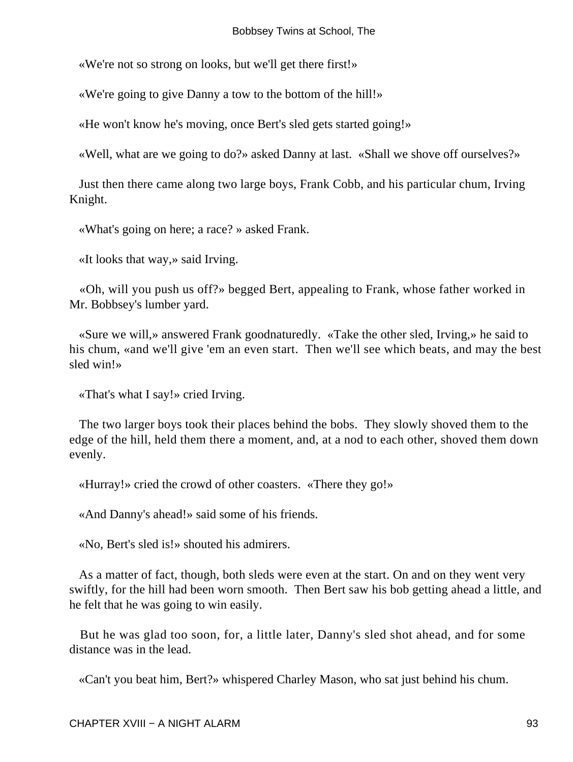«We're not so strong on looks, but we'll get there first!»

«We're going to give Danny a tow to the bottom of the hill!»

«He won't know he's moving, once Bert's sled gets started going!»

«Well, what are we going to do?» asked Danny at last. «Shall we shove off ourselves?»

Just then there came along two large boys, Frank Cobb, and his particular chum, Irving Knight.

«What's going on here; a race? » asked Frank.

«It looks that way,» said Irving.

«Oh, will you push us off?» begged Bert, appealing to Frank, whose father worked in Mr. Bobbsey's lumber yard.

«Sure we will,» answered Frank goodnaturedly. «Take the other sled, Irving,» he said to his chum, «and we'll give 'em an even start. Then we'll see which beats, and may the best sled win!»

«That's what I say!» cried Irving.

The two larger boys took their places behind the bobs. They slowly shoved them to the edge of the hill, held them there a moment, and, at a nod to each other, shoved them down evenly.

«Hurray!» cried the crowd of other coasters. «There they go!»

«And Danny's ahead!» said some of his friends.

«No, Bert's sled is!» shouted his admirers.

As a matter of fact, though, both sleds were even at the start. On and on they went very swiftly, for the hill had been worn smooth. Then Bert saw his bob getting ahead a little, and he felt that he was going to win easily.

But he was glad too soon, for, a little later, Danny's sled shot ahead, and for some distance was in the lead.

«Can't you beat him, Bert?» whispered Charley Mason, who sat just behind his chum.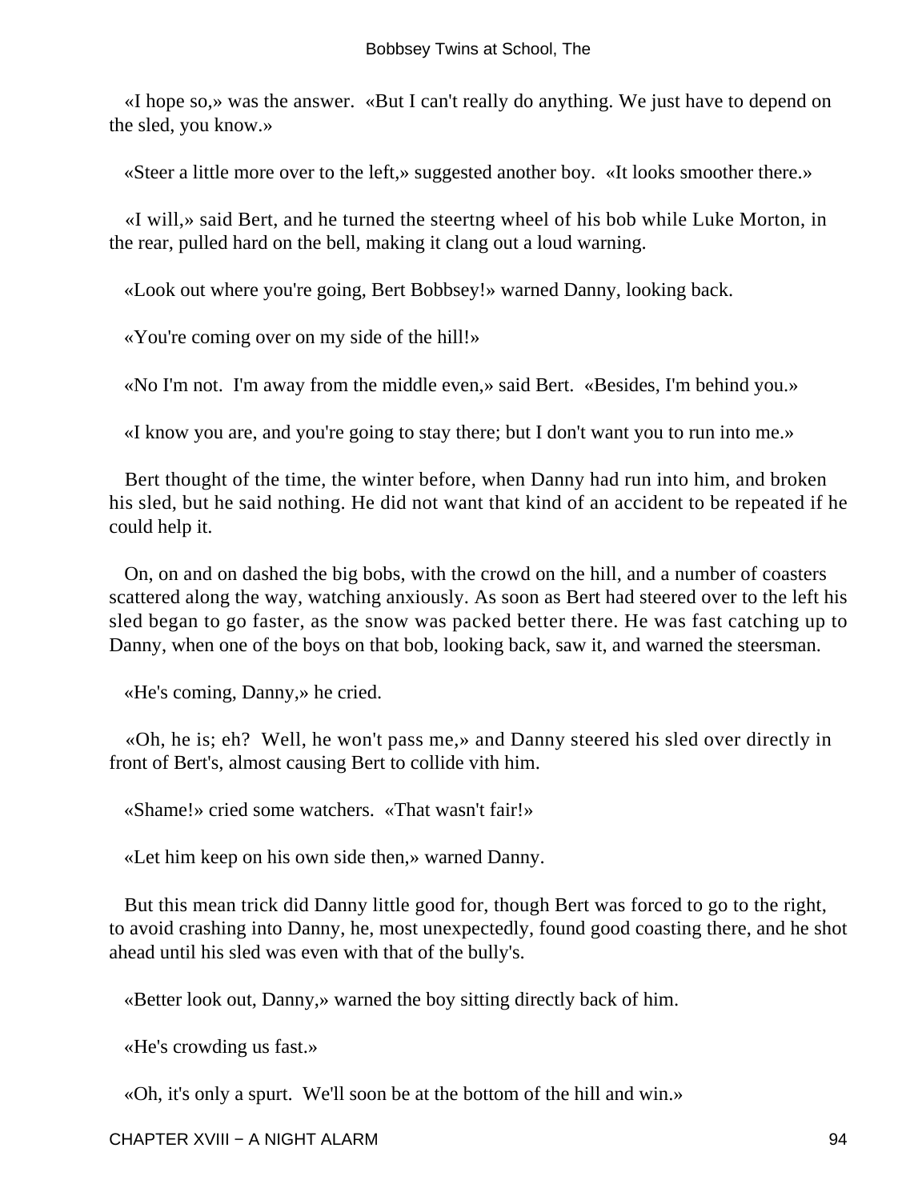«I hope so,» was the answer. «But I can't really do anything. We just have to depend on the sled, you know.»

«Steer a little more over to the left,» suggested another boy. «It looks smoother there.»

«I will,» said Bert, and he turned the steertng wheel of his bob while Luke Morton, in the rear, pulled hard on the bell, making it clang out a loud warning.

«Look out where you're going, Bert Bobbsey!» warned Danny, looking back.

«You're coming over on my side of the hill!»

«No I'm not. I'm away from the middle even,» said Bert. «Besides, I'm behind you.»

«I know you are, and you're going to stay there; but I don't want you to run into me.»

Bert thought of the time, the winter before, when Danny had run into him, and broken his sled, but he said nothing. He did not want that kind of an accident to be repeated if he could help it.

On, on and on dashed the big bobs, with the crowd on the hill, and a number of coasters scattered along the way, watching anxiously. As soon as Bert had steered over to the left his sled began to go faster, as the snow was packed better there. He was fast catching up to Danny, when one of the boys on that bob, looking back, saw it, and warned the steersman.

«He's coming, Danny,» he cried.

«Oh, he is; eh? Well, he won't pass me,» and Danny steered his sled over directly in front of Bert's, almost causing Bert to collide vith him.

«Shame!» cried some watchers. «That wasn't fair!»

«Let him keep on his own side then,» warned Danny.

But this mean trick did Danny little good for, though Bert was forced to go to the right, to avoid crashing into Danny, he, most unexpectedly, found good coasting there, and he shot ahead until his sled was even with that of the bully's.

«Better look out, Danny,» warned the boy sitting directly back of him.

«He's crowding us fast.»

«Oh, it's only a spurt. We'll soon be at the bottom of the hill and win.»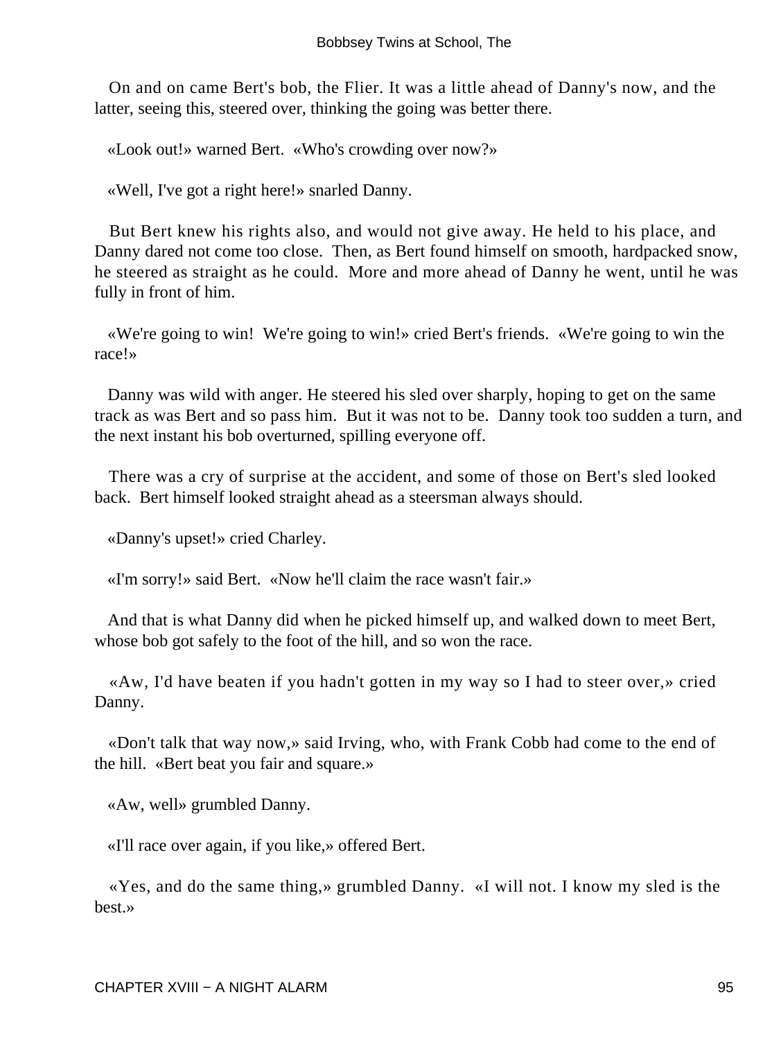On and on came Bert's bob, the Flier. It was a little ahead of Danny's now, and the latter, seeing this, steered over, thinking the going was better there.

«Look out!» warned Bert. «Who's crowding over now?»

«Well, I've got a right here!» snarled Danny.

But Bert knew his rights also, and would not give away. He held to his place, and Danny dared not come too close. Then, as Bert found himself on smooth, hardpacked snow, he steered as straight as he could. More and more ahead of Danny he went, until he was fully in front of him.

«We're going to win! We're going to win!» cried Bert's friends. «We're going to win the race!»

Danny was wild with anger. He steered his sled over sharply, hoping to get on the same track as was Bert and so pass him. But it was not to be. Danny took too sudden a turn, and the next instant his bob overturned, spilling everyone off.

There was a cry of surprise at the accident, and some of those on Bert's sled looked back. Bert himself looked straight ahead as a steersman always should.

«Danny's upset!» cried Charley.

«I'm sorry!» said Bert. «Now he'll claim the race wasn't fair.»

And that is what Danny did when he picked himself up, and walked down to meet Bert, whose bob got safely to the foot of the hill, and so won the race.

«Aw, I'd have beaten if you hadn't gotten in my way so I had to steer over,» cried Danny.

«Don't talk that way now,» said Irving, who, with Frank Cobb had come to the end of the hill. «Bert beat you fair and square.»

«Aw, well» grumbled Danny.

«I'll race over again, if you like,» offered Bert.

«Yes, and do the same thing,» grumbled Danny. «I will not. I know my sled is the best.»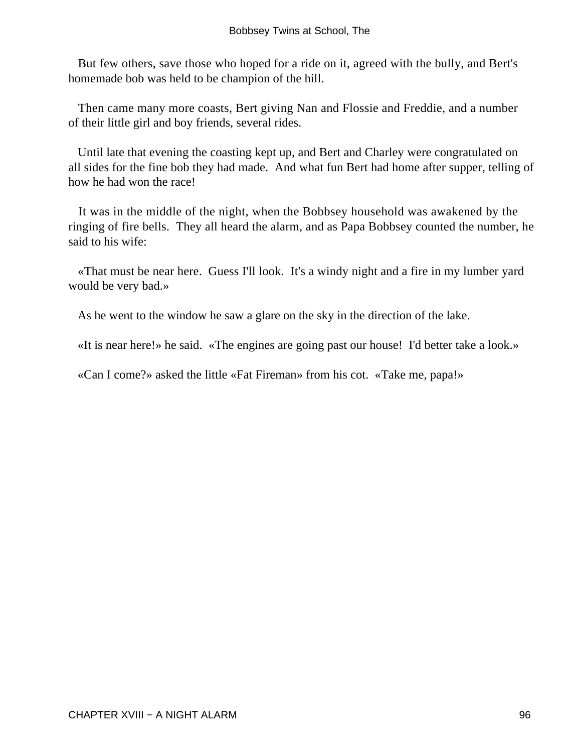But few others, save those who hoped for a ride on it, agreed with the bully, and Bert's homemade bob was held to be champion of the hill.

Then came many more coasts, Bert giving Nan and Flossie and Freddie, and a number of their little girl and boy friends, several rides.

Until late that evening the coasting kept up, and Bert and Charley were congratulated on all sides for the fine bob they had made. And what fun Bert had home after supper, telling of how he had won the race!

It was in the middle of the night, when the Bobbsey household was awakened by the ringing of fire bells. They all heard the alarm, and as Papa Bobbsey counted the number, he said to his wife:

«That must be near here. Guess I'll look. It's a windy night and a fire in my lumber yard would be very bad.»

As he went to the window he saw a glare on the sky in the direction of the lake.

«It is near here!» he said. «The engines are going past our house! I'd better take a look.»

«Can I come?» asked the little «Fat Fireman» from his cot. «Take me, papa!»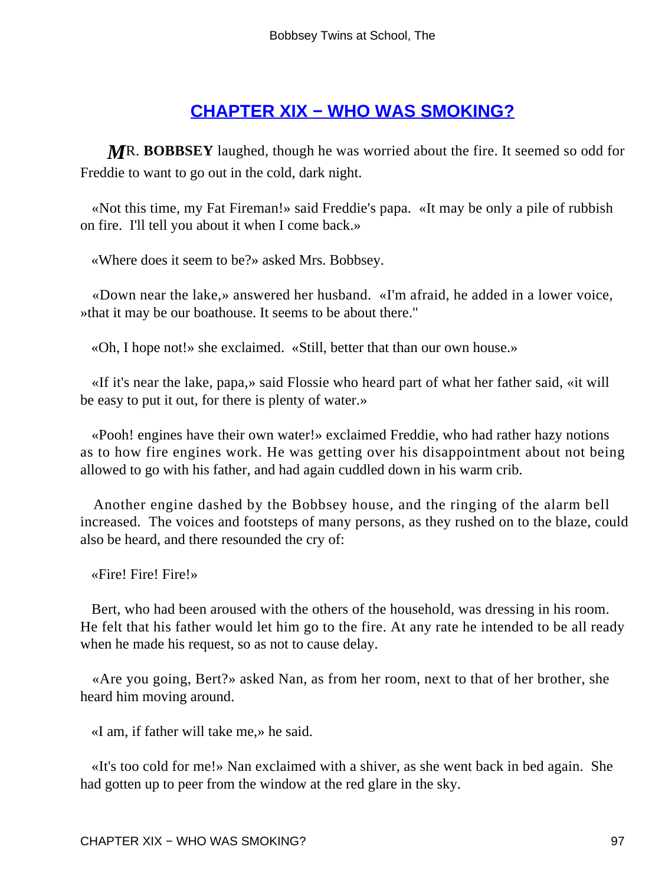## CHAPTER XIX − WHO WAS SMOKING?

**MR. BOBBSEY** laughed, though he was worried about the fire. It seemed so odd for Freddie to want to go out in the cold, dark night.

«Not this time, my Fat Fireman!» said Freddie's papa. «It may be only a pile of rubbish on fire. I'll tell you about it when I come back.»

«Where does it seem to be?» asked Mrs. Bobbsey.

«Down near the lake,» answered her husband. «I'm afraid, he added in a lower voice, »that it may be our boathouse. It seems to be about there."

«Oh, I hope not!» she exclaimed. «Still, better that than our own house.»

«If it's near the lake, papa,» said Flossie who heard part of what her father said, «it will be easy to put it out, for there is plenty of water.»

«Pooh! engines have their own water!» exclaimed Freddie, who had rather hazy notions as to how fire engines work. He was getting over his disappointment about not being allowed to go with his father, and had again cuddled down in his warm crib.

Another engine dashed by the Bobbsey house, and the ringing of the alarm bell increased. The voices and footsteps of many persons, as they rushed on to the blaze, could also be heard, and there resounded the cry of:

«Fire! Fire! Fire!»

Bert, who had been aroused with the others of the household, was dressing in his room. He felt that his father would let him go to the fire. At any rate he intended to be all ready when he made his request, so as not to cause delay.

«Are you going, Bert?» asked Nan, as from her room, next to that of her brother, she heard him moving around.

«I am, if father will take me,» he said.

«It's too cold for me!» Nan exclaimed with a shiver, as she went back in bed again. She had gotten up to peer from the window at the red glare in the sky.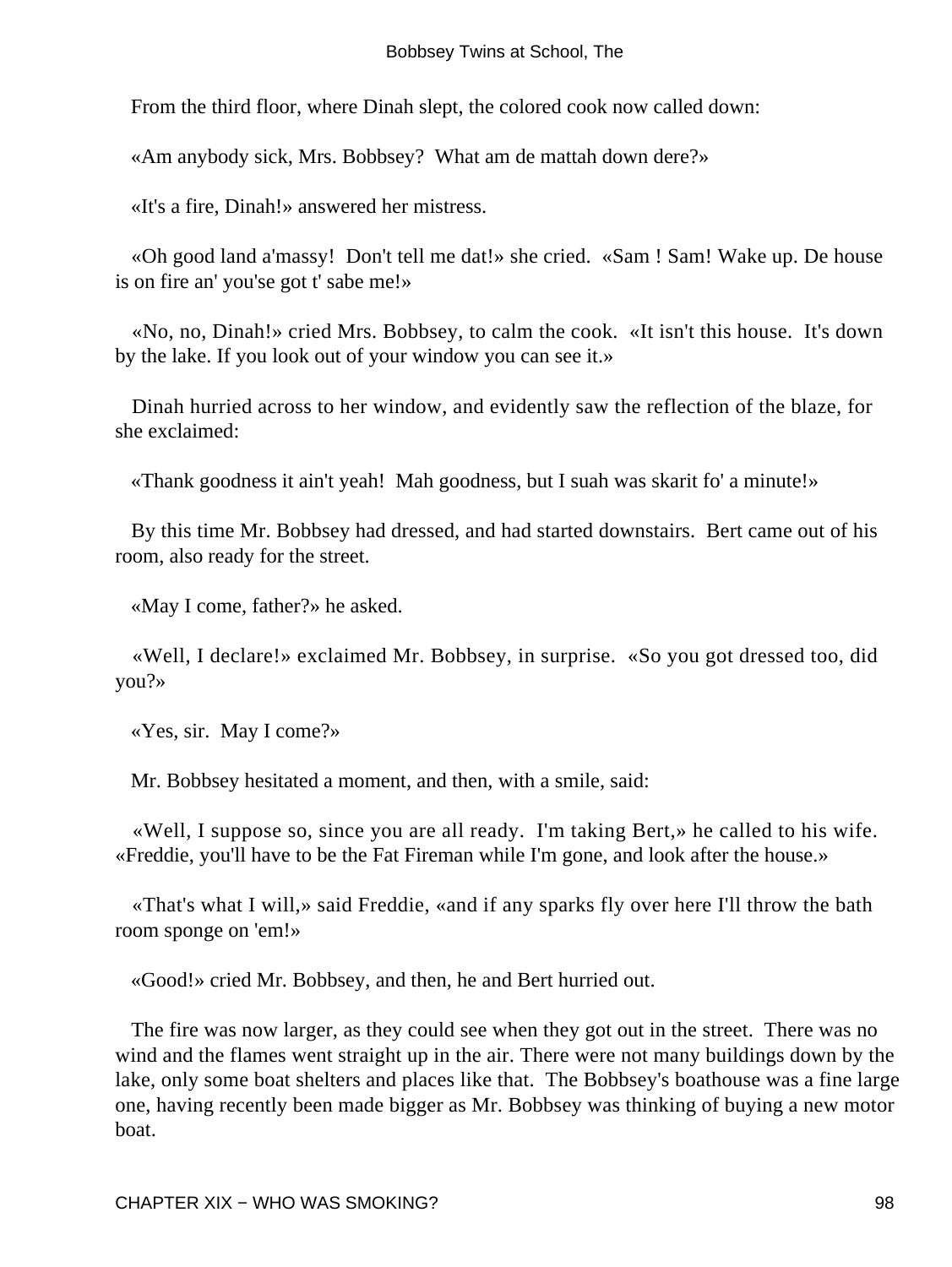From the third floor, where Dinah slept, the colored cook now called down:

«Am anybody sick, Mrs. Bobbsey? What am de mattah down dere?»

«It's a fire, Dinah!» answered her mistress.

«Oh good land a'massy! Don't tell me dat!» she cried. «Sam ! Sam! Wake up. De house is on fire an' you'se got t' sabe me!»

«No, no, Dinah!» cried Mrs. Bobbsey, to calm the cook. «It isn't this house. It's down by the lake. If you look out of your window you can see it.»

Dinah hurried across to her window, and evidently saw the reflection of the blaze, for she exclaimed:

«Thank goodness it ain't yeah! Mah goodness, but I suah was skarit fo' a minute!»

By this time Mr. Bobbsey had dressed, and had started downstairs. Bert came out of his room, also ready for the street.

«May I come, father?» he asked.

«Well, I declare!» exclaimed Mr. Bobbsey, in surprise. «So you got dressed too, did you?»

«Yes, sir. May I come?»

Mr. Bobbsey hesitated a moment, and then, with a smile, said:

«Well, I suppose so, since you are all ready. I'm taking Bert,» he called to his wife. «Freddie, you'll have to be the Fat Fireman while I'm gone, and look after the house.»

«That's what I will,» said Freddie, «and if any sparks fly over here I'll throw the bath room sponge on 'em!»

«Good!» cried Mr. Bobbsey, and then, he and Bert hurried out.

The fire was now larger, as they could see when they got out in the street. There was no wind and the flames went straight up in the air. There were not many buildings down by the lake, only some boat shelters and places like that. The Bobbsey's boathouse was a fine large one, having recently been made bigger as Mr. Bobbsey was thinking of buying a new motor boat.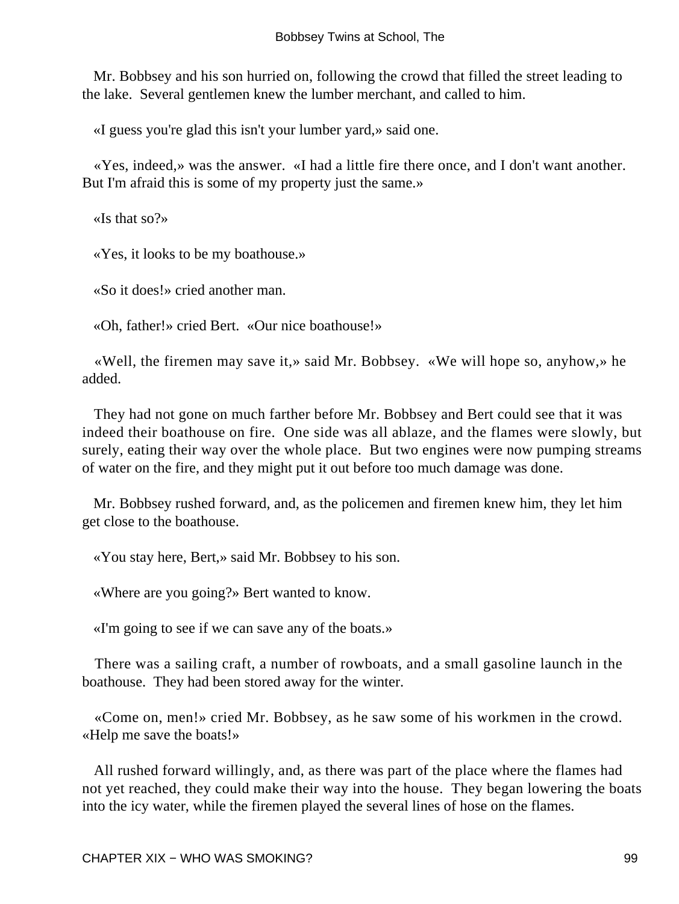Mr. Bobbsey and his son hurried on, following the crowd that filled the street leading to the lake. Several gentlemen knew the lumber merchant, and called to him.

«I guess you're glad this isn't your lumber yard,» said one.

«Yes, indeed,» was the answer. «I had a little fire there once, and I don't want another. But I'm afraid this is some of my property just the same.»

«Is that so?»

«Yes, it looks to be my boathouse.»

«So it does!» cried another man.

«Oh, father!» cried Bert. «Our nice boathouse!»

«Well, the firemen may save it,» said Mr. Bobbsey. «We will hope so, anyhow,» he added.

They had not gone on much farther before Mr. Bobbsey and Bert could see that it was indeed their boathouse on fire. One side was all ablaze, and the flames were slowly, but surely, eating their way over the whole place. But two engines were now pumping streams of water on the fire, and they might put it out before too much damage was done.

Mr. Bobbsey rushed forward, and, as the policemen and firemen knew him, they let him get close to the boathouse.

«You stay here, Bert,» said Mr. Bobbsey to his son.

«Where are you going?» Bert wanted to know.

«I'm going to see if we can save any of the boats.»

There was a sailing craft, a number of rowboats, and a small gasoline launch in the boathouse. They had been stored away for the winter.

«Come on, men!» cried Mr. Bobbsey, as he saw some of his workmen in the crowd. «Help me save the boats!»

All rushed forward willingly, and, as there was part of the place where the flames had not yet reached, they could make their way into the house. They began lowering the boats into the icy water, while the firemen played the several lines of hose on the flames.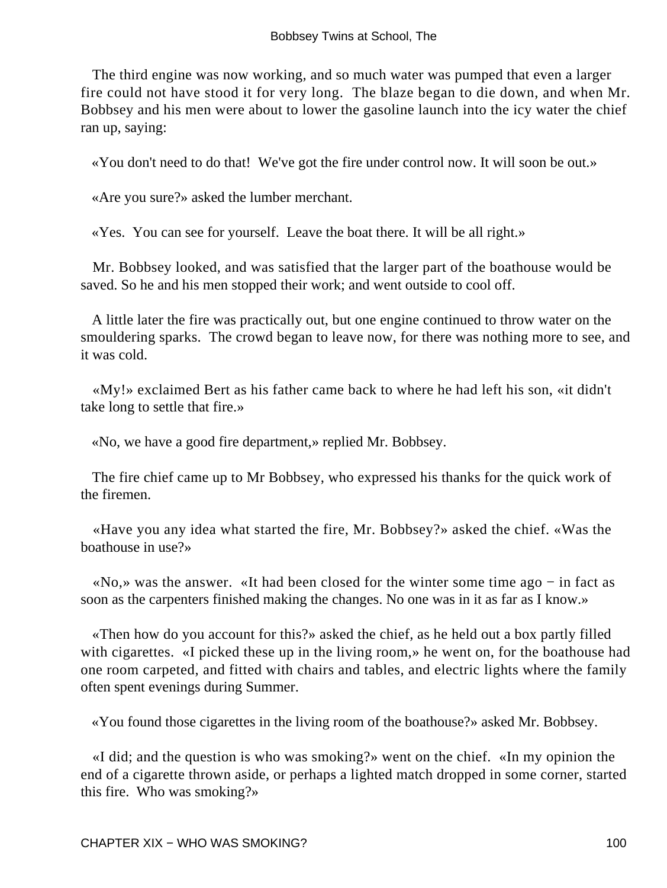The third engine was now working, and so much water was pumped that even a larger fire could not have stood it for very long. The blaze began to die down, and when Mr. Bobbsey and his men were about to lower the gasoline launch into the icy water the chief ran up, saying:

«You don't need to do that! We've got the fire under control now. It will soon be out.»

«Are you sure?» asked the lumber merchant.

«Yes. You can see for yourself. Leave the boat there. It will be all right.»

Mr. Bobbsey looked, and was satisfied that the larger part of the boathouse would be saved. So he and his men stopped their work; and went outside to cool off.

A little later the fire was practically out, but one engine continued to throw water on the smouldering sparks. The crowd began to leave now, for there was nothing more to see, and it was cold.

«My!» exclaimed Bert as his father came back to where he had left his son, «it didn't take long to settle that fire.»

«No, we have a good fire department,» replied Mr. Bobbsey.

The fire chief came up to Mr Bobbsey, who expressed his thanks for the quick work of the firemen.

«Have you any idea what started the fire, Mr. Bobbsey?» asked the chief. «Was the boathouse in use?»

«No,» was the answer. «It had been closed for the winter some time ago − in fact as soon as the carpenters finished making the changes. No one was in it as far as I know.»

«Then how do you account for this?» asked the chief, as he held out a box partly filled with cigarettes. «I picked these up in the living room,» he went on, for the boathouse had one room carpeted, and fitted with chairs and tables, and electric lights where the family often spent evenings during Summer.

«You found those cigarettes in the living room of the boathouse?» asked Mr. Bobbsey.

«I did; and the question is who was smoking?» went on the chief. «In my opinion the end of a cigarette thrown aside, or perhaps a lighted match dropped in some corner, started this fire. Who was smoking?»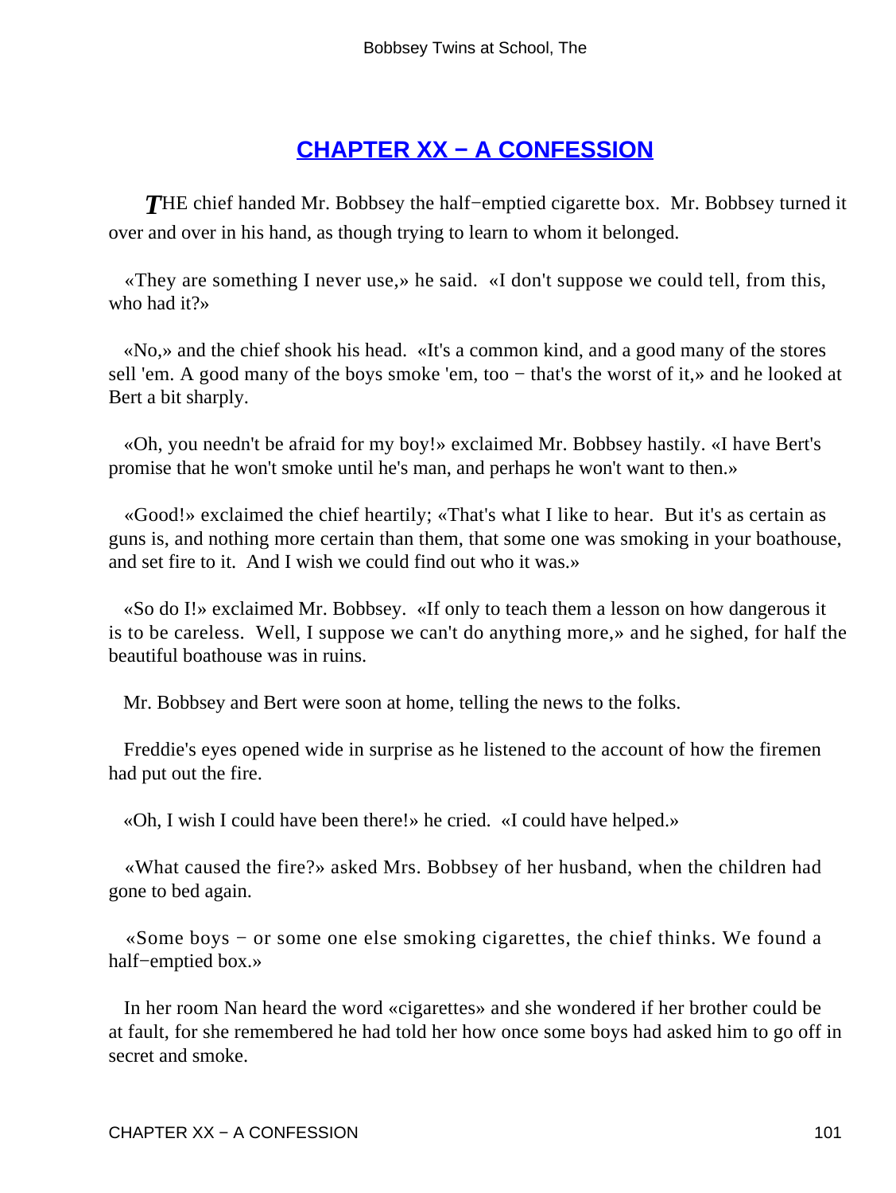## [CHAPTER XX − A CONFESSION]

*T*HE chief handed Mr. Bobbsey the half−emptied cigarette box. Mr. Bobbsey turned it over and over in his hand, as though trying to learn to whom it belonged.

«They are something I never use,» he said. «I don't suppose we could tell, from this, who had it?»

«No,» and the chief shook his head. «It's a common kind, and a good many of the stores sell 'em. A good many of the boys smoke 'em, too − that's the worst of it,» and he looked at Bert a bit sharply.

«Oh, you needn't be afraid for my boy!» exclaimed Mr. Bobbsey hastily. «I have Bert's promise that he won't smoke until he's man, and perhaps he won't want to then.»

«Good!» exclaimed the chief heartily; «That's what I like to hear. But it's as certain as guns is, and nothing more certain than them, that some one was smoking in your boathouse, and set fire to it. And I wish we could find out who it was.»

«So do I!» exclaimed Mr. Bobbsey. «If only to teach them a lesson on how dangerous it is to be careless. Well, I suppose we can't do anything more,» and he sighed, for half the beautiful boathouse was in ruins.

Mr. Bobbsey and Bert were soon at home, telling the news to the folks.

Freddie's eyes opened wide in surprise as he listened to the account of how the firemen had put out the fire.

«Oh, I wish I could have been there!» he cried. «I could have helped.»

«What caused the fire?» asked Mrs. Bobbsey of her husband, when the children had gone to bed again.

«Some boys − or some one else smoking cigarettes, the chief thinks. We found a half−emptied box.»

In her room Nan heard the word «cigarettes» and she wondered if her brother could be at fault, for she remembered he had told her how once some boys had asked him to go off in secret and smoke.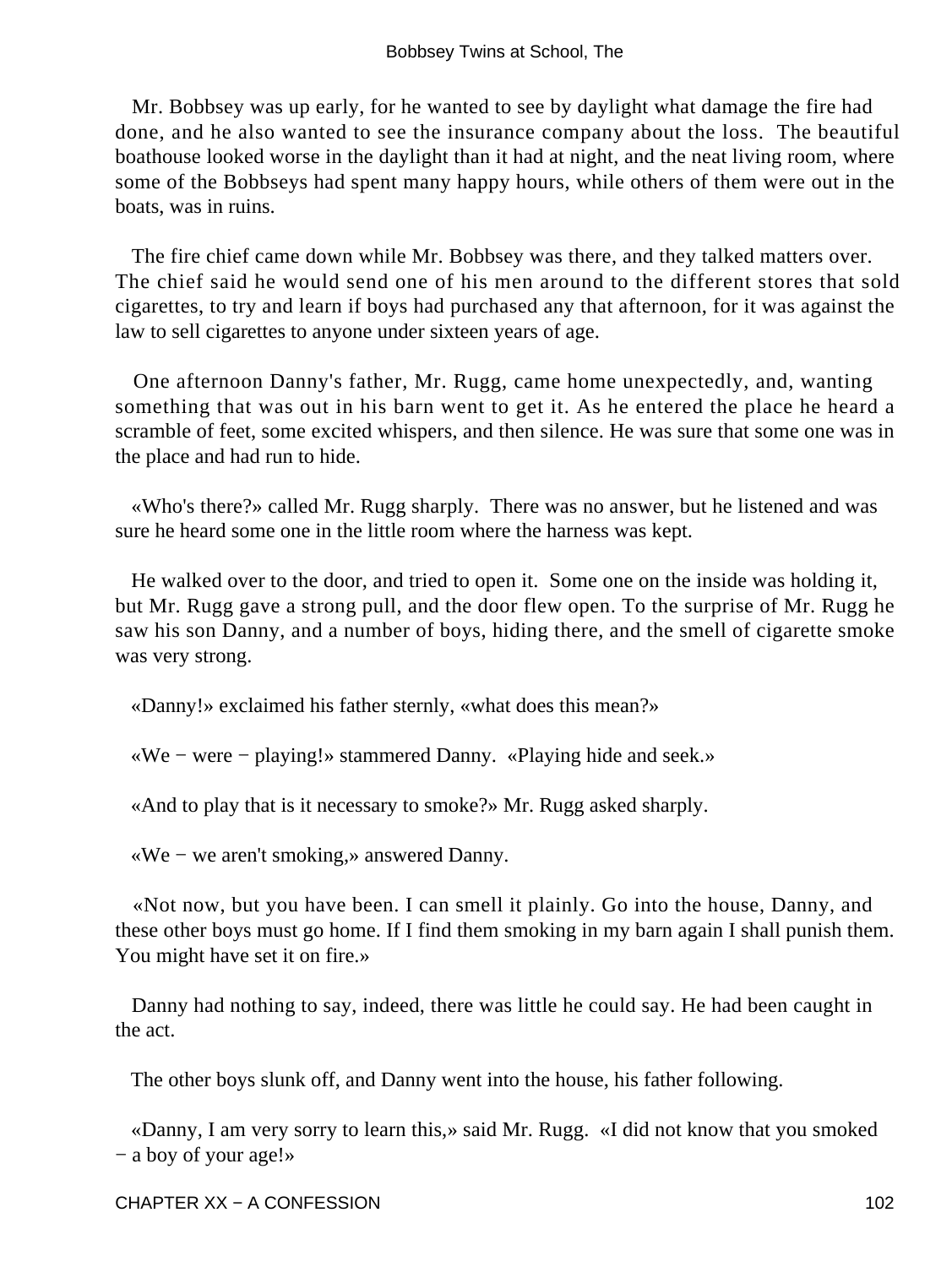Mr. Bobbsey was up early, for he wanted to see by daylight what damage the fire had done, and he also wanted to see the insurance company about the loss. The beautiful boathouse looked worse in the daylight than it had at night, and the neat living room, where some of the Bobbseys had spent many happy hours, while others of them were out in the boats, was in ruins.

The fire chief came down while Mr. Bobbsey was there, and they talked matters over. The chief said he would send one of his men around to the different stores that sold cigarettes, to try and learn if boys had purchased any that afternoon, for it was against the law to sell cigarettes to anyone under sixteen years of age.

One afternoon Danny's father, Mr. Rugg, came home unexpectedly, and, wanting something that was out in his barn went to get it. As he entered the place he heard a scramble of feet, some excited whispers, and then silence. He was sure that some one was in the place and had run to hide.

«Who's there?» called Mr. Rugg sharply. There was no answer, but he listened and was sure he heard some one in the little room where the harness was kept.

He walked over to the door, and tried to open it. Some one on the inside was holding it, but Mr. Rugg gave a strong pull, and the door flew open. To the surprise of Mr. Rugg he saw his son Danny, and a number of boys, hiding there, and the smell of cigarette smoke was very strong.

«Danny!» exclaimed his father sternly, «what does this mean?»

«We − were − playing!» stammered Danny. «Playing hide and seek.»

«And to play that is it necessary to smoke?» Mr. Rugg asked sharply.

«We − we aren't smoking,» answered Danny.

«Not now, but you have been. I can smell it plainly. Go into the house, Danny, and these other boys must go home. If I find them smoking in my barn again I shall punish them. You might have set it on fire.»

Danny had nothing to say, indeed, there was little he could say. He had been caught in the act.

The other boys slunk off, and Danny went into the house, his father following.

«Danny, I am very sorry to learn this,» said Mr. Rugg. «I did not know that you smoked − a boy of your age!»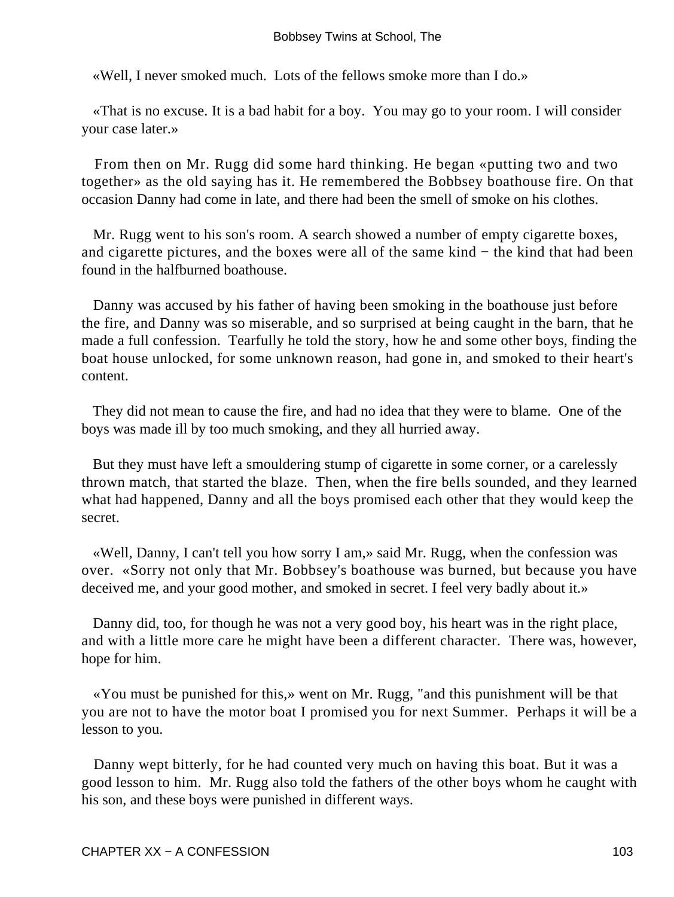«Well, I never smoked much. Lots of the fellows smoke more than I do.»

«That is no excuse. It is a bad habit for a boy. You may go to your room. I will consider your case later.»

From then on Mr. Rugg did some hard thinking. He began «putting two and two together» as the old saying has it. He remembered the Bobbsey boathouse fire. On that occasion Danny had come in late, and there had been the smell of smoke on his clothes.

Mr. Rugg went to his son's room. A search showed a number of empty cigarette boxes, and cigarette pictures, and the boxes were all of the same kind − the kind that had been found in the halfburned boathouse.

Danny was accused by his father of having been smoking in the boathouse just before the fire, and Danny was so miserable, and so surprised at being caught in the barn, that he made a full confession. Tearfully he told the story, how he and some other boys, finding the boat house unlocked, for some unknown reason, had gone in, and smoked to their heart's content.

They did not mean to cause the fire, and had no idea that they were to blame. One of the boys was made ill by too much smoking, and they all hurried away.

But they must have left a smouldering stump of cigarette in some corner, or a carelessly thrown match, that started the blaze. Then, when the fire bells sounded, and they learned what had happened, Danny and all the boys promised each other that they would keep the secret.

«Well, Danny, I can't tell you how sorry I am,» said Mr. Rugg, when the confession was over. «Sorry not only that Mr. Bobbsey's boathouse was burned, but because you have deceived me, and your good mother, and smoked in secret. I feel very badly about it.»

Danny did, too, for though he was not a very good boy, his heart was in the right place, and with a little more care he might have been a different character. There was, however, hope for him.

«You must be punished for this,» went on Mr. Rugg, "and this punishment will be that you are not to have the motor boat I promised you for next Summer. Perhaps it will be a lesson to you.

Danny wept bitterly, for he had counted very much on having this boat. But it was a good lesson to him. Mr. Rugg also told the fathers of the other boys whom he caught with his son, and these boys were punished in different ways.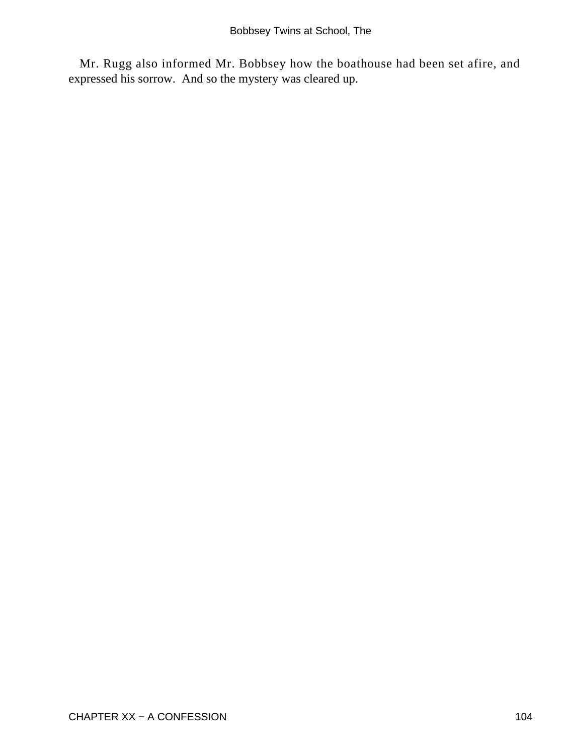Mr. Rugg also informed Mr. Bobbsey how the boathouse had been set afire, and expressed his sorrow. And so the mystery was cleared up.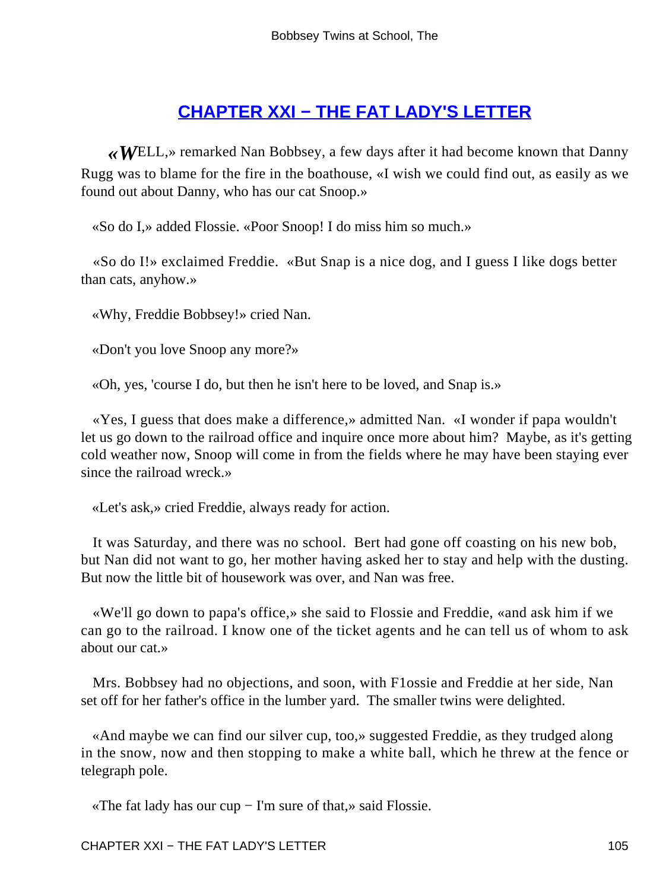## CHAPTER XXI − THE FAT LADY'S LETTER

«WELL,» remarked Nan Bobbsey, a few days after it had become known that Danny Rugg was to blame for the fire in the boathouse, «I wish we could find out, as easily as we found out about Danny, who has our cat Snoop.»

«So do I,» added Flossie. «Poor Snoop! I do miss him so much.»

«So do I!» exclaimed Freddie. «But Snap is a nice dog, and I guess I like dogs better than cats, anyhow.»

«Why, Freddie Bobbsey!» cried Nan.

«Don't you love Snoop any more?»

«Oh, yes, 'course I do, but then he isn't here to be loved, and Snap is.»

«Yes, I guess that does make a difference,» admitted Nan. «I wonder if papa wouldn't let us go down to the railroad office and inquire once more about him? Maybe, as it's getting cold weather now, Snoop will come in from the fields where he may have been staying ever since the railroad wreck.»

«Let's ask,» cried Freddie, always ready for action.

It was Saturday, and there was no school. Bert had gone off coasting on his new bob, but Nan did not want to go, her mother having asked her to stay and help with the dusting. But now the little bit of housework was over, and Nan was free.

«We'll go down to papa's office,» she said to Flossie and Freddie, «and ask him if we can go to the railroad. I know one of the ticket agents and he can tell us of whom to ask about our cat.»

Mrs. Bobbsey had no objections, and soon, with F1ossie and Freddie at her side, Nan set off for her father's office in the lumber yard. The smaller twins were delighted.

«And maybe we can find our silver cup, too,» suggested Freddie, as they trudged along in the snow, now and then stopping to make a white ball, which he threw at the fence or telegraph pole.

«The fat lady has our cup − I'm sure of that,» said Flossie.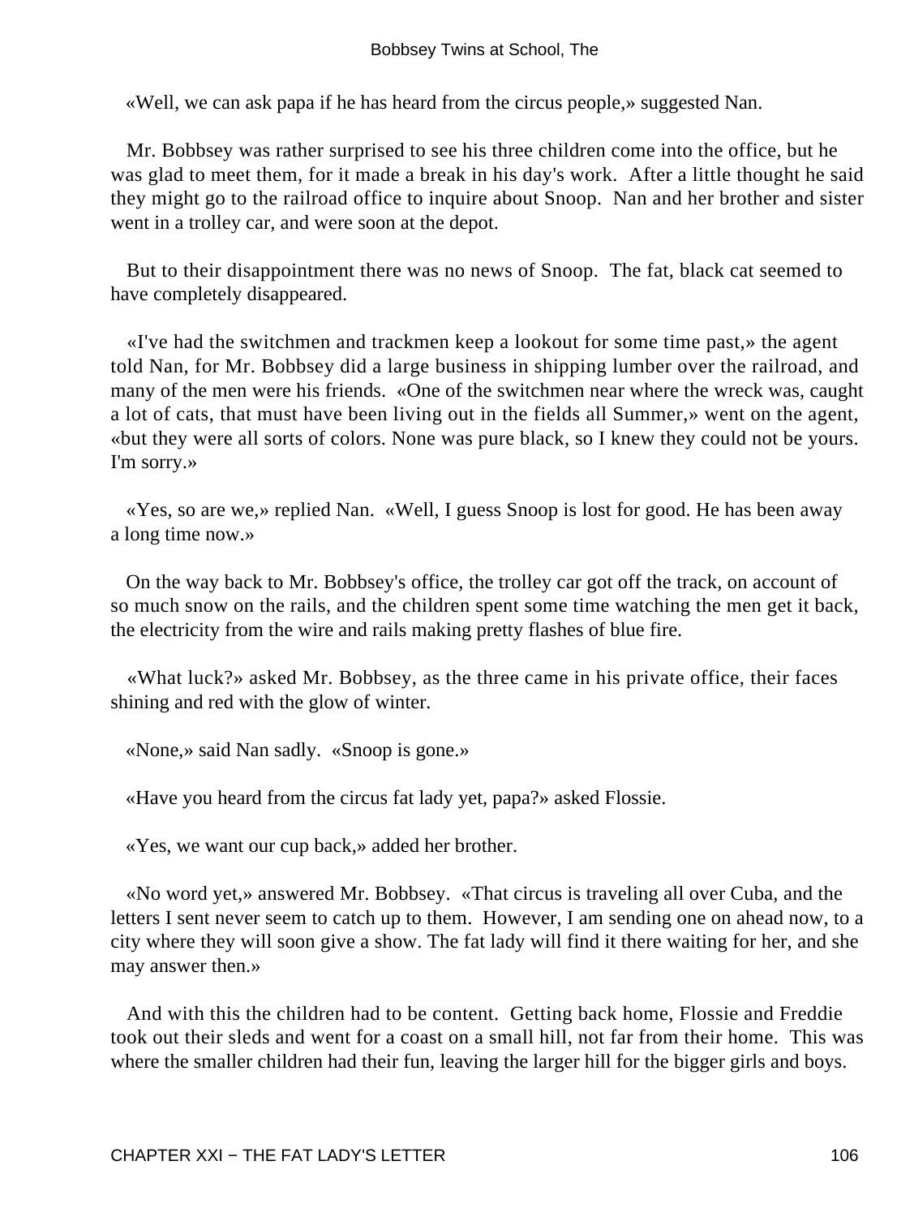«Well, we can ask papa if he has heard from the circus people,» suggested Nan.

Mr. Bobbsey was rather surprised to see his three children come into the office, but he was glad to meet them, for it made a break in his day's work. After a little thought he said they might go to the railroad office to inquire about Snoop. Nan and her brother and sister went in a trolley car, and were soon at the depot.

But to their disappointment there was no news of Snoop. The fat, black cat seemed to have completely disappeared.

«I've had the switchmen and trackmen keep a lookout for some time past,» the agent told Nan, for Mr. Bobbsey did a large business in shipping lumber over the railroad, and many of the men were his friends. «One of the switchmen near where the wreck was, caught a lot of cats, that must have been living out in the fields all Summer,» went on the agent, «but they were all sorts of colors. None was pure black, so I knew they could not be yours. I'm sorry.»

«Yes, so are we,» replied Nan. «Well, I guess Snoop is lost for good. He has been away a long time now.»

On the way back to Mr. Bobbsey's office, the trolley car got off the track, on account of so much snow on the rails, and the children spent some time watching the men get it back, the electricity from the wire and rails making pretty flashes of blue fire.

«What luck?» asked Mr. Bobbsey, as the three came in his private office, their faces shining and red with the glow of winter.

«None,» said Nan sadly. «Snoop is gone.»

«Have you heard from the circus fat lady yet, papa?» asked Flossie.

«Yes, we want our cup back,» added her brother.

«No word yet,» answered Mr. Bobbsey. «That circus is traveling all over Cuba, and the letters I sent never seem to catch up to them. However, I am sending one on ahead now, to a city where they will soon give a show. The fat lady will find it there waiting for her, and she may answer then.»

And with this the children had to be content. Getting back home, Flossie and Freddie took out their sleds and went for a coast on a small hill, not far from their home. This was where the smaller children had their fun, leaving the larger hill for the bigger girls and boys.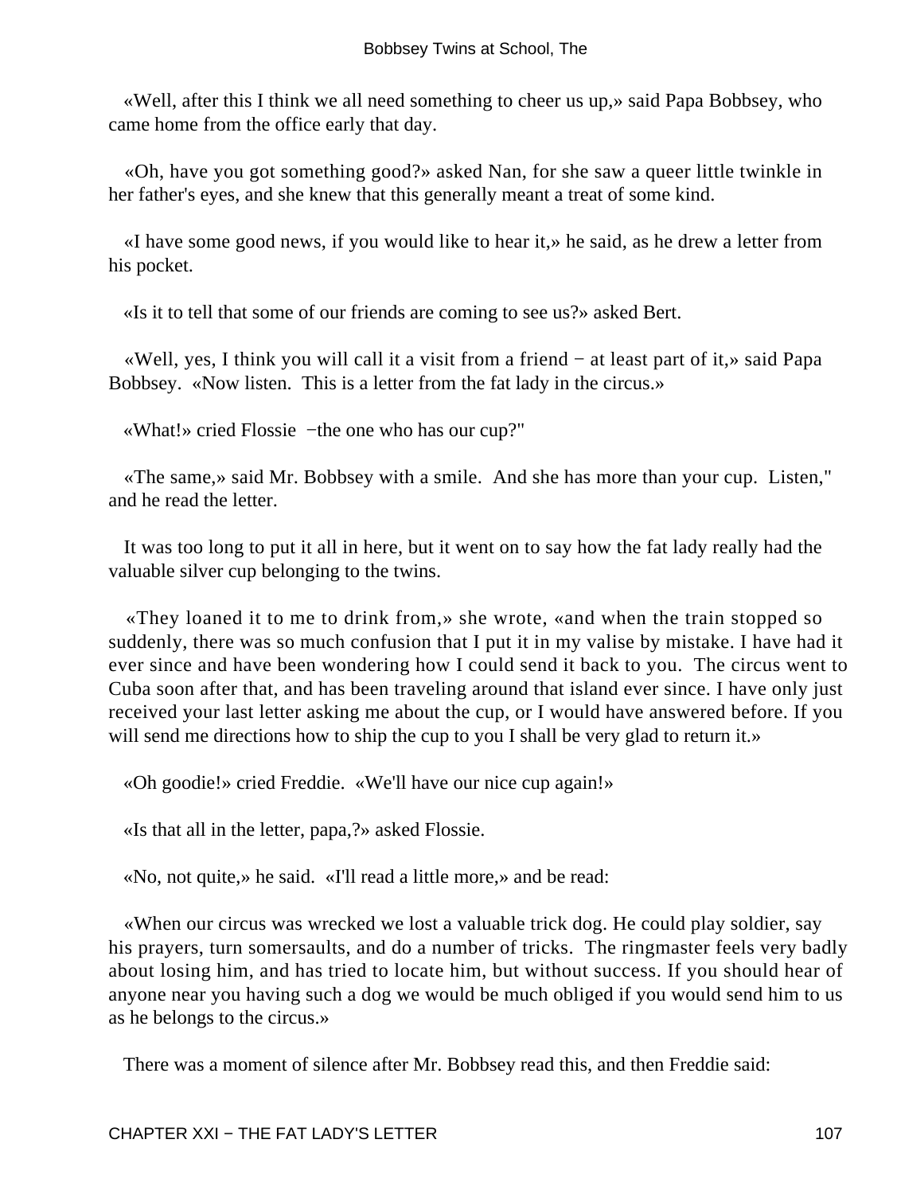«Well, after this I think we all need something to cheer us up,» said Papa Bobbsey, who came home from the office early that day.

«Oh, have you got something good?» asked Nan, for she saw a queer little twinkle in her father's eyes, and she knew that this generally meant a treat of some kind.

«I have some good news, if you would like to hear it,» he said, as he drew a letter from his pocket.

«Is it to tell that some of our friends are coming to see us?» asked Bert.

«Well, yes, I think you will call it a visit from a friend − at least part of it,» said Papa Bobbsey. «Now listen. This is a letter from the fat lady in the circus.»

«What!» cried Flossie −the one who has our cup?"

«The same,» said Mr. Bobbsey with a smile. And she has more than your cup. Listen," and he read the letter.

It was too long to put it all in here, but it went on to say how the fat lady really had the valuable silver cup belonging to the twins.

«They loaned it to me to drink from,» she wrote, «and when the train stopped so suddenly, there was so much confusion that I put it in my valise by mistake. I have had it ever since and have been wondering how I could send it back to you. The circus went to Cuba soon after that, and has been traveling around that island ever since. I have only just received your last letter asking me about the cup, or I would have answered before. If you will send me directions how to ship the cup to you I shall be very glad to return it.»

«Oh goodie!» cried Freddie. «We'll have our nice cup again!»

«Is that all in the letter, papa,?» asked Flossie.

«No, not quite,» he said. «I'll read a little more,» and be read:

«When our circus was wrecked we lost a valuable trick dog. He could play soldier, say his prayers, turn somersaults, and do a number of tricks. The ringmaster feels very badly about losing him, and has tried to locate him, but without success. If you should hear of anyone near you having such a dog we would be much obliged if you would send him to us as he belongs to the circus.»

There was a moment of silence after Mr. Bobbsey read this, and then Freddie said: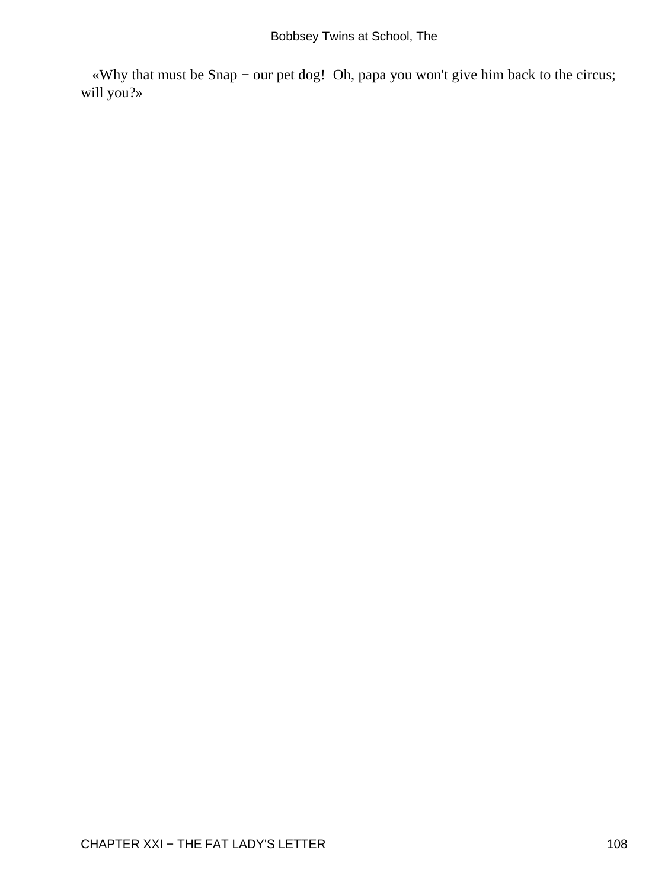«Why that must be Snap − our pet dog!  Oh, papa you won't give him back to the circus; will you?»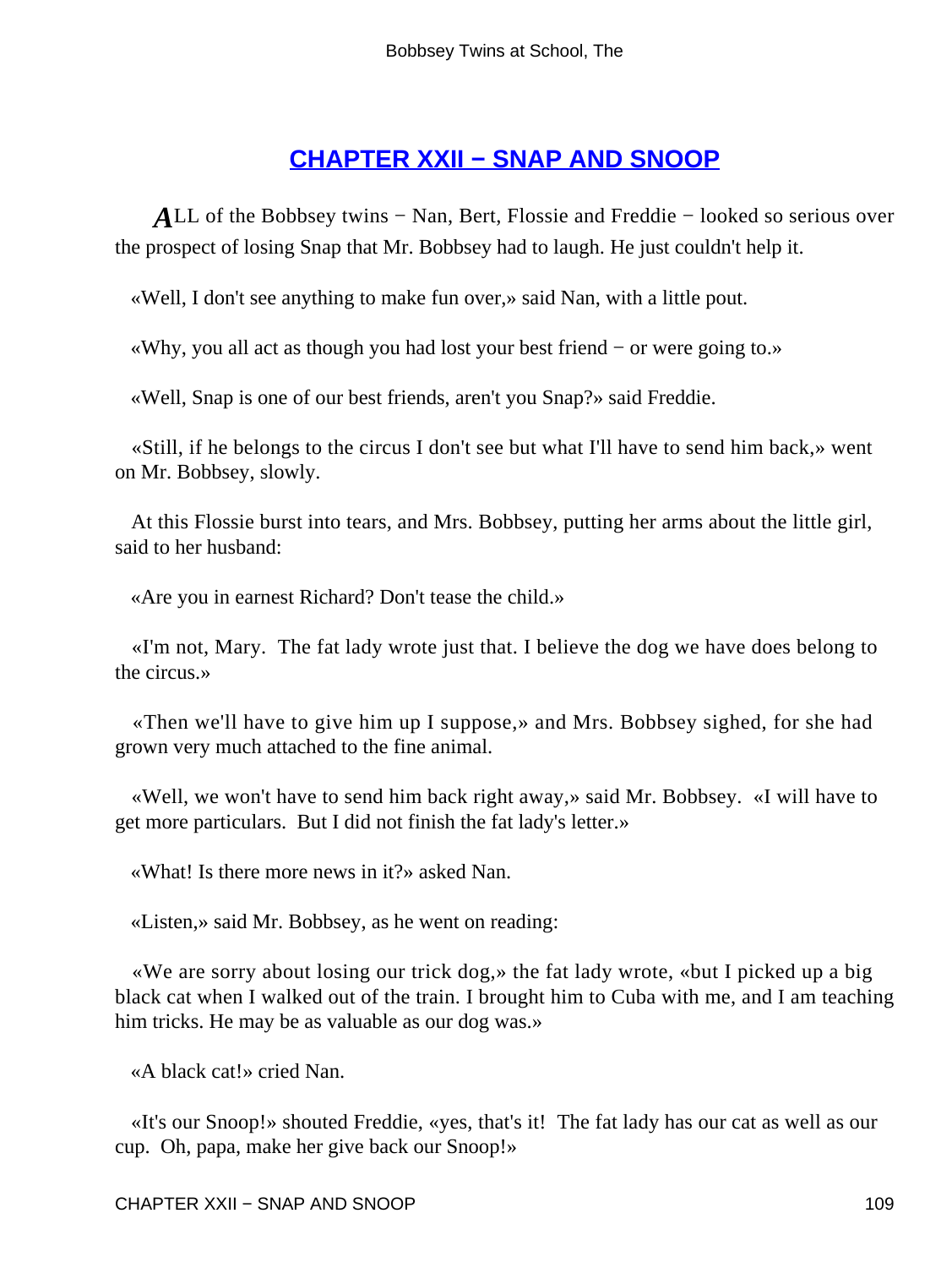## CHAPTER XXII − SNAP AND SNOOP

ALL of the Bobbsey twins − Nan, Bert, Flossie and Freddie − looked so serious over the prospect of losing Snap that Mr. Bobbsey had to laugh. He just couldn't help it.

«Well, I don't see anything to make fun over,» said Nan, with a little pout.

«Why, you all act as though you had lost your best friend − or were going to.»

«Well, Snap is one of our best friends, aren't you Snap?» said Freddie.

«Still, if he belongs to the circus I don't see but what I'll have to send him back,» went on Mr. Bobbsey, slowly.

At this Flossie burst into tears, and Mrs. Bobbsey, putting her arms about the little girl, said to her husband:

«Are you in earnest Richard? Don't tease the child.»

«I'm not, Mary. The fat lady wrote just that. I believe the dog we have does belong to the circus.»

«Then we'll have to give him up I suppose,» and Mrs. Bobbsey sighed, for she had grown very much attached to the fine animal.

«Well, we won't have to send him back right away,» said Mr. Bobbsey. «I will have to get more particulars. But I did not finish the fat lady's letter.»

«What! Is there more news in it?» asked Nan.

«Listen,» said Mr. Bobbsey, as he went on reading:

«We are sorry about losing our trick dog,» the fat lady wrote, «but I picked up a big black cat when I walked out of the train. I brought him to Cuba with me, and I am teaching him tricks. He may be as valuable as our dog was.»

«A black cat!» cried Nan.

«It's our Snoop!» shouted Freddie, «yes, that's it! The fat lady has our cat as well as our cup. Oh, papa, make her give back our Snoop!»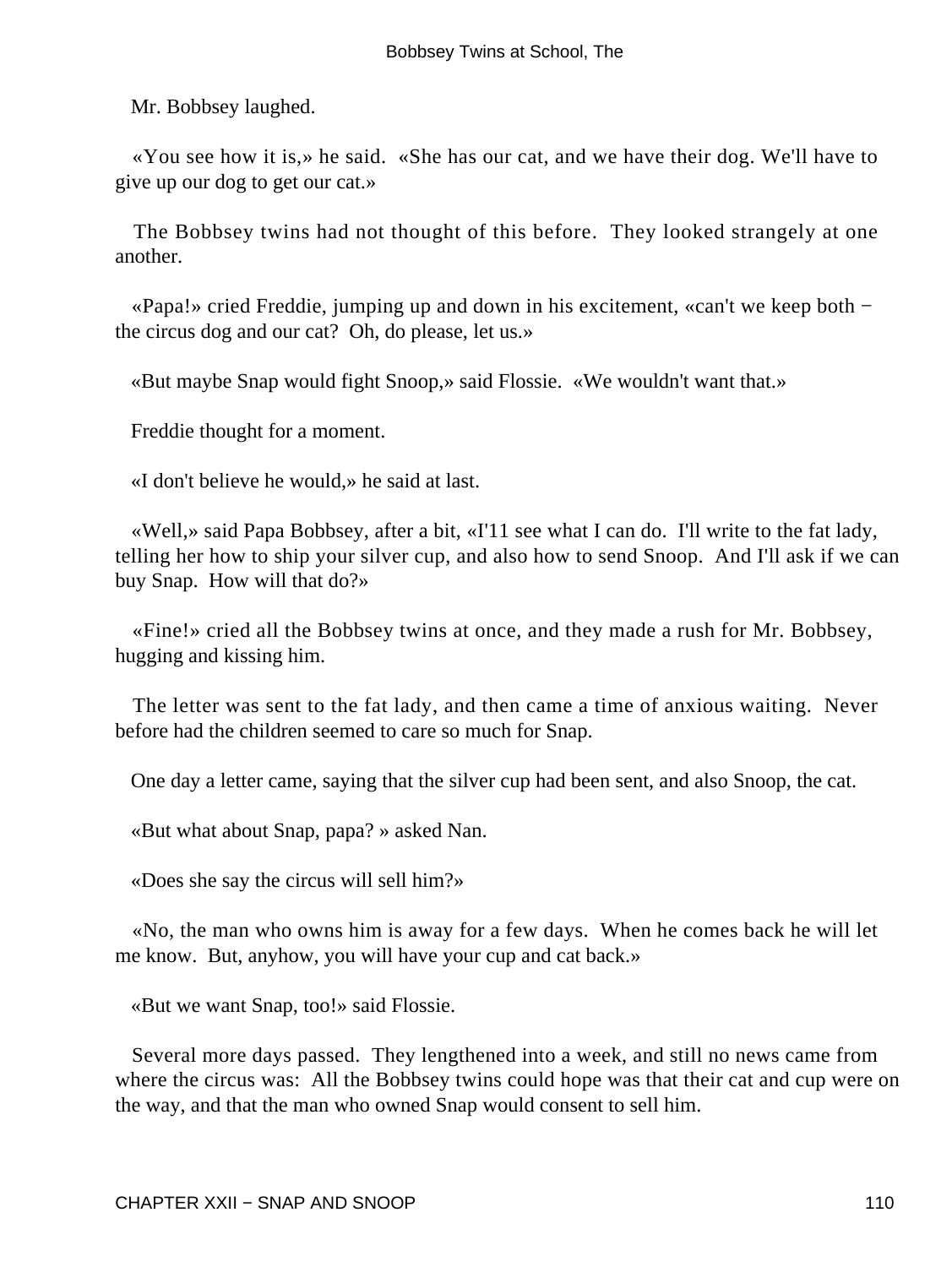Mr. Bobbsey laughed.

«You see how it is,» he said. «She has our cat, and we have their dog. We'll have to give up our dog to get our cat.»

The Bobbsey twins had not thought of this before. They looked strangely at one another.

«Papa!» cried Freddie, jumping up and down in his excitement, «can't we keep both − the circus dog and our cat? Oh, do please, let us.»

«But maybe Snap would fight Snoop,» said Flossie. «We wouldn't want that.»

Freddie thought for a moment.

«I don't believe he would,» he said at last.

«Well,» said Papa Bobbsey, after a bit, «I'11 see what I can do. I'll write to the fat lady, telling her how to ship your silver cup, and also how to send Snoop. And I'll ask if we can buy Snap. How will that do?»

«Fine!» cried all the Bobbsey twins at once, and they made a rush for Mr. Bobbsey, hugging and kissing him.

The letter was sent to the fat lady, and then came a time of anxious waiting. Never before had the children seemed to care so much for Snap.

One day a letter came, saying that the silver cup had been sent, and also Snoop, the cat.

«But what about Snap, papa? » asked Nan.

«Does she say the circus will sell him?»

«No, the man who owns him is away for a few days. When he comes back he will let me know. But, anyhow, you will have your cup and cat back.»

«But we want Snap, too!» said Flossie.

Several more days passed. They lengthened into a week, and still no news came from where the circus was: All the Bobbsey twins could hope was that their cat and cup were on the way, and that the man who owned Snap would consent to sell him.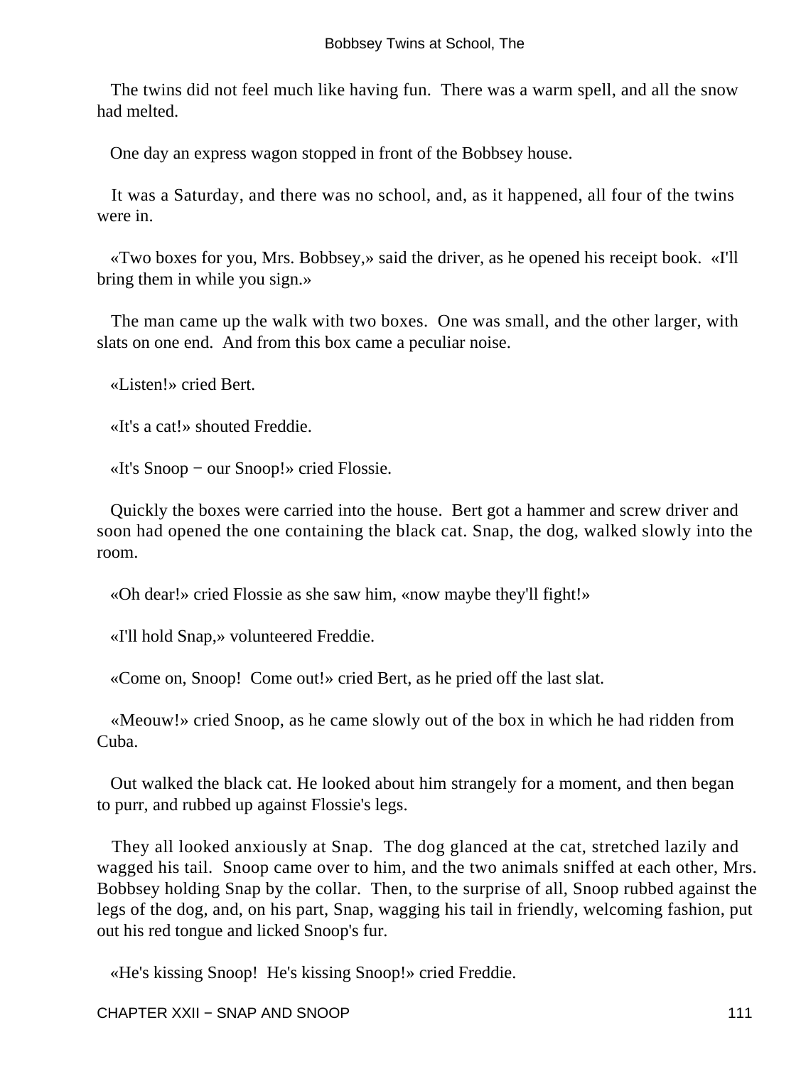The twins did not feel much like having fun. There was a warm spell, and all the snow had melted.

One day an express wagon stopped in front of the Bobbsey house.

It was a Saturday, and there was no school, and, as it happened, all four of the twins were in.

«Two boxes for you, Mrs. Bobbsey,» said the driver, as he opened his receipt book. «I'll bring them in while you sign.»

The man came up the walk with two boxes. One was small, and the other larger, with slats on one end. And from this box came a peculiar noise.

«Listen!» cried Bert.

«It's a cat!» shouted Freddie.

«It's Snoop − our Snoop!» cried Flossie.

Quickly the boxes were carried into the house. Bert got a hammer and screw driver and soon had opened the one containing the black cat. Snap, the dog, walked slowly into the room.

«Oh dear!» cried Flossie as she saw him, «now maybe they'll fight!»

«I'll hold Snap,» volunteered Freddie.

«Come on, Snoop! Come out!» cried Bert, as he pried off the last slat.

«Meouw!» cried Snoop, as he came slowly out of the box in which he had ridden from Cuba.

Out walked the black cat. He looked about him strangely for a moment, and then began to purr, and rubbed up against Flossie's legs.

They all looked anxiously at Snap. The dog glanced at the cat, stretched lazily and wagged his tail. Snoop came over to him, and the two animals sniffed at each other, Mrs. Bobbsey holding Snap by the collar. Then, to the surprise of all, Snoop rubbed against the legs of the dog, and, on his part, Snap, wagging his tail in friendly, welcoming fashion, put out his red tongue and licked Snoop's fur.

«He's kissing Snoop! He's kissing Snoop!» cried Freddie.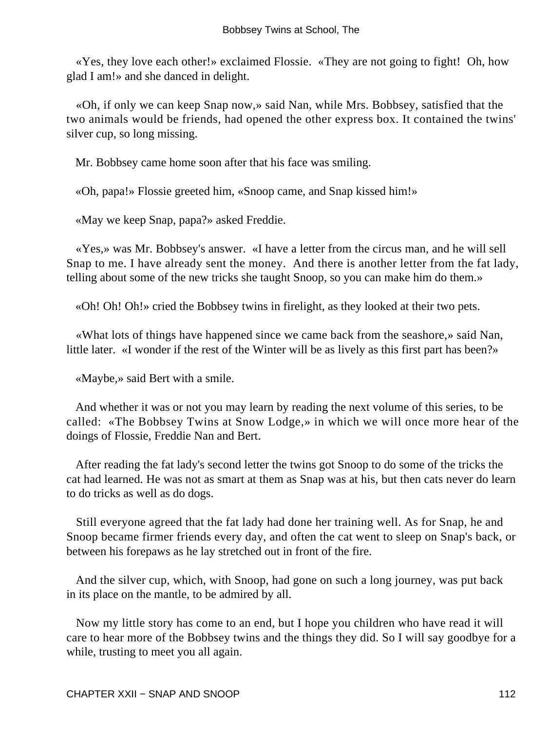«Yes, they love each other!» exclaimed Flossie. «They are not going to fight! Oh, how glad I am!» and she danced in delight.

«Oh, if only we can keep Snap now,» said Nan, while Mrs. Bobbsey, satisfied that the two animals would be friends, had opened the other express box. It contained the twins' silver cup, so long missing.

Mr. Bobbsey came home soon after that his face was smiling.

«Oh, papa!» Flossie greeted him, «Snoop came, and Snap kissed him!»

«May we keep Snap, papa?» asked Freddie.

«Yes,» was Mr. Bobbsey's answer. «I have a letter from the circus man, and he will sell Snap to me. I have already sent the money. And there is another letter from the fat lady, telling about some of the new tricks she taught Snoop, so you can make him do them.»

«Oh! Oh! Oh!» cried the Bobbsey twins in firelight, as they looked at their two pets.

«What lots of things have happened since we came back from the seashore,» said Nan, little later. «I wonder if the rest of the Winter will be as lively as this first part has been?»

«Maybe,» said Bert with a smile.

And whether it was or not you may learn by reading the next volume of this series, to be called: «The Bobbsey Twins at Snow Lodge,» in which we will once more hear of the doings of Flossie, Freddie Nan and Bert.

After reading the fat lady's second letter the twins got Snoop to do some of the tricks the cat had learned. He was not as smart at them as Snap was at his, but then cats never do learn to do tricks as well as do dogs.

Still everyone agreed that the fat lady had done her training well. As for Snap, he and Snoop became firmer friends every day, and often the cat went to sleep on Snap's back, or between his forepaws as he lay stretched out in front of the fire.

And the silver cup, which, with Snoop, had gone on such a long journey, was put back in its place on the mantle, to be admired by all.

Now my little story has come to an end, but I hope you children who have read it will care to hear more of the Bobbsey twins and the things they did. So I will say goodbye for a while, trusting to meet you all again.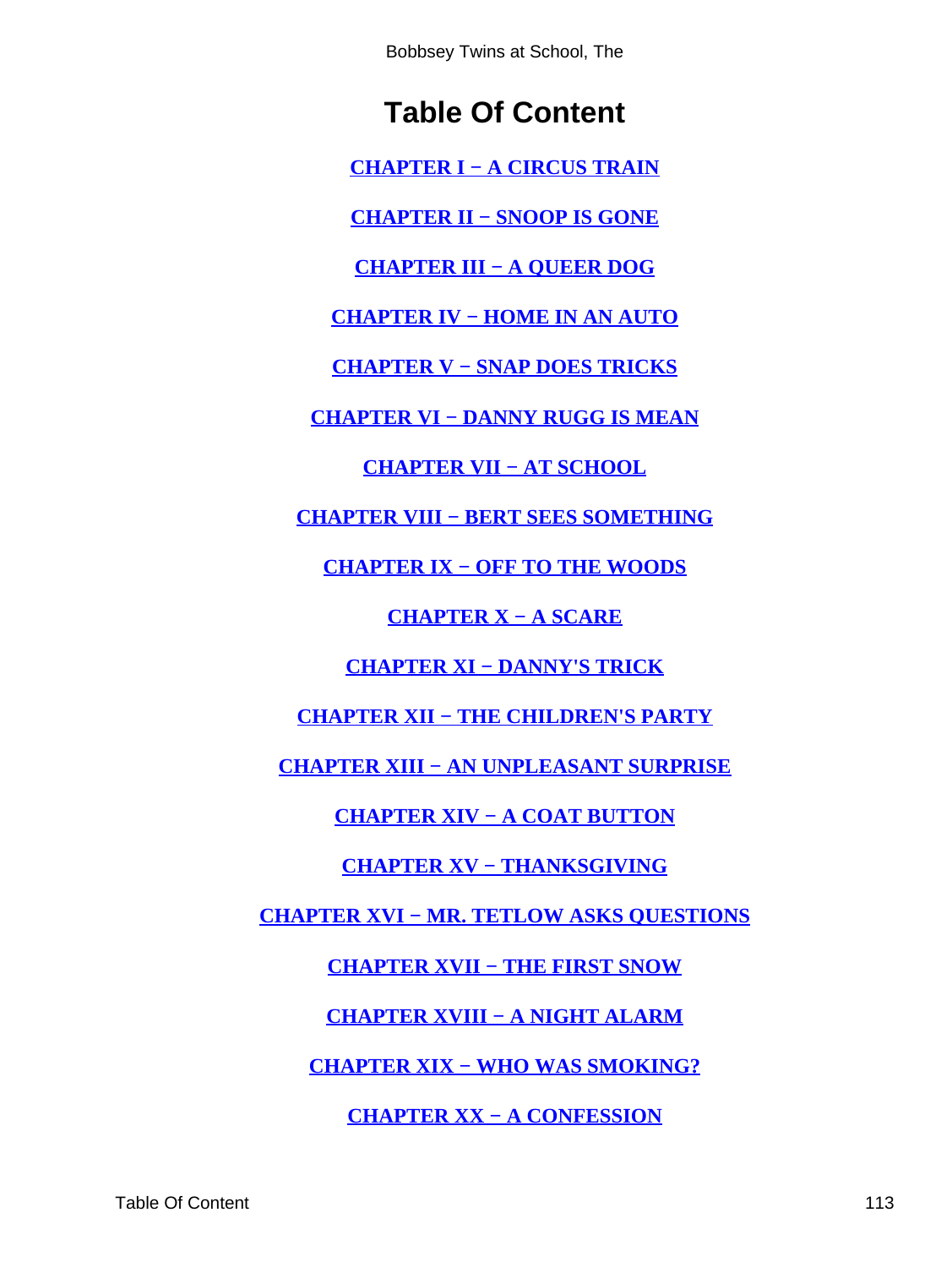# Table Of Content

**CHAPTER I − A CIRCUS TRAIN**

**CHAPTER II − SNOOP IS GONE**

**CHAPTER III − A QUEER DOG**

**CHAPTER IV − HOME IN AN AUTO**

**CHAPTER V − SNAP DOES TRICKS**

**CHAPTER VI − DANNY RUGG IS MEAN**

**CHAPTER VII − AT SCHOOL**

**CHAPTER VIII − BERT SEES SOMETHING**

**CHAPTER IX − OFF TO THE WOODS**

**CHAPTER X − A SCARE**

**CHAPTER XI − DANNY'S TRICK**

**CHAPTER XII − THE CHILDREN'S PARTY**

**CHAPTER XIII − AN UNPLEASANT SURPRISE**

**CHAPTER XIV − A COAT BUTTON**

**CHAPTER XV − THANKSGIVING**

**CHAPTER XVI − MR. TETLOW ASKS QUESTIONS**

**CHAPTER XVII − THE FIRST SNOW**

**CHAPTER XVIII − A NIGHT ALARM**

**CHAPTER XIX − WHO WAS SMOKING?**

**CHAPTER XX − A CONFESSION**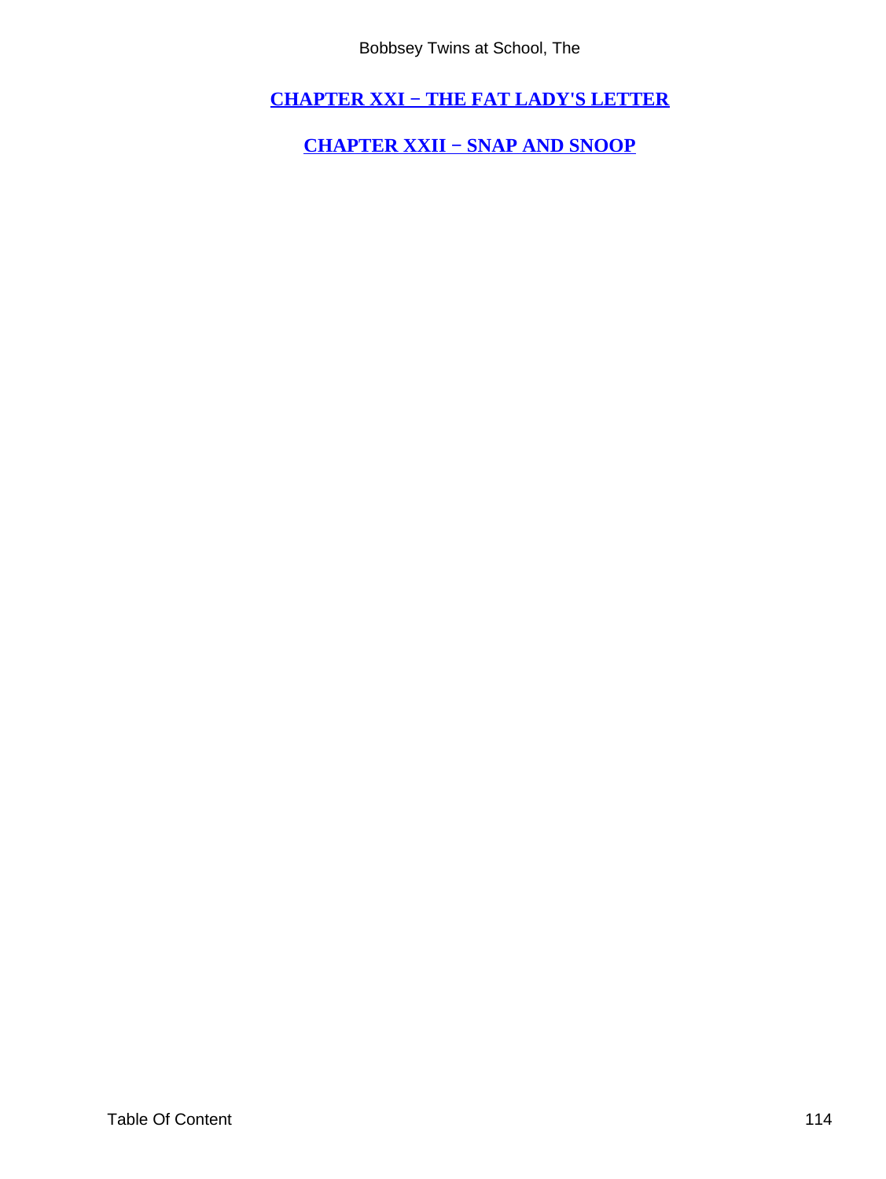[CHAPTER XXI − THE FAT LADY'S LETTER]

[CHAPTER XXII − SNAP AND SNOOP]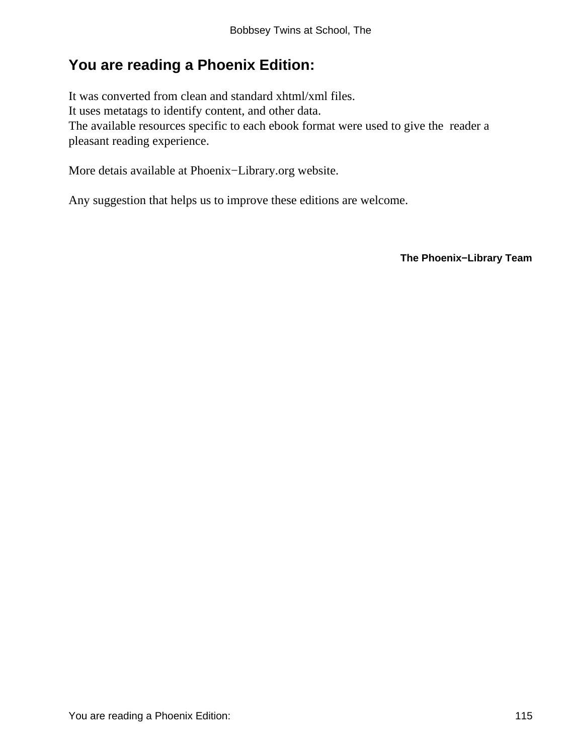# You are reading a Phoenix Edition:

It was converted from clean and standard xhtml/xml files.
It uses metatags to identify content, and other data.
The available resources specific to each ebook format were used to give the reader a pleasant reading experience.

More detais available at Phoenix−Library.org website.

Any suggestion that helps us to improve these editions are welcome.

**The Phoenix−Library Team**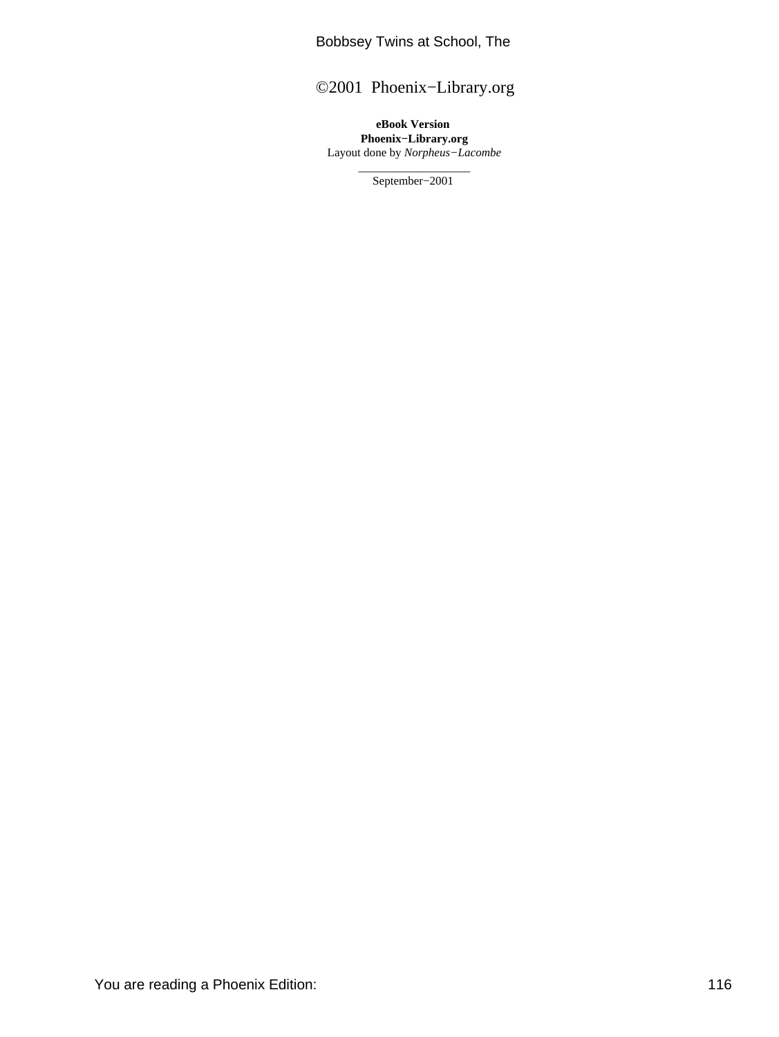©2001 Phoenix−Library.org

**eBook Version**
**Phoenix−Library.org**
Layout done by *Norpheus−Lacombe*

\_\_\_\_\_\_\_\_\_\_\_\_\_\_\_\_\_\_\_\_
September−2001